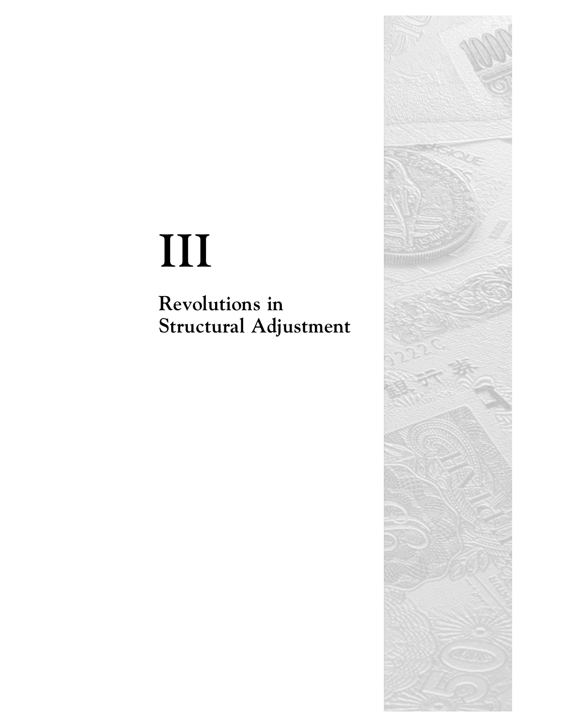# III

## Revolutions in Structural Adjustment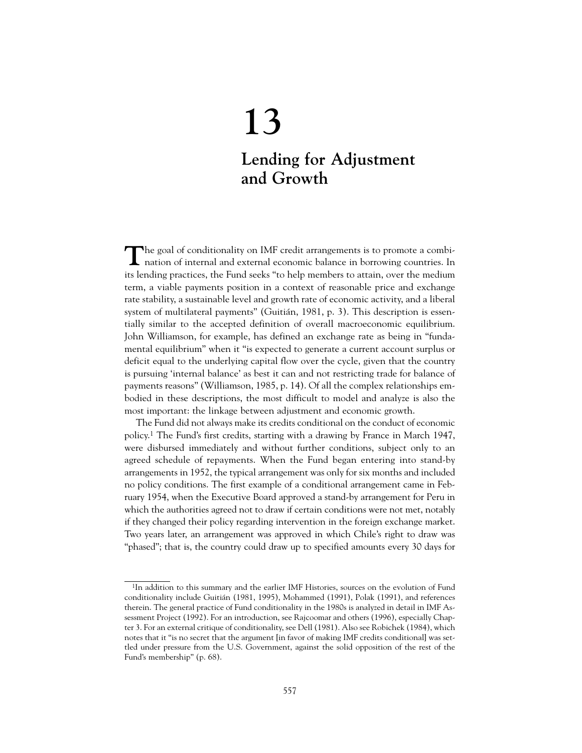# 13

# Lending for Adjustment and Growth

The goal of conditionality on IMF credit arrangements is to promote a combination of internal and external economic balance in borrowing countries. In its lending practices, the Fund seeks "to help members to attain, over the medium term, a viable payments position in a context of reasonable price and exchange rate stability, a sustainable level and growth rate of economic activity, and a liberal system of multilateral payments" (Guitián, 1981, p. 3). This description is essentially similar to the accepted definition of overall macroeconomic equilibrium. John Williamson, for example, has defined an exchange rate as being in "fundamental equilibrium" when it "is expected to generate a current account surplus or deficit equal to the underlying capital flow over the cycle, given that the country is pursuing 'internal balance' as best it can and not restricting trade for balance of payments reasons" (Williamson, 1985, p. 14). Of all the complex relationships embodied in these descriptions, the most difficult to model and analyze is also the most important: the linkage between adjustment and economic growth.

The Fund did not always make its credits conditional on the conduct of economic policy.[1] The Fund's first credits, starting with a drawing by France in March 1947, were disbursed immediately and without further conditions, subject only to an agreed schedule of repayments. When the Fund began entering into stand-by arrangements in 1952, the typical arrangement was only for six months and included no policy conditions. The first example of a conditional arrangement came in February 1954, when the Executive Board approved a stand-by arrangement for Peru in which the authorities agreed not to draw if certain conditions were not met, notably if they changed their policy regarding intervention in the foreign exchange market. Two years later, an arrangement was approved in which Chile's right to draw was "phased"; that is, the country could draw up to specified amounts every 30 days for

[1]In addition to this summary and the earlier IMF Histories, sources on the evolution of Fund conditionality include Guitián (1981, 1995), Mohammed (1991), Polak (1991), and references therein. The general practice of Fund conditionality in the 1980s is analyzed in detail in IMF Assessment Project (1992). For an introduction, see Rajcoomar and others (1996), especially Chapter 3. For an external critique of conditionality, see Dell (1981). Also see Robichek (1984), which notes that it "is no secret that the argument [in favor of making IMF credits conditional] was settled under pressure from the U.S. Government, against the solid opposition of the rest of the Fund's membership" (p. 68).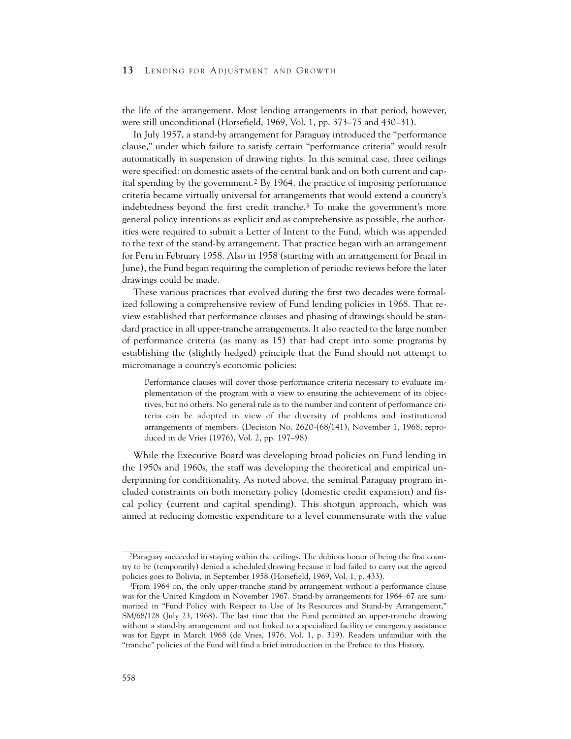the life of the arrangement. Most lending arrangements in that period, however, were still unconditional (Horsefield, 1969, Vol. 1, pp. 373–75 and 430–31).

In July 1957, a stand-by arrangement for Paraguay introduced the "performance clause," under which failure to satisfy certain "performance criteria" would result automatically in suspension of drawing rights. In this seminal case, three ceilings were specified: on domestic assets of the central bank and on both current and capital spending by the government.[2] By 1964, the practice of imposing performance criteria became virtually universal for arrangements that would extend a country's indebtedness beyond the first credit tranche.[3] To make the government's more general policy intentions as explicit and as comprehensive as possible, the authorities were required to submit a Letter of Intent to the Fund, which was appended to the text of the stand-by arrangement. That practice began with an arrangement for Peru in February 1958. Also in 1958 (starting with an arrangement for Brazil in June), the Fund began requiring the completion of periodic reviews before the later drawings could be made.

These various practices that evolved during the first two decades were formalized following a comprehensive review of Fund lending policies in 1968. That review established that performance clauses and phasing of drawings should be standard practice in all upper-tranche arrangements. It also reacted to the large number of performance criteria (as many as 15) that had crept into some programs by establishing the (slightly hedged) principle that the Fund should not attempt to micromanage a country's economic policies:

> Performance clauses will cover those performance criteria necessary to evaluate implementation of the program with a view to ensuring the achievement of its objectives, but no others. No general rule as to the number and content of performance criteria can be adopted in view of the diversity of problems and institutional arrangements of members. (Decision No. 2620-(68/141), November 1, 1968; reproduced in de Vries (1976), Vol. 2, pp. 197–98)

While the Executive Board was developing broad policies on Fund lending in the 1950s and 1960s, the staff was developing the theoretical and empirical underpinning for conditionality. As noted above, the seminal Paraguay program included constraints on both monetary policy (domestic credit expansion) and fiscal policy (current and capital spending). This shotgun approach, which was aimed at reducing domestic expenditure to a level commensurate with the value

---

[2]Paraguay succeeded in staying within the ceilings. The dubious honor of being the first country to be (temporarily) denied a scheduled drawing because it had failed to carry out the agreed policies goes to Bolivia, in September 1958 (Horsefield, 1969, Vol. 1, p. 433).

[3]From 1964 on, the only upper-tranche stand-by arrangement without a performance clause was for the United Kingdom in November 1967. Stand-by arrangements for 1964–67 are summarized in "Fund Policy with Respect to Use of Its Resources and Stand-by Arrangement," SM/68/128 (July 23, 1968). The last time that the Fund permitted an upper-tranche drawing without a stand-by arrangement and not linked to a specialized facility or emergency assistance was for Egypt in March 1968 (de Vries, 1976, Vol. 1, p. 319). Readers unfamiliar with the "tranche" policies of the Fund will find a brief introduction in the Preface to this History.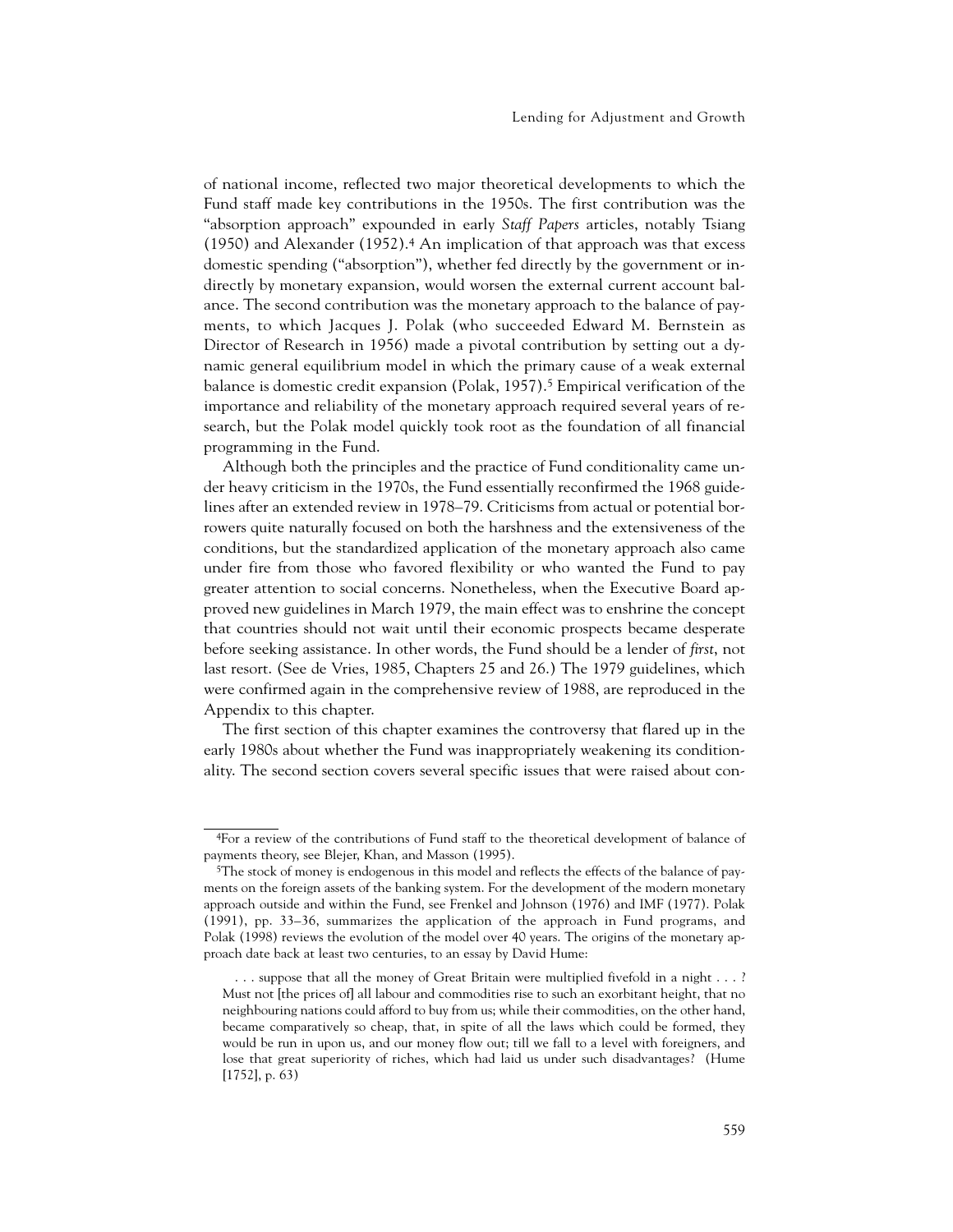of national income, reflected two major theoretical developments to which the Fund staff made key contributions in the 1950s. The first contribution was the "absorption approach" expounded in early *Staff Papers* articles, notably Tsiang (1950) and Alexander (1952).[4] An implication of that approach was that excess domestic spending ("absorption"), whether fed directly by the government or indirectly by monetary expansion, would worsen the external current account balance. The second contribution was the monetary approach to the balance of payments, to which Jacques J. Polak (who succeeded Edward M. Bernstein as Director of Research in 1956) made a pivotal contribution by setting out a dynamic general equilibrium model in which the primary cause of a weak external balance is domestic credit expansion (Polak, 1957).[5] Empirical verification of the importance and reliability of the monetary approach required several years of research, but the Polak model quickly took root as the foundation of all financial programming in the Fund.

Although both the principles and the practice of Fund conditionality came under heavy criticism in the 1970s, the Fund essentially reconfirmed the 1968 guidelines after an extended review in 1978–79. Criticisms from actual or potential borrowers quite naturally focused on both the harshness and the extensiveness of the conditions, but the standardized application of the monetary approach also came under fire from those who favored flexibility or who wanted the Fund to pay greater attention to social concerns. Nonetheless, when the Executive Board approved new guidelines in March 1979, the main effect was to enshrine the concept that countries should not wait until their economic prospects became desperate before seeking assistance. In other words, the Fund should be a lender of *first*, not last resort. (See de Vries, 1985, Chapters 25 and 26.) The 1979 guidelines, which were confirmed again in the comprehensive review of 1988, are reproduced in the Appendix to this chapter.

The first section of this chapter examines the controversy that flared up in the early 1980s about whether the Fund was inappropriately weakening its conditionality. The second section covers several specific issues that were raised about con-

---

[4]For a review of the contributions of Fund staff to the theoretical development of balance of payments theory, see Blejer, Khan, and Masson (1995).

[5]The stock of money is endogenous in this model and reflects the effects of the balance of payments on the foreign assets of the banking system. For the development of the modern monetary approach outside and within the Fund, see Frenkel and Johnson (1976) and IMF (1977). Polak (1991), pp. 33–36, summarizes the application of the approach in Fund programs, and Polak (1998) reviews the evolution of the model over 40 years. The origins of the monetary approach date back at least two centuries, to an essay by David Hume:

> . . . suppose that all the money of Great Britain were multiplied fivefold in a night . . . ? Must not [the prices of] all labour and commodities rise to such an exorbitant height, that no neighbouring nations could afford to buy from us; while their commodities, on the other hand, became comparatively so cheap, that, in spite of all the laws which could be formed, they would be run in upon us, and our money flow out; till we fall to a level with foreigners, and lose that great superiority of riches, which had laid us under such disadvantages? (Hume [1752], p. 63)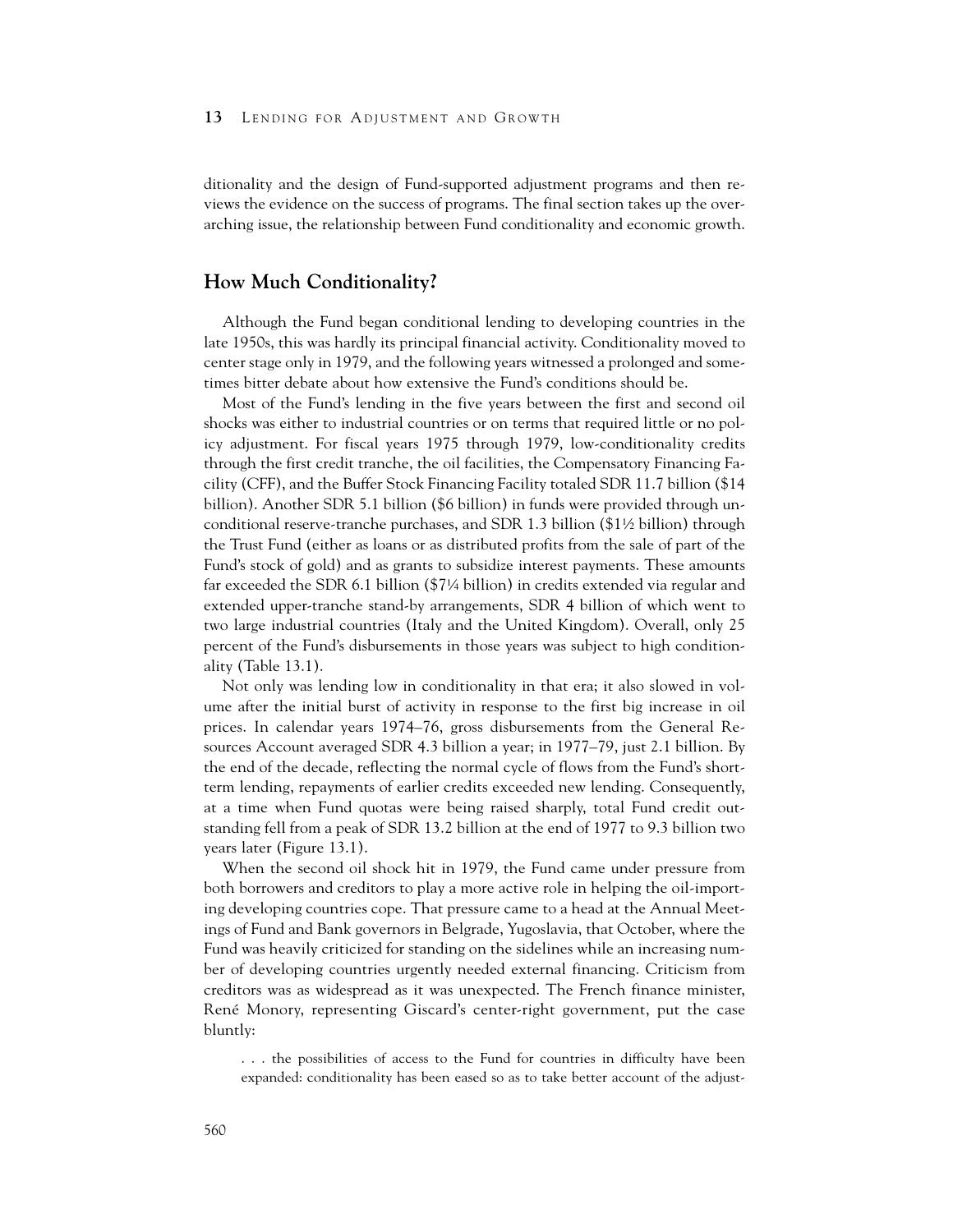ditionality and the design of Fund-supported adjustment programs and then reviews the evidence on the success of programs. The final section takes up the overarching issue, the relationship between Fund conditionality and economic growth.

## How Much Conditionality?

Although the Fund began conditional lending to developing countries in the late 1950s, this was hardly its principal financial activity. Conditionality moved to center stage only in 1979, and the following years witnessed a prolonged and sometimes bitter debate about how extensive the Fund's conditions should be.

Most of the Fund's lending in the five years between the first and second oil shocks was either to industrial countries or on terms that required little or no policy adjustment. For fiscal years 1975 through 1979, low-conditionality credits through the first credit tranche, the oil facilities, the Compensatory Financing Facility (CFF), and the Buffer Stock Financing Facility totaled SDR 11.7 billion ($14 billion). Another SDR 5.1 billion ($6 billion) in funds were provided through unconditional reserve-tranche purchases, and SDR 1.3 billion ($1½ billion) through the Trust Fund (either as loans or as distributed profits from the sale of part of the Fund's stock of gold) and as grants to subsidize interest payments. These amounts far exceeded the SDR 6.1 billion ($7¼ billion) in credits extended via regular and extended upper-tranche stand-by arrangements, SDR 4 billion of which went to two large industrial countries (Italy and the United Kingdom). Overall, only 25 percent of the Fund's disbursements in those years was subject to high conditionality (Table 13.1).

Not only was lending low in conditionality in that era; it also slowed in volume after the initial burst of activity in response to the first big increase in oil prices. In calendar years 1974–76, gross disbursements from the General Resources Account averaged SDR 4.3 billion a year; in 1977–79, just 2.1 billion. By the end of the decade, reflecting the normal cycle of flows from the Fund's short-term lending, repayments of earlier credits exceeded new lending. Consequently, at a time when Fund quotas were being raised sharply, total Fund credit outstanding fell from a peak of SDR 13.2 billion at the end of 1977 to 9.3 billion two years later (Figure 13.1).

When the second oil shock hit in 1979, the Fund came under pressure from both borrowers and creditors to play a more active role in helping the oil-importing developing countries cope. That pressure came to a head at the Annual Meetings of Fund and Bank governors in Belgrade, Yugoslavia, that October, where the Fund was heavily criticized for standing on the sidelines while an increasing number of developing countries urgently needed external financing. Criticism from creditors was as widespread as it was unexpected. The French finance minister, René Monory, representing Giscard's center-right government, put the case bluntly:

> . . . the possibilities of access to the Fund for countries in difficulty have been expanded: conditionality has been eased so as to take better account of the adjust-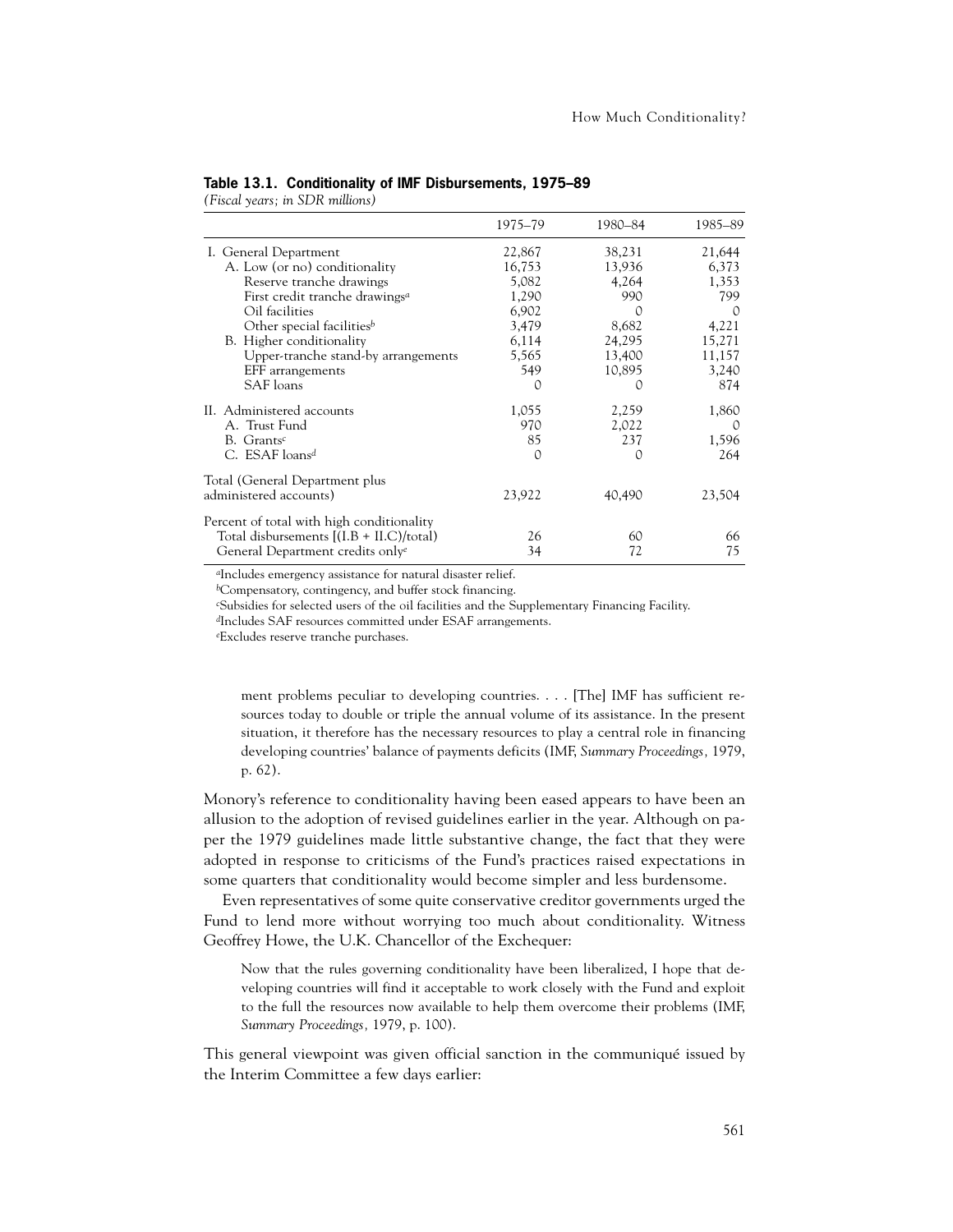**Table 13.1. Conditionality of IMF Disbursements, 1975–89**

*(Fiscal years; in SDR millions)*

| | 1975–79 | 1980–84 | 1985–89 |
|---|---|---|---|
| I. General Department | 22,867 | 38,231 | 21,644 |
| A. Low (or no) conditionality | 16,753 | 13,936 | 6,373 |
| Reserve tranche drawings | 5,082 | 4,264 | 1,353 |
| First credit tranche drawings[a] | 1,290 | 990 | 799 |
| Oil facilities | 6,902 | 0 | 0 |
| Other special facilities[b] | 3,479 | 8,682 | 4,221 |
| B. Higher conditionality | 6,114 | 24,295 | 15,271 |
| Upper-tranche stand-by arrangements | 5,565 | 13,400 | 11,157 |
| EFF arrangements | 549 | 10,895 | 3,240 |
| SAF loans | 0 | 0 | 874 |
| II. Administered accounts | 1,055 | 2,259 | 1,860 |
| A. Trust Fund | 970 | 2,022 | 0 |
| B. Grants[c] | 85 | 237 | 1,596 |
| C. ESAF loans[d] | 0 | 0 | 264 |
| Total (General Department plus administered accounts) | 23,922 | 40,490 | 23,504 |
| Percent of total with high conditionality | | | |
| Total disbursements [(I.B + II.C)/total) | 26 | 60 | 66 |
| General Department credits only[e] | 34 | 72 | 75 |

[a]Includes emergency assistance for natural disaster relief.
[b]Compensatory, contingency, and buffer stock financing.
[c]Subsidies for selected users of the oil facilities and the Supplementary Financing Facility.
[d]Includes SAF resources committed under ESAF arrangements.
[e]Excludes reserve tranche purchases.

> ment problems peculiar to developing countries. . . . [The] IMF has sufficient resources today to double or triple the annual volume of its assistance. In the present situation, it therefore has the necessary resources to play a central role in financing developing countries' balance of payments deficits (IMF, *Summary Proceedings*, 1979, p. 62).

Monory's reference to conditionality having been eased appears to have been an allusion to the adoption of revised guidelines earlier in the year. Although on paper the 1979 guidelines made little substantive change, the fact that they were adopted in response to criticisms of the Fund's practices raised expectations in some quarters that conditionality would become simpler and less burdensome.

Even representatives of some quite conservative creditor governments urged the Fund to lend more without worrying too much about conditionality. Witness Geoffrey Howe, the U.K. Chancellor of the Exchequer:

> Now that the rules governing conditionality have been liberalized, I hope that developing countries will find it acceptable to work closely with the Fund and exploit to the full the resources now available to help them overcome their problems (IMF, *Summary Proceedings*, 1979, p. 100).

This general viewpoint was given official sanction in the communiqué issued by the Interim Committee a few days earlier: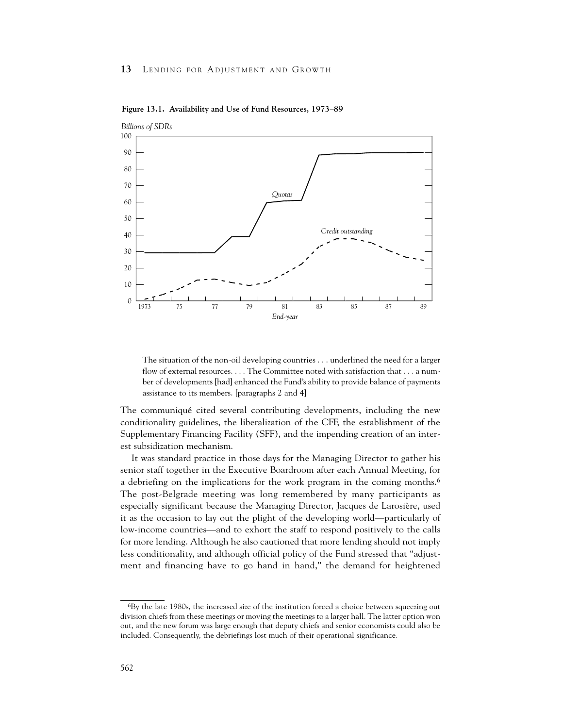**Figure 13.1. Availability and Use of Fund Resources, 1973–89**

*Billions of SDRs*

> The situation of the non-oil developing countries . . . underlined the need for a larger flow of external resources. . . . The Committee noted with satisfaction that . . . a number of developments [had] enhanced the Fund's ability to provide balance of payments assistance to its members. [paragraphs 2 and 4]

The communiqué cited several contributing developments, including the new conditionality guidelines, the liberalization of the CFF, the establishment of the Supplementary Financing Facility (SFF), and the impending creation of an interest subsidization mechanism.

It was standard practice in those days for the Managing Director to gather his senior staff together in the Executive Boardroom after each Annual Meeting, for a debriefing on the implications for the work program in the coming months.[6] The post-Belgrade meeting was long remembered by many participants as especially significant because the Managing Director, Jacques de Larosière, used it as the occasion to lay out the plight of the developing world—particularly of low-income countries—and to exhort the staff to respond positively to the calls for more lending. Although he also cautioned that more lending should not imply less conditionality, and although official policy of the Fund stressed that "adjustment and financing have to go hand in hand," the demand for heightened

[6]By the late 1980s, the increased size of the institution forced a choice between squeezing out division chiefs from these meetings or moving the meetings to a larger hall. The latter option won out, and the new forum was large enough that deputy chiefs and senior economists could also be included. Consequently, the debriefings lost much of their operational significance.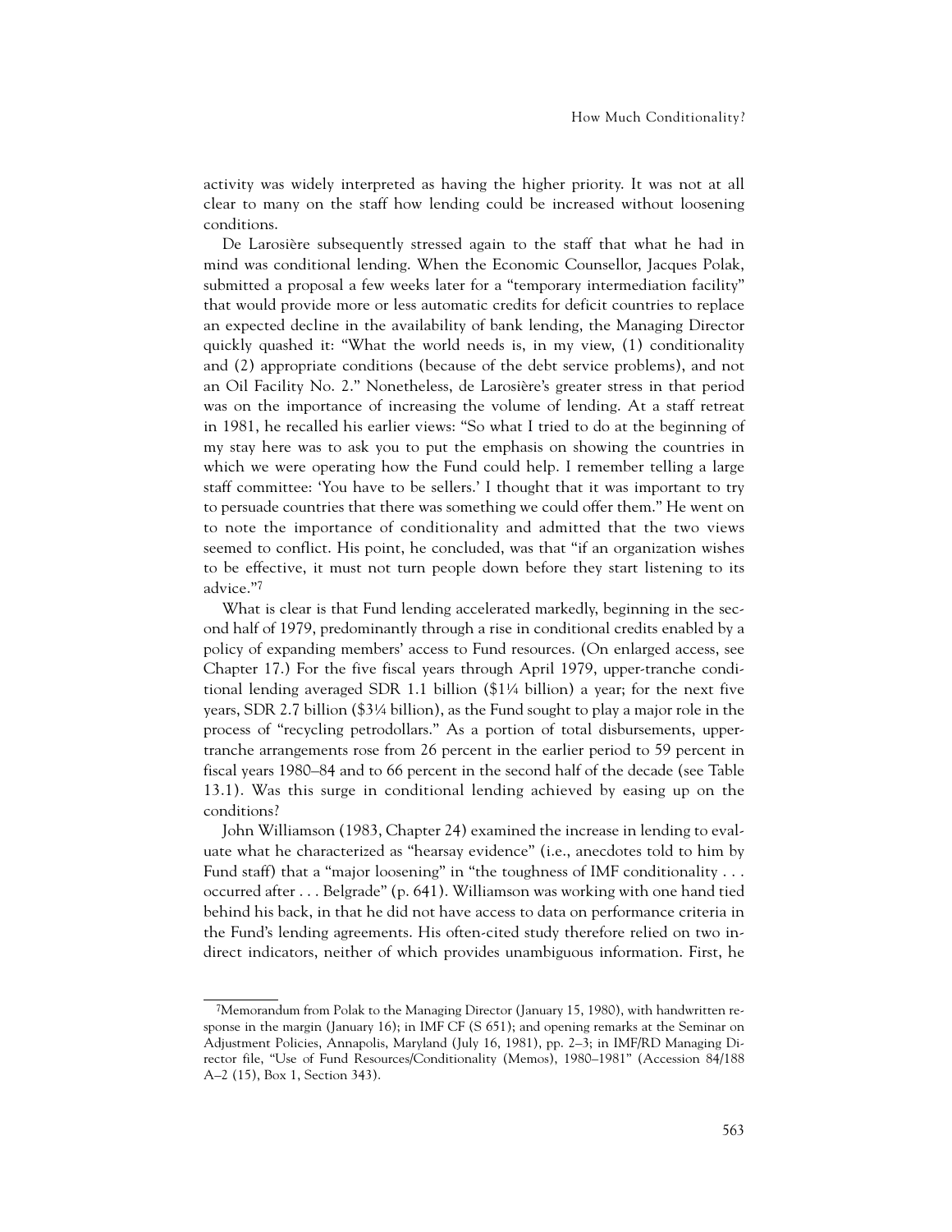activity was widely interpreted as having the higher priority. It was not at all clear to many on the staff how lending could be increased without loosening conditions.

De Larosière subsequently stressed again to the staff that what he had in mind was conditional lending. When the Economic Counsellor, Jacques Polak, submitted a proposal a few weeks later for a "temporary intermediation facility" that would provide more or less automatic credits for deficit countries to replace an expected decline in the availability of bank lending, the Managing Director quickly quashed it: "What the world needs is, in my view, (1) conditionality and (2) appropriate conditions (because of the debt service problems), and not an Oil Facility No. 2." Nonetheless, de Larosière's greater stress in that period was on the importance of increasing the volume of lending. At a staff retreat in 1981, he recalled his earlier views: "So what I tried to do at the beginning of my stay here was to ask you to put the emphasis on showing the countries in which we were operating how the Fund could help. I remember telling a large staff committee: 'You have to be sellers.' I thought that it was important to try to persuade countries that there was something we could offer them." He went on to note the importance of conditionality and admitted that the two views seemed to conflict. His point, he concluded, was that "if an organization wishes to be effective, it must not turn people down before they start listening to its advice."[7]

What is clear is that Fund lending accelerated markedly, beginning in the second half of 1979, predominantly through a rise in conditional credits enabled by a policy of expanding members' access to Fund resources. (On enlarged access, see Chapter 17.) For the five fiscal years through April 1979, upper-tranche conditional lending averaged SDR 1.1 billion ($1¼ billion) a year; for the next five years, SDR 2.7 billion ($3¼ billion), as the Fund sought to play a major role in the process of "recycling petrodollars." As a portion of total disbursements, upper-tranche arrangements rose from 26 percent in the earlier period to 59 percent in fiscal years 1980–84 and to 66 percent in the second half of the decade (see Table 13.1). Was this surge in conditional lending achieved by easing up on the conditions?

John Williamson (1983, Chapter 24) examined the increase in lending to evaluate what he characterized as "hearsay evidence" (i.e., anecdotes told to him by Fund staff) that a "major loosening" in "the toughness of IMF conditionality . . . occurred after . . . Belgrade" (p. 641). Williamson was working with one hand tied behind his back, in that he did not have access to data on performance criteria in the Fund's lending agreements. His often-cited study therefore relied on two indirect indicators, neither of which provides unambiguous information. First, he

---

[7]Memorandum from Polak to the Managing Director (January 15, 1980), with handwritten response in the margin (January 16); in IMF CF (S 651); and opening remarks at the Seminar on Adjustment Policies, Annapolis, Maryland (July 16, 1981), pp. 2–3; in IMF/RD Managing Director file, "Use of Fund Resources/Conditionality (Memos), 1980–1981" (Accession 84/188 A–2 (15), Box 1, Section 343).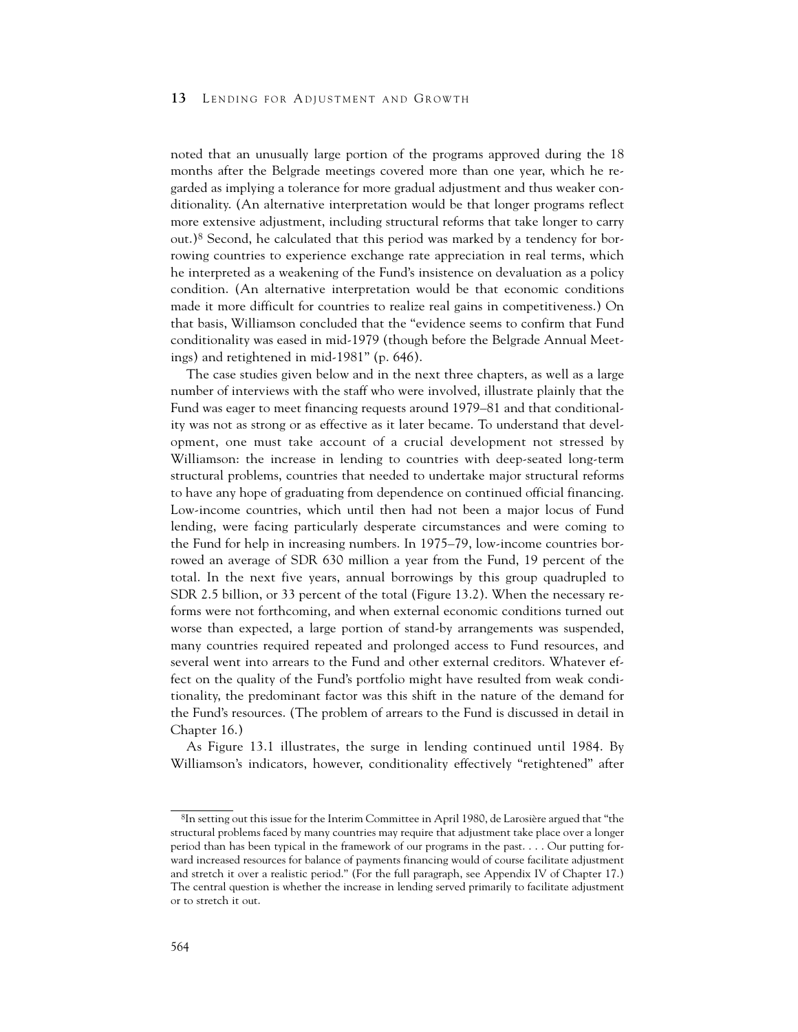noted that an unusually large portion of the programs approved during the 18 months after the Belgrade meetings covered more than one year, which he regarded as implying a tolerance for more gradual adjustment and thus weaker conditionality. (An alternative interpretation would be that longer programs reflect more extensive adjustment, including structural reforms that take longer to carry out.)[8] Second, he calculated that this period was marked by a tendency for borrowing countries to experience exchange rate appreciation in real terms, which he interpreted as a weakening of the Fund's insistence on devaluation as a policy condition. (An alternative interpretation would be that economic conditions made it more difficult for countries to realize real gains in competitiveness.) On that basis, Williamson concluded that the "evidence seems to confirm that Fund conditionality was eased in mid-1979 (though before the Belgrade Annual Meetings) and retightened in mid-1981" (p. 646).

The case studies given below and in the next three chapters, as well as a large number of interviews with the staff who were involved, illustrate plainly that the Fund was eager to meet financing requests around 1979–81 and that conditionality was not as strong or as effective as it later became. To understand that development, one must take account of a crucial development not stressed by Williamson: the increase in lending to countries with deep-seated long-term structural problems, countries that needed to undertake major structural reforms to have any hope of graduating from dependence on continued official financing. Low-income countries, which until then had not been a major locus of Fund lending, were facing particularly desperate circumstances and were coming to the Fund for help in increasing numbers. In 1975–79, low-income countries borrowed an average of SDR 630 million a year from the Fund, 19 percent of the total. In the next five years, annual borrowings by this group quadrupled to SDR 2.5 billion, or 33 percent of the total (Figure 13.2). When the necessary reforms were not forthcoming, and when external economic conditions turned out worse than expected, a large portion of stand-by arrangements was suspended, many countries required repeated and prolonged access to Fund resources, and several went into arrears to the Fund and other external creditors. Whatever effect on the quality of the Fund's portfolio might have resulted from weak conditionality, the predominant factor was this shift in the nature of the demand for the Fund's resources. (The problem of arrears to the Fund is discussed in detail in Chapter 16.)

As Figure 13.1 illustrates, the surge in lending continued until 1984. By Williamson's indicators, however, conditionality effectively "retightened" after

---

[8] In setting out this issue for the Interim Committee in April 1980, de Larosière argued that "the structural problems faced by many countries may require that adjustment take place over a longer period than has been typical in the framework of our programs in the past. . . . Our putting forward increased resources for balance of payments financing would of course facilitate adjustment and stretch it over a realistic period." (For the full paragraph, see Appendix IV of Chapter 17.) The central question is whether the increase in lending served primarily to facilitate adjustment or to stretch it out.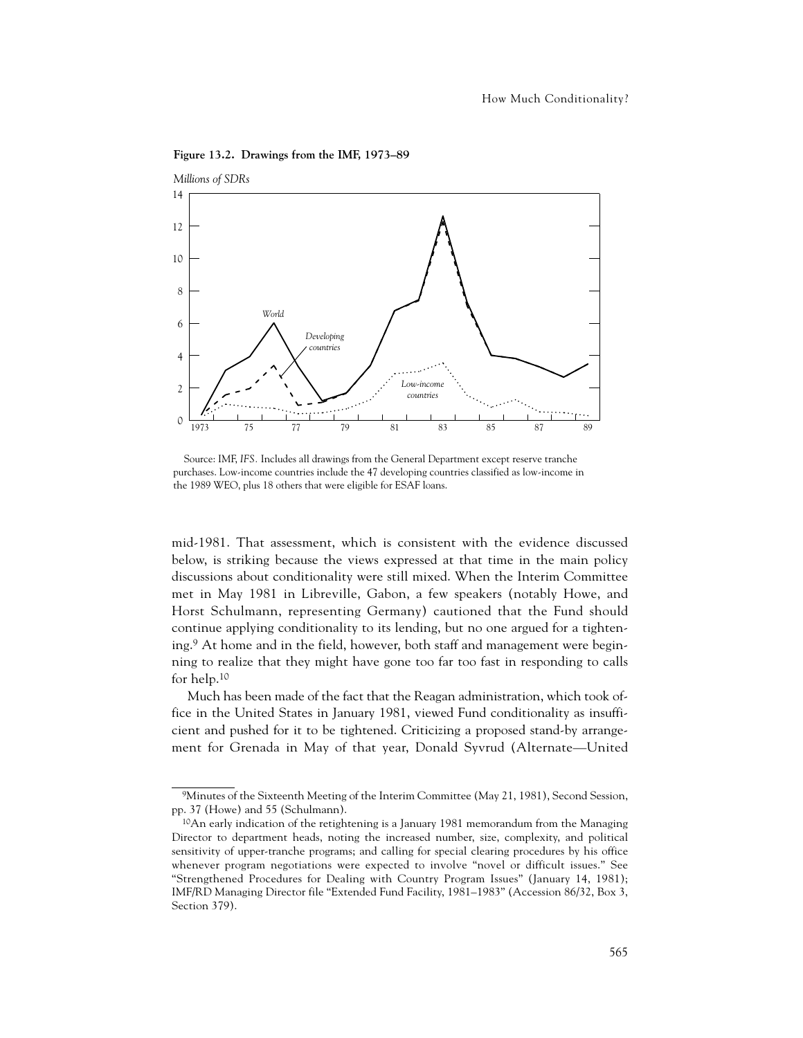**Figure 13.2. Drawings from the IMF, 1973–89**

Source: IMF, *IFS*. Includes all drawings from the General Department except reserve tranche purchases. Low-income countries include the 47 developing countries classified as low-income in the 1989 WEO, plus 18 others that were eligible for ESAF loans.

mid-1981. That assessment, which is consistent with the evidence discussed below, is striking because the views expressed at that time in the main policy discussions about conditionality were still mixed. When the Interim Committee met in May 1981 in Libreville, Gabon, a few speakers (notably Howe, and Horst Schulmann, representing Germany) cautioned that the Fund should continue applying conditionality to its lending, but no one argued for a tightening.[9] At home and in the field, however, both staff and management were beginning to realize that they might have gone too far too fast in responding to calls for help.[10]

Much has been made of the fact that the Reagan administration, which took office in the United States in January 1981, viewed Fund conditionality as insufficient and pushed for it to be tightened. Criticizing a proposed stand-by arrangement for Grenada in May of that year, Donald Syvrud (Alternate—United

---

[9]Minutes of the Sixteenth Meeting of the Interim Committee (May 21, 1981), Second Session, pp. 37 (Howe) and 55 (Schulmann).

[10]An early indication of the retightening is a January 1981 memorandum from the Managing Director to department heads, noting the increased number, size, complexity, and political sensitivity of upper-tranche programs; and calling for special clearing procedures by his office whenever program negotiations were expected to involve "novel or difficult issues." See "Strengthened Procedures for Dealing with Country Program Issues" (January 14, 1981); IMF/RD Managing Director file "Extended Fund Facility, 1981–1983" (Accession 86/32, Box 3, Section 379).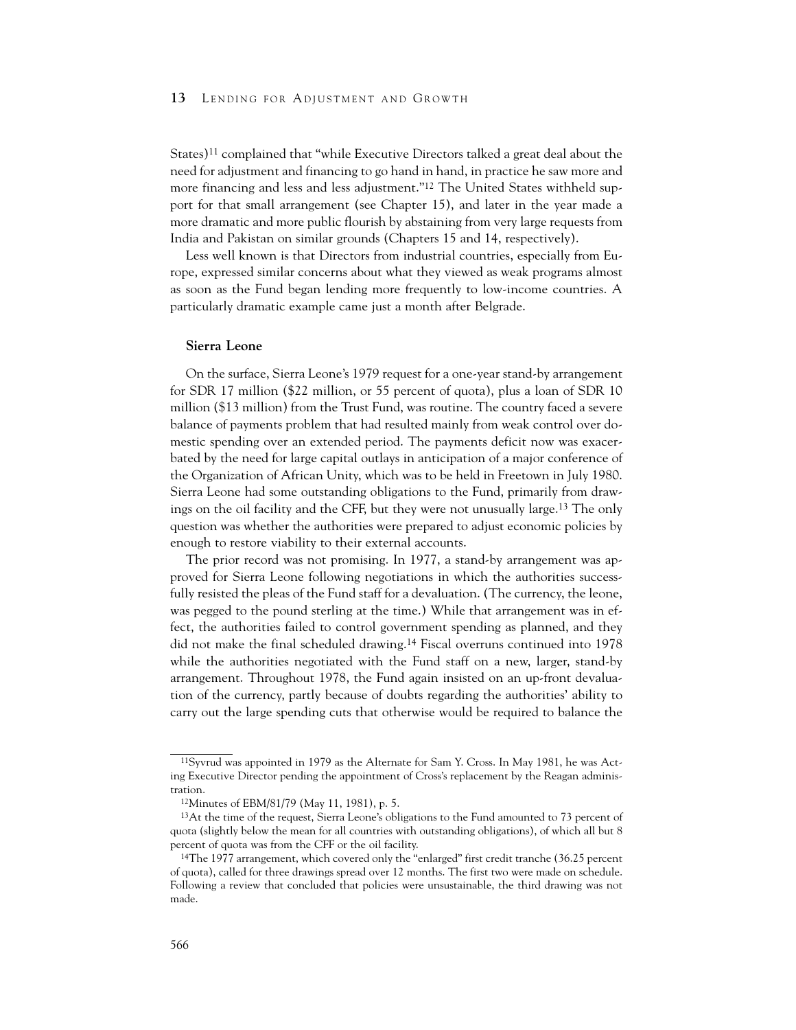States)[11] complained that "while Executive Directors talked a great deal about the need for adjustment and financing to go hand in hand, in practice he saw more and more financing and less and less adjustment."[12] The United States withheld support for that small arrangement (see Chapter 15), and later in the year made a more dramatic and more public flourish by abstaining from very large requests from India and Pakistan on similar grounds (Chapters 15 and 14, respectively).

Less well known is that Directors from industrial countries, especially from Europe, expressed similar concerns about what they viewed as weak programs almost as soon as the Fund began lending more frequently to low-income countries. A particularly dramatic example came just a month after Belgrade.

### Sierra Leone

On the surface, Sierra Leone's 1979 request for a one-year stand-by arrangement for SDR 17 million ($22 million, or 55 percent of quota), plus a loan of SDR 10 million ($13 million) from the Trust Fund, was routine. The country faced a severe balance of payments problem that had resulted mainly from weak control over domestic spending over an extended period. The payments deficit now was exacerbated by the need for large capital outlays in anticipation of a major conference of the Organization of African Unity, which was to be held in Freetown in July 1980. Sierra Leone had some outstanding obligations to the Fund, primarily from drawings on the oil facility and the CFF, but they were not unusually large.[13] The only question was whether the authorities were prepared to adjust economic policies by enough to restore viability to their external accounts.

The prior record was not promising. In 1977, a stand-by arrangement was approved for Sierra Leone following negotiations in which the authorities successfully resisted the pleas of the Fund staff for a devaluation. (The currency, the leone, was pegged to the pound sterling at the time.) While that arrangement was in effect, the authorities failed to control government spending as planned, and they did not make the final scheduled drawing.[14] Fiscal overruns continued into 1978 while the authorities negotiated with the Fund staff on a new, larger, stand-by arrangement. Throughout 1978, the Fund again insisted on an up-front devaluation of the currency, partly because of doubts regarding the authorities' ability to carry out the large spending cuts that otherwise would be required to balance the

---

[11] Syvrud was appointed in 1979 as the Alternate for Sam Y. Cross. In May 1981, he was Acting Executive Director pending the appointment of Cross's replacement by the Reagan administration.

[12] Minutes of EBM/81/79 (May 11, 1981), p. 5.

[13] At the time of the request, Sierra Leone's obligations to the Fund amounted to 73 percent of quota (slightly below the mean for all countries with outstanding obligations), of which all but 8 percent of quota was from the CFF or the oil facility.

[14] The 1977 arrangement, which covered only the "enlarged" first credit tranche (36.25 percent of quota), called for three drawings spread over 12 months. The first two were made on schedule. Following a review that concluded that policies were unsustainable, the third drawing was not made.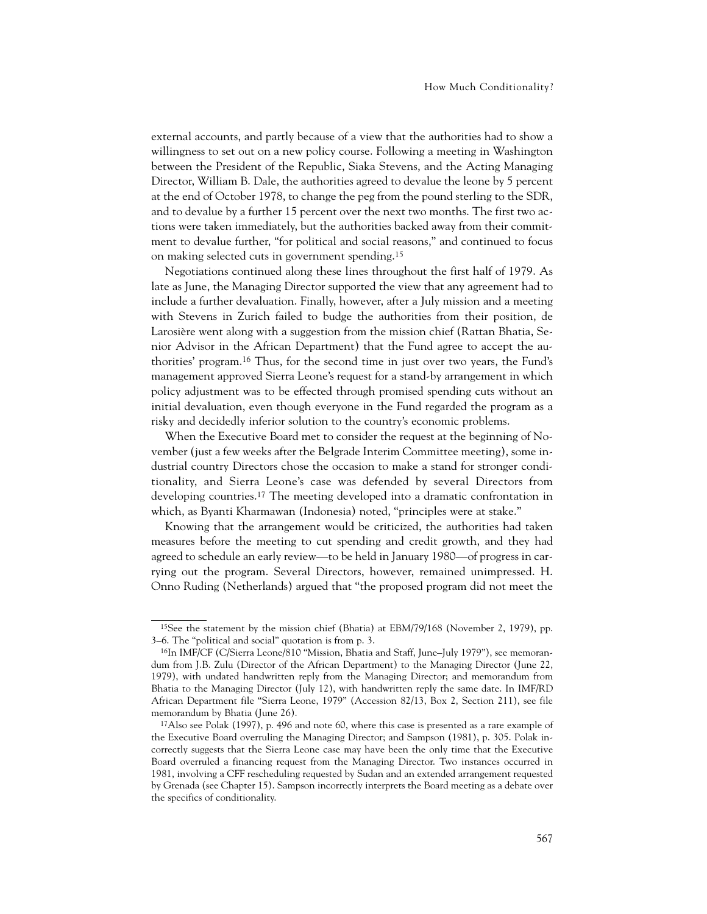external accounts, and partly because of a view that the authorities had to show a willingness to set out on a new policy course. Following a meeting in Washington between the President of the Republic, Siaka Stevens, and the Acting Managing Director, William B. Dale, the authorities agreed to devalue the leone by 5 percent at the end of October 1978, to change the peg from the pound sterling to the SDR, and to devalue by a further 15 percent over the next two months. The first two actions were taken immediately, but the authorities backed away from their commitment to devalue further, "for political and social reasons," and continued to focus on making selected cuts in government spending.[15]

Negotiations continued along these lines throughout the first half of 1979. As late as June, the Managing Director supported the view that any agreement had to include a further devaluation. Finally, however, after a July mission and a meeting with Stevens in Zurich failed to budge the authorities from their position, de Larosière went along with a suggestion from the mission chief (Rattan Bhatia, Senior Advisor in the African Department) that the Fund agree to accept the authorities' program.[16] Thus, for the second time in just over two years, the Fund's management approved Sierra Leone's request for a stand-by arrangement in which policy adjustment was to be effected through promised spending cuts without an initial devaluation, even though everyone in the Fund regarded the program as a risky and decidedly inferior solution to the country's economic problems.

When the Executive Board met to consider the request at the beginning of November (just a few weeks after the Belgrade Interim Committee meeting), some industrial country Directors chose the occasion to make a stand for stronger conditionality, and Sierra Leone's case was defended by several Directors from developing countries.[17] The meeting developed into a dramatic confrontation in which, as Byanti Kharmawan (Indonesia) noted, "principles were at stake."

Knowing that the arrangement would be criticized, the authorities had taken measures before the meeting to cut spending and credit growth, and they had agreed to schedule an early review—to be held in January 1980—of progress in carrying out the program. Several Directors, however, remained unimpressed. H. Onno Ruding (Netherlands) argued that "the proposed program did not meet the

---

[15]See the statement by the mission chief (Bhatia) at EBM/79/168 (November 2, 1979), pp. 3–6. The "political and social" quotation is from p. 3.

[16]In IMF/CF (C/Sierra Leone/810 "Mission, Bhatia and Staff, June–July 1979"), see memorandum from J.B. Zulu (Director of the African Department) to the Managing Director (June 22, 1979), with undated handwritten reply from the Managing Director; and memorandum from Bhatia to the Managing Director (July 12), with handwritten reply the same date. In IMF/RD African Department file "Sierra Leone, 1979" (Accession 82/13, Box 2, Section 211), see file memorandum by Bhatia (June 26).

[17]Also see Polak (1997), p. 496 and note 60, where this case is presented as a rare example of the Executive Board overruling the Managing Director; and Sampson (1981), p. 305. Polak incorrectly suggests that the Sierra Leone case may have been the only time that the Executive Board overruled a financing request from the Managing Director. Two instances occurred in 1981, involving a CFF rescheduling requested by Sudan and an extended arrangement requested by Grenada (see Chapter 15). Sampson incorrectly interprets the Board meeting as a debate over the specifics of conditionality.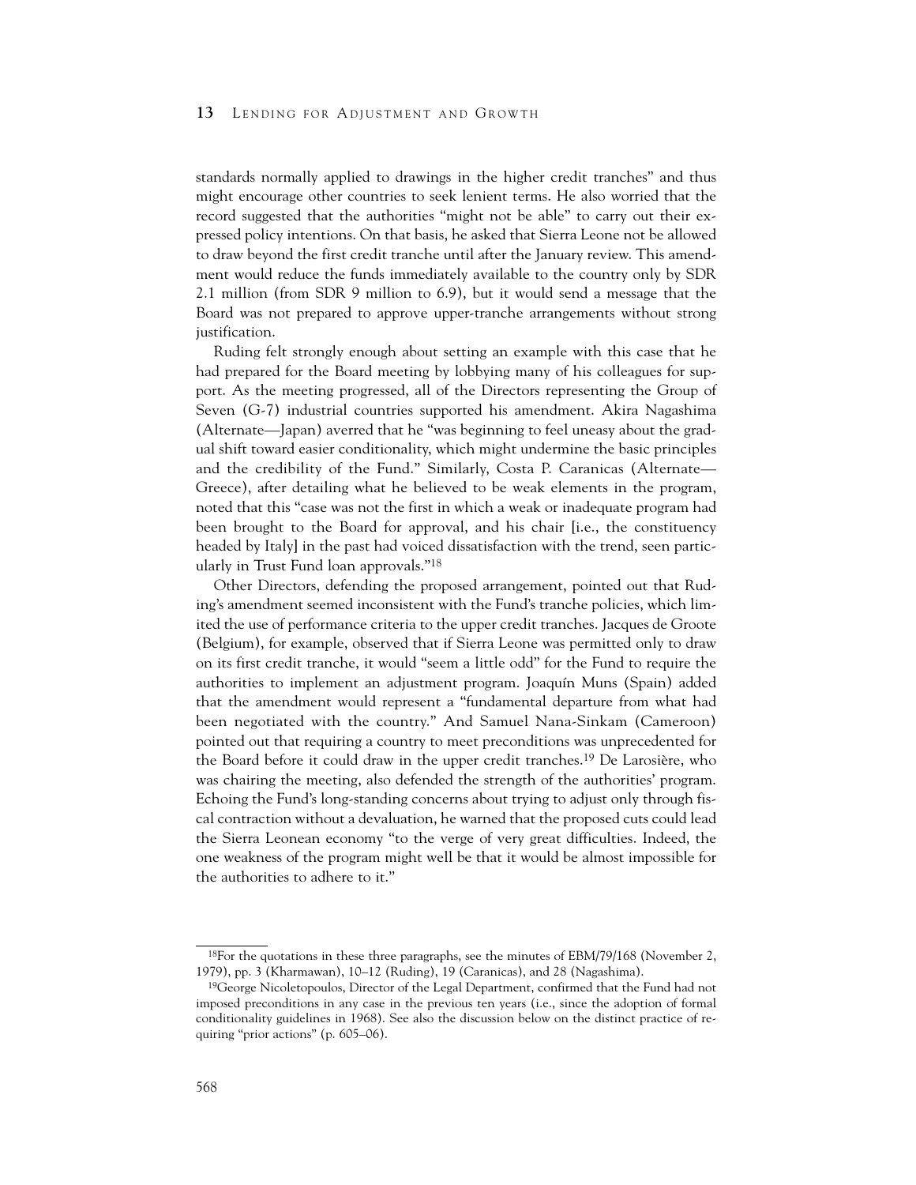standards normally applied to drawings in the higher credit tranches" and thus might encourage other countries to seek lenient terms. He also worried that the record suggested that the authorities "might not be able" to carry out their expressed policy intentions. On that basis, he asked that Sierra Leone not be allowed to draw beyond the first credit tranche until after the January review. This amendment would reduce the funds immediately available to the country only by SDR 2.1 million (from SDR 9 million to 6.9), but it would send a message that the Board was not prepared to approve upper-tranche arrangements without strong justification.

Ruding felt strongly enough about setting an example with this case that he had prepared for the Board meeting by lobbying many of his colleagues for support. As the meeting progressed, all of the Directors representing the Group of Seven (G-7) industrial countries supported his amendment. Akira Nagashima (Alternate—Japan) averred that he "was beginning to feel uneasy about the gradual shift toward easier conditionality, which might undermine the basic principles and the credibility of the Fund." Similarly, Costa P. Caranicas (Alternate—Greece), after detailing what he believed to be weak elements in the program, noted that this "case was not the first in which a weak or inadequate program had been brought to the Board for approval, and his chair [i.e., the constituency headed by Italy] in the past had voiced dissatisfaction with the trend, seen particularly in Trust Fund loan approvals."[18]

Other Directors, defending the proposed arrangement, pointed out that Ruding's amendment seemed inconsistent with the Fund's tranche policies, which limited the use of performance criteria to the upper credit tranches. Jacques de Groote (Belgium), for example, observed that if Sierra Leone was permitted only to draw on its first credit tranche, it would "seem a little odd" for the Fund to require the authorities to implement an adjustment program. Joaquín Muns (Spain) added that the amendment would represent a "fundamental departure from what had been negotiated with the country." And Samuel Nana-Sinkam (Cameroon) pointed out that requiring a country to meet preconditions was unprecedented for the Board before it could draw in the upper credit tranches.[19] De Larosière, who was chairing the meeting, also defended the strength of the authorities' program. Echoing the Fund's long-standing concerns about trying to adjust only through fiscal contraction without a devaluation, he warned that the proposed cuts could lead the Sierra Leonean economy "to the verge of very great difficulties. Indeed, the one weakness of the program might well be that it would be almost impossible for the authorities to adhere to it."

---

[18]For the quotations in these three paragraphs, see the minutes of EBM/79/168 (November 2, 1979), pp. 3 (Kharmawan), 10–12 (Ruding), 19 (Caranicas), and 28 (Nagashima).

[19]George Nicoletopoulos, Director of the Legal Department, confirmed that the Fund had not imposed preconditions in any case in the previous ten years (i.e., since the adoption of formal conditionality guidelines in 1968). See also the discussion below on the distinct practice of requiring "prior actions" (p. 605–06).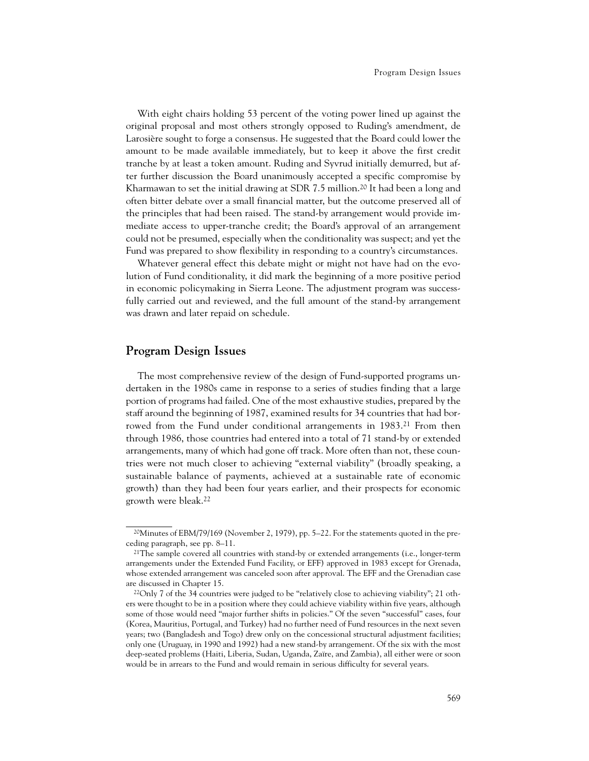With eight chairs holding 53 percent of the voting power lined up against the original proposal and most others strongly opposed to Ruding's amendment, de Larosière sought to forge a consensus. He suggested that the Board could lower the amount to be made available immediately, but to keep it above the first credit tranche by at least a token amount. Ruding and Syvrud initially demurred, but after further discussion the Board unanimously accepted a specific compromise by Kharmawan to set the initial drawing at SDR 7.5 million.[20] It had been a long and often bitter debate over a small financial matter, but the outcome preserved all of the principles that had been raised. The stand-by arrangement would provide immediate access to upper-tranche credit; the Board's approval of an arrangement could not be presumed, especially when the conditionality was suspect; and yet the Fund was prepared to show flexibility in responding to a country's circumstances.

Whatever general effect this debate might or might not have had on the evolution of Fund conditionality, it did mark the beginning of a more positive period in economic policymaking in Sierra Leone. The adjustment program was successfully carried out and reviewed, and the full amount of the stand-by arrangement was drawn and later repaid on schedule.

## Program Design Issues

The most comprehensive review of the design of Fund-supported programs undertaken in the 1980s came in response to a series of studies finding that a large portion of programs had failed. One of the most exhaustive studies, prepared by the staff around the beginning of 1987, examined results for 34 countries that had borrowed from the Fund under conditional arrangements in 1983.[21] From then through 1986, those countries had entered into a total of 71 stand-by or extended arrangements, many of which had gone off track. More often than not, these countries were not much closer to achieving "external viability" (broadly speaking, a sustainable balance of payments, achieved at a sustainable rate of economic growth) than they had been four years earlier, and their prospects for economic growth were bleak.[22]

[20]Minutes of EBM/79/169 (November 2, 1979), pp. 5–22. For the statements quoted in the preceding paragraph, see pp. 8–11.

[21]The sample covered all countries with stand-by or extended arrangements (i.e., longer-term arrangements under the Extended Fund Facility, or EFF) approved in 1983 except for Grenada, whose extended arrangement was canceled soon after approval. The EFF and the Grenadian case are discussed in Chapter 15.

[22]Only 7 of the 34 countries were judged to be "relatively close to achieving viability"; 21 others were thought to be in a position where they could achieve viability within five years, although some of those would need "major further shifts in policies." Of the seven "successful" cases, four (Korea, Mauritius, Portugal, and Turkey) had no further need of Fund resources in the next seven years; two (Bangladesh and Togo) drew only on the concessional structural adjustment facilities; only one (Uruguay, in 1990 and 1992) had a new stand-by arrangement. Of the six with the most deep-seated problems (Haiti, Liberia, Sudan, Uganda, Zaïre, and Zambia), all either were or soon would be in arrears to the Fund and would remain in serious difficulty for several years.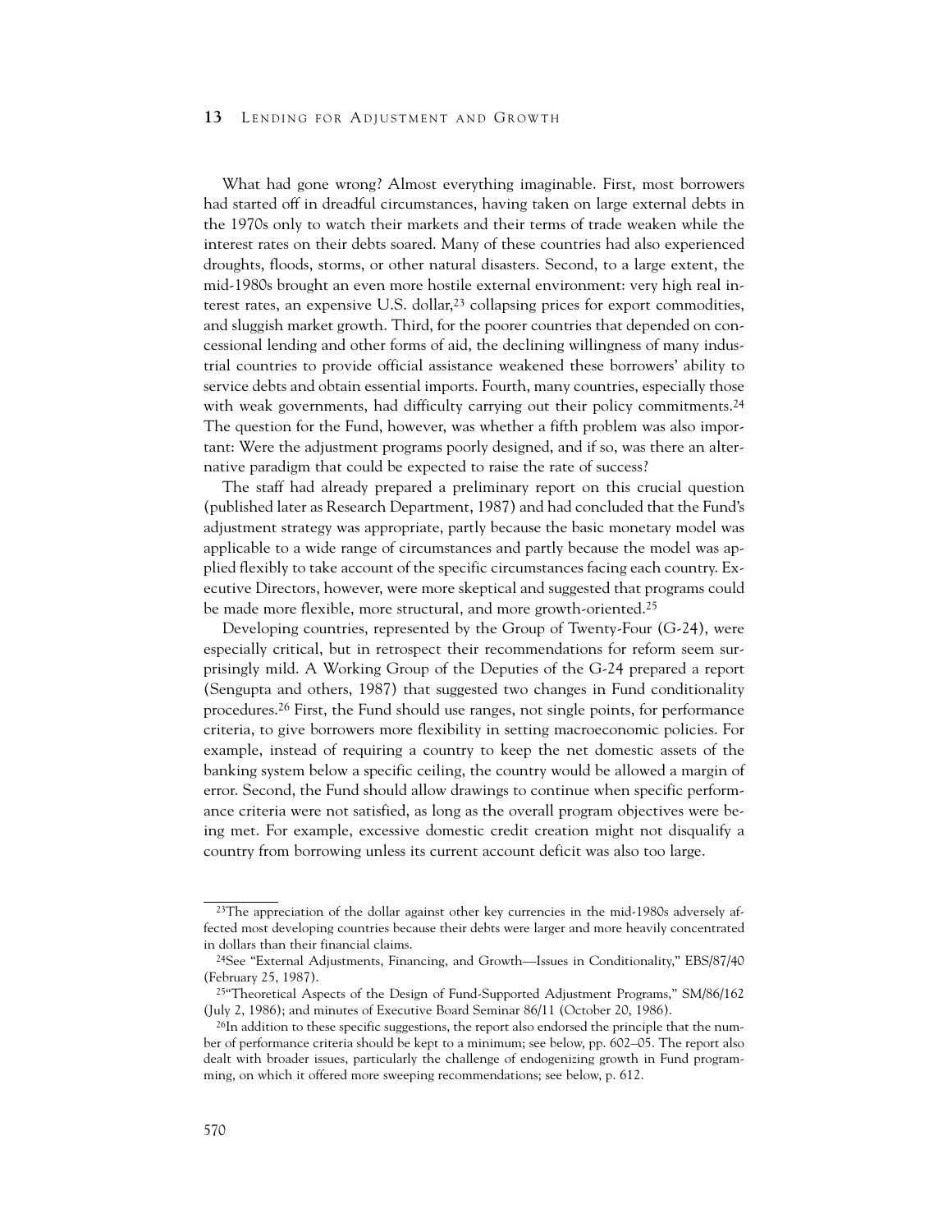What had gone wrong? Almost everything imaginable. First, most borrowers had started off in dreadful circumstances, having taken on large external debts in the 1970s only to watch their markets and their terms of trade weaken while the interest rates on their debts soared. Many of these countries had also experienced droughts, floods, storms, or other natural disasters. Second, to a large extent, the mid-1980s brought an even more hostile external environment: very high real interest rates, an expensive U.S. dollar,[23] collapsing prices for export commodities, and sluggish market growth. Third, for the poorer countries that depended on concessional lending and other forms of aid, the declining willingness of many industrial countries to provide official assistance weakened these borrowers' ability to service debts and obtain essential imports. Fourth, many countries, especially those with weak governments, had difficulty carrying out their policy commitments.[24] The question for the Fund, however, was whether a fifth problem was also important: Were the adjustment programs poorly designed, and if so, was there an alternative paradigm that could be expected to raise the rate of success?

The staff had already prepared a preliminary report on this crucial question (published later as Research Department, 1987) and had concluded that the Fund's adjustment strategy was appropriate, partly because the basic monetary model was applicable to a wide range of circumstances and partly because the model was applied flexibly to take account of the specific circumstances facing each country. Executive Directors, however, were more skeptical and suggested that programs could be made more flexible, more structural, and more growth-oriented.[25]

Developing countries, represented by the Group of Twenty-Four (G-24), were especially critical, but in retrospect their recommendations for reform seem surprisingly mild. A Working Group of the Deputies of the G-24 prepared a report (Sengupta and others, 1987) that suggested two changes in Fund conditionality procedures.[26] First, the Fund should use ranges, not single points, for performance criteria, to give borrowers more flexibility in setting macroeconomic policies. For example, instead of requiring a country to keep the net domestic assets of the banking system below a specific ceiling, the country would be allowed a margin of error. Second, the Fund should allow drawings to continue when specific performance criteria were not satisfied, as long as the overall program objectives were being met. For example, excessive domestic credit creation might not disqualify a country from borrowing unless its current account deficit was also too large.

---

[23]The appreciation of the dollar against other key currencies in the mid-1980s adversely affected most developing countries because their debts were larger and more heavily concentrated in dollars than their financial claims.

[24]See "External Adjustments, Financing, and Growth—Issues in Conditionality," EBS/87/40 (February 25, 1987).

[25]"Theoretical Aspects of the Design of Fund-Supported Adjustment Programs," SM/86/162 (July 2, 1986); and minutes of Executive Board Seminar 86/11 (October 20, 1986).

[26]In addition to these specific suggestions, the report also endorsed the principle that the number of performance criteria should be kept to a minimum; see below, pp. 602–05. The report also dealt with broader issues, particularly the challenge of endogenizing growth in Fund programming, on which it offered more sweeping recommendations; see below, p. 612.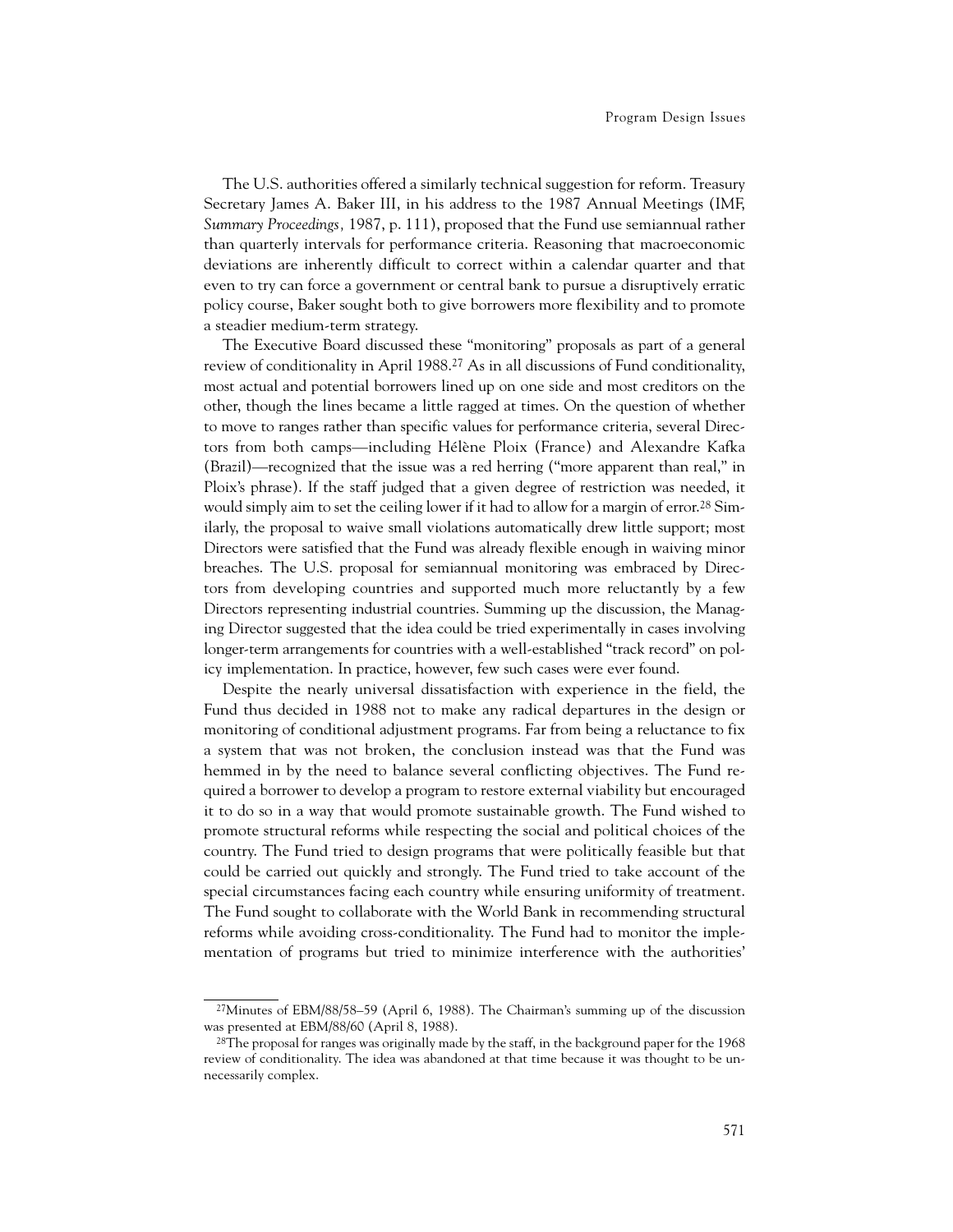The U.S. authorities offered a similarly technical suggestion for reform. Treasury Secretary James A. Baker III, in his address to the 1987 Annual Meetings (IMF, *Summary Proceedings*, 1987, p. 111), proposed that the Fund use semiannual rather than quarterly intervals for performance criteria. Reasoning that macroeconomic deviations are inherently difficult to correct within a calendar quarter and that even to try can force a government or central bank to pursue a disruptively erratic policy course, Baker sought both to give borrowers more flexibility and to promote a steadier medium-term strategy.

The Executive Board discussed these "monitoring" proposals as part of a general review of conditionality in April 1988.[27] As in all discussions of Fund conditionality, most actual and potential borrowers lined up on one side and most creditors on the other, though the lines became a little ragged at times. On the question of whether to move to ranges rather than specific values for performance criteria, several Directors from both camps—including Hélène Ploix (France) and Alexandre Kafka (Brazil)—recognized that the issue was a red herring ("more apparent than real," in Ploix's phrase). If the staff judged that a given degree of restriction was needed, it would simply aim to set the ceiling lower if it had to allow for a margin of error.[28] Similarly, the proposal to waive small violations automatically drew little support; most Directors were satisfied that the Fund was already flexible enough in waiving minor breaches. The U.S. proposal for semiannual monitoring was embraced by Directors from developing countries and supported much more reluctantly by a few Directors representing industrial countries. Summing up the discussion, the Managing Director suggested that the idea could be tried experimentally in cases involving longer-term arrangements for countries with a well-established "track record" on policy implementation. In practice, however, few such cases were ever found.

Despite the nearly universal dissatisfaction with experience in the field, the Fund thus decided in 1988 not to make any radical departures in the design or monitoring of conditional adjustment programs. Far from being a reluctance to fix a system that was not broken, the conclusion instead was that the Fund was hemmed in by the need to balance several conflicting objectives. The Fund required a borrower to develop a program to restore external viability but encouraged it to do so in a way that would promote sustainable growth. The Fund wished to promote structural reforms while respecting the social and political choices of the country. The Fund tried to design programs that were politically feasible but that could be carried out quickly and strongly. The Fund tried to take account of the special circumstances facing each country while ensuring uniformity of treatment. The Fund sought to collaborate with the World Bank in recommending structural reforms while avoiding cross-conditionality. The Fund had to monitor the implementation of programs but tried to minimize interference with the authorities'

---

[27] Minutes of EBM/88/58–59 (April 6, 1988). The Chairman's summing up of the discussion was presented at EBM/88/60 (April 8, 1988).

[28] The proposal for ranges was originally made by the staff, in the background paper for the 1968 review of conditionality. The idea was abandoned at that time because it was thought to be unnecessarily complex.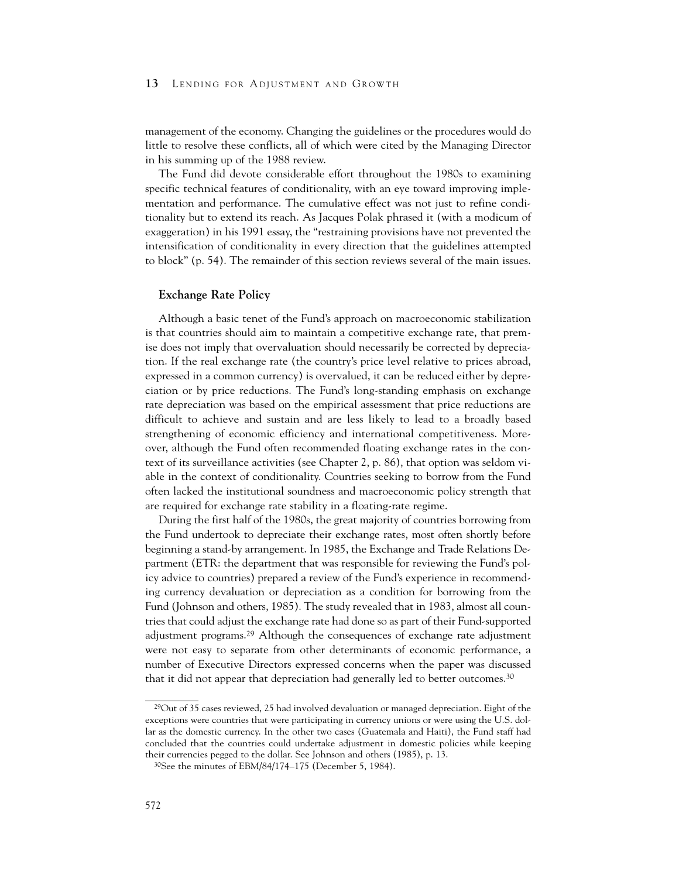management of the economy. Changing the guidelines or the procedures would do little to resolve these conflicts, all of which were cited by the Managing Director in his summing up of the 1988 review.

The Fund did devote considerable effort throughout the 1980s to examining specific technical features of conditionality, with an eye toward improving implementation and performance. The cumulative effect was not just to refine conditionality but to extend its reach. As Jacques Polak phrased it (with a modicum of exaggeration) in his 1991 essay, the "restraining provisions have not prevented the intensification of conditionality in every direction that the guidelines attempted to block" (p. 54). The remainder of this section reviews several of the main issues.

### Exchange Rate Policy

Although a basic tenet of the Fund's approach on macroeconomic stabilization is that countries should aim to maintain a competitive exchange rate, that premise does not imply that overvaluation should necessarily be corrected by depreciation. If the real exchange rate (the country's price level relative to prices abroad, expressed in a common currency) is overvalued, it can be reduced either by depreciation or by price reductions. The Fund's long-standing emphasis on exchange rate depreciation was based on the empirical assessment that price reductions are difficult to achieve and sustain and are less likely to lead to a broadly based strengthening of economic efficiency and international competitiveness. Moreover, although the Fund often recommended floating exchange rates in the context of its surveillance activities (see Chapter 2, p. 86), that option was seldom viable in the context of conditionality. Countries seeking to borrow from the Fund often lacked the institutional soundness and macroeconomic policy strength that are required for exchange rate stability in a floating-rate regime.

During the first half of the 1980s, the great majority of countries borrowing from the Fund undertook to depreciate their exchange rates, most often shortly before beginning a stand-by arrangement. In 1985, the Exchange and Trade Relations Department (ETR: the department that was responsible for reviewing the Fund's policy advice to countries) prepared a review of the Fund's experience in recommending currency devaluation or depreciation as a condition for borrowing from the Fund (Johnson and others, 1985). The study revealed that in 1983, almost all countries that could adjust the exchange rate had done so as part of their Fund-supported adjustment programs.[29] Although the consequences of exchange rate adjustment were not easy to separate from other determinants of economic performance, a number of Executive Directors expressed concerns when the paper was discussed that it did not appear that depreciation had generally led to better outcomes.[30]

---

[29]Out of 35 cases reviewed, 25 had involved devaluation or managed depreciation. Eight of the exceptions were countries that were participating in currency unions or were using the U.S. dollar as the domestic currency. In the other two cases (Guatemala and Haiti), the Fund staff had concluded that the countries could undertake adjustment in domestic policies while keeping their currencies pegged to the dollar. See Johnson and others (1985), p. 13.

[30]See the minutes of EBM/84/174–175 (December 5, 1984).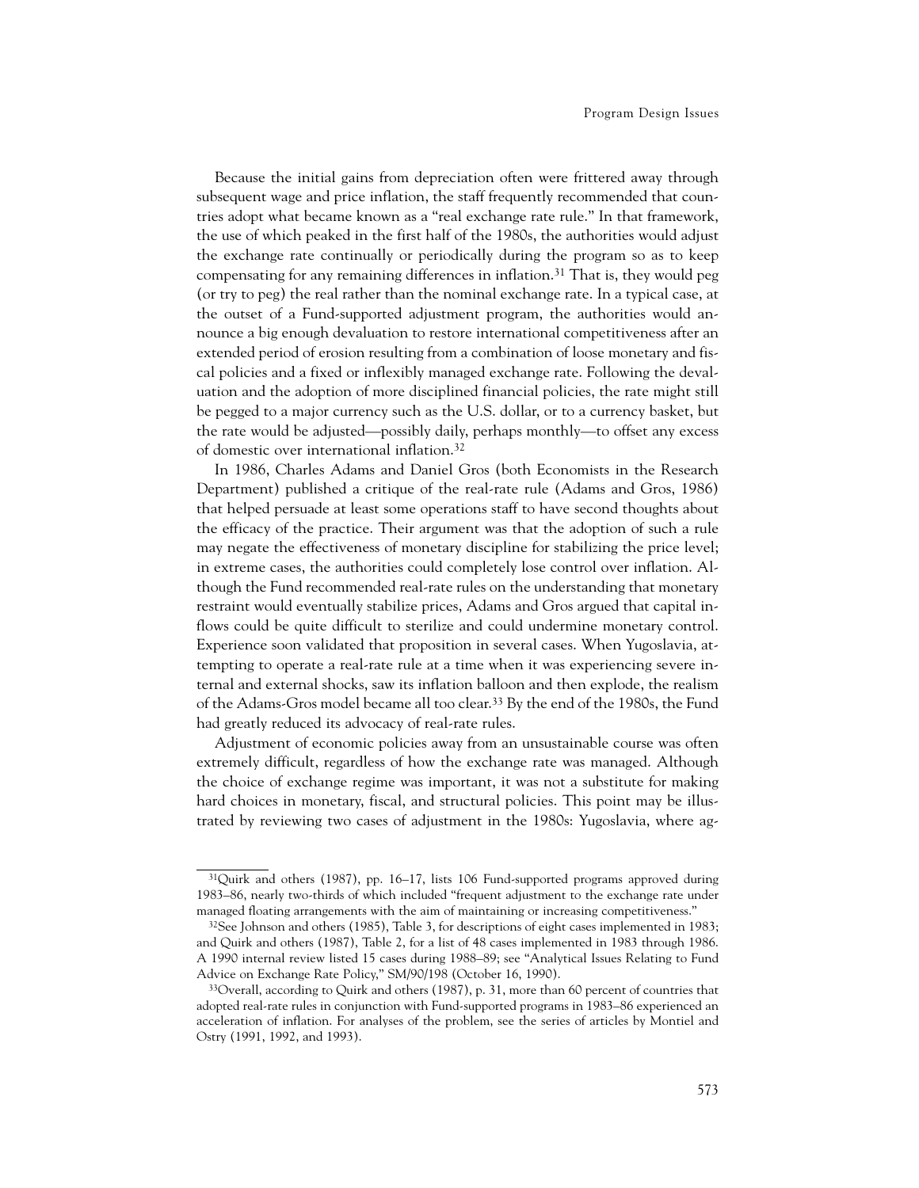Because the initial gains from depreciation often were frittered away through subsequent wage and price inflation, the staff frequently recommended that countries adopt what became known as a "real exchange rate rule." In that framework, the use of which peaked in the first half of the 1980s, the authorities would adjust the exchange rate continually or periodically during the program so as to keep compensating for any remaining differences in inflation.[31] That is, they would peg (or try to peg) the real rather than the nominal exchange rate. In a typical case, at the outset of a Fund-supported adjustment program, the authorities would announce a big enough devaluation to restore international competitiveness after an extended period of erosion resulting from a combination of loose monetary and fiscal policies and a fixed or inflexibly managed exchange rate. Following the devaluation and the adoption of more disciplined financial policies, the rate might still be pegged to a major currency such as the U.S. dollar, or to a currency basket, but the rate would be adjusted—possibly daily, perhaps monthly—to offset any excess of domestic over international inflation.[32]

In 1986, Charles Adams and Daniel Gros (both Economists in the Research Department) published a critique of the real-rate rule (Adams and Gros, 1986) that helped persuade at least some operations staff to have second thoughts about the efficacy of the practice. Their argument was that the adoption of such a rule may negate the effectiveness of monetary discipline for stabilizing the price level; in extreme cases, the authorities could completely lose control over inflation. Although the Fund recommended real-rate rules on the understanding that monetary restraint would eventually stabilize prices, Adams and Gros argued that capital inflows could be quite difficult to sterilize and could undermine monetary control. Experience soon validated that proposition in several cases. When Yugoslavia, attempting to operate a real-rate rule at a time when it was experiencing severe internal and external shocks, saw its inflation balloon and then explode, the realism of the Adams-Gros model became all too clear.[33] By the end of the 1980s, the Fund had greatly reduced its advocacy of real-rate rules.

Adjustment of economic policies away from an unsustainable course was often extremely difficult, regardless of how the exchange rate was managed. Although the choice of exchange regime was important, it was not a substitute for making hard choices in monetary, fiscal, and structural policies. This point may be illustrated by reviewing two cases of adjustment in the 1980s: Yugoslavia, where ag-

---

[31] Quirk and others (1987), pp. 16–17, lists 106 Fund-supported programs approved during 1983–86, nearly two-thirds of which included "frequent adjustment to the exchange rate under managed floating arrangements with the aim of maintaining or increasing competitiveness."

[32] See Johnson and others (1985), Table 3, for descriptions of eight cases implemented in 1983; and Quirk and others (1987), Table 2, for a list of 48 cases implemented in 1983 through 1986. A 1990 internal review listed 15 cases during 1988–89; see "Analytical Issues Relating to Fund Advice on Exchange Rate Policy," SM/90/198 (October 16, 1990).

[33] Overall, according to Quirk and others (1987), p. 31, more than 60 percent of countries that adopted real-rate rules in conjunction with Fund-supported programs in 1983–86 experienced an acceleration of inflation. For analyses of the problem, see the series of articles by Montiel and Ostry (1991, 1992, and 1993).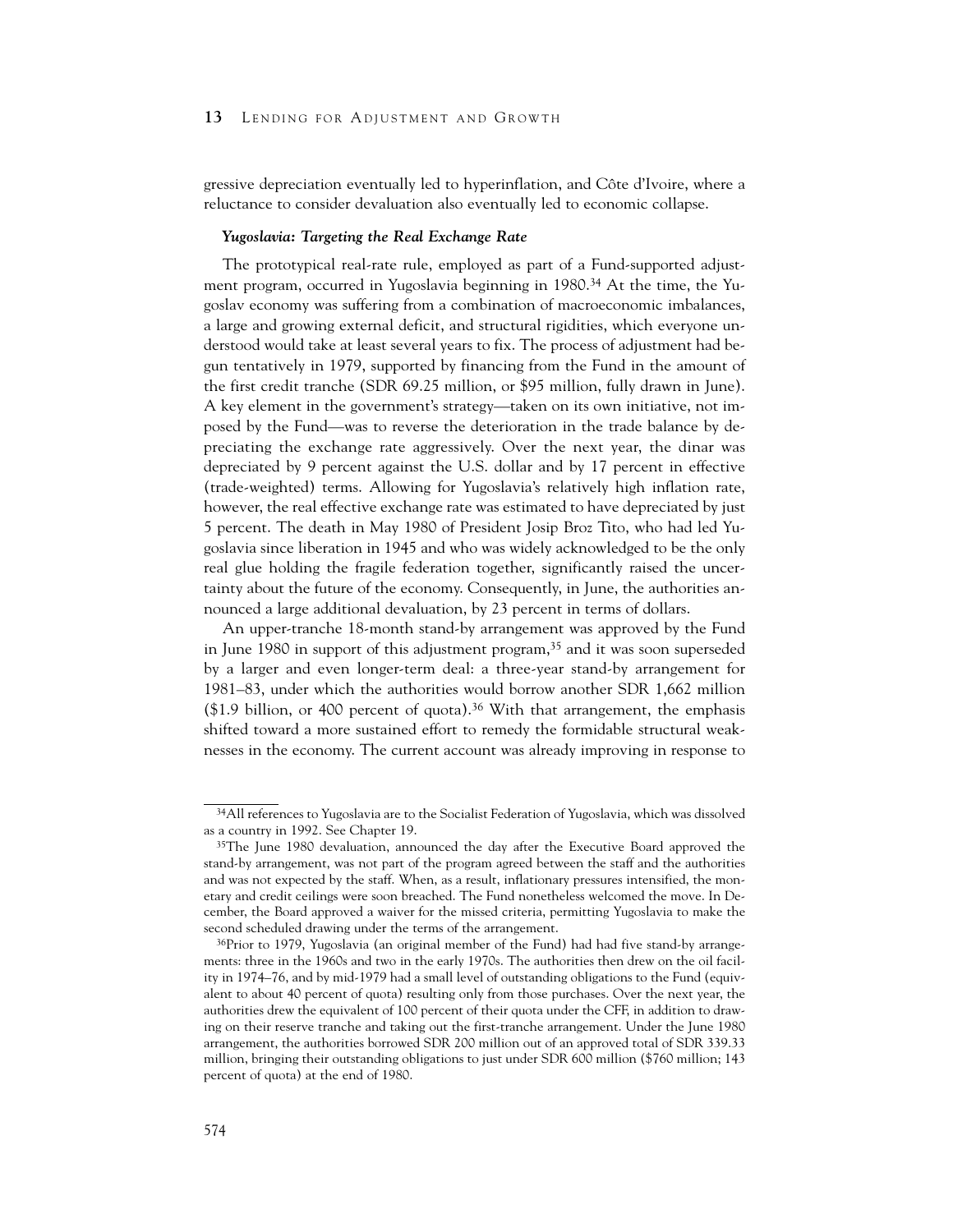gressive depreciation eventually led to hyperinflation, and Côte d'Ivoire, where a reluctance to consider devaluation also eventually led to economic collapse.

### *Yugoslavia: Targeting the Real Exchange Rate*

The prototypical real-rate rule, employed as part of a Fund-supported adjustment program, occurred in Yugoslavia beginning in 1980.[34] At the time, the Yugoslav economy was suffering from a combination of macroeconomic imbalances, a large and growing external deficit, and structural rigidities, which everyone understood would take at least several years to fix. The process of adjustment had begun tentatively in 1979, supported by financing from the Fund in the amount of the first credit tranche (SDR 69.25 million, or $95 million, fully drawn in June). A key element in the government's strategy—taken on its own initiative, not imposed by the Fund—was to reverse the deterioration in the trade balance by depreciating the exchange rate aggressively. Over the next year, the dinar was depreciated by 9 percent against the U.S. dollar and by 17 percent in effective (trade-weighted) terms. Allowing for Yugoslavia's relatively high inflation rate, however, the real effective exchange rate was estimated to have depreciated by just 5 percent. The death in May 1980 of President Josip Broz Tito, who had led Yugoslavia since liberation in 1945 and who was widely acknowledged to be the only real glue holding the fragile federation together, significantly raised the uncertainty about the future of the economy. Consequently, in June, the authorities announced a large additional devaluation, by 23 percent in terms of dollars.

An upper-tranche 18-month stand-by arrangement was approved by the Fund in June 1980 in support of this adjustment program,[35] and it was soon superseded by a larger and even longer-term deal: a three-year stand-by arrangement for 1981–83, under which the authorities would borrow another SDR 1,662 million ($1.9 billion, or 400 percent of quota).[36] With that arrangement, the emphasis shifted toward a more sustained effort to remedy the formidable structural weaknesses in the economy. The current account was already improving in response to

---

[34] All references to Yugoslavia are to the Socialist Federation of Yugoslavia, which was dissolved as a country in 1992. See Chapter 19.

[35] The June 1980 devaluation, announced the day after the Executive Board approved the stand-by arrangement, was not part of the program agreed between the staff and the authorities and was not expected by the staff. When, as a result, inflationary pressures intensified, the monetary and credit ceilings were soon breached. The Fund nonetheless welcomed the move. In December, the Board approved a waiver for the missed criteria, permitting Yugoslavia to make the second scheduled drawing under the terms of the arrangement.

[36] Prior to 1979, Yugoslavia (an original member of the Fund) had had five stand-by arrangements: three in the 1960s and two in the early 1970s. The authorities then drew on the oil facility in 1974–76, and by mid-1979 had a small level of outstanding obligations to the Fund (equivalent to about 40 percent of quota) resulting only from those purchases. Over the next year, the authorities drew the equivalent of 100 percent of their quota under the CFF, in addition to drawing on their reserve tranche and taking out the first-tranche arrangement. Under the June 1980 arrangement, the authorities borrowed SDR 200 million out of an approved total of SDR 339.33 million, bringing their outstanding obligations to just under SDR 600 million ($760 million; 143 percent of quota) at the end of 1980.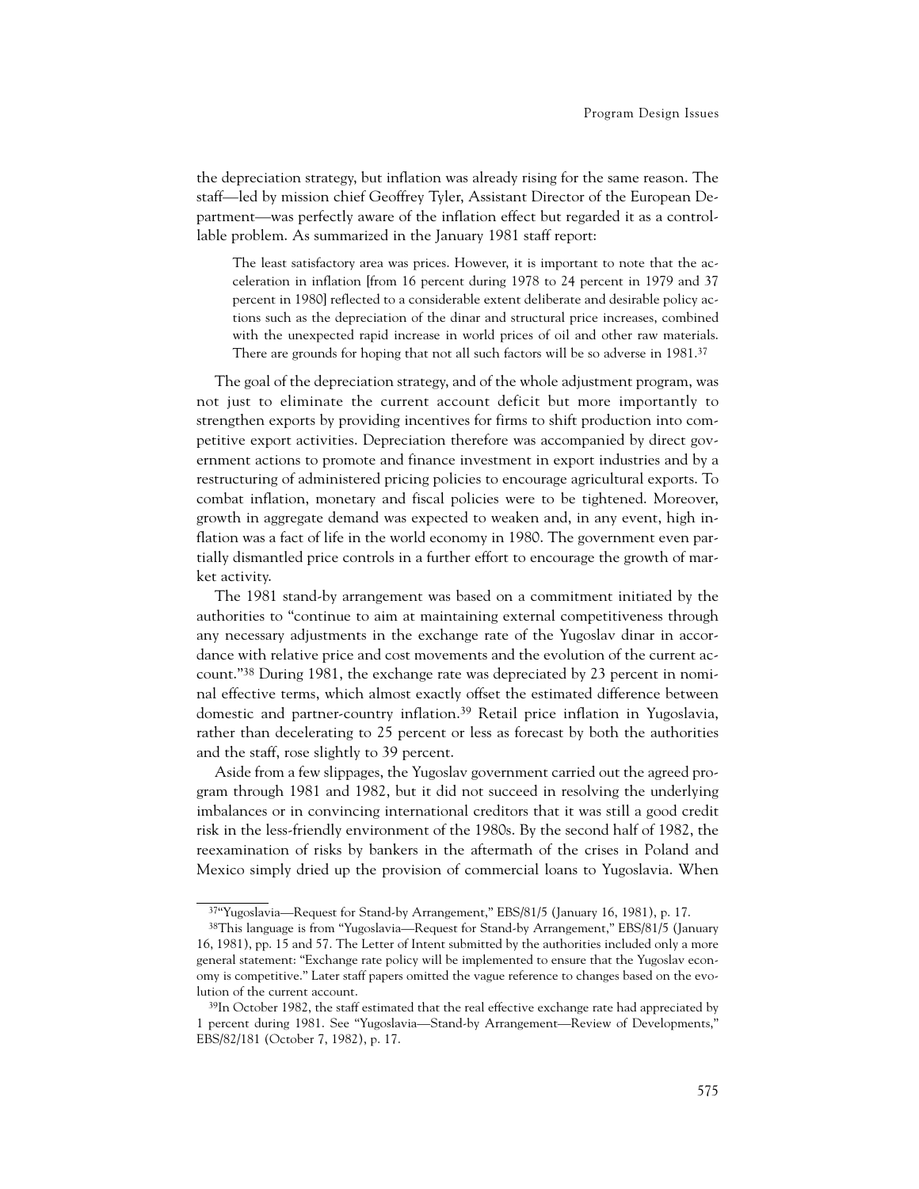the depreciation strategy, but inflation was already rising for the same reason. The staff—led by mission chief Geoffrey Tyler, Assistant Director of the European Department—was perfectly aware of the inflation effect but regarded it as a controllable problem. As summarized in the January 1981 staff report:

> The least satisfactory area was prices. However, it is important to note that the acceleration in inflation [from 16 percent during 1978 to 24 percent in 1979 and 37 percent in 1980] reflected to a considerable extent deliberate and desirable policy actions such as the depreciation of the dinar and structural price increases, combined with the unexpected rapid increase in world prices of oil and other raw materials. There are grounds for hoping that not all such factors will be so adverse in 1981.[37]

The goal of the depreciation strategy, and of the whole adjustment program, was not just to eliminate the current account deficit but more importantly to strengthen exports by providing incentives for firms to shift production into competitive export activities. Depreciation therefore was accompanied by direct government actions to promote and finance investment in export industries and by a restructuring of administered pricing policies to encourage agricultural exports. To combat inflation, monetary and fiscal policies were to be tightened. Moreover, growth in aggregate demand was expected to weaken and, in any event, high inflation was a fact of life in the world economy in 1980. The government even partially dismantled price controls in a further effort to encourage the growth of market activity.

The 1981 stand-by arrangement was based on a commitment initiated by the authorities to "continue to aim at maintaining external competitiveness through any necessary adjustments in the exchange rate of the Yugoslav dinar in accordance with relative price and cost movements and the evolution of the current account."[38] During 1981, the exchange rate was depreciated by 23 percent in nominal effective terms, which almost exactly offset the estimated difference between domestic and partner-country inflation.[39] Retail price inflation in Yugoslavia, rather than decelerating to 25 percent or less as forecast by both the authorities and the staff, rose slightly to 39 percent.

Aside from a few slippages, the Yugoslav government carried out the agreed program through 1981 and 1982, but it did not succeed in resolving the underlying imbalances or in convincing international creditors that it was still a good credit risk in the less-friendly environment of the 1980s. By the second half of 1982, the reexamination of risks by bankers in the aftermath of the crises in Poland and Mexico simply dried up the provision of commercial loans to Yugoslavia. When

---

[37]"Yugoslavia—Request for Stand-by Arrangement," EBS/81/5 (January 16, 1981), p. 17.

[38]This language is from "Yugoslavia—Request for Stand-by Arrangement," EBS/81/5 (January 16, 1981), pp. 15 and 57. The Letter of Intent submitted by the authorities included only a more general statement: "Exchange rate policy will be implemented to ensure that the Yugoslav economy is competitive." Later staff papers omitted the vague reference to changes based on the evolution of the current account.

[39]In October 1982, the staff estimated that the real effective exchange rate had appreciated by 1 percent during 1981. See "Yugoslavia—Stand-by Arrangement—Review of Developments," EBS/82/181 (October 7, 1982), p. 17.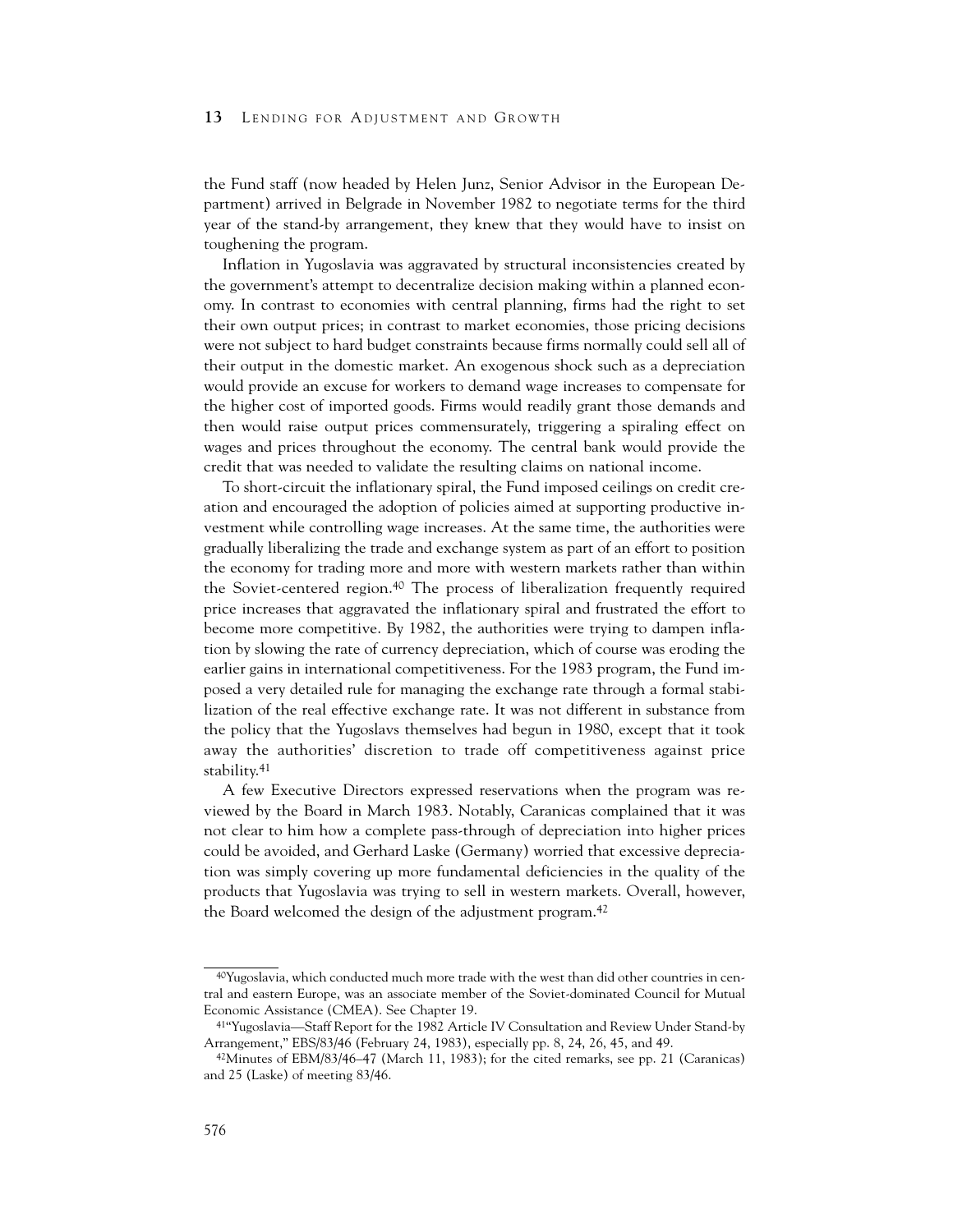the Fund staff (now headed by Helen Junz, Senior Advisor in the European Department) arrived in Belgrade in November 1982 to negotiate terms for the third year of the stand-by arrangement, they knew that they would have to insist on toughening the program.

Inflation in Yugoslavia was aggravated by structural inconsistencies created by the government's attempt to decentralize decision making within a planned economy. In contrast to economies with central planning, firms had the right to set their own output prices; in contrast to market economies, those pricing decisions were not subject to hard budget constraints because firms normally could sell all of their output in the domestic market. An exogenous shock such as a depreciation would provide an excuse for workers to demand wage increases to compensate for the higher cost of imported goods. Firms would readily grant those demands and then would raise output prices commensurately, triggering a spiraling effect on wages and prices throughout the economy. The central bank would provide the credit that was needed to validate the resulting claims on national income.

To short-circuit the inflationary spiral, the Fund imposed ceilings on credit creation and encouraged the adoption of policies aimed at supporting productive investment while controlling wage increases. At the same time, the authorities were gradually liberalizing the trade and exchange system as part of an effort to position the economy for trading more and more with western markets rather than within the Soviet-centered region.[40] The process of liberalization frequently required price increases that aggravated the inflationary spiral and frustrated the effort to become more competitive. By 1982, the authorities were trying to dampen inflation by slowing the rate of currency depreciation, which of course was eroding the earlier gains in international competitiveness. For the 1983 program, the Fund imposed a very detailed rule for managing the exchange rate through a formal stabilization of the real effective exchange rate. It was not different in substance from the policy that the Yugoslavs themselves had begun in 1980, except that it took away the authorities' discretion to trade off competitiveness against price stability.[41]

A few Executive Directors expressed reservations when the program was reviewed by the Board in March 1983. Notably, Caranicas complained that it was not clear to him how a complete pass-through of depreciation into higher prices could be avoided, and Gerhard Laske (Germany) worried that excessive depreciation was simply covering up more fundamental deficiencies in the quality of the products that Yugoslavia was trying to sell in western markets. Overall, however, the Board welcomed the design of the adjustment program.[42]

---

[40]Yugoslavia, which conducted much more trade with the west than did other countries in central and eastern Europe, was an associate member of the Soviet-dominated Council for Mutual Economic Assistance (CMEA). See Chapter 19.

[41]"Yugoslavia—Staff Report for the 1982 Article IV Consultation and Review Under Stand-by Arrangement," EBS/83/46 (February 24, 1983), especially pp. 8, 24, 26, 45, and 49.

[42]Minutes of EBM/83/46–47 (March 11, 1983); for the cited remarks, see pp. 21 (Caranicas) and 25 (Laske) of meeting 83/46.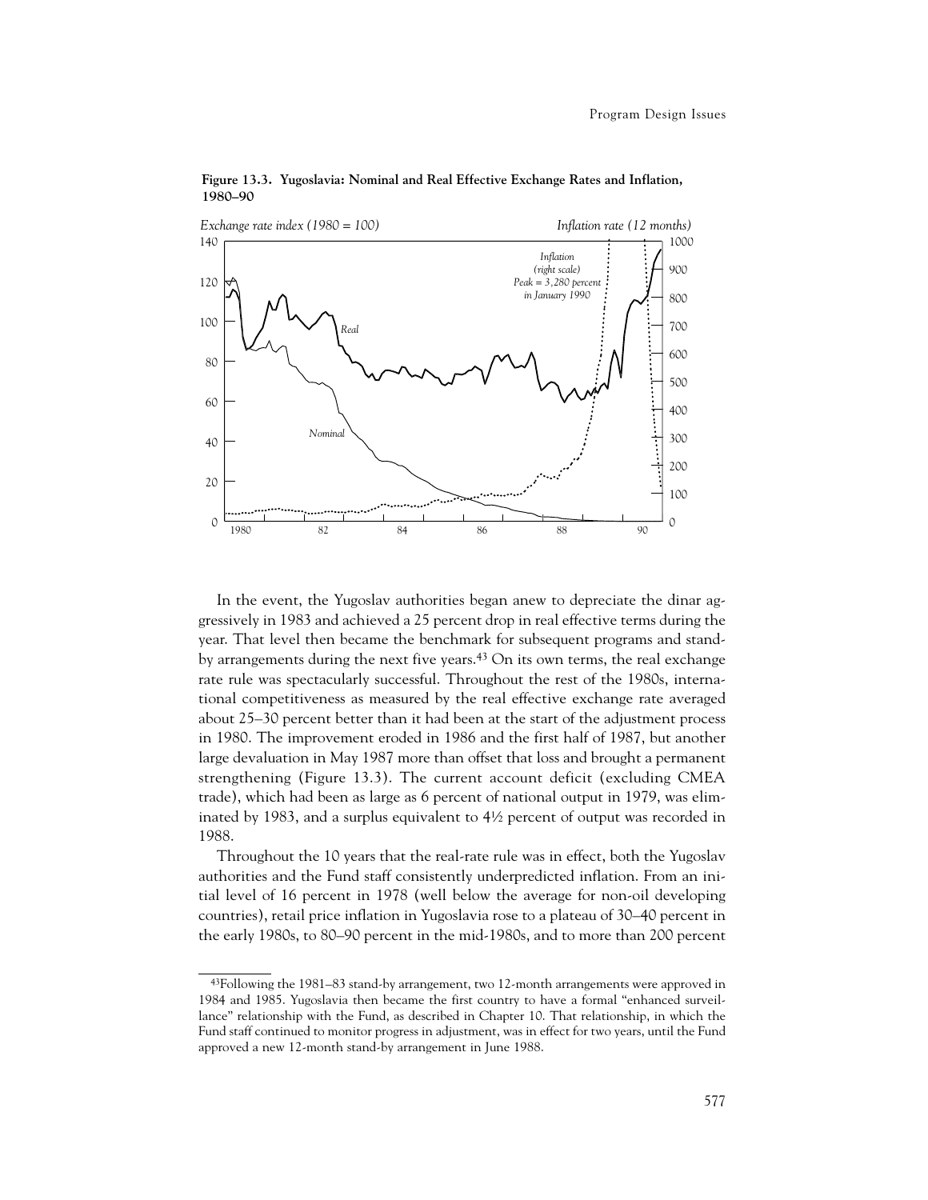**Figure 13.3. Yugoslavia: Nominal and Real Effective Exchange Rates and Inflation, 1980–90**

In the event, the Yugoslav authorities began anew to depreciate the dinar aggressively in 1983 and achieved a 25 percent drop in real effective terms during the year. That level then became the benchmark for subsequent programs and stand-by arrangements during the next five years.[43] On its own terms, the real exchange rate rule was spectacularly successful. Throughout the rest of the 1980s, international competitiveness as measured by the real effective exchange rate averaged about 25–30 percent better than it had been at the start of the adjustment process in 1980. The improvement eroded in 1986 and the first half of 1987, but another large devaluation in May 1987 more than offset that loss and brought a permanent strengthening (Figure 13.3). The current account deficit (excluding CMEA trade), which had been as large as 6 percent of national output in 1979, was eliminated by 1983, and a surplus equivalent to 4½ percent of output was recorded in 1988.

Throughout the 10 years that the real-rate rule was in effect, both the Yugoslav authorities and the Fund staff consistently underpredicted inflation. From an initial level of 16 percent in 1978 (well below the average for non-oil developing countries), retail price inflation in Yugoslavia rose to a plateau of 30–40 percent in the early 1980s, to 80–90 percent in the mid-1980s, and to more than 200 percent

---

[43] Following the 1981–83 stand-by arrangement, two 12-month arrangements were approved in 1984 and 1985. Yugoslavia then became the first country to have a formal "enhanced surveillance" relationship with the Fund, as described in Chapter 10. That relationship, in which the Fund staff continued to monitor progress in adjustment, was in effect for two years, until the Fund approved a new 12-month stand-by arrangement in June 1988.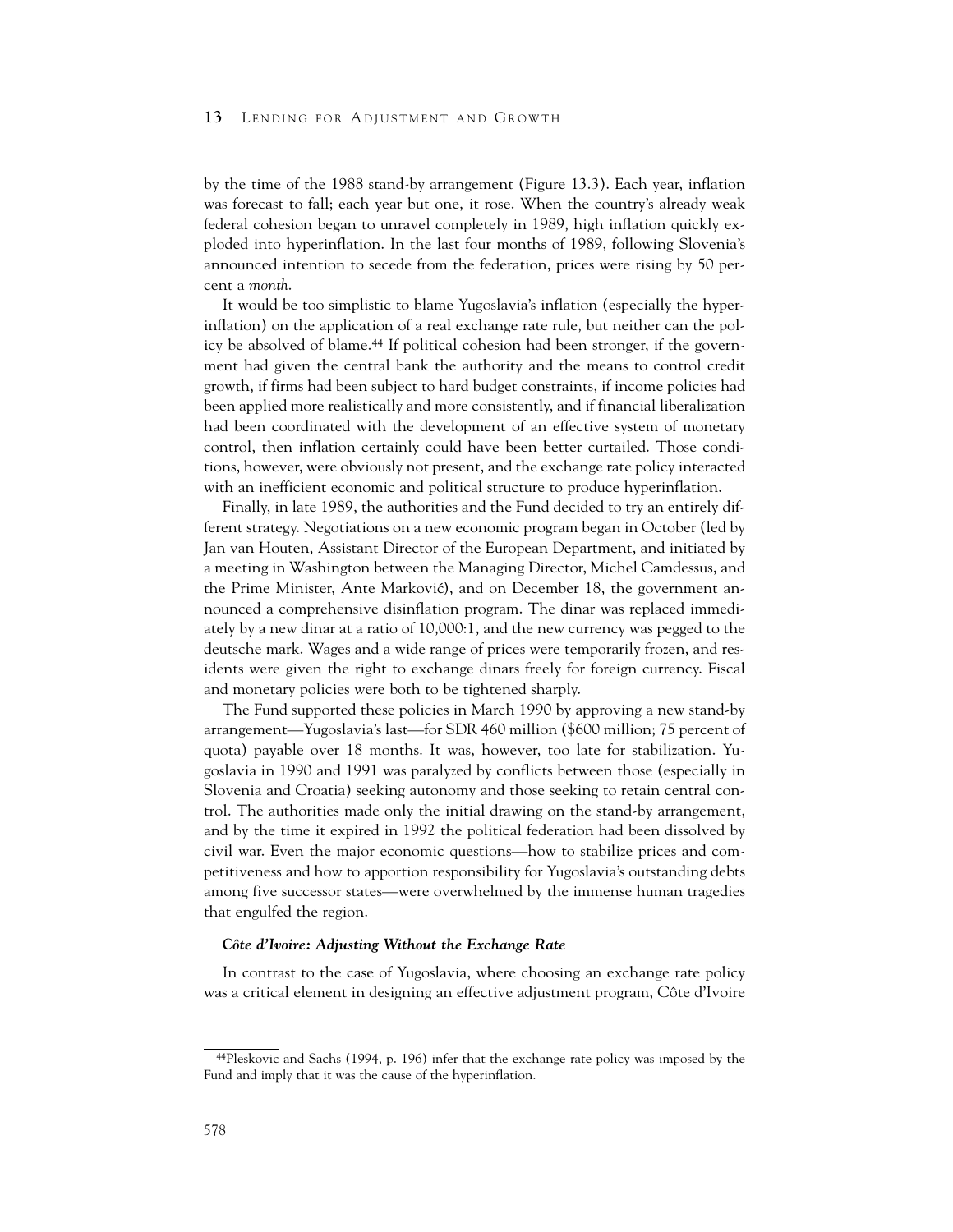by the time of the 1988 stand-by arrangement (Figure 13.3). Each year, inflation was forecast to fall; each year but one, it rose. When the country's already weak federal cohesion began to unravel completely in 1989, high inflation quickly exploded into hyperinflation. In the last four months of 1989, following Slovenia's announced intention to secede from the federation, prices were rising by 50 percent a *month*.

It would be too simplistic to blame Yugoslavia's inflation (especially the hyperinflation) on the application of a real exchange rate rule, but neither can the policy be absolved of blame.[44] If political cohesion had been stronger, if the government had given the central bank the authority and the means to control credit growth, if firms had been subject to hard budget constraints, if income policies had been applied more realistically and more consistently, and if financial liberalization had been coordinated with the development of an effective system of monetary control, then inflation certainly could have been better curtailed. Those conditions, however, were obviously not present, and the exchange rate policy interacted with an inefficient economic and political structure to produce hyperinflation.

Finally, in late 1989, the authorities and the Fund decided to try an entirely different strategy. Negotiations on a new economic program began in October (led by Jan van Houten, Assistant Director of the European Department, and initiated by a meeting in Washington between the Managing Director, Michel Camdessus, and the Prime Minister, Ante Marković), and on December 18, the government announced a comprehensive disinflation program. The dinar was replaced immediately by a new dinar at a ratio of 10,000:1, and the new currency was pegged to the deutsche mark. Wages and a wide range of prices were temporarily frozen, and residents were given the right to exchange dinars freely for foreign currency. Fiscal and monetary policies were both to be tightened sharply.

The Fund supported these policies in March 1990 by approving a new stand-by arrangement—Yugoslavia's last—for SDR 460 million ($600 million; 75 percent of quota) payable over 18 months. It was, however, too late for stabilization. Yugoslavia in 1990 and 1991 was paralyzed by conflicts between those (especially in Slovenia and Croatia) seeking autonomy and those seeking to retain central control. The authorities made only the initial drawing on the stand-by arrangement, and by the time it expired in 1992 the political federation had been dissolved by civil war. Even the major economic questions—how to stabilize prices and competitiveness and how to apportion responsibility for Yugoslavia's outstanding debts among five successor states—were overwhelmed by the immense human tragedies that engulfed the region.

#### *Côte d'Ivoire: Adjusting Without the Exchange Rate*

In contrast to the case of Yugoslavia, where choosing an exchange rate policy was a critical element in designing an effective adjustment program, Côte d'Ivoire

---

[44] Pleskovic and Sachs (1994, p. 196) infer that the exchange rate policy was imposed by the Fund and imply that it was the cause of the hyperinflation.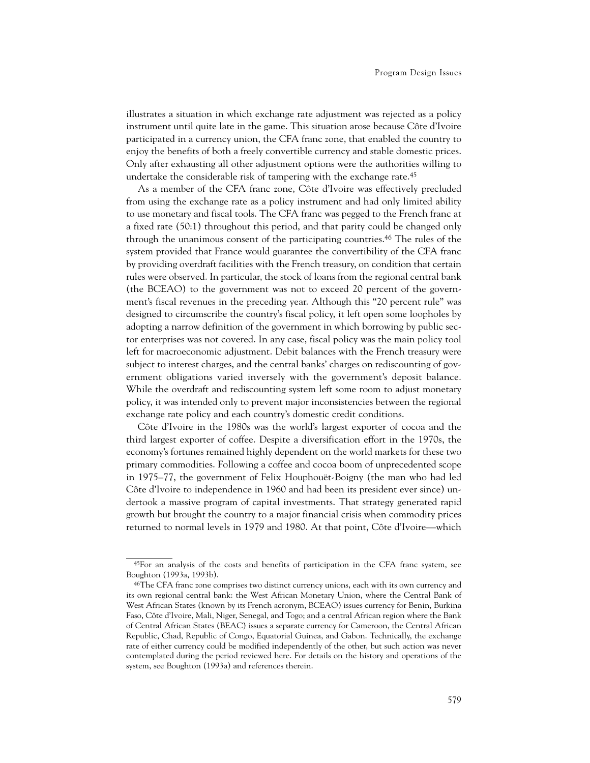illustrates a situation in which exchange rate adjustment was rejected as a policy instrument until quite late in the game. This situation arose because Côte d'Ivoire participated in a currency union, the CFA franc zone, that enabled the country to enjoy the benefits of both a freely convertible currency and stable domestic prices. Only after exhausting all other adjustment options were the authorities willing to undertake the considerable risk of tampering with the exchange rate.[45]

As a member of the CFA franc zone, Côte d'Ivoire was effectively precluded from using the exchange rate as a policy instrument and had only limited ability to use monetary and fiscal tools. The CFA franc was pegged to the French franc at a fixed rate (50:1) throughout this period, and that parity could be changed only through the unanimous consent of the participating countries.[46] The rules of the system provided that France would guarantee the convertibility of the CFA franc by providing overdraft facilities with the French treasury, on condition that certain rules were observed. In particular, the stock of loans from the regional central bank (the BCEAO) to the government was not to exceed 20 percent of the government's fiscal revenues in the preceding year. Although this "20 percent rule" was designed to circumscribe the country's fiscal policy, it left open some loopholes by adopting a narrow definition of the government in which borrowing by public sector enterprises was not covered. In any case, fiscal policy was the main policy tool left for macroeconomic adjustment. Debit balances with the French treasury were subject to interest charges, and the central banks' charges on rediscounting of government obligations varied inversely with the government's deposit balance. While the overdraft and rediscounting system left some room to adjust monetary policy, it was intended only to prevent major inconsistencies between the regional exchange rate policy and each country's domestic credit conditions.

Côte d'Ivoire in the 1980s was the world's largest exporter of cocoa and the third largest exporter of coffee. Despite a diversification effort in the 1970s, the economy's fortunes remained highly dependent on the world markets for these two primary commodities. Following a coffee and cocoa boom of unprecedented scope in 1975–77, the government of Felix Houphouët-Boigny (the man who had led Côte d'Ivoire to independence in 1960 and had been its president ever since) undertook a massive program of capital investments. That strategy generated rapid growth but brought the country to a major financial crisis when commodity prices returned to normal levels in 1979 and 1980. At that point, Côte d'Ivoire—which

---

[45]For an analysis of the costs and benefits of participation in the CFA franc system, see Boughton (1993a, 1993b).

[46]The CFA franc zone comprises two distinct currency unions, each with its own currency and its own regional central bank: the West African Monetary Union, where the Central Bank of West African States (known by its French acronym, BCEAO) issues currency for Benin, Burkina Faso, Côte d'Ivoire, Mali, Niger, Senegal, and Togo; and a central African region where the Bank of Central African States (BEAC) issues a separate currency for Cameroon, the Central African Republic, Chad, Republic of Congo, Equatorial Guinea, and Gabon. Technically, the exchange rate of either currency could be modified independently of the other, but such action was never contemplated during the period reviewed here. For details on the history and operations of the system, see Boughton (1993a) and references therein.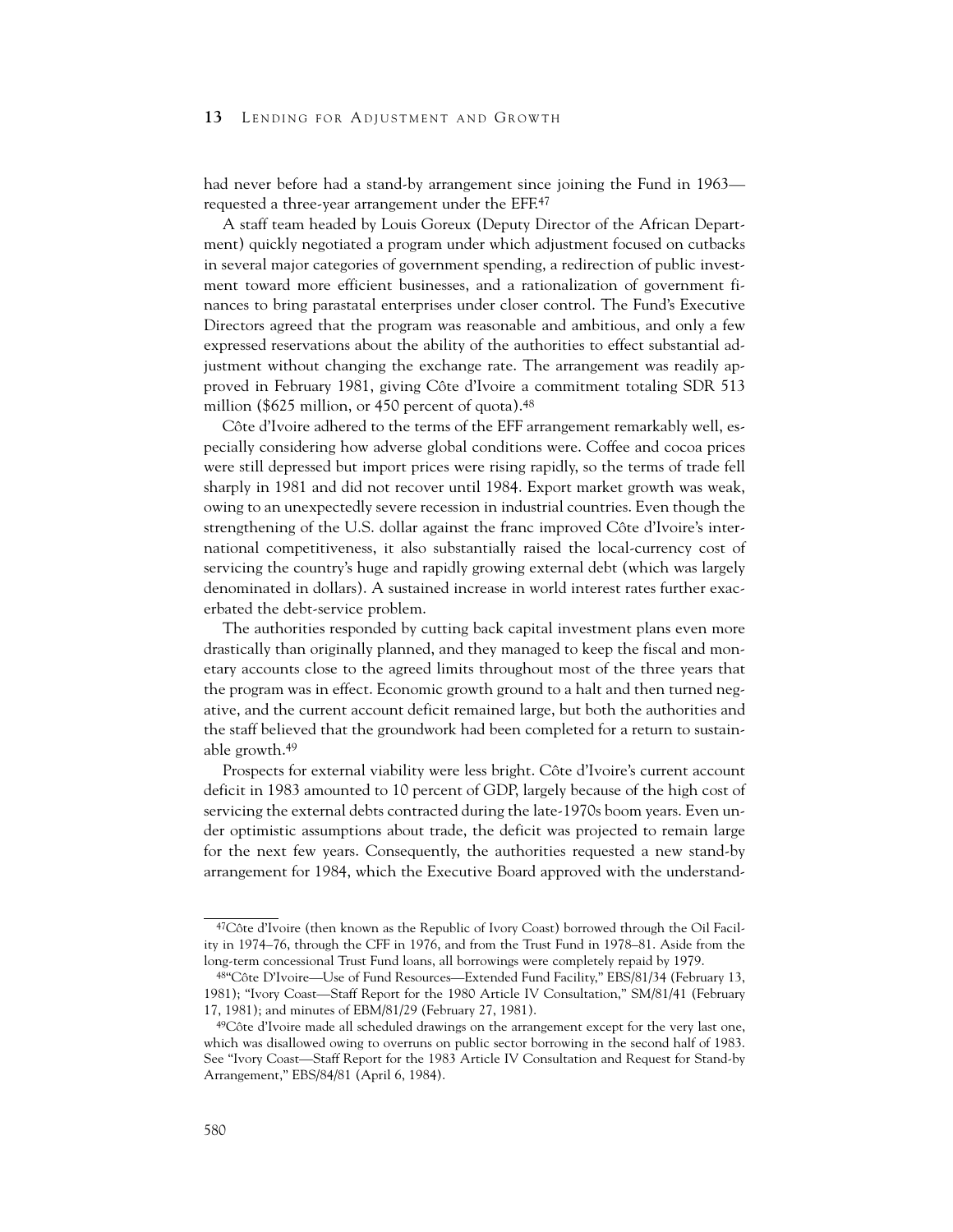had never before had a stand-by arrangement since joining the Fund in 1963—requested a three-year arrangement under the EFF.[47]

A staff team headed by Louis Goreux (Deputy Director of the African Department) quickly negotiated a program under which adjustment focused on cutbacks in several major categories of government spending, a redirection of public investment toward more efficient businesses, and a rationalization of government finances to bring parastatal enterprises under closer control. The Fund's Executive Directors agreed that the program was reasonable and ambitious, and only a few expressed reservations about the ability of the authorities to effect substantial adjustment without changing the exchange rate. The arrangement was readily approved in February 1981, giving Côte d'Ivoire a commitment totaling SDR 513 million ($625 million, or 450 percent of quota).[48]

Côte d'Ivoire adhered to the terms of the EFF arrangement remarkably well, especially considering how adverse global conditions were. Coffee and cocoa prices were still depressed but import prices were rising rapidly, so the terms of trade fell sharply in 1981 and did not recover until 1984. Export market growth was weak, owing to an unexpectedly severe recession in industrial countries. Even though the strengthening of the U.S. dollar against the franc improved Côte d'Ivoire's international competitiveness, it also substantially raised the local-currency cost of servicing the country's huge and rapidly growing external debt (which was largely denominated in dollars). A sustained increase in world interest rates further exacerbated the debt-service problem.

The authorities responded by cutting back capital investment plans even more drastically than originally planned, and they managed to keep the fiscal and monetary accounts close to the agreed limits throughout most of the three years that the program was in effect. Economic growth ground to a halt and then turned negative, and the current account deficit remained large, but both the authorities and the staff believed that the groundwork had been completed for a return to sustainable growth.[49]

Prospects for external viability were less bright. Côte d'Ivoire's current account deficit in 1983 amounted to 10 percent of GDP, largely because of the high cost of servicing the external debts contracted during the late-1970s boom years. Even under optimistic assumptions about trade, the deficit was projected to remain large for the next few years. Consequently, the authorities requested a new stand-by arrangement for 1984, which the Executive Board approved with the understand-

---

[47]Côte d'Ivoire (then known as the Republic of Ivory Coast) borrowed through the Oil Facility in 1974–76, through the CFF in 1976, and from the Trust Fund in 1978–81. Aside from the long-term concessional Trust Fund loans, all borrowings were completely repaid by 1979.

[48]"Côte D'Ivoire—Use of Fund Resources—Extended Fund Facility," EBS/81/34 (February 13, 1981); "Ivory Coast—Staff Report for the 1980 Article IV Consultation," SM/81/41 (February 17, 1981); and minutes of EBM/81/29 (February 27, 1981).

[49]Côte d'Ivoire made all scheduled drawings on the arrangement except for the very last one, which was disallowed owing to overruns on public sector borrowing in the second half of 1983. See "Ivory Coast—Staff Report for the 1983 Article IV Consultation and Request for Stand-by Arrangement," EBS/84/81 (April 6, 1984).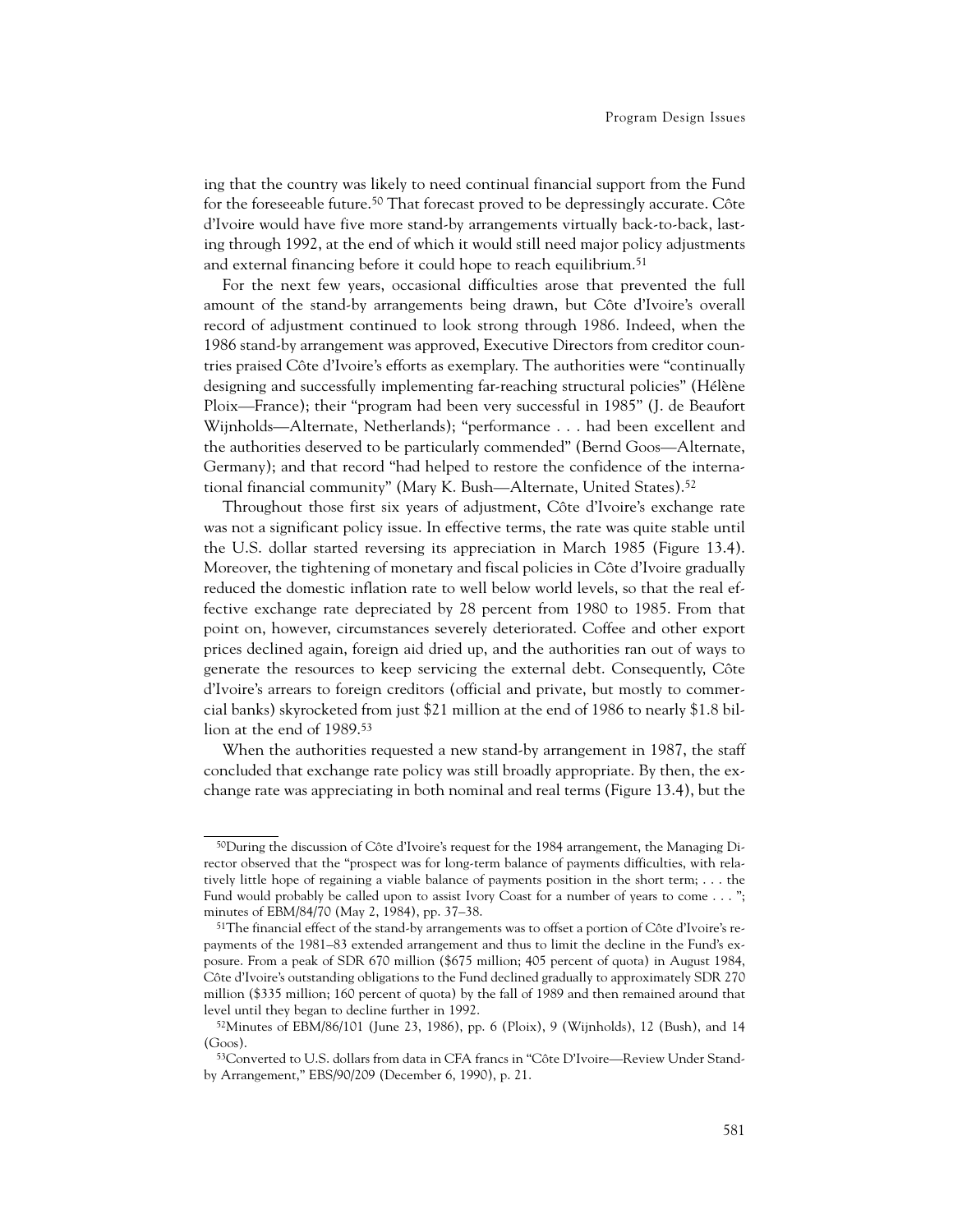ing that the country was likely to need continual financial support from the Fund for the foreseeable future.[50] That forecast proved to be depressingly accurate. Côte d'Ivoire would have five more stand-by arrangements virtually back-to-back, lasting through 1992, at the end of which it would still need major policy adjustments and external financing before it could hope to reach equilibrium.[51]

For the next few years, occasional difficulties arose that prevented the full amount of the stand-by arrangements being drawn, but Côte d'Ivoire's overall record of adjustment continued to look strong through 1986. Indeed, when the 1986 stand-by arrangement was approved, Executive Directors from creditor countries praised Côte d'Ivoire's efforts as exemplary. The authorities were "continually designing and successfully implementing far-reaching structural policies" (Hélène Ploix—France); their "program had been very successful in 1985" (J. de Beaufort Wijnholds—Alternate, Netherlands); "performance . . . had been excellent and the authorities deserved to be particularly commended" (Bernd Goos—Alternate, Germany); and that record "had helped to restore the confidence of the international financial community" (Mary K. Bush—Alternate, United States).[52]

Throughout those first six years of adjustment, Côte d'Ivoire's exchange rate was not a significant policy issue. In effective terms, the rate was quite stable until the U.S. dollar started reversing its appreciation in March 1985 (Figure 13.4). Moreover, the tightening of monetary and fiscal policies in Côte d'Ivoire gradually reduced the domestic inflation rate to well below world levels, so that the real effective exchange rate depreciated by 28 percent from 1980 to 1985. From that point on, however, circumstances severely deteriorated. Coffee and other export prices declined again, foreign aid dried up, and the authorities ran out of ways to generate the resources to keep servicing the external debt. Consequently, Côte d'Ivoire's arrears to foreign creditors (official and private, but mostly to commercial banks) skyrocketed from just $21 million at the end of 1986 to nearly $1.8 billion at the end of 1989.[53]

When the authorities requested a new stand-by arrangement in 1987, the staff concluded that exchange rate policy was still broadly appropriate. By then, the exchange rate was appreciating in both nominal and real terms (Figure 13.4), but the

---

[50]During the discussion of Côte d'Ivoire's request for the 1984 arrangement, the Managing Director observed that the "prospect was for long-term balance of payments difficulties, with relatively little hope of regaining a viable balance of payments position in the short term; . . . the Fund would probably be called upon to assist Ivory Coast for a number of years to come . . . "; minutes of EBM/84/70 (May 2, 1984), pp. 37–38.

[51]The financial effect of the stand-by arrangements was to offset a portion of Côte d'Ivoire's repayments of the 1981–83 extended arrangement and thus to limit the decline in the Fund's exposure. From a peak of SDR 670 million ($675 million; 405 percent of quota) in August 1984, Côte d'Ivoire's outstanding obligations to the Fund declined gradually to approximately SDR 270 million ($335 million; 160 percent of quota) by the fall of 1989 and then remained around that level until they began to decline further in 1992.

[52]Minutes of EBM/86/101 (June 23, 1986), pp. 6 (Ploix), 9 (Wijnholds), 12 (Bush), and 14 (Goos).

[53]Converted to U.S. dollars from data in CFA francs in "Côte D'Ivoire—Review Under Stand-by Arrangement," EBS/90/209 (December 6, 1990), p. 21.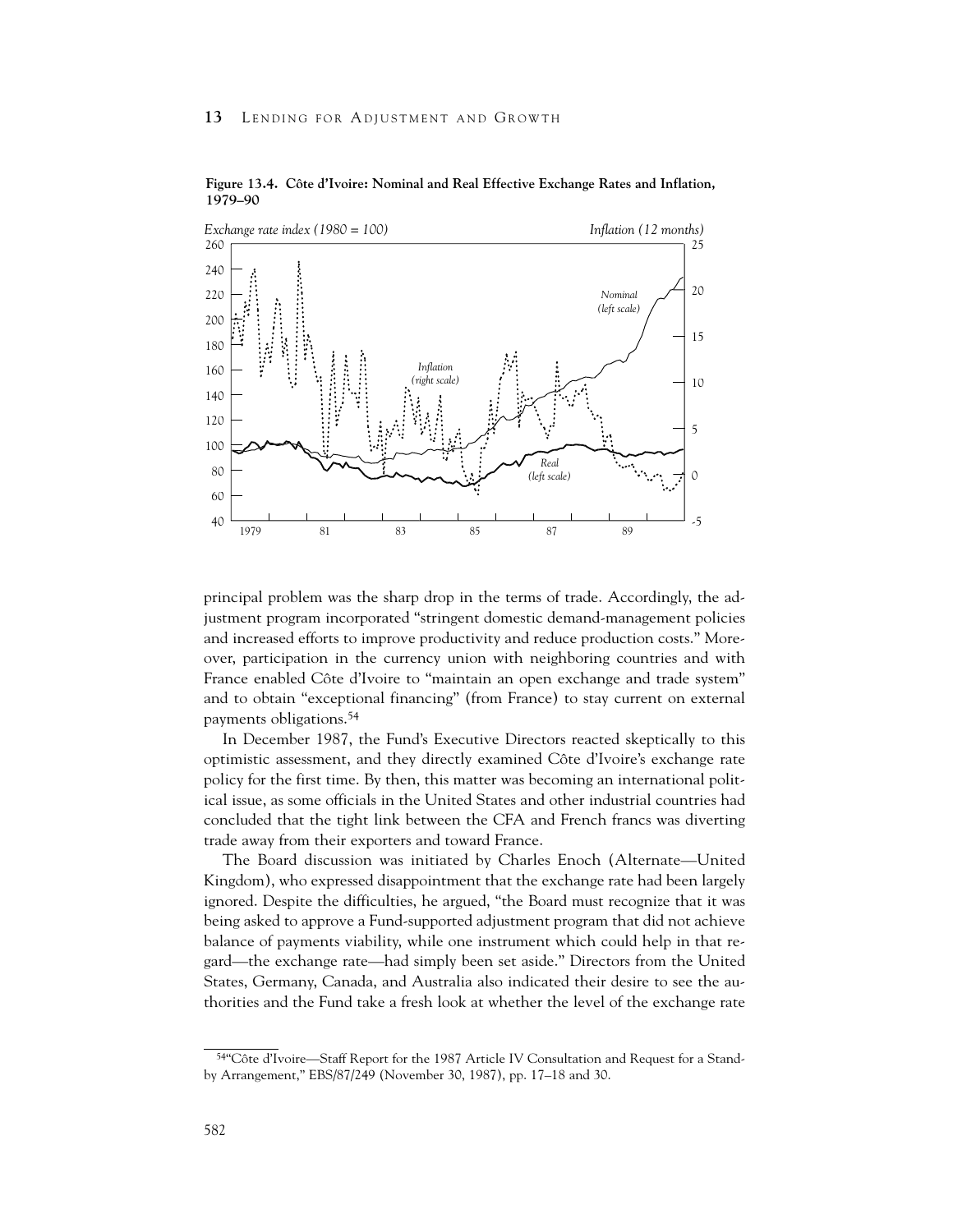**Figure 13.4. Côte d'Ivoire: Nominal and Real Effective Exchange Rates and Inflation, 1979–90**

principal problem was the sharp drop in the terms of trade. Accordingly, the adjustment program incorporated "stringent domestic demand-management policies and increased efforts to improve productivity and reduce production costs." Moreover, participation in the currency union with neighboring countries and with France enabled Côte d'Ivoire to "maintain an open exchange and trade system" and to obtain "exceptional financing" (from France) to stay current on external payments obligations.[54]

In December 1987, the Fund's Executive Directors reacted skeptically to this optimistic assessment, and they directly examined Côte d'Ivoire's exchange rate policy for the first time. By then, this matter was becoming an international political issue, as some officials in the United States and other industrial countries had concluded that the tight link between the CFA and French francs was diverting trade away from their exporters and toward France.

The Board discussion was initiated by Charles Enoch (Alternate—United Kingdom), who expressed disappointment that the exchange rate had been largely ignored. Despite the difficulties, he argued, "the Board must recognize that it was being asked to approve a Fund-supported adjustment program that did not achieve balance of payments viability, while one instrument which could help in that regard—the exchange rate—had simply been set aside." Directors from the United States, Germany, Canada, and Australia also indicated their desire to see the authorities and the Fund take a fresh look at whether the level of the exchange rate

---

[54] "Côte d'Ivoire—Staff Report for the 1987 Article IV Consultation and Request for a Stand-by Arrangement," EBS/87/249 (November 30, 1987), pp. 17–18 and 30.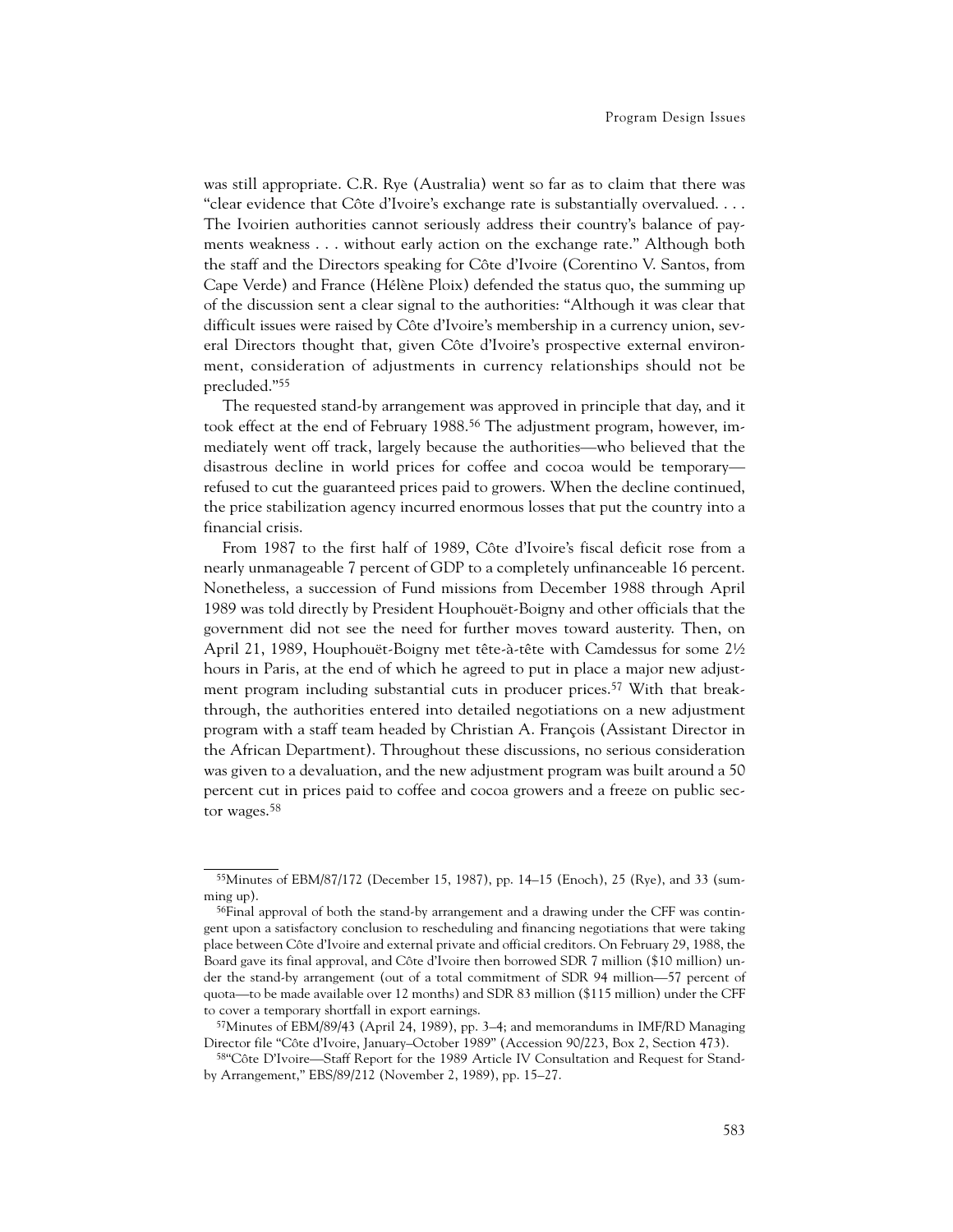was still appropriate. C.R. Rye (Australia) went so far as to claim that there was "clear evidence that Côte d'Ivoire's exchange rate is substantially overvalued. . . . The Ivoirien authorities cannot seriously address their country's balance of payments weakness . . . without early action on the exchange rate." Although both the staff and the Directors speaking for Côte d'Ivoire (Corentino V. Santos, from Cape Verde) and France (Hélène Ploix) defended the status quo, the summing up of the discussion sent a clear signal to the authorities: "Although it was clear that difficult issues were raised by Côte d'Ivoire's membership in a currency union, several Directors thought that, given Côte d'Ivoire's prospective external environment, consideration of adjustments in currency relationships should not be precluded."[55]

The requested stand-by arrangement was approved in principle that day, and it took effect at the end of February 1988.[56] The adjustment program, however, immediately went off track, largely because the authorities—who believed that the disastrous decline in world prices for coffee and cocoa would be temporary—refused to cut the guaranteed prices paid to growers. When the decline continued, the price stabilization agency incurred enormous losses that put the country into a financial crisis.

From 1987 to the first half of 1989, Côte d'Ivoire's fiscal deficit rose from a nearly unmanageable 7 percent of GDP to a completely unfinanceable 16 percent. Nonetheless, a succession of Fund missions from December 1988 through April 1989 was told directly by President Houphouët-Boigny and other officials that the government did not see the need for further moves toward austerity. Then, on April 21, 1989, Houphouët-Boigny met tête-à-tête with Camdessus for some 2½ hours in Paris, at the end of which he agreed to put in place a major new adjustment program including substantial cuts in producer prices.[57] With that breakthrough, the authorities entered into detailed negotiations on a new adjustment program with a staff team headed by Christian A. François (Assistant Director in the African Department). Throughout these discussions, no serious consideration was given to a devaluation, and the new adjustment program was built around a 50 percent cut in prices paid to coffee and cocoa growers and a freeze on public sector wages.[58]

---

[55] Minutes of EBM/87/172 (December 15, 1987), pp. 14–15 (Enoch), 25 (Rye), and 33 (summing up).

[56] Final approval of both the stand-by arrangement and a drawing under the CFF was contingent upon a satisfactory conclusion to rescheduling and financing negotiations that were taking place between Côte d'Ivoire and external private and official creditors. On February 29, 1988, the Board gave its final approval, and Côte d'Ivoire then borrowed SDR 7 million ($10 million) under the stand-by arrangement (out of a total commitment of SDR 94 million—57 percent of quota—to be made available over 12 months) and SDR 83 million ($115 million) under the CFF to cover a temporary shortfall in export earnings.

[57] Minutes of EBM/89/43 (April 24, 1989), pp. 3–4; and memorandums in IMF/RD Managing Director file "Côte d'Ivoire, January–October 1989" (Accession 90/223, Box 2, Section 473).

[58] "Côte D'Ivoire—Staff Report for the 1989 Article IV Consultation and Request for Stand-by Arrangement," EBS/89/212 (November 2, 1989), pp. 15–27.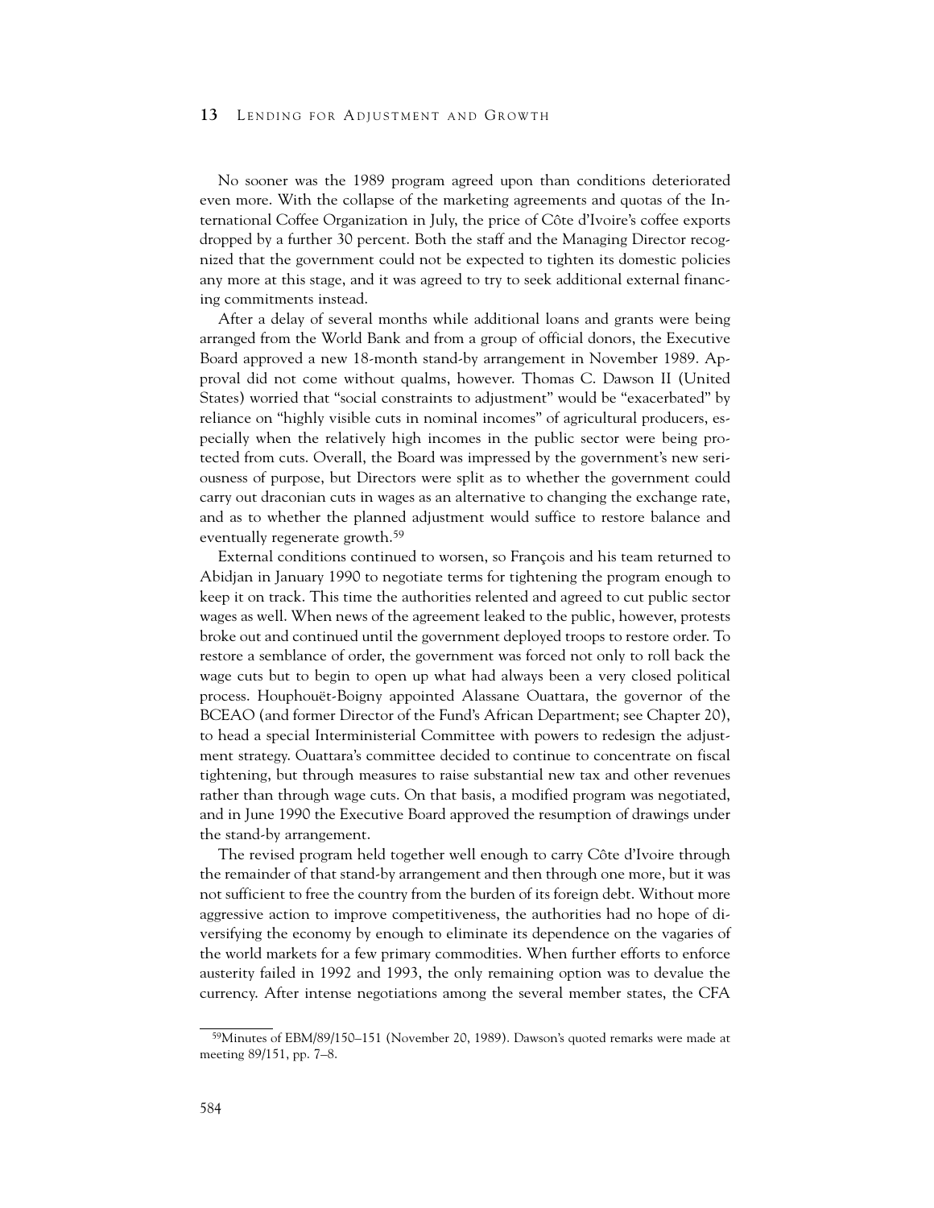No sooner was the 1989 program agreed upon than conditions deteriorated even more. With the collapse of the marketing agreements and quotas of the International Coffee Organization in July, the price of Côte d'Ivoire's coffee exports dropped by a further 30 percent. Both the staff and the Managing Director recognized that the government could not be expected to tighten its domestic policies any more at this stage, and it was agreed to try to seek additional external financing commitments instead.

After a delay of several months while additional loans and grants were being arranged from the World Bank and from a group of official donors, the Executive Board approved a new 18-month stand-by arrangement in November 1989. Approval did not come without qualms, however. Thomas C. Dawson II (United States) worried that "social constraints to adjustment" would be "exacerbated" by reliance on "highly visible cuts in nominal incomes" of agricultural producers, especially when the relatively high incomes in the public sector were being protected from cuts. Overall, the Board was impressed by the government's new seriousness of purpose, but Directors were split as to whether the government could carry out draconian cuts in wages as an alternative to changing the exchange rate, and as to whether the planned adjustment would suffice to restore balance and eventually regenerate growth.[59]

External conditions continued to worsen, so François and his team returned to Abidjan in January 1990 to negotiate terms for tightening the program enough to keep it on track. This time the authorities relented and agreed to cut public sector wages as well. When news of the agreement leaked to the public, however, protests broke out and continued until the government deployed troops to restore order. To restore a semblance of order, the government was forced not only to roll back the wage cuts but to begin to open up what had always been a very closed political process. Houphouët-Boigny appointed Alassane Ouattara, the governor of the BCEAO (and former Director of the Fund's African Department; see Chapter 20), to head a special Interministerial Committee with powers to redesign the adjustment strategy. Ouattara's committee decided to continue to concentrate on fiscal tightening, but through measures to raise substantial new tax and other revenues rather than through wage cuts. On that basis, a modified program was negotiated, and in June 1990 the Executive Board approved the resumption of drawings under the stand-by arrangement.

The revised program held together well enough to carry Côte d'Ivoire through the remainder of that stand-by arrangement and then through one more, but it was not sufficient to free the country from the burden of its foreign debt. Without more aggressive action to improve competitiveness, the authorities had no hope of diversifying the economy by enough to eliminate its dependence on the vagaries of the world markets for a few primary commodities. When further efforts to enforce austerity failed in 1992 and 1993, the only remaining option was to devalue the currency. After intense negotiations among the several member states, the CFA

---

[59]Minutes of EBM/89/150–151 (November 20, 1989). Dawson's quoted remarks were made at meeting 89/151, pp. 7–8.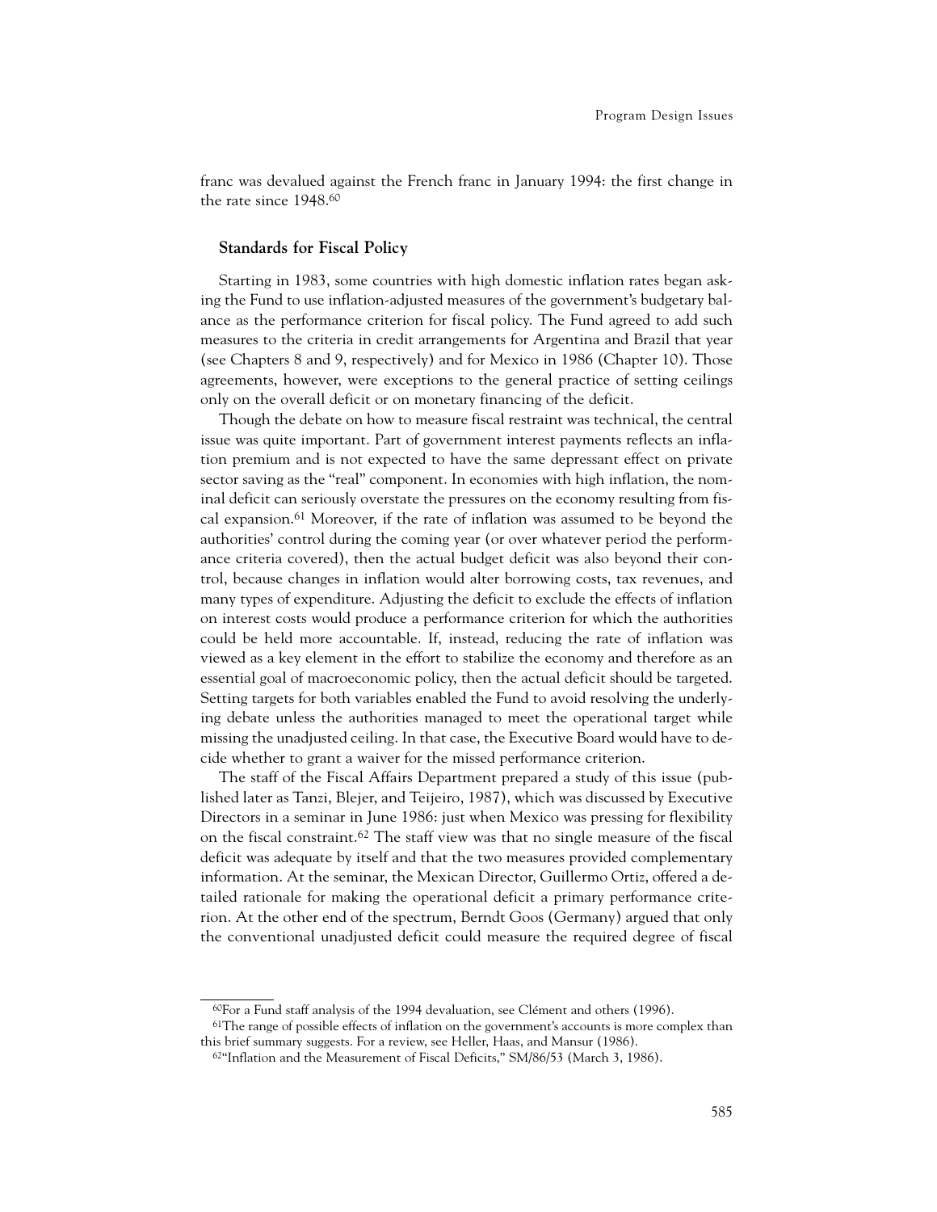franc was devalued against the French franc in January 1994: the first change in the rate since 1948.[60]

### Standards for Fiscal Policy

Starting in 1983, some countries with high domestic inflation rates began asking the Fund to use inflation-adjusted measures of the government's budgetary balance as the performance criterion for fiscal policy. The Fund agreed to add such measures to the criteria in credit arrangements for Argentina and Brazil that year (see Chapters 8 and 9, respectively) and for Mexico in 1986 (Chapter 10). Those agreements, however, were exceptions to the general practice of setting ceilings only on the overall deficit or on monetary financing of the deficit.

Though the debate on how to measure fiscal restraint was technical, the central issue was quite important. Part of government interest payments reflects an inflation premium and is not expected to have the same depressant effect on private sector saving as the "real" component. In economies with high inflation, the nominal deficit can seriously overstate the pressures on the economy resulting from fiscal expansion.[61] Moreover, if the rate of inflation was assumed to be beyond the authorities' control during the coming year (or over whatever period the performance criteria covered), then the actual budget deficit was also beyond their control, because changes in inflation would alter borrowing costs, tax revenues, and many types of expenditure. Adjusting the deficit to exclude the effects of inflation on interest costs would produce a performance criterion for which the authorities could be held more accountable. If, instead, reducing the rate of inflation was viewed as a key element in the effort to stabilize the economy and therefore as an essential goal of macroeconomic policy, then the actual deficit should be targeted. Setting targets for both variables enabled the Fund to avoid resolving the underlying debate unless the authorities managed to meet the operational target while missing the unadjusted ceiling. In that case, the Executive Board would have to decide whether to grant a waiver for the missed performance criterion.

The staff of the Fiscal Affairs Department prepared a study of this issue (published later as Tanzi, Blejer, and Teijeiro, 1987), which was discussed by Executive Directors in a seminar in June 1986: just when Mexico was pressing for flexibility on the fiscal constraint.[62] The staff view was that no single measure of the fiscal deficit was adequate by itself and that the two measures provided complementary information. At the seminar, the Mexican Director, Guillermo Ortiz, offered a detailed rationale for making the operational deficit a primary performance criterion. At the other end of the spectrum, Berndt Goos (Germany) argued that only the conventional unadjusted deficit could measure the required degree of fiscal

---

[60]For a Fund staff analysis of the 1994 devaluation, see Clément and others (1996).

[61]The range of possible effects of inflation on the government's accounts is more complex than this brief summary suggests. For a review, see Heller, Haas, and Mansur (1986).

[62]"Inflation and the Measurement of Fiscal Deficits," SM/86/53 (March 3, 1986).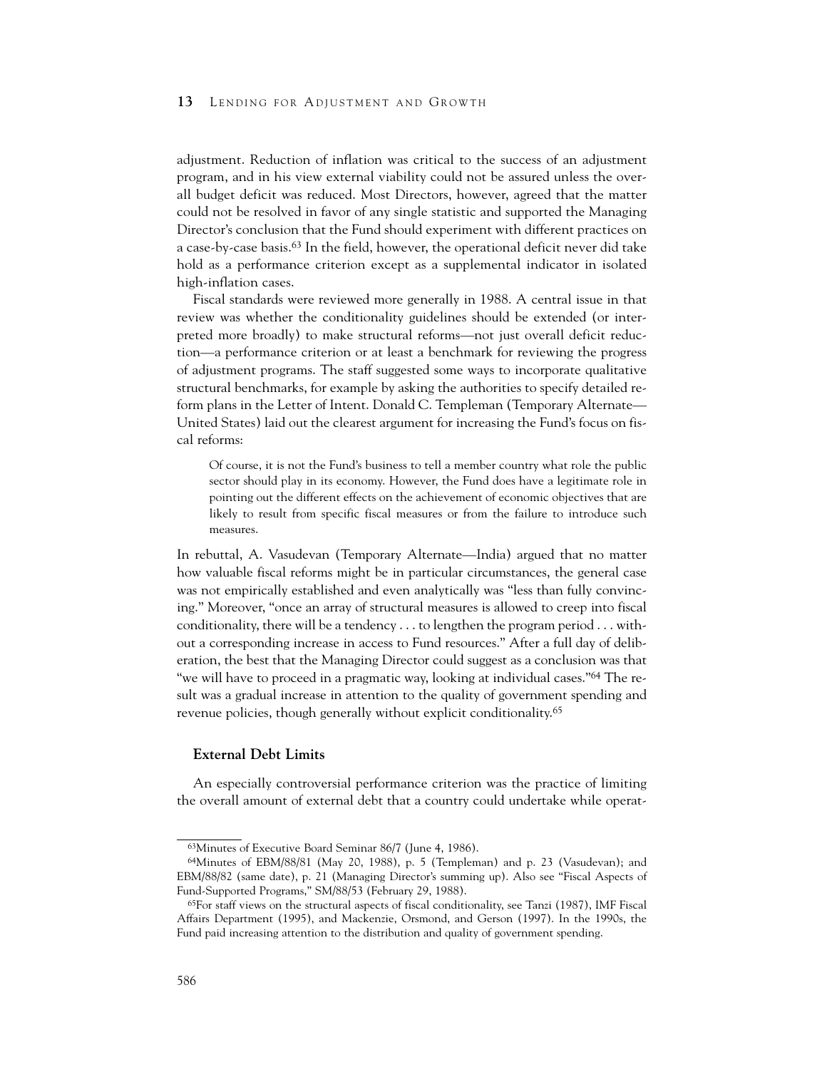adjustment. Reduction of inflation was critical to the success of an adjustment program, and in his view external viability could not be assured unless the overall budget deficit was reduced. Most Directors, however, agreed that the matter could not be resolved in favor of any single statistic and supported the Managing Director's conclusion that the Fund should experiment with different practices on a case-by-case basis.[63] In the field, however, the operational deficit never did take hold as a performance criterion except as a supplemental indicator in isolated high-inflation cases.

Fiscal standards were reviewed more generally in 1988. A central issue in that review was whether the conditionality guidelines should be extended (or interpreted more broadly) to make structural reforms—not just overall deficit reduction—a performance criterion or at least a benchmark for reviewing the progress of adjustment programs. The staff suggested some ways to incorporate qualitative structural benchmarks, for example by asking the authorities to specify detailed reform plans in the Letter of Intent. Donald C. Templeman (Temporary Alternate—United States) laid out the clearest argument for increasing the Fund's focus on fiscal reforms:

> Of course, it is not the Fund's business to tell a member country what role the public sector should play in its economy. However, the Fund does have a legitimate role in pointing out the different effects on the achievement of economic objectives that are likely to result from specific fiscal measures or from the failure to introduce such measures.

In rebuttal, A. Vasudevan (Temporary Alternate—India) argued that no matter how valuable fiscal reforms might be in particular circumstances, the general case was not empirically established and even analytically was "less than fully convincing." Moreover, "once an array of structural measures is allowed to creep into fiscal conditionality, there will be a tendency . . . to lengthen the program period . . . without a corresponding increase in access to Fund resources." After a full day of deliberation, the best that the Managing Director could suggest as a conclusion was that "we will have to proceed in a pragmatic way, looking at individual cases."[64] The result was a gradual increase in attention to the quality of government spending and revenue policies, though generally without explicit conditionality.[65]

### External Debt Limits

An especially controversial performance criterion was the practice of limiting the overall amount of external debt that a country could undertake while operat-

---

[63]Minutes of Executive Board Seminar 86/7 (June 4, 1986).

[64]Minutes of EBM/88/81 (May 20, 1988), p. 5 (Templeman) and p. 23 (Vasudevan); and EBM/88/82 (same date), p. 21 (Managing Director's summing up). Also see "Fiscal Aspects of Fund-Supported Programs," SM/88/53 (February 29, 1988).

[65]For staff views on the structural aspects of fiscal conditionality, see Tanzi (1987), IMF Fiscal Affairs Department (1995), and Mackenzie, Orsmond, and Gerson (1997). In the 1990s, the Fund paid increasing attention to the distribution and quality of government spending.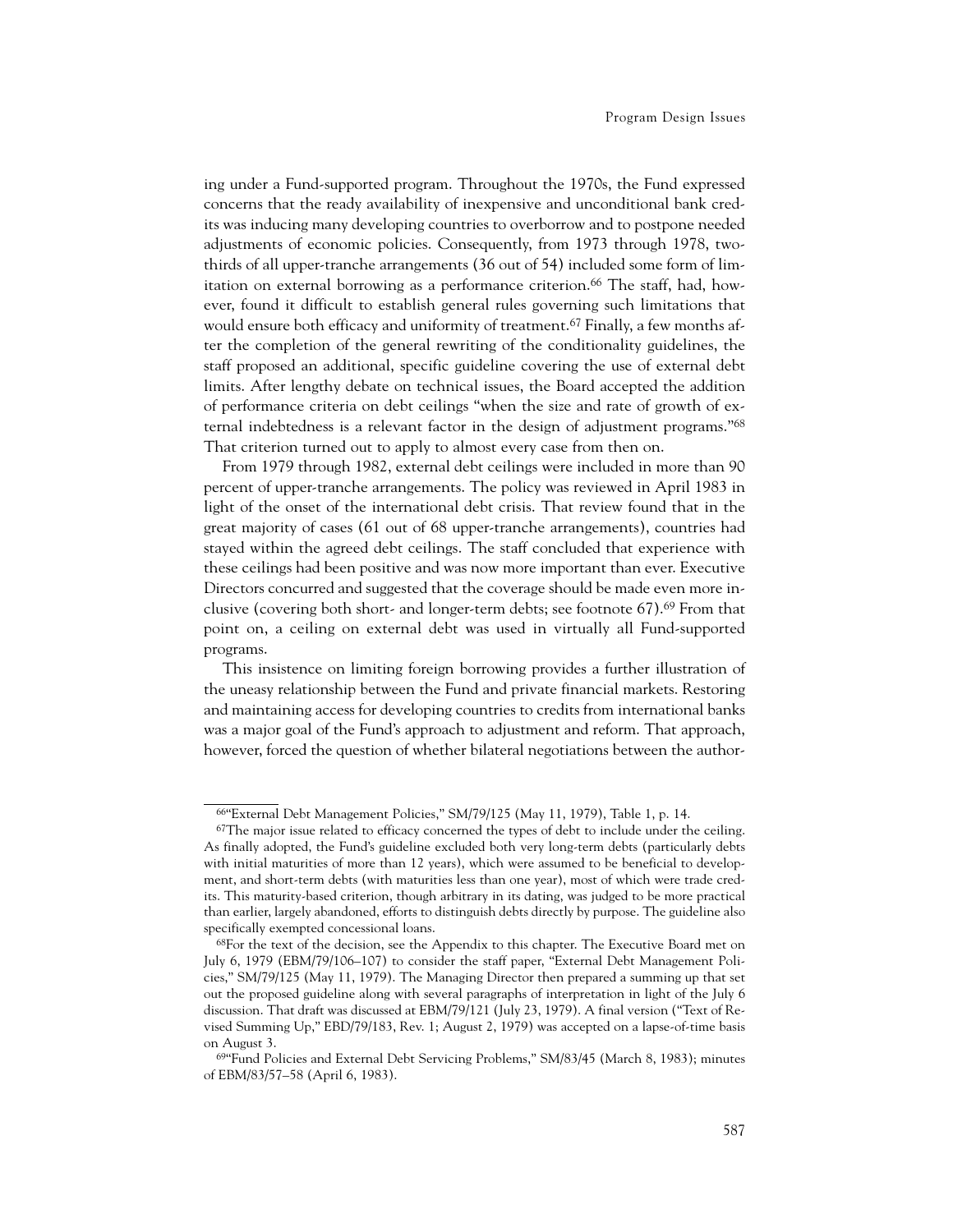ing under a Fund-supported program. Throughout the 1970s, the Fund expressed concerns that the ready availability of inexpensive and unconditional bank credits was inducing many developing countries to overborrow and to postpone needed adjustments of economic policies. Consequently, from 1973 through 1978, two-thirds of all upper-tranche arrangements (36 out of 54) included some form of limitation on external borrowing as a performance criterion.[66] The staff, had, however, found it difficult to establish general rules governing such limitations that would ensure both efficacy and uniformity of treatment.[67] Finally, a few months after the completion of the general rewriting of the conditionality guidelines, the staff proposed an additional, specific guideline covering the use of external debt limits. After lengthy debate on technical issues, the Board accepted the addition of performance criteria on debt ceilings "when the size and rate of growth of external indebtedness is a relevant factor in the design of adjustment programs."[68] That criterion turned out to apply to almost every case from then on.

From 1979 through 1982, external debt ceilings were included in more than 90 percent of upper-tranche arrangements. The policy was reviewed in April 1983 in light of the onset of the international debt crisis. That review found that in the great majority of cases (61 out of 68 upper-tranche arrangements), countries had stayed within the agreed debt ceilings. The staff concluded that experience with these ceilings had been positive and was now more important than ever. Executive Directors concurred and suggested that the coverage should be made even more inclusive (covering both short- and longer-term debts; see footnote 67).[69] From that point on, a ceiling on external debt was used in virtually all Fund-supported programs.

This insistence on limiting foreign borrowing provides a further illustration of the uneasy relationship between the Fund and private financial markets. Restoring and maintaining access for developing countries to credits from international banks was a major goal of the Fund's approach to adjustment and reform. That approach, however, forced the question of whether bilateral negotiations between the author-

---

[66]"External Debt Management Policies," SM/79/125 (May 11, 1979), Table 1, p. 14.

[67]The major issue related to efficacy concerned the types of debt to include under the ceiling. As finally adopted, the Fund's guideline excluded both very long-term debts (particularly debts with initial maturities of more than 12 years), which were assumed to be beneficial to development, and short-term debts (with maturities less than one year), most of which were trade credits. This maturity-based criterion, though arbitrary in its dating, was judged to be more practical than earlier, largely abandoned, efforts to distinguish debts directly by purpose. The guideline also specifically exempted concessional loans.

[68]For the text of the decision, see the Appendix to this chapter. The Executive Board met on July 6, 1979 (EBM/79/106–107) to consider the staff paper, "External Debt Management Policies," SM/79/125 (May 11, 1979). The Managing Director then prepared a summing up that set out the proposed guideline along with several paragraphs of interpretation in light of the July 6 discussion. That draft was discussed at EBM/79/121 (July 23, 1979). A final version ("Text of Revised Summing Up," EBD/79/183, Rev. 1; August 2, 1979) was accepted on a lapse-of-time basis on August 3.

[69]"Fund Policies and External Debt Servicing Problems," SM/83/45 (March 8, 1983); minutes of EBM/83/57–58 (April 6, 1983).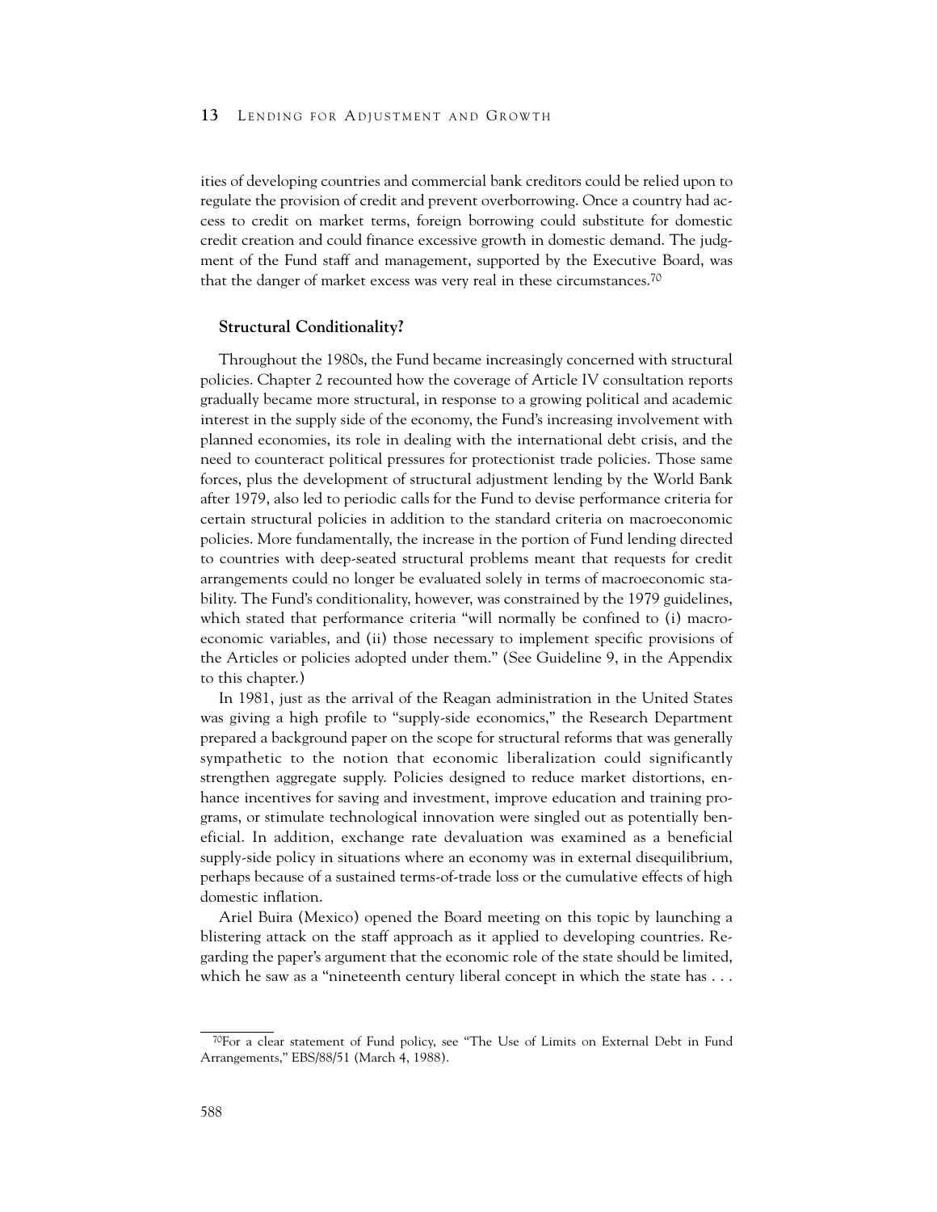ities of developing countries and commercial bank creditors could be relied upon to regulate the provision of credit and prevent overborrowing. Once a country had access to credit on market terms, foreign borrowing could substitute for domestic credit creation and could finance excessive growth in domestic demand. The judgment of the Fund staff and management, supported by the Executive Board, was that the danger of market excess was very real in these circumstances.[70]

### Structural Conditionality?

Throughout the 1980s, the Fund became increasingly concerned with structural policies. Chapter 2 recounted how the coverage of Article IV consultation reports gradually became more structural, in response to a growing political and academic interest in the supply side of the economy, the Fund's increasing involvement with planned economies, its role in dealing with the international debt crisis, and the need to counteract political pressures for protectionist trade policies. Those same forces, plus the development of structural adjustment lending by the World Bank after 1979, also led to periodic calls for the Fund to devise performance criteria for certain structural policies in addition to the standard criteria on macroeconomic policies. More fundamentally, the increase in the portion of Fund lending directed to countries with deep-seated structural problems meant that requests for credit arrangements could no longer be evaluated solely in terms of macroeconomic stability. The Fund's conditionality, however, was constrained by the 1979 guidelines, which stated that performance criteria "will normally be confined to (i) macroeconomic variables, and (ii) those necessary to implement specific provisions of the Articles or policies adopted under them." (See Guideline 9, in the Appendix to this chapter.)

In 1981, just as the arrival of the Reagan administration in the United States was giving a high profile to "supply-side economics," the Research Department prepared a background paper on the scope for structural reforms that was generally sympathetic to the notion that economic liberalization could significantly strengthen aggregate supply. Policies designed to reduce market distortions, enhance incentives for saving and investment, improve education and training programs, or stimulate technological innovation were singled out as potentially beneficial. In addition, exchange rate devaluation was examined as a beneficial supply-side policy in situations where an economy was in external disequilibrium, perhaps because of a sustained terms-of-trade loss or the cumulative effects of high domestic inflation.

Ariel Buira (Mexico) opened the Board meeting on this topic by launching a blistering attack on the staff approach as it applied to developing countries. Regarding the paper's argument that the economic role of the state should be limited, which he saw as a "nineteenth century liberal concept in which the state has . . .

---

[70] For a clear statement of Fund policy, see "The Use of Limits on External Debt in Fund Arrangements," EBS/88/51 (March 4, 1988).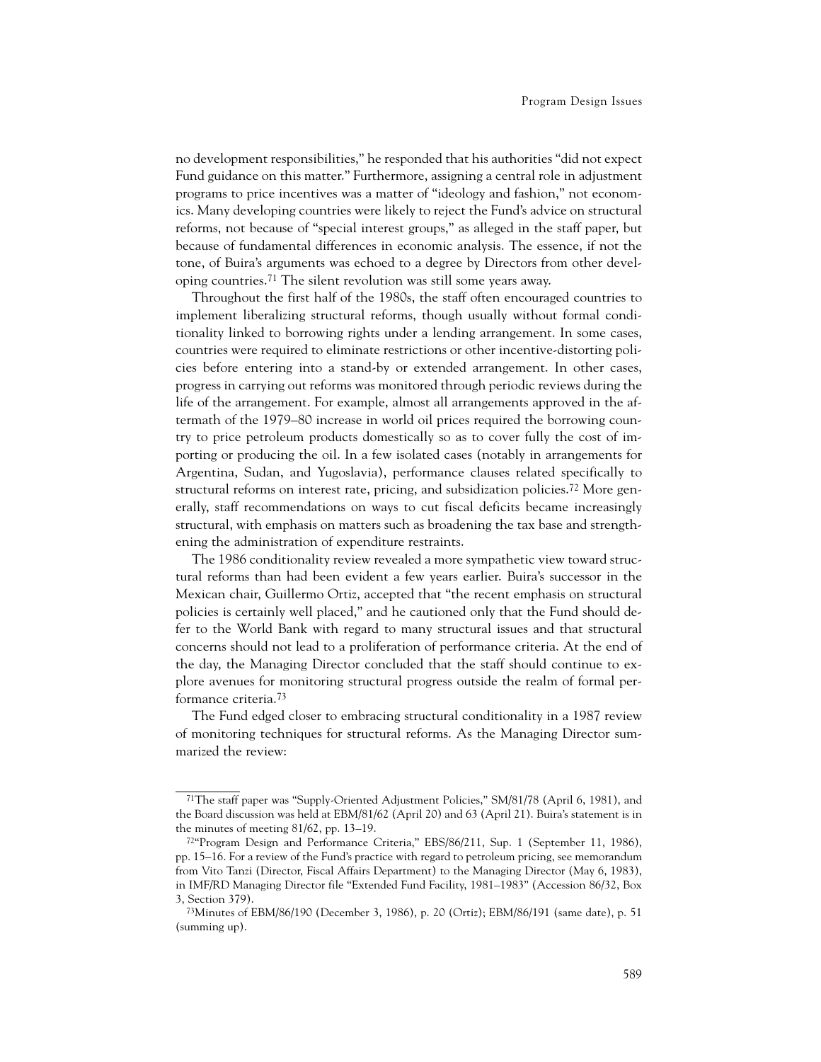no development responsibilities," he responded that his authorities "did not expect Fund guidance on this matter." Furthermore, assigning a central role in adjustment programs to price incentives was a matter of "ideology and fashion," not economics. Many developing countries were likely to reject the Fund's advice on structural reforms, not because of "special interest groups," as alleged in the staff paper, but because of fundamental differences in economic analysis. The essence, if not the tone, of Buira's arguments was echoed to a degree by Directors from other developing countries.[71] The silent revolution was still some years away.

Throughout the first half of the 1980s, the staff often encouraged countries to implement liberalizing structural reforms, though usually without formal conditionality linked to borrowing rights under a lending arrangement. In some cases, countries were required to eliminate restrictions or other incentive-distorting policies before entering into a stand-by or extended arrangement. In other cases, progress in carrying out reforms was monitored through periodic reviews during the life of the arrangement. For example, almost all arrangements approved in the aftermath of the 1979–80 increase in world oil prices required the borrowing country to price petroleum products domestically so as to cover fully the cost of importing or producing the oil. In a few isolated cases (notably in arrangements for Argentina, Sudan, and Yugoslavia), performance clauses related specifically to structural reforms on interest rate, pricing, and subsidization policies.[72] More generally, staff recommendations on ways to cut fiscal deficits became increasingly structural, with emphasis on matters such as broadening the tax base and strengthening the administration of expenditure restraints.

The 1986 conditionality review revealed a more sympathetic view toward structural reforms than had been evident a few years earlier. Buira's successor in the Mexican chair, Guillermo Ortiz, accepted that "the recent emphasis on structural policies is certainly well placed," and he cautioned only that the Fund should defer to the World Bank with regard to many structural issues and that structural concerns should not lead to a proliferation of performance criteria. At the end of the day, the Managing Director concluded that the staff should continue to explore avenues for monitoring structural progress outside the realm of formal performance criteria.[73]

The Fund edged closer to embracing structural conditionality in a 1987 review of monitoring techniques for structural reforms. As the Managing Director summarized the review:

---

[71]The staff paper was "Supply-Oriented Adjustment Policies," SM/81/78 (April 6, 1981), and the Board discussion was held at EBM/81/62 (April 20) and 63 (April 21). Buira's statement is in the minutes of meeting 81/62, pp. 13–19.

[72]"Program Design and Performance Criteria," EBS/86/211, Sup. 1 (September 11, 1986), pp. 15–16. For a review of the Fund's practice with regard to petroleum pricing, see memorandum from Vito Tanzi (Director, Fiscal Affairs Department) to the Managing Director (May 6, 1983), in IMF/RD Managing Director file "Extended Fund Facility, 1981–1983" (Accession 86/32, Box 3, Section 379).

[73]Minutes of EBM/86/190 (December 3, 1986), p. 20 (Ortiz); EBM/86/191 (same date), p. 51 (summing up).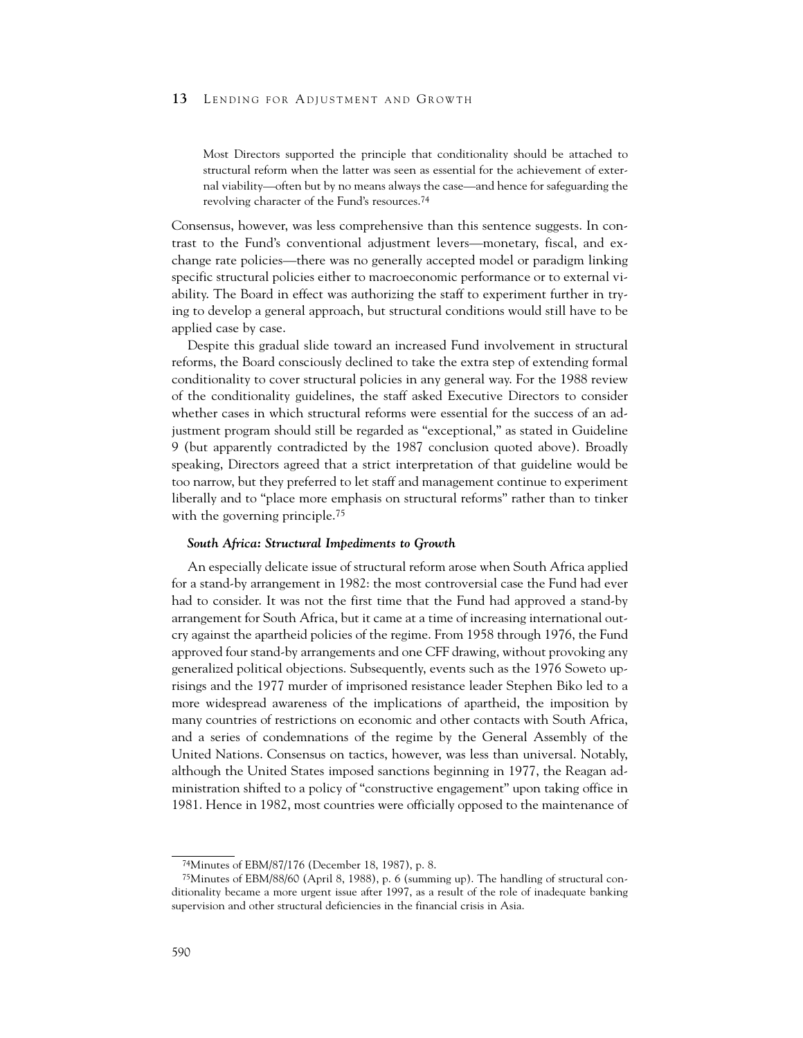> Most Directors supported the principle that conditionality should be attached to structural reform when the latter was seen as essential for the achievement of external viability—often but by no means always the case—and hence for safeguarding the revolving character of the Fund's resources.[74]

Consensus, however, was less comprehensive than this sentence suggests. In contrast to the Fund's conventional adjustment levers—monetary, fiscal, and exchange rate policies—there was no generally accepted model or paradigm linking specific structural policies either to macroeconomic performance or to external viability. The Board in effect was authorizing the staff to experiment further in trying to develop a general approach, but structural conditions would still have to be applied case by case.

Despite this gradual slide toward an increased Fund involvement in structural reforms, the Board consciously declined to take the extra step of extending formal conditionality to cover structural policies in any general way. For the 1988 review of the conditionality guidelines, the staff asked Executive Directors to consider whether cases in which structural reforms were essential for the success of an adjustment program should still be regarded as "exceptional," as stated in Guideline 9 (but apparently contradicted by the 1987 conclusion quoted above). Broadly speaking, Directors agreed that a strict interpretation of that guideline would be too narrow, but they preferred to let staff and management continue to experiment liberally and to "place more emphasis on structural reforms" rather than to tinker with the governing principle.[75]

### *South Africa: Structural Impediments to Growth*

An especially delicate issue of structural reform arose when South Africa applied for a stand-by arrangement in 1982: the most controversial case the Fund had ever had to consider. It was not the first time that the Fund had approved a stand-by arrangement for South Africa, but it came at a time of increasing international outcry against the apartheid policies of the regime. From 1958 through 1976, the Fund approved four stand-by arrangements and one CFF drawing, without provoking any generalized political objections. Subsequently, events such as the 1976 Soweto uprisings and the 1977 murder of imprisoned resistance leader Stephen Biko led to a more widespread awareness of the implications of apartheid, the imposition by many countries of restrictions on economic and other contacts with South Africa, and a series of condemnations of the regime by the General Assembly of the United Nations. Consensus on tactics, however, was less than universal. Notably, although the United States imposed sanctions beginning in 1977, the Reagan administration shifted to a policy of "constructive engagement" upon taking office in 1981. Hence in 1982, most countries were officially opposed to the maintenance of

---

[74] Minutes of EBM/87/176 (December 18, 1987), p. 8.

[75] Minutes of EBM/88/60 (April 8, 1988), p. 6 (summing up). The handling of structural conditionality became a more urgent issue after 1997, as a result of the role of inadequate banking supervision and other structural deficiencies in the financial crisis in Asia.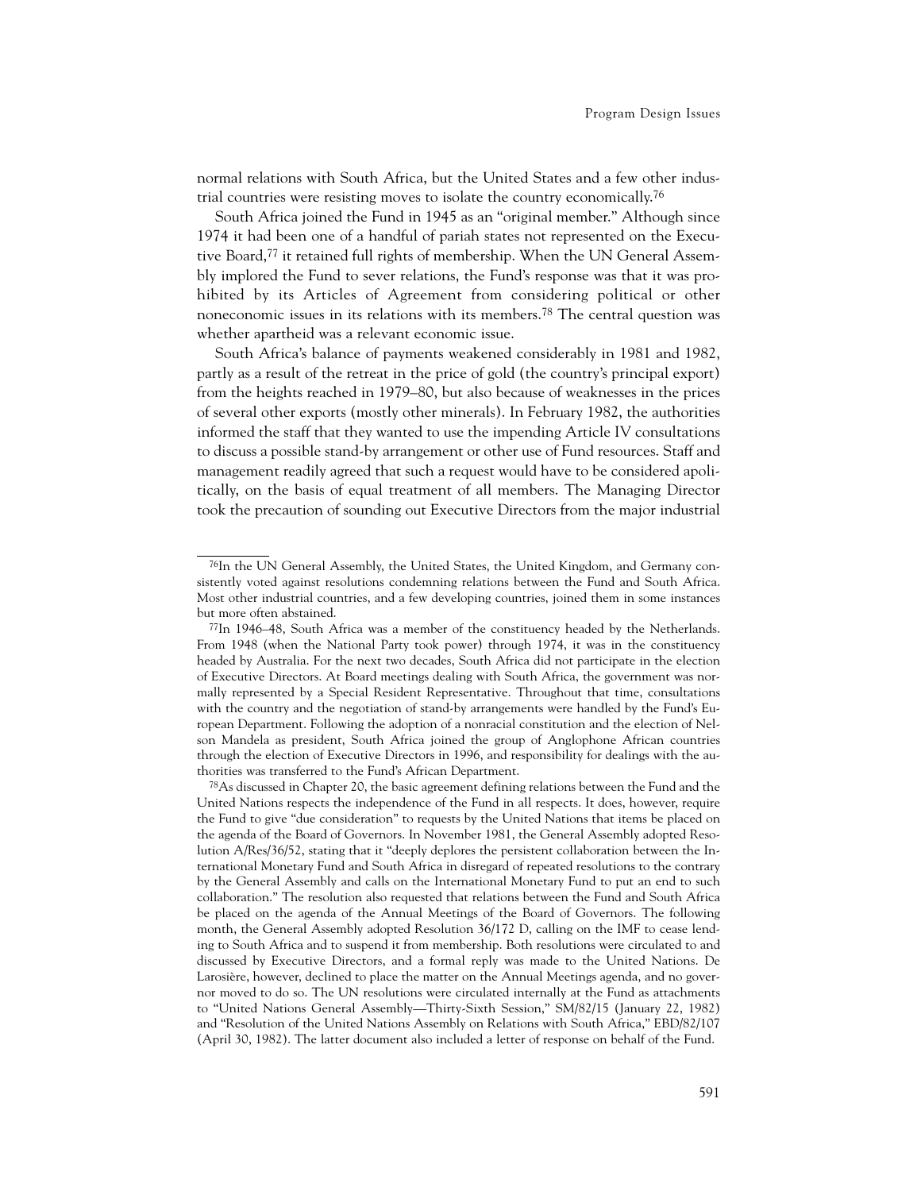normal relations with South Africa, but the United States and a few other industrial countries were resisting moves to isolate the country economically.[76]

South Africa joined the Fund in 1945 as an "original member." Although since 1974 it had been one of a handful of pariah states not represented on the Executive Board,[77] it retained full rights of membership. When the UN General Assembly implored the Fund to sever relations, the Fund's response was that it was prohibited by its Articles of Agreement from considering political or other noneconomic issues in its relations with its members.[78] The central question was whether apartheid was a relevant economic issue.

South Africa's balance of payments weakened considerably in 1981 and 1982, partly as a result of the retreat in the price of gold (the country's principal export) from the heights reached in 1979–80, but also because of weaknesses in the prices of several other exports (mostly other minerals). In February 1982, the authorities informed the staff that they wanted to use the impending Article IV consultations to discuss a possible stand-by arrangement or other use of Fund resources. Staff and management readily agreed that such a request would have to be considered apolitically, on the basis of equal treatment of all members. The Managing Director took the precaution of sounding out Executive Directors from the major industrial

---

[76]In the UN General Assembly, the United States, the United Kingdom, and Germany consistently voted against resolutions condemning relations between the Fund and South Africa. Most other industrial countries, and a few developing countries, joined them in some instances but more often abstained.

[77]In 1946–48, South Africa was a member of the constituency headed by the Netherlands. From 1948 (when the National Party took power) through 1974, it was in the constituency headed by Australia. For the next two decades, South Africa did not participate in the election of Executive Directors. At Board meetings dealing with South Africa, the government was normally represented by a Special Resident Representative. Throughout that time, consultations with the country and the negotiation of stand-by arrangements were handled by the Fund's European Department. Following the adoption of a nonracial constitution and the election of Nelson Mandela as president, South Africa joined the group of Anglophone African countries through the election of Executive Directors in 1996, and responsibility for dealings with the authorities was transferred to the Fund's African Department.

[78]As discussed in Chapter 20, the basic agreement defining relations between the Fund and the United Nations respects the independence of the Fund in all respects. It does, however, require the Fund to give "due consideration" to requests by the United Nations that items be placed on the agenda of the Board of Governors. In November 1981, the General Assembly adopted Resolution A/Res/36/52, stating that it "deeply deplores the persistent collaboration between the International Monetary Fund and South Africa in disregard of repeated resolutions to the contrary by the General Assembly and calls on the International Monetary Fund to put an end to such collaboration." The resolution also requested that relations between the Fund and South Africa be placed on the agenda of the Annual Meetings of the Board of Governors. The following month, the General Assembly adopted Resolution 36/172 D, calling on the IMF to cease lending to South Africa and to suspend it from membership. Both resolutions were circulated to and discussed by Executive Directors, and a formal reply was made to the United Nations. De Larosière, however, declined to place the matter on the Annual Meetings agenda, and no governor moved to do so. The UN resolutions were circulated internally at the Fund as attachments to "United Nations General Assembly—Thirty-Sixth Session," SM/82/15 (January 22, 1982) and "Resolution of the United Nations Assembly on Relations with South Africa," EBD/82/107 (April 30, 1982). The latter document also included a letter of response on behalf of the Fund.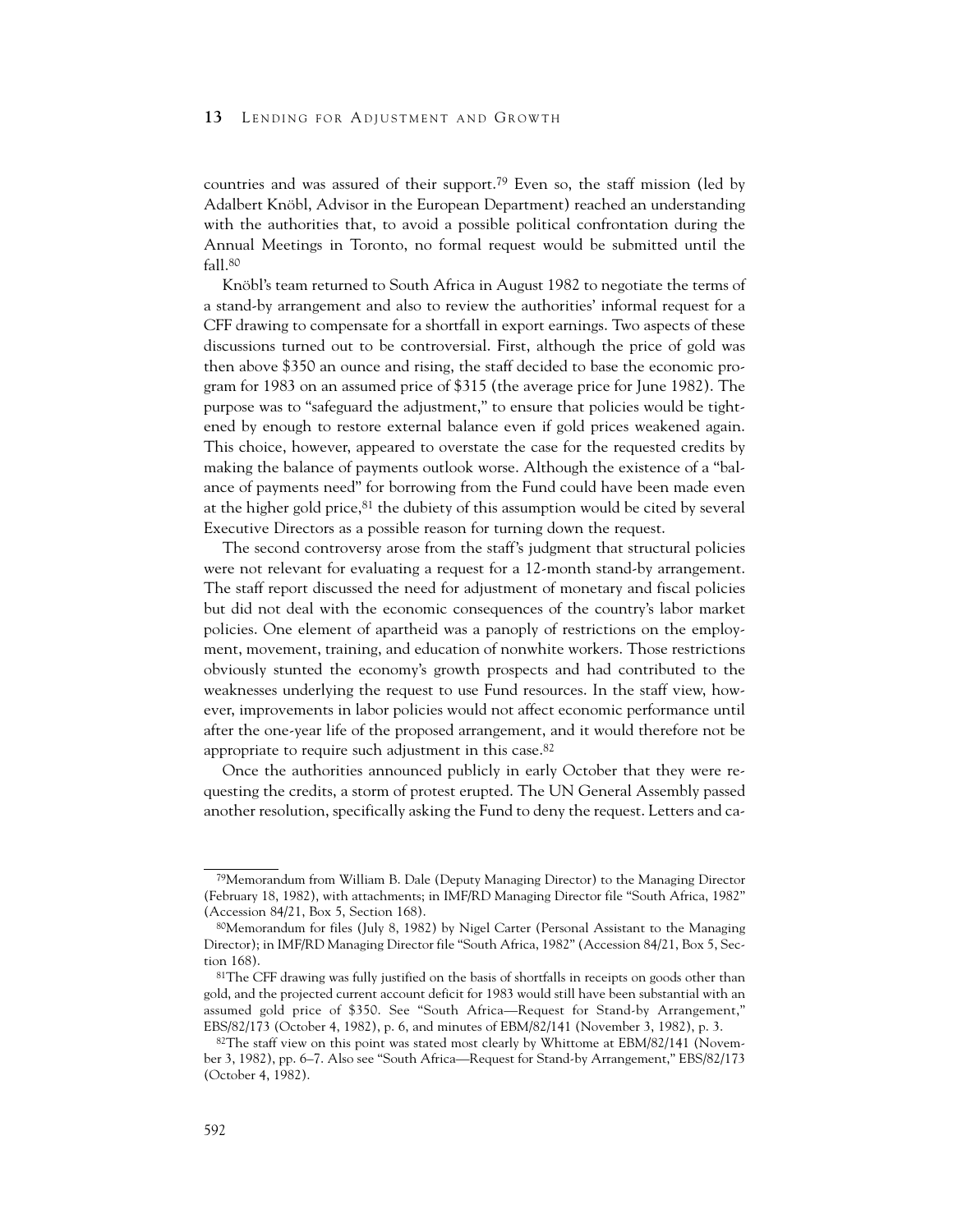countries and was assured of their support.[79] Even so, the staff mission (led by Adalbert Knöbl, Advisor in the European Department) reached an understanding with the authorities that, to avoid a possible political confrontation during the Annual Meetings in Toronto, no formal request would be submitted until the fall.[80]

Knöbl's team returned to South Africa in August 1982 to negotiate the terms of a stand-by arrangement and also to review the authorities' informal request for a CFF drawing to compensate for a shortfall in export earnings. Two aspects of these discussions turned out to be controversial. First, although the price of gold was then above $350 an ounce and rising, the staff decided to base the economic program for 1983 on an assumed price of $315 (the average price for June 1982). The purpose was to "safeguard the adjustment," to ensure that policies would be tightened by enough to restore external balance even if gold prices weakened again. This choice, however, appeared to overstate the case for the requested credits by making the balance of payments outlook worse. Although the existence of a "balance of payments need" for borrowing from the Fund could have been made even at the higher gold price,[81] the dubiety of this assumption would be cited by several Executive Directors as a possible reason for turning down the request.

The second controversy arose from the staff's judgment that structural policies were not relevant for evaluating a request for a 12-month stand-by arrangement. The staff report discussed the need for adjustment of monetary and fiscal policies but did not deal with the economic consequences of the country's labor market policies. One element of apartheid was a panoply of restrictions on the employment, movement, training, and education of nonwhite workers. Those restrictions obviously stunted the economy's growth prospects and had contributed to the weaknesses underlying the request to use Fund resources. In the staff view, however, improvements in labor policies would not affect economic performance until after the one-year life of the proposed arrangement, and it would therefore not be appropriate to require such adjustment in this case.[82]

Once the authorities announced publicly in early October that they were requesting the credits, a storm of protest erupted. The UN General Assembly passed another resolution, specifically asking the Fund to deny the request. Letters and ca-

---

[79]Memorandum from William B. Dale (Deputy Managing Director) to the Managing Director (February 18, 1982), with attachments; in IMF/RD Managing Director file "South Africa, 1982" (Accession 84/21, Box 5, Section 168).

[80]Memorandum for files (July 8, 1982) by Nigel Carter (Personal Assistant to the Managing Director); in IMF/RD Managing Director file "South Africa, 1982" (Accession 84/21, Box 5, Section 168).

[81]The CFF drawing was fully justified on the basis of shortfalls in receipts on goods other than gold, and the projected current account deficit for 1983 would still have been substantial with an assumed gold price of $350. See "South Africa—Request for Stand-by Arrangement," EBS/82/173 (October 4, 1982), p. 6, and minutes of EBM/82/141 (November 3, 1982), p. 3.

[82]The staff view on this point was stated most clearly by Whittome at EBM/82/141 (November 3, 1982), pp. 6–7. Also see "South Africa—Request for Stand-by Arrangement," EBS/82/173 (October 4, 1982).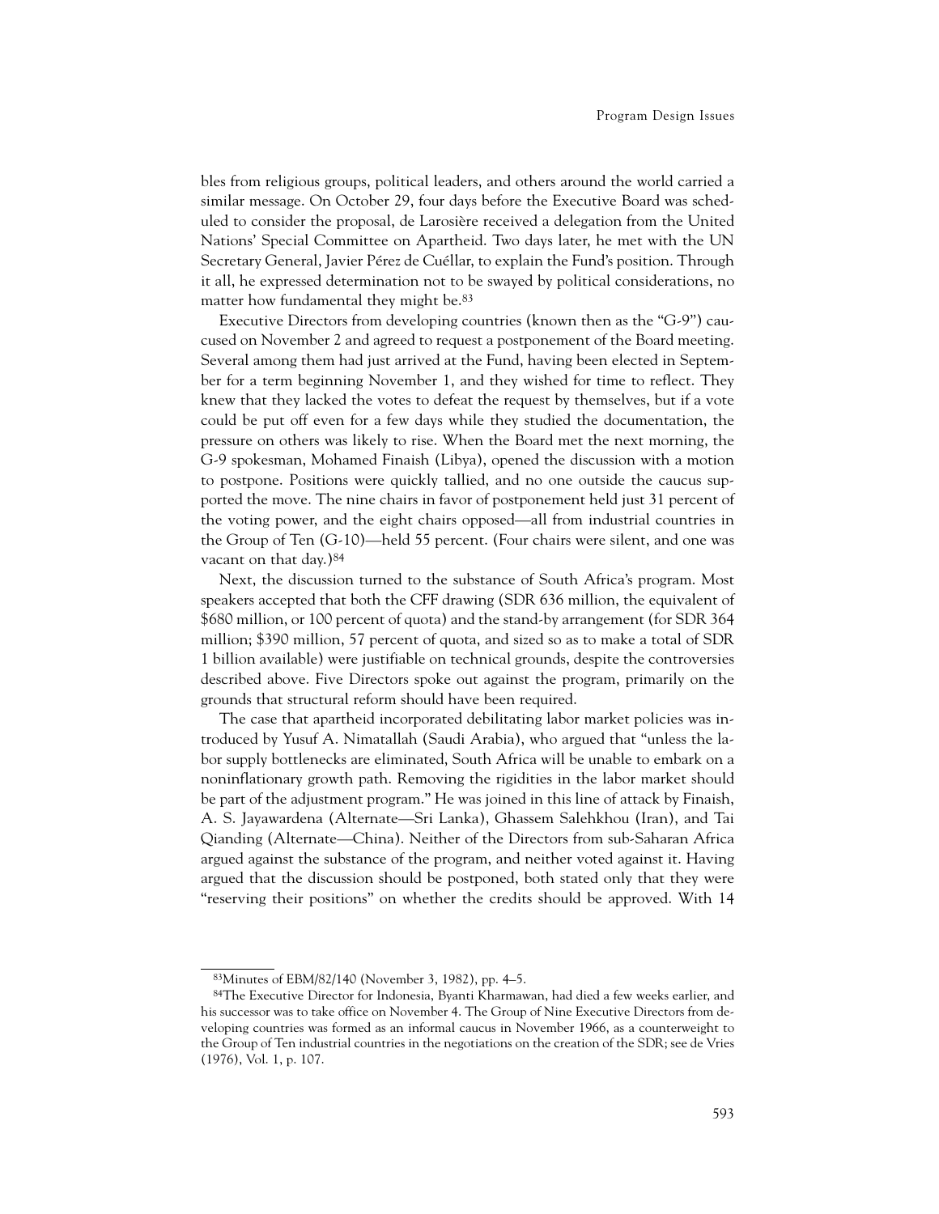bles from religious groups, political leaders, and others around the world carried a similar message. On October 29, four days before the Executive Board was scheduled to consider the proposal, de Larosière received a delegation from the United Nations' Special Committee on Apartheid. Two days later, he met with the UN Secretary General, Javier Pérez de Cuéllar, to explain the Fund's position. Through it all, he expressed determination not to be swayed by political considerations, no matter how fundamental they might be.[83]

Executive Directors from developing countries (known then as the "G-9") caucused on November 2 and agreed to request a postponement of the Board meeting. Several among them had just arrived at the Fund, having been elected in September for a term beginning November 1, and they wished for time to reflect. They knew that they lacked the votes to defeat the request by themselves, but if a vote could be put off even for a few days while they studied the documentation, the pressure on others was likely to rise. When the Board met the next morning, the G-9 spokesman, Mohamed Finaish (Libya), opened the discussion with a motion to postpone. Positions were quickly tallied, and no one outside the caucus supported the move. The nine chairs in favor of postponement held just 31 percent of the voting power, and the eight chairs opposed—all from industrial countries in the Group of Ten (G-10)—held 55 percent. (Four chairs were silent, and one was vacant on that day.)[84]

Next, the discussion turned to the substance of South Africa's program. Most speakers accepted that both the CFF drawing (SDR 636 million, the equivalent of $680 million, or 100 percent of quota) and the stand-by arrangement (for SDR 364 million; $390 million, 57 percent of quota, and sized so as to make a total of SDR 1 billion available) were justifiable on technical grounds, despite the controversies described above. Five Directors spoke out against the program, primarily on the grounds that structural reform should have been required.

The case that apartheid incorporated debilitating labor market policies was introduced by Yusuf A. Nimatallah (Saudi Arabia), who argued that "unless the labor supply bottlenecks are eliminated, South Africa will be unable to embark on a noninflationary growth path. Removing the rigidities in the labor market should be part of the adjustment program." He was joined in this line of attack by Finaish, A. S. Jayawardena (Alternate—Sri Lanka), Ghassem Salehkhou (Iran), and Tai Qianding (Alternate—China). Neither of the Directors from sub-Saharan Africa argued against the substance of the program, and neither voted against it. Having argued that the discussion should be postponed, both stated only that they were "reserving their positions" on whether the credits should be approved. With 14

[83] Minutes of EBM/82/140 (November 3, 1982), pp. 4–5.

[84] The Executive Director for Indonesia, Byanti Kharmawan, had died a few weeks earlier, and his successor was to take office on November 4. The Group of Nine Executive Directors from developing countries was formed as an informal caucus in November 1966, as a counterweight to the Group of Ten industrial countries in the negotiations on the creation of the SDR; see de Vries (1976), Vol. 1, p. 107.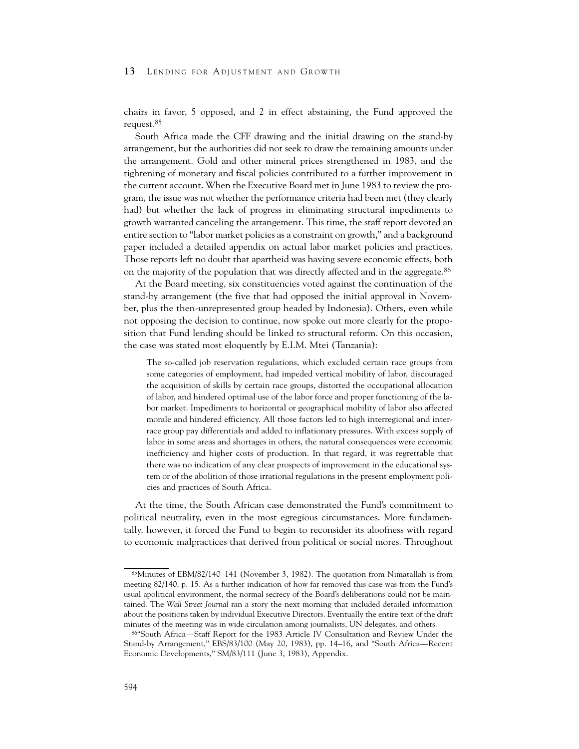chairs in favor, 5 opposed, and 2 in effect abstaining, the Fund approved the request.[85]

South Africa made the CFF drawing and the initial drawing on the stand-by arrangement, but the authorities did not seek to draw the remaining amounts under the arrangement. Gold and other mineral prices strengthened in 1983, and the tightening of monetary and fiscal policies contributed to a further improvement in the current account. When the Executive Board met in June 1983 to review the program, the issue was not whether the performance criteria had been met (they clearly had) but whether the lack of progress in eliminating structural impediments to growth warranted canceling the arrangement. This time, the staff report devoted an entire section to "labor market policies as a constraint on growth," and a background paper included a detailed appendix on actual labor market policies and practices. Those reports left no doubt that apartheid was having severe economic effects, both on the majority of the population that was directly affected and in the aggregate.[86]

At the Board meeting, six constituencies voted against the continuation of the stand-by arrangement (the five that had opposed the initial approval in November, plus the then-unrepresented group headed by Indonesia). Others, even while not opposing the decision to continue, now spoke out more clearly for the proposition that Fund lending should be linked to structural reform. On this occasion, the case was stated most eloquently by E.I.M. Mtei (Tanzania):

> The so-called job reservation regulations, which excluded certain race groups from some categories of employment, had impeded vertical mobility of labor, discouraged the acquisition of skills by certain race groups, distorted the occupational allocation of labor, and hindered optimal use of the labor force and proper functioning of the labor market. Impediments to horizontal or geographical mobility of labor also affected morale and hindered efficiency. All those factors led to high interregional and inter-race group pay differentials and added to inflationary pressures. With excess supply of labor in some areas and shortages in others, the natural consequences were economic inefficiency and higher costs of production. In that regard, it was regrettable that there was no indication of any clear prospects of improvement in the educational system or of the abolition of those irrational regulations in the present employment policies and practices of South Africa.

At the time, the South African case demonstrated the Fund's commitment to political neutrality, even in the most egregious circumstances. More fundamentally, however, it forced the Fund to begin to reconsider its aloofness with regard to economic malpractices that derived from political or social mores. Throughout

---

[85] Minutes of EBM/82/140–141 (November 3, 1982). The quotation from Nimatallah is from meeting 82/140, p. 15. As a further indication of how far removed this case was from the Fund's usual apolitical environment, the normal secrecy of the Board's deliberations could not be maintained. The *Wall Street Journal* ran a story the next morning that included detailed information about the positions taken by individual Executive Directors. Eventually the entire text of the draft minutes of the meeting was in wide circulation among journalists, UN delegates, and others.

[86] "South Africa—Staff Report for the 1983 Article IV Consultation and Review Under the Stand-by Arrangement," EBS/83/100 (May 20, 1983), pp. 14–16, and "South Africa—Recent Economic Developments," SM/83/111 (June 3, 1983), Appendix.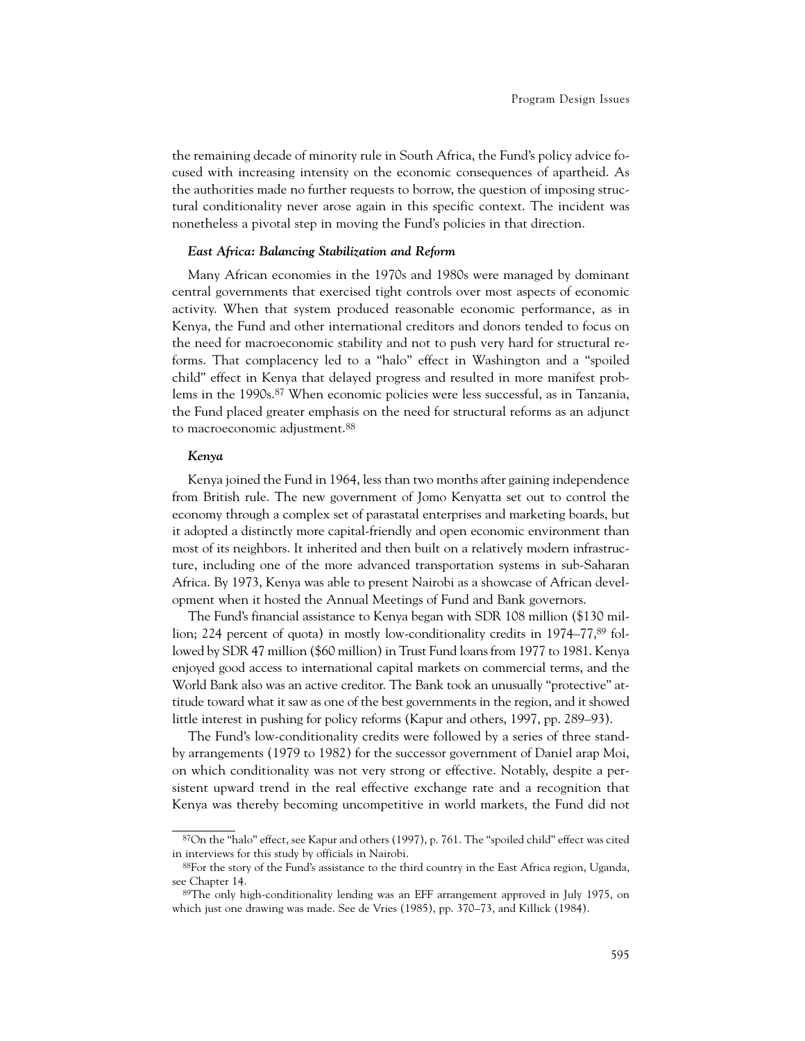the remaining decade of minority rule in South Africa, the Fund's policy advice focused with increasing intensity on the economic consequences of apartheid. As the authorities made no further requests to borrow, the question of imposing structural conditionality never arose again in this specific context. The incident was nonetheless a pivotal step in moving the Fund's policies in that direction.

### *East Africa: Balancing Stabilization and Reform*

Many African economies in the 1970s and 1980s were managed by dominant central governments that exercised tight controls over most aspects of economic activity. When that system produced reasonable economic performance, as in Kenya, the Fund and other international creditors and donors tended to focus on the need for macroeconomic stability and not to push very hard for structural reforms. That complacency led to a "halo" effect in Washington and a "spoiled child" effect in Kenya that delayed progress and resulted in more manifest problems in the 1990s.[87] When economic policies were less successful, as in Tanzania, the Fund placed greater emphasis on the need for structural reforms as an adjunct to macroeconomic adjustment.[88]

#### *Kenya*

Kenya joined the Fund in 1964, less than two months after gaining independence from British rule. The new government of Jomo Kenyatta set out to control the economy through a complex set of parastatal enterprises and marketing boards, but it adopted a distinctly more capital-friendly and open economic environment than most of its neighbors. It inherited and then built on a relatively modern infrastructure, including one of the more advanced transportation systems in sub-Saharan Africa. By 1973, Kenya was able to present Nairobi as a showcase of African development when it hosted the Annual Meetings of Fund and Bank governors.

The Fund's financial assistance to Kenya began with SDR 108 million ($130 million; 224 percent of quota) in mostly low-conditionality credits in 1974–77,[89] followed by SDR 47 million ($60 million) in Trust Fund loans from 1977 to 1981. Kenya enjoyed good access to international capital markets on commercial terms, and the World Bank also was an active creditor. The Bank took an unusually "protective" attitude toward what it saw as one of the best governments in the region, and it showed little interest in pushing for policy reforms (Kapur and others, 1997, pp. 289–93).

The Fund's low-conditionality credits were followed by a series of three stand-by arrangements (1979 to 1982) for the successor government of Daniel arap Moi, on which conditionality was not very strong or effective. Notably, despite a persistent upward trend in the real effective exchange rate and a recognition that Kenya was thereby becoming uncompetitive in world markets, the Fund did not

---

[87] On the "halo" effect, see Kapur and others (1997), p. 761. The "spoiled child" effect was cited in interviews for this study by officials in Nairobi.

[88] For the story of the Fund's assistance to the third country in the East Africa region, Uganda, see Chapter 14.

[89] The only high-conditionality lending was an EFF arrangement approved in July 1975, on which just one drawing was made. See de Vries (1985), pp. 370–73, and Killick (1984).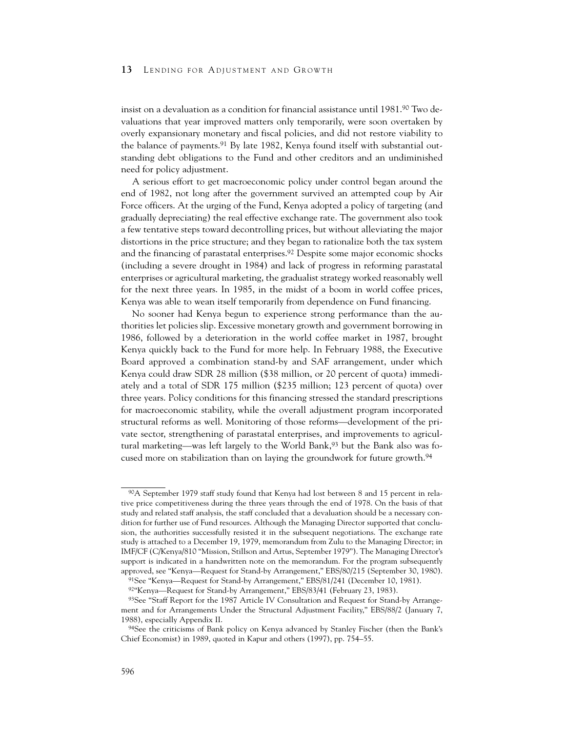insist on a devaluation as a condition for financial assistance until 1981.[90] Two devaluations that year improved matters only temporarily, were soon overtaken by overly expansionary monetary and fiscal policies, and did not restore viability to the balance of payments.[91] By late 1982, Kenya found itself with substantial outstanding debt obligations to the Fund and other creditors and an undiminished need for policy adjustment.

A serious effort to get macroeconomic policy under control began around the end of 1982, not long after the government survived an attempted coup by Air Force officers. At the urging of the Fund, Kenya adopted a policy of targeting (and gradually depreciating) the real effective exchange rate. The government also took a few tentative steps toward decontrolling prices, but without alleviating the major distortions in the price structure; and they began to rationalize both the tax system and the financing of parastatal enterprises.[92] Despite some major economic shocks (including a severe drought in 1984) and lack of progress in reforming parastatal enterprises or agricultural marketing, the gradualist strategy worked reasonably well for the next three years. In 1985, in the midst of a boom in world coffee prices, Kenya was able to wean itself temporarily from dependence on Fund financing.

No sooner had Kenya begun to experience strong performance than the authorities let policies slip. Excessive monetary growth and government borrowing in 1986, followed by a deterioration in the world coffee market in 1987, brought Kenya quickly back to the Fund for more help. In February 1988, the Executive Board approved a combination stand-by and SAF arrangement, under which Kenya could draw SDR 28 million ($38 million, or 20 percent of quota) immediately and a total of SDR 175 million ($235 million; 123 percent of quota) over three years. Policy conditions for this financing stressed the standard prescriptions for macroeconomic stability, while the overall adjustment program incorporated structural reforms as well. Monitoring of those reforms—development of the private sector, strengthening of parastatal enterprises, and improvements to agricultural marketing—was left largely to the World Bank,[93] but the Bank also was focused more on stabilization than on laying the groundwork for future growth.[94]

---

[90]A September 1979 staff study found that Kenya had lost between 8 and 15 percent in relative price competitiveness during the three years through the end of 1978. On the basis of that study and related staff analysis, the staff concluded that a devaluation should be a necessary condition for further use of Fund resources. Although the Managing Director supported that conclusion, the authorities successfully resisted it in the subsequent negotiations. The exchange rate study is attached to a December 19, 1979, memorandum from Zulu to the Managing Director; in IMF/CF (C/Kenya/810 "Mission, Stillson and Artus, September 1979"). The Managing Director's support is indicated in a handwritten note on the memorandum. For the program subsequently approved, see "Kenya—Request for Stand-by Arrangement," EBS/80/215 (September 30, 1980).

[91]See "Kenya—Request for Stand-by Arrangement," EBS/81/241 (December 10, 1981).

[92]"Kenya—Request for Stand-by Arrangement," EBS/83/41 (February 23, 1983).

[93]See "Staff Report for the 1987 Article IV Consultation and Request for Stand-by Arrangement and for Arrangements Under the Structural Adjustment Facility," EBS/88/2 (January 7, 1988), especially Appendix II.

[94]See the criticisms of Bank policy on Kenya advanced by Stanley Fischer (then the Bank's Chief Economist) in 1989, quoted in Kapur and others (1997), pp. 754–55.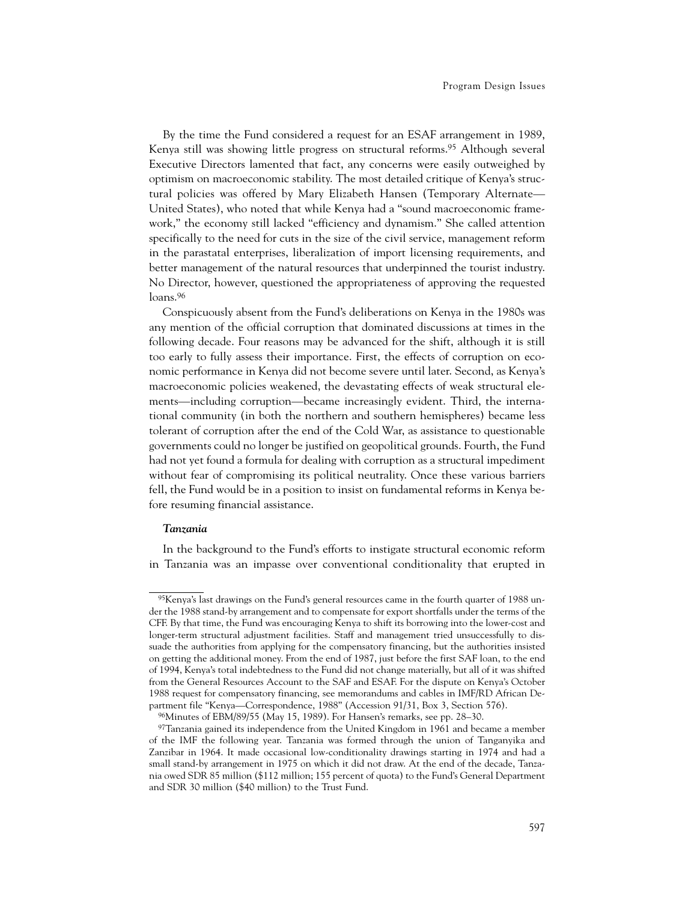By the time the Fund considered a request for an ESAF arrangement in 1989, Kenya still was showing little progress on structural reforms.[95] Although several Executive Directors lamented that fact, any concerns were easily outweighed by optimism on macroeconomic stability. The most detailed critique of Kenya's structural policies was offered by Mary Elizabeth Hansen (Temporary Alternate—United States), who noted that while Kenya had a "sound macroeconomic framework," the economy still lacked "efficiency and dynamism." She called attention specifically to the need for cuts in the size of the civil service, management reform in the parastatal enterprises, liberalization of import licensing requirements, and better management of the natural resources that underpinned the tourist industry. No Director, however, questioned the appropriateness of approving the requested loans.[96]

Conspicuously absent from the Fund's deliberations on Kenya in the 1980s was any mention of the official corruption that dominated discussions at times in the following decade. Four reasons may be advanced for the shift, although it is still too early to fully assess their importance. First, the effects of corruption on economic performance in Kenya did not become severe until later. Second, as Kenya's macroeconomic policies weakened, the devastating effects of weak structural elements—including corruption—became increasingly evident. Third, the international community (in both the northern and southern hemispheres) became less tolerant of corruption after the end of the Cold War, as assistance to questionable governments could no longer be justified on geopolitical grounds. Fourth, the Fund had not yet found a formula for dealing with corruption as a structural impediment without fear of compromising its political neutrality. Once these various barriers fell, the Fund would be in a position to insist on fundamental reforms in Kenya before resuming financial assistance.

### *Tanzania*

In the background to the Fund's efforts to instigate structural economic reform in Tanzania was an impasse over conventional conditionality that erupted in

---

[95]Kenya's last drawings on the Fund's general resources came in the fourth quarter of 1988 under the 1988 stand-by arrangement and to compensate for export shortfalls under the terms of the CFF. By that time, the Fund was encouraging Kenya to shift its borrowing into the lower-cost and longer-term structural adjustment facilities. Staff and management tried unsuccessfully to dissuade the authorities from applying for the compensatory financing, but the authorities insisted on getting the additional money. From the end of 1987, just before the first SAF loan, to the end of 1994, Kenya's total indebtedness to the Fund did not change materially, but all of it was shifted from the General Resources Account to the SAF and ESAF. For the dispute on Kenya's October 1988 request for compensatory financing, see memorandums and cables in IMF/RD African Department file "Kenya—Correspondence, 1988" (Accession 91/31, Box 3, Section 576).

[96]Minutes of EBM/89/55 (May 15, 1989). For Hansen's remarks, see pp. 28–30.

[97]Tanzania gained its independence from the United Kingdom in 1961 and became a member of the IMF the following year. Tanzania was formed through the union of Tanganyika and Zanzibar in 1964. It made occasional low-conditionality drawings starting in 1974 and had a small stand-by arrangement in 1975 on which it did not draw. At the end of the decade, Tanzania owed SDR 85 million ($112 million; 155 percent of quota) to the Fund's General Department and SDR 30 million ($40 million) to the Trust Fund.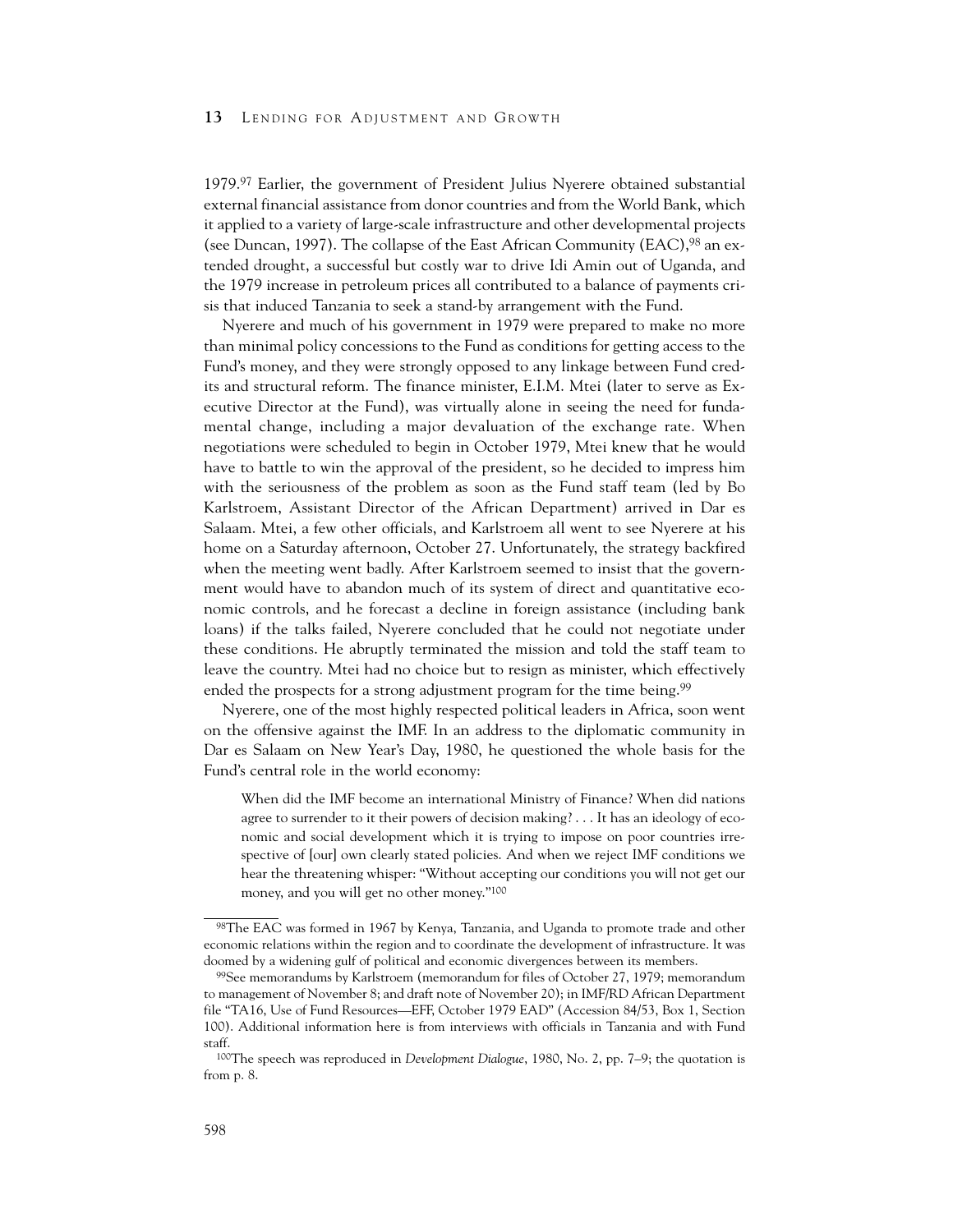1979.[97] Earlier, the government of President Julius Nyerere obtained substantial external financial assistance from donor countries and from the World Bank, which it applied to a variety of large-scale infrastructure and other developmental projects (see Duncan, 1997). The collapse of the East African Community (EAC),[98] an extended drought, a successful but costly war to drive Idi Amin out of Uganda, and the 1979 increase in petroleum prices all contributed to a balance of payments crisis that induced Tanzania to seek a stand-by arrangement with the Fund.

Nyerere and much of his government in 1979 were prepared to make no more than minimal policy concessions to the Fund as conditions for getting access to the Fund's money, and they were strongly opposed to any linkage between Fund credits and structural reform. The finance minister, E.I.M. Mtei (later to serve as Executive Director at the Fund), was virtually alone in seeing the need for fundamental change, including a major devaluation of the exchange rate. When negotiations were scheduled to begin in October 1979, Mtei knew that he would have to battle to win the approval of the president, so he decided to impress him with the seriousness of the problem as soon as the Fund staff team (led by Bo Karlstroem, Assistant Director of the African Department) arrived in Dar es Salaam. Mtei, a few other officials, and Karlstroem all went to see Nyerere at his home on a Saturday afternoon, October 27. Unfortunately, the strategy backfired when the meeting went badly. After Karlstroem seemed to insist that the government would have to abandon much of its system of direct and quantitative economic controls, and he forecast a decline in foreign assistance (including bank loans) if the talks failed, Nyerere concluded that he could not negotiate under these conditions. He abruptly terminated the mission and told the staff team to leave the country. Mtei had no choice but to resign as minister, which effectively ended the prospects for a strong adjustment program for the time being.[99]

Nyerere, one of the most highly respected political leaders in Africa, soon went on the offensive against the IMF. In an address to the diplomatic community in Dar es Salaam on New Year's Day, 1980, he questioned the whole basis for the Fund's central role in the world economy:

> When did the IMF become an international Ministry of Finance? When did nations agree to surrender to it their powers of decision making? . . . It has an ideology of economic and social development which it is trying to impose on poor countries irrespective of [our] own clearly stated policies. And when we reject IMF conditions we hear the threatening whisper: "Without accepting our conditions you will not get our money, and you will get no other money."[100]

---

[98]The EAC was formed in 1967 by Kenya, Tanzania, and Uganda to promote trade and other economic relations within the region and to coordinate the development of infrastructure. It was doomed by a widening gulf of political and economic divergences between its members.

[99]See memorandums by Karlstroem (memorandum for files of October 27, 1979; memorandum to management of November 8; and draft note of November 20); in IMF/RD African Department file "TA16, Use of Fund Resources—EFF, October 1979 EAD" (Accession 84/53, Box 1, Section 100). Additional information here is from interviews with officials in Tanzania and with Fund staff.

[100]The speech was reproduced in *Development Dialogue*, 1980, No. 2, pp. 7–9; the quotation is from p. 8.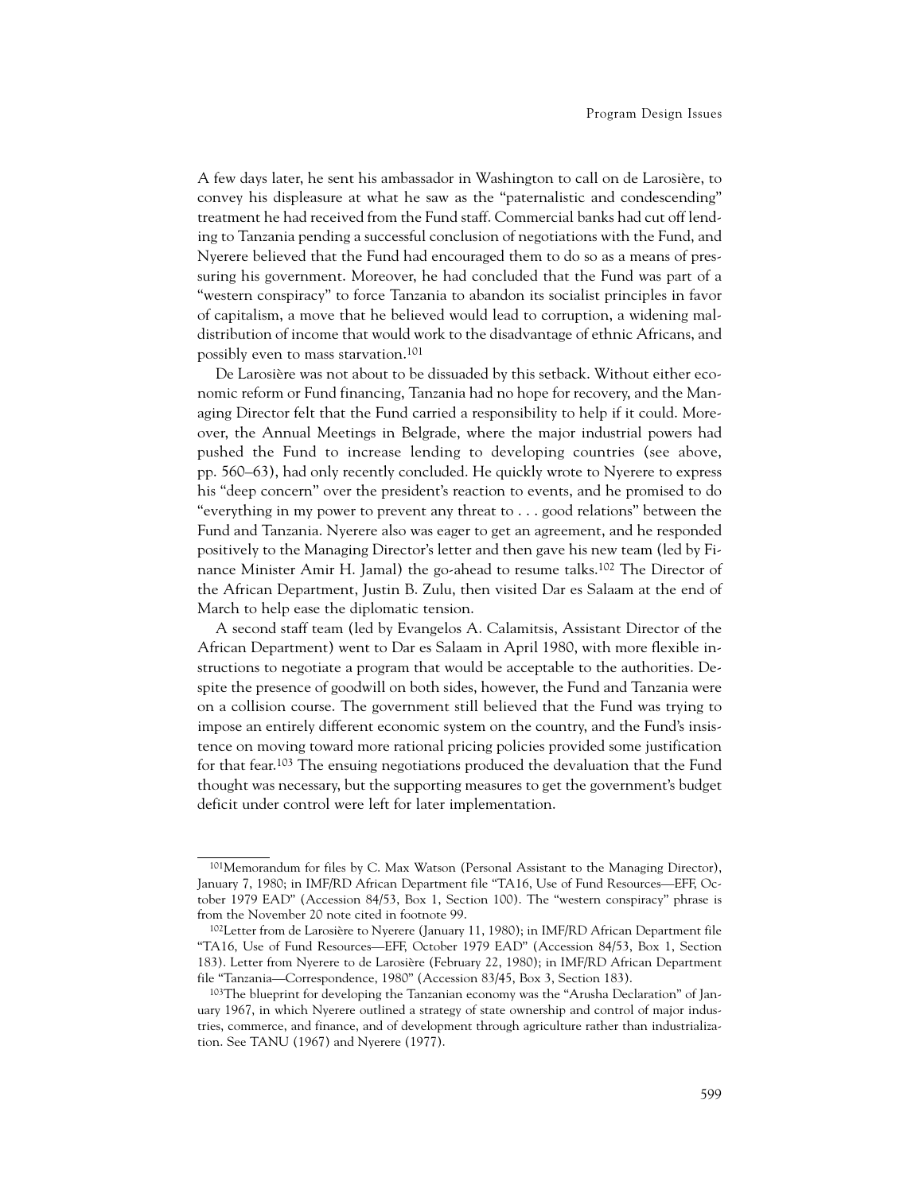A few days later, he sent his ambassador in Washington to call on de Larosière, to convey his displeasure at what he saw as the "paternalistic and condescending" treatment he had received from the Fund staff. Commercial banks had cut off lending to Tanzania pending a successful conclusion of negotiations with the Fund, and Nyerere believed that the Fund had encouraged them to do so as a means of pressuring his government. Moreover, he had concluded that the Fund was part of a "western conspiracy" to force Tanzania to abandon its socialist principles in favor of capitalism, a move that he believed would lead to corruption, a widening maldistribution of income that would work to the disadvantage of ethnic Africans, and possibly even to mass starvation.[101]

De Larosière was not about to be dissuaded by this setback. Without either economic reform or Fund financing, Tanzania had no hope for recovery, and the Managing Director felt that the Fund carried a responsibility to help if it could. Moreover, the Annual Meetings in Belgrade, where the major industrial powers had pushed the Fund to increase lending to developing countries (see above, pp. 560–63), had only recently concluded. He quickly wrote to Nyerere to express his "deep concern" over the president's reaction to events, and he promised to do "everything in my power to prevent any threat to . . . good relations" between the Fund and Tanzania. Nyerere also was eager to get an agreement, and he responded positively to the Managing Director's letter and then gave his new team (led by Finance Minister Amir H. Jamal) the go-ahead to resume talks.[102] The Director of the African Department, Justin B. Zulu, then visited Dar es Salaam at the end of March to help ease the diplomatic tension.

A second staff team (led by Evangelos A. Calamitsis, Assistant Director of the African Department) went to Dar es Salaam in April 1980, with more flexible instructions to negotiate a program that would be acceptable to the authorities. Despite the presence of goodwill on both sides, however, the Fund and Tanzania were on a collision course. The government still believed that the Fund was trying to impose an entirely different economic system on the country, and the Fund's insistence on moving toward more rational pricing policies provided some justification for that fear.[103] The ensuing negotiations produced the devaluation that the Fund thought was necessary, but the supporting measures to get the government's budget deficit under control were left for later implementation.

---

[101]Memorandum for files by C. Max Watson (Personal Assistant to the Managing Director), January 7, 1980; in IMF/RD African Department file "TA16, Use of Fund Resources—EFF, October 1979 EAD" (Accession 84/53, Box 1, Section 100). The "western conspiracy" phrase is from the November 20 note cited in footnote 99.

[102]Letter from de Larosière to Nyerere (January 11, 1980); in IMF/RD African Department file "TA16, Use of Fund Resources—EFF, October 1979 EAD" (Accession 84/53, Box 1, Section 183). Letter from Nyerere to de Larosière (February 22, 1980); in IMF/RD African Department file "Tanzania—Correspondence, 1980" (Accession 83/45, Box 3, Section 183).

[103]The blueprint for developing the Tanzanian economy was the "Arusha Declaration" of January 1967, in which Nyerere outlined a strategy of state ownership and control of major industries, commerce, and finance, and of development through agriculture rather than industrialization. See TANU (1967) and Nyerere (1977).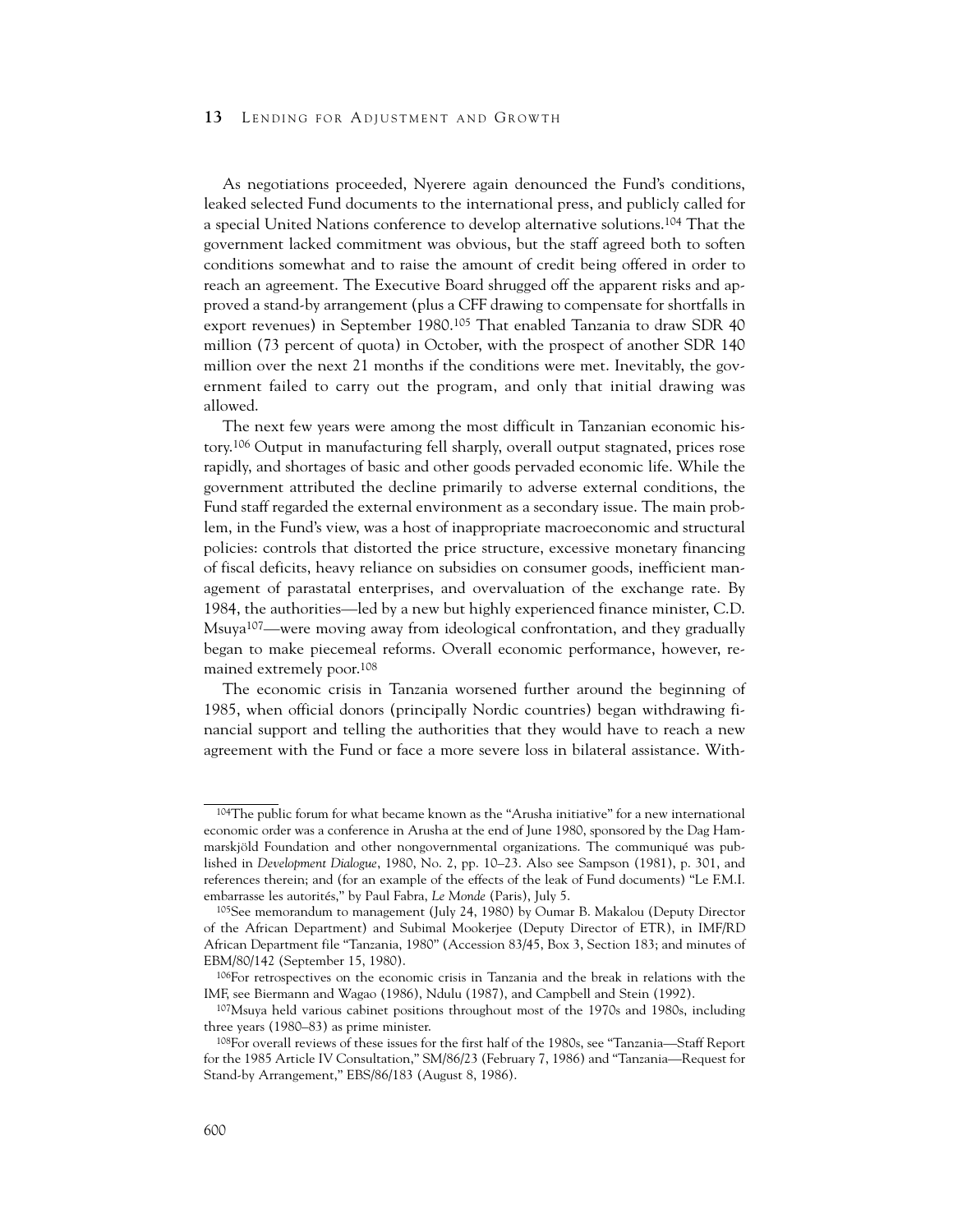As negotiations proceeded, Nyerere again denounced the Fund's conditions, leaked selected Fund documents to the international press, and publicly called for a special United Nations conference to develop alternative solutions.[104] That the government lacked commitment was obvious, but the staff agreed both to soften conditions somewhat and to raise the amount of credit being offered in order to reach an agreement. The Executive Board shrugged off the apparent risks and approved a stand-by arrangement (plus a CFF drawing to compensate for shortfalls in export revenues) in September 1980.[105] That enabled Tanzania to draw SDR 40 million (73 percent of quota) in October, with the prospect of another SDR 140 million over the next 21 months if the conditions were met. Inevitably, the government failed to carry out the program, and only that initial drawing was allowed.

The next few years were among the most difficult in Tanzanian economic history.[106] Output in manufacturing fell sharply, overall output stagnated, prices rose rapidly, and shortages of basic and other goods pervaded economic life. While the government attributed the decline primarily to adverse external conditions, the Fund staff regarded the external environment as a secondary issue. The main problem, in the Fund's view, was a host of inappropriate macroeconomic and structural policies: controls that distorted the price structure, excessive monetary financing of fiscal deficits, heavy reliance on subsidies on consumer goods, inefficient management of parastatal enterprises, and overvaluation of the exchange rate. By 1984, the authorities—led by a new but highly experienced finance minister, C.D. Msuya[107]—were moving away from ideological confrontation, and they gradually began to make piecemeal reforms. Overall economic performance, however, remained extremely poor.[108]

The economic crisis in Tanzania worsened further around the beginning of 1985, when official donors (principally Nordic countries) began withdrawing financial support and telling the authorities that they would have to reach a new agreement with the Fund or face a more severe loss in bilateral assistance. With-

---

[104]The public forum for what became known as the "Arusha initiative" for a new international economic order was a conference in Arusha at the end of June 1980, sponsored by the Dag Hammarskjöld Foundation and other nongovernmental organizations. The communiqué was published in *Development Dialogue*, 1980, No. 2, pp. 10–23. Also see Sampson (1981), p. 301, and references therein; and (for an example of the effects of the leak of Fund documents) "Le F.M.I. embarrasse les autorités," by Paul Fabra, *Le Monde* (Paris), July 5.

[105]See memorandum to management (July 24, 1980) by Oumar B. Makalou (Deputy Director of the African Department) and Subimal Mookerjee (Deputy Director of ETR), in IMF/RD African Department file "Tanzania, 1980" (Accession 83/45, Box 3, Section 183; and minutes of EBM/80/142 (September 15, 1980).

[106]For retrospectives on the economic crisis in Tanzania and the break in relations with the IMF, see Biermann and Wagao (1986), Ndulu (1987), and Campbell and Stein (1992).

[107]Msuya held various cabinet positions throughout most of the 1970s and 1980s, including three years (1980–83) as prime minister.

[108]For overall reviews of these issues for the first half of the 1980s, see "Tanzania—Staff Report for the 1985 Article IV Consultation," SM/86/23 (February 7, 1986) and "Tanzania—Request for Stand-by Arrangement," EBS/86/183 (August 8, 1986).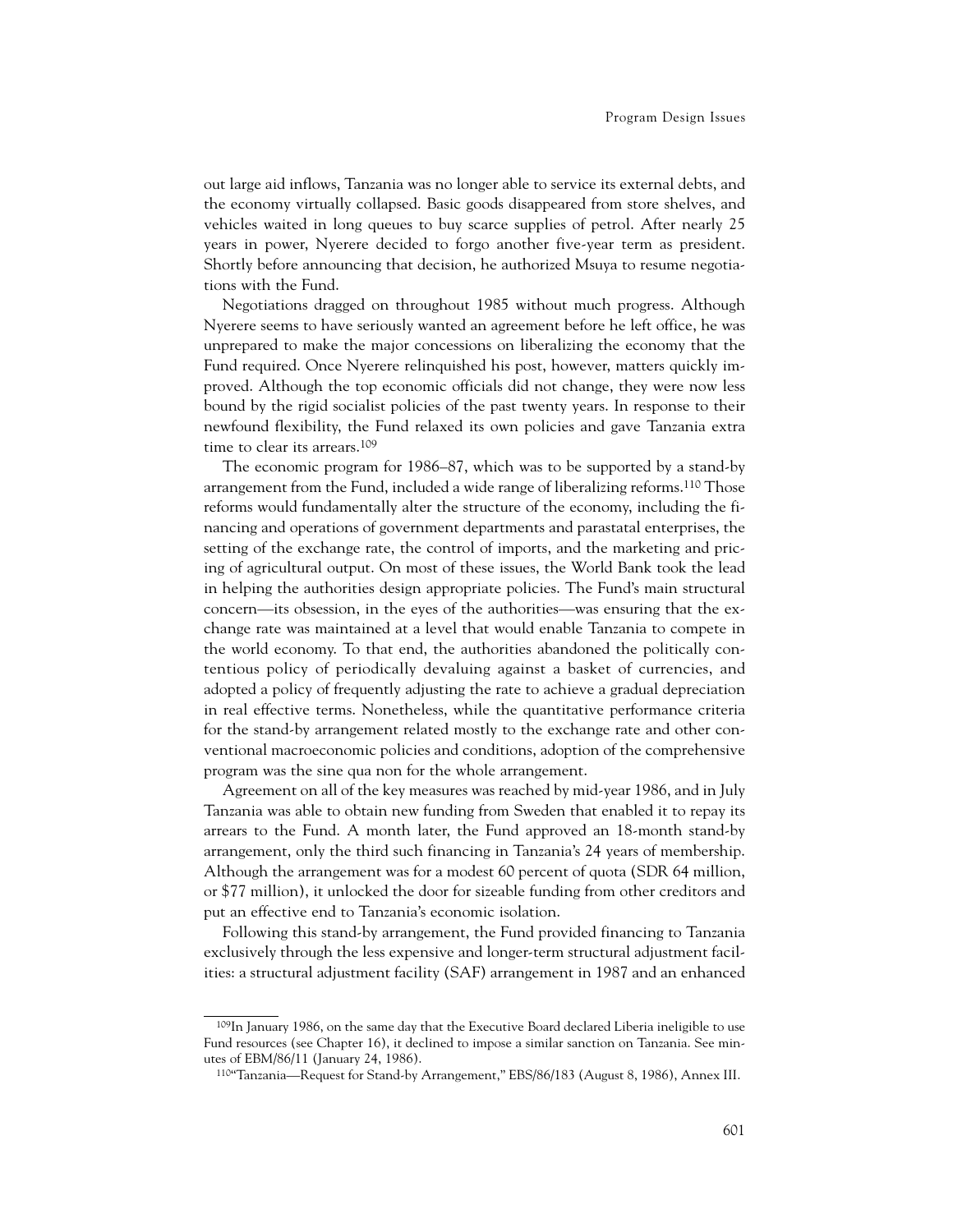out large aid inflows, Tanzania was no longer able to service its external debts, and the economy virtually collapsed. Basic goods disappeared from store shelves, and vehicles waited in long queues to buy scarce supplies of petrol. After nearly 25 years in power, Nyerere decided to forgo another five-year term as president. Shortly before announcing that decision, he authorized Msuya to resume negotiations with the Fund.

Negotiations dragged on throughout 1985 without much progress. Although Nyerere seems to have seriously wanted an agreement before he left office, he was unprepared to make the major concessions on liberalizing the economy that the Fund required. Once Nyerere relinquished his post, however, matters quickly improved. Although the top economic officials did not change, they were now less bound by the rigid socialist policies of the past twenty years. In response to their newfound flexibility, the Fund relaxed its own policies and gave Tanzania extra time to clear its arrears.[109]

The economic program for 1986–87, which was to be supported by a stand-by arrangement from the Fund, included a wide range of liberalizing reforms.[110] Those reforms would fundamentally alter the structure of the economy, including the financing and operations of government departments and parastatal enterprises, the setting of the exchange rate, the control of imports, and the marketing and pricing of agricultural output. On most of these issues, the World Bank took the lead in helping the authorities design appropriate policies. The Fund's main structural concern—its obsession, in the eyes of the authorities—was ensuring that the exchange rate was maintained at a level that would enable Tanzania to compete in the world economy. To that end, the authorities abandoned the politically contentious policy of periodically devaluing against a basket of currencies, and adopted a policy of frequently adjusting the rate to achieve a gradual depreciation in real effective terms. Nonetheless, while the quantitative performance criteria for the stand-by arrangement related mostly to the exchange rate and other conventional macroeconomic policies and conditions, adoption of the comprehensive program was the sine qua non for the whole arrangement.

Agreement on all of the key measures was reached by mid-year 1986, and in July Tanzania was able to obtain new funding from Sweden that enabled it to repay its arrears to the Fund. A month later, the Fund approved an 18-month stand-by arrangement, only the third such financing in Tanzania's 24 years of membership. Although the arrangement was for a modest 60 percent of quota (SDR 64 million, or $77 million), it unlocked the door for sizeable funding from other creditors and put an effective end to Tanzania's economic isolation.

Following this stand-by arrangement, the Fund provided financing to Tanzania exclusively through the less expensive and longer-term structural adjustment facilities: a structural adjustment facility (SAF) arrangement in 1987 and an enhanced

[109]In January 1986, on the same day that the Executive Board declared Liberia ineligible to use Fund resources (see Chapter 16), it declined to impose a similar sanction on Tanzania. See minutes of EBM/86/11 (January 24, 1986).

[110]"Tanzania—Request for Stand-by Arrangement," EBS/86/183 (August 8, 1986), Annex III.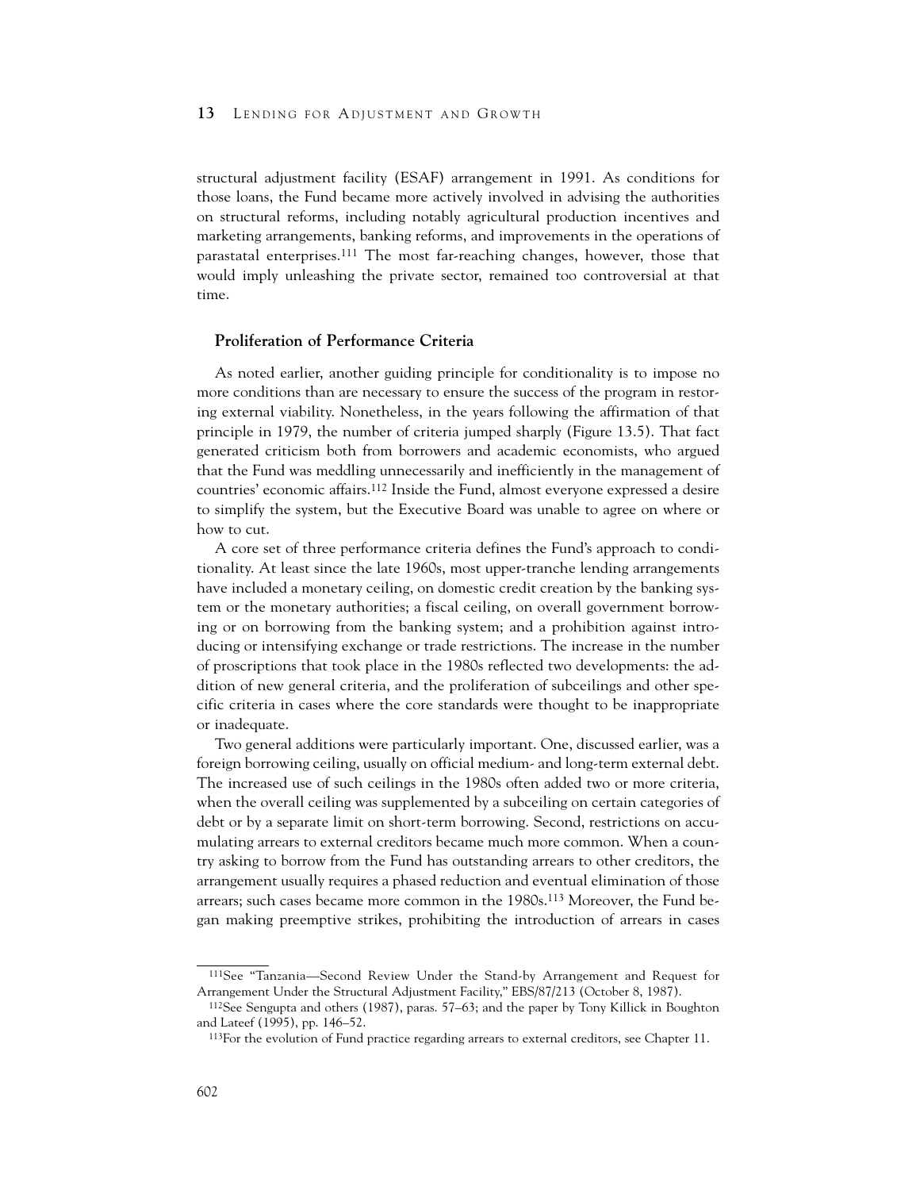structural adjustment facility (ESAF) arrangement in 1991. As conditions for those loans, the Fund became more actively involved in advising the authorities on structural reforms, including notably agricultural production incentives and marketing arrangements, banking reforms, and improvements in the operations of parastatal enterprises.[111] The most far-reaching changes, however, those that would imply unleashing the private sector, remained too controversial at that time.

### Proliferation of Performance Criteria

As noted earlier, another guiding principle for conditionality is to impose no more conditions than are necessary to ensure the success of the program in restoring external viability. Nonetheless, in the years following the affirmation of that principle in 1979, the number of criteria jumped sharply (Figure 13.5). That fact generated criticism both from borrowers and academic economists, who argued that the Fund was meddling unnecessarily and inefficiently in the management of countries' economic affairs.[112] Inside the Fund, almost everyone expressed a desire to simplify the system, but the Executive Board was unable to agree on where or how to cut.

A core set of three performance criteria defines the Fund's approach to conditionality. At least since the late 1960s, most upper-tranche lending arrangements have included a monetary ceiling, on domestic credit creation by the banking system or the monetary authorities; a fiscal ceiling, on overall government borrowing or on borrowing from the banking system; and a prohibition against introducing or intensifying exchange or trade restrictions. The increase in the number of proscriptions that took place in the 1980s reflected two developments: the addition of new general criteria, and the proliferation of subceilings and other specific criteria in cases where the core standards were thought to be inappropriate or inadequate.

Two general additions were particularly important. One, discussed earlier, was a foreign borrowing ceiling, usually on official medium- and long-term external debt. The increased use of such ceilings in the 1980s often added two or more criteria, when the overall ceiling was supplemented by a subceiling on certain categories of debt or by a separate limit on short-term borrowing. Second, restrictions on accumulating arrears to external creditors became much more common. When a country asking to borrow from the Fund has outstanding arrears to other creditors, the arrangement usually requires a phased reduction and eventual elimination of those arrears; such cases became more common in the 1980s.[113] Moreover, the Fund began making preemptive strikes, prohibiting the introduction of arrears in cases

---

[111] See "Tanzania—Second Review Under the Stand-by Arrangement and Request for Arrangement Under the Structural Adjustment Facility," EBS/87/213 (October 8, 1987).

[112] See Sengupta and others (1987), paras. 57–63; and the paper by Tony Killick in Boughton and Lateef (1995), pp. 146–52.

[113] For the evolution of Fund practice regarding arrears to external creditors, see Chapter 11.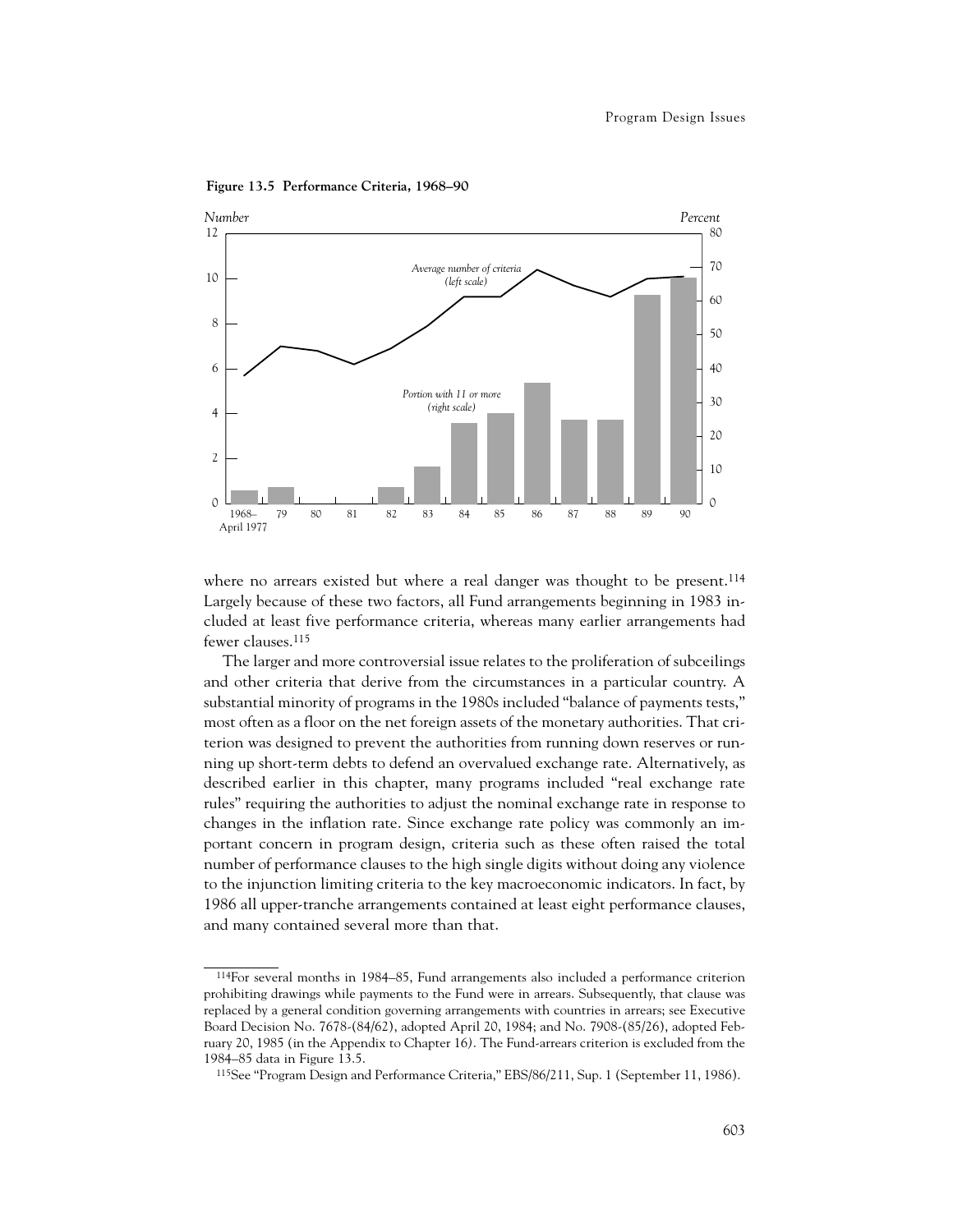**Figure 13.5 Performance Criteria, 1968–90**

where no arrears existed but where a real danger was thought to be present.[114] Largely because of these two factors, all Fund arrangements beginning in 1983 included at least five performance criteria, whereas many earlier arrangements had fewer clauses.[115]

The larger and more controversial issue relates to the proliferation of subceilings and other criteria that derive from the circumstances in a particular country. A substantial minority of programs in the 1980s included "balance of payments tests," most often as a floor on the net foreign assets of the monetary authorities. That criterion was designed to prevent the authorities from running down reserves or running up short-term debts to defend an overvalued exchange rate. Alternatively, as described earlier in this chapter, many programs included "real exchange rate rules" requiring the authorities to adjust the nominal exchange rate in response to changes in the inflation rate. Since exchange rate policy was commonly an important concern in program design, criteria such as these often raised the total number of performance clauses to the high single digits without doing any violence to the injunction limiting criteria to the key macroeconomic indicators. In fact, by 1986 all upper-tranche arrangements contained at least eight performance clauses, and many contained several more than that.

---

[114]For several months in 1984–85, Fund arrangements also included a performance criterion prohibiting drawings while payments to the Fund were in arrears. Subsequently, that clause was replaced by a general condition governing arrangements with countries in arrears; see Executive Board Decision No. 7678-(84/62), adopted April 20, 1984; and No. 7908-(85/26), adopted February 20, 1985 (in the Appendix to Chapter 16). The Fund-arrears criterion is excluded from the 1984–85 data in Figure 13.5.

[115]See "Program Design and Performance Criteria," EBS/86/211, Sup. 1 (September 11, 1986).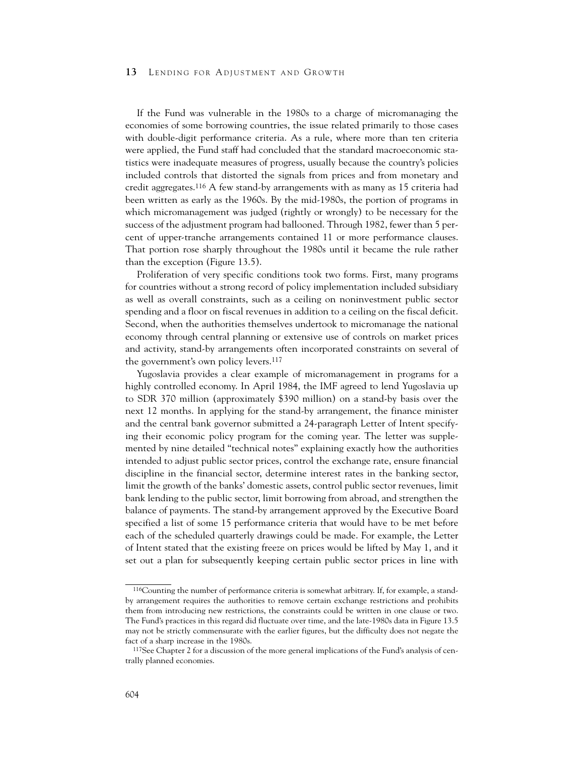If the Fund was vulnerable in the 1980s to a charge of micromanaging the economies of some borrowing countries, the issue related primarily to those cases with double-digit performance criteria. As a rule, where more than ten criteria were applied, the Fund staff had concluded that the standard macroeconomic statistics were inadequate measures of progress, usually because the country's policies included controls that distorted the signals from prices and from monetary and credit aggregates.[116] A few stand-by arrangements with as many as 15 criteria had been written as early as the 1960s. By the mid-1980s, the portion of programs in which micromanagement was judged (rightly or wrongly) to be necessary for the success of the adjustment program had ballooned. Through 1982, fewer than 5 percent of upper-tranche arrangements contained 11 or more performance clauses. That portion rose sharply throughout the 1980s until it became the rule rather than the exception (Figure 13.5).

Proliferation of very specific conditions took two forms. First, many programs for countries without a strong record of policy implementation included subsidiary as well as overall constraints, such as a ceiling on noninvestment public sector spending and a floor on fiscal revenues in addition to a ceiling on the fiscal deficit. Second, when the authorities themselves undertook to micromanage the national economy through central planning or extensive use of controls on market prices and activity, stand-by arrangements often incorporated constraints on several of the government's own policy levers.[117]

Yugoslavia provides a clear example of micromanagement in programs for a highly controlled economy. In April 1984, the IMF agreed to lend Yugoslavia up to SDR 370 million (approximately $390 million) on a stand-by basis over the next 12 months. In applying for the stand-by arrangement, the finance minister and the central bank governor submitted a 24-paragraph Letter of Intent specifying their economic policy program for the coming year. The letter was supplemented by nine detailed "technical notes" explaining exactly how the authorities intended to adjust public sector prices, control the exchange rate, ensure financial discipline in the financial sector, determine interest rates in the banking sector, limit the growth of the banks' domestic assets, control public sector revenues, limit bank lending to the public sector, limit borrowing from abroad, and strengthen the balance of payments. The stand-by arrangement approved by the Executive Board specified a list of some 15 performance criteria that would have to be met before each of the scheduled quarterly drawings could be made. For example, the Letter of Intent stated that the existing freeze on prices would be lifted by May 1, and it set out a plan for subsequently keeping certain public sector prices in line with

---

[116] Counting the number of performance criteria is somewhat arbitrary. If, for example, a stand-by arrangement requires the authorities to remove certain exchange restrictions and prohibits them from introducing new restrictions, the constraints could be written in one clause or two. The Fund's practices in this regard did fluctuate over time, and the late-1980s data in Figure 13.5 may not be strictly commensurate with the earlier figures, but the difficulty does not negate the fact of a sharp increase in the 1980s.

[117] See Chapter 2 for a discussion of the more general implications of the Fund's analysis of centrally planned economies.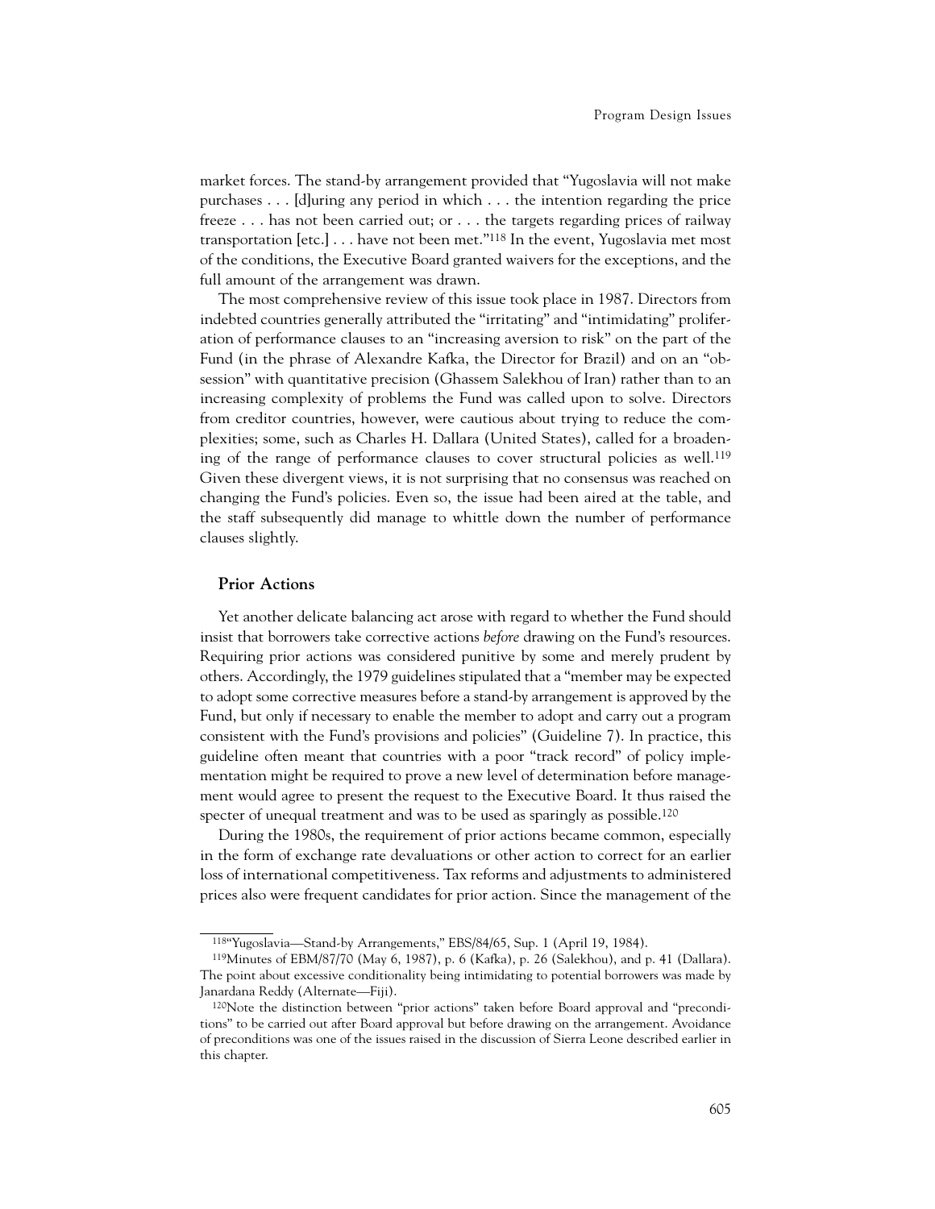market forces. The stand-by arrangement provided that "Yugoslavia will not make purchases . . . [d]uring any period in which . . . the intention regarding the price freeze . . . has not been carried out; or . . . the targets regarding prices of railway transportation [etc.] . . . have not been met."[118] In the event, Yugoslavia met most of the conditions, the Executive Board granted waivers for the exceptions, and the full amount of the arrangement was drawn.

The most comprehensive review of this issue took place in 1987. Directors from indebted countries generally attributed the "irritating" and "intimidating" proliferation of performance clauses to an "increasing aversion to risk" on the part of the Fund (in the phrase of Alexandre Kafka, the Director for Brazil) and on an "obsession" with quantitative precision (Ghassem Salekhou of Iran) rather than to an increasing complexity of problems the Fund was called upon to solve. Directors from creditor countries, however, were cautious about trying to reduce the complexities; some, such as Charles H. Dallara (United States), called for a broadening of the range of performance clauses to cover structural policies as well.[119] Given these divergent views, it is not surprising that no consensus was reached on changing the Fund's policies. Even so, the issue had been aired at the table, and the staff subsequently did manage to whittle down the number of performance clauses slightly.

### Prior Actions

Yet another delicate balancing act arose with regard to whether the Fund should insist that borrowers take corrective actions *before* drawing on the Fund's resources. Requiring prior actions was considered punitive by some and merely prudent by others. Accordingly, the 1979 guidelines stipulated that a "member may be expected to adopt some corrective measures before a stand-by arrangement is approved by the Fund, but only if necessary to enable the member to adopt and carry out a program consistent with the Fund's provisions and policies" (Guideline 7). In practice, this guideline often meant that countries with a poor "track record" of policy implementation might be required to prove a new level of determination before management would agree to present the request to the Executive Board. It thus raised the specter of unequal treatment and was to be used as sparingly as possible.[120]

During the 1980s, the requirement of prior actions became common, especially in the form of exchange rate devaluations or other action to correct for an earlier loss of international competitiveness. Tax reforms and adjustments to administered prices also were frequent candidates for prior action. Since the management of the

---

[118] "Yugoslavia—Stand-by Arrangements," EBS/84/65, Sup. 1 (April 19, 1984).

[119] Minutes of EBM/87/70 (May 6, 1987), p. 6 (Kafka), p. 26 (Salekhou), and p. 41 (Dallara). The point about excessive conditionality being intimidating to potential borrowers was made by Janardana Reddy (Alternate—Fiji).

[120] Note the distinction between "prior actions" taken before Board approval and "preconditions" to be carried out after Board approval but before drawing on the arrangement. Avoidance of preconditions was one of the issues raised in the discussion of Sierra Leone described earlier in this chapter.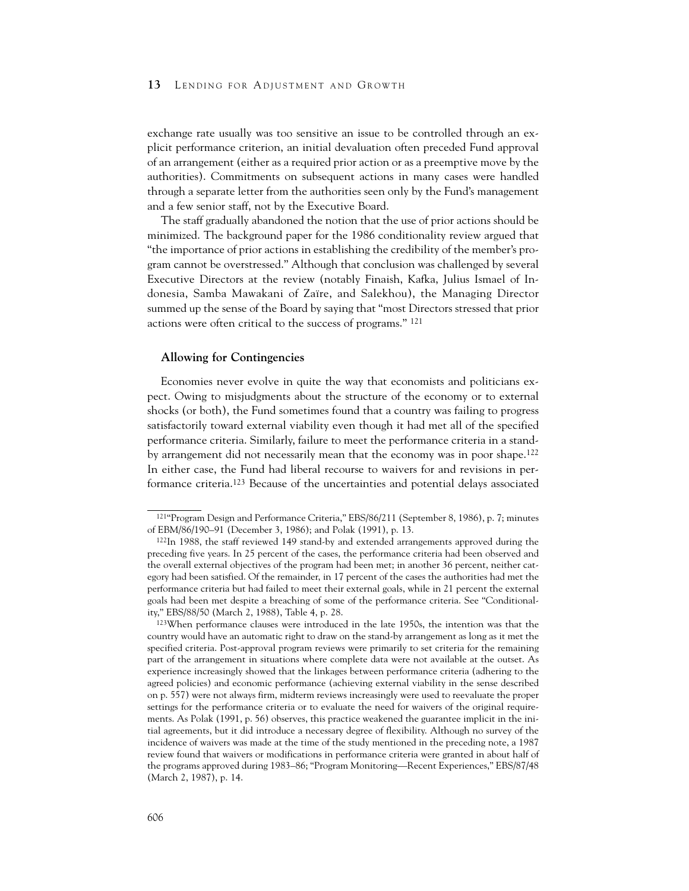exchange rate usually was too sensitive an issue to be controlled through an explicit performance criterion, an initial devaluation often preceded Fund approval of an arrangement (either as a required prior action or as a preemptive move by the authorities). Commitments on subsequent actions in many cases were handled through a separate letter from the authorities seen only by the Fund's management and a few senior staff, not by the Executive Board.

The staff gradually abandoned the notion that the use of prior actions should be minimized. The background paper for the 1986 conditionality review argued that "the importance of prior actions in establishing the credibility of the member's program cannot be overstressed." Although that conclusion was challenged by several Executive Directors at the review (notably Finaish, Kafka, Julius Ismael of Indonesia, Samba Mawakani of Zaïre, and Salekhou), the Managing Director summed up the sense of the Board by saying that "most Directors stressed that prior actions were often critical to the success of programs." [121]

### Allowing for Contingencies

Economies never evolve in quite the way that economists and politicians expect. Owing to misjudgments about the structure of the economy or to external shocks (or both), the Fund sometimes found that a country was failing to progress satisfactorily toward external viability even though it had met all of the specified performance criteria. Similarly, failure to meet the performance criteria in a stand-by arrangement did not necessarily mean that the economy was in poor shape.[122] In either case, the Fund had liberal recourse to waivers for and revisions in performance criteria.[123] Because of the uncertainties and potential delays associated

---

[121] "Program Design and Performance Criteria," EBS/86/211 (September 8, 1986), p. 7; minutes of EBM/86/190–91 (December 3, 1986); and Polak (1991), p. 13.

[122] In 1988, the staff reviewed 149 stand-by and extended arrangements approved during the preceding five years. In 25 percent of the cases, the performance criteria had been observed and the overall external objectives of the program had been met; in another 36 percent, neither category had been satisfied. Of the remainder, in 17 percent of the cases the authorities had met the performance criteria but had failed to meet their external goals, while in 21 percent the external goals had been met despite a breaching of some of the performance criteria. See "Conditionality," EBS/88/50 (March 2, 1988), Table 4, p. 28.

[123] When performance clauses were introduced in the late 1950s, the intention was that the country would have an automatic right to draw on the stand-by arrangement as long as it met the specified criteria. Post-approval program reviews were primarily to set criteria for the remaining part of the arrangement in situations where complete data were not available at the outset. As experience increasingly showed that the linkages between performance criteria (adhering to the agreed policies) and economic performance (achieving external viability in the sense described on p. 557) were not always firm, midterm reviews increasingly were used to reevaluate the proper settings for the performance criteria or to evaluate the need for waivers of the original requirements. As Polak (1991, p. 56) observes, this practice weakened the guarantee implicit in the initial agreements, but it did introduce a necessary degree of flexibility. Although no survey of the incidence of waivers was made at the time of the study mentioned in the preceding note, a 1987 review found that waivers or modifications in performance criteria were granted in about half of the programs approved during 1983–86; "Program Monitoring—Recent Experiences," EBS/87/48 (March 2, 1987), p. 14.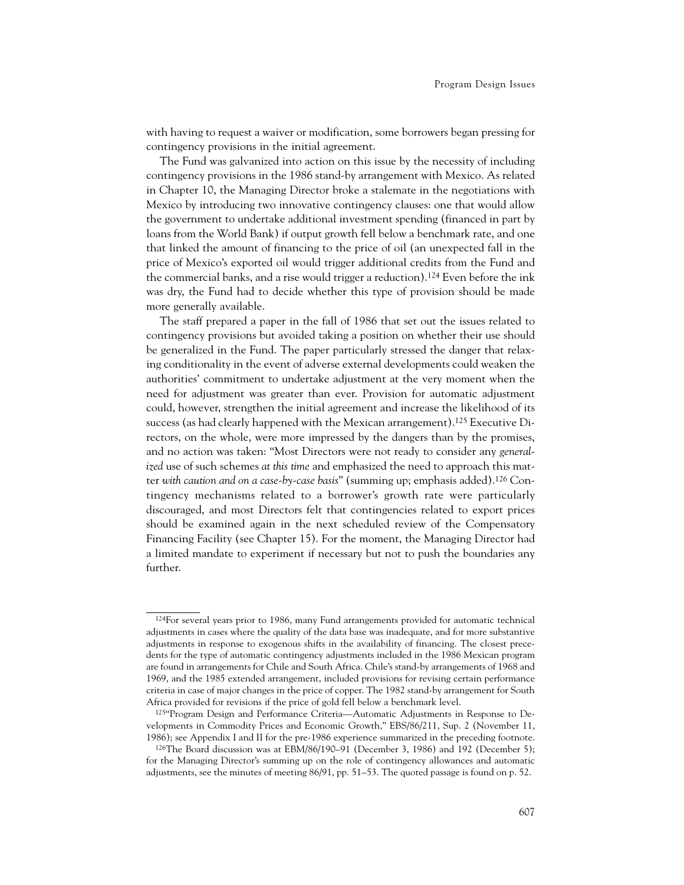with having to request a waiver or modification, some borrowers began pressing for contingency provisions in the initial agreement.

The Fund was galvanized into action on this issue by the necessity of including contingency provisions in the 1986 stand-by arrangement with Mexico. As related in Chapter 10, the Managing Director broke a stalemate in the negotiations with Mexico by introducing two innovative contingency clauses: one that would allow the government to undertake additional investment spending (financed in part by loans from the World Bank) if output growth fell below a benchmark rate, and one that linked the amount of financing to the price of oil (an unexpected fall in the price of Mexico's exported oil would trigger additional credits from the Fund and the commercial banks, and a rise would trigger a reduction).[124] Even before the ink was dry, the Fund had to decide whether this type of provision should be made more generally available.

The staff prepared a paper in the fall of 1986 that set out the issues related to contingency provisions but avoided taking a position on whether their use should be generalized in the Fund. The paper particularly stressed the danger that relaxing conditionality in the event of adverse external developments could weaken the authorities' commitment to undertake adjustment at the very moment when the need for adjustment was greater than ever. Provision for automatic adjustment could, however, strengthen the initial agreement and increase the likelihood of its success (as had clearly happened with the Mexican arrangement).[125] Executive Directors, on the whole, were more impressed by the dangers than by the promises, and no action was taken: "Most Directors were not ready to consider any *generalized* use of such schemes *at this time* and emphasized the need to approach this matter *with caution and on a case-by-case basis*" (summing up; emphasis added).[126] Contingency mechanisms related to a borrower's growth rate were particularly discouraged, and most Directors felt that contingencies related to export prices should be examined again in the next scheduled review of the Compensatory Financing Facility (see Chapter 15). For the moment, the Managing Director had a limited mandate to experiment if necessary but not to push the boundaries any further.

---

[124]For several years prior to 1986, many Fund arrangements provided for automatic technical adjustments in cases where the quality of the data base was inadequate, and for more substantive adjustments in response to exogenous shifts in the availability of financing. The closest precedents for the type of automatic contingency adjustments included in the 1986 Mexican program are found in arrangements for Chile and South Africa. Chile's stand-by arrangements of 1968 and 1969, and the 1985 extended arrangement, included provisions for revising certain performance criteria in case of major changes in the price of copper. The 1982 stand-by arrangement for South Africa provided for revisions if the price of gold fell below a benchmark level.

[125]"Program Design and Performance Criteria—Automatic Adjustments in Response to Developments in Commodity Prices and Economic Growth," EBS/86/211, Sup. 2 (November 11, 1986); see Appendix I and II for the pre-1986 experience summarized in the preceding footnote.

[126]The Board discussion was at EBM/86/190–91 (December 3, 1986) and 192 (December 5); for the Managing Director's summing up on the role of contingency allowances and automatic adjustments, see the minutes of meeting 86/91, pp. 51–53. The quoted passage is found on p. 52.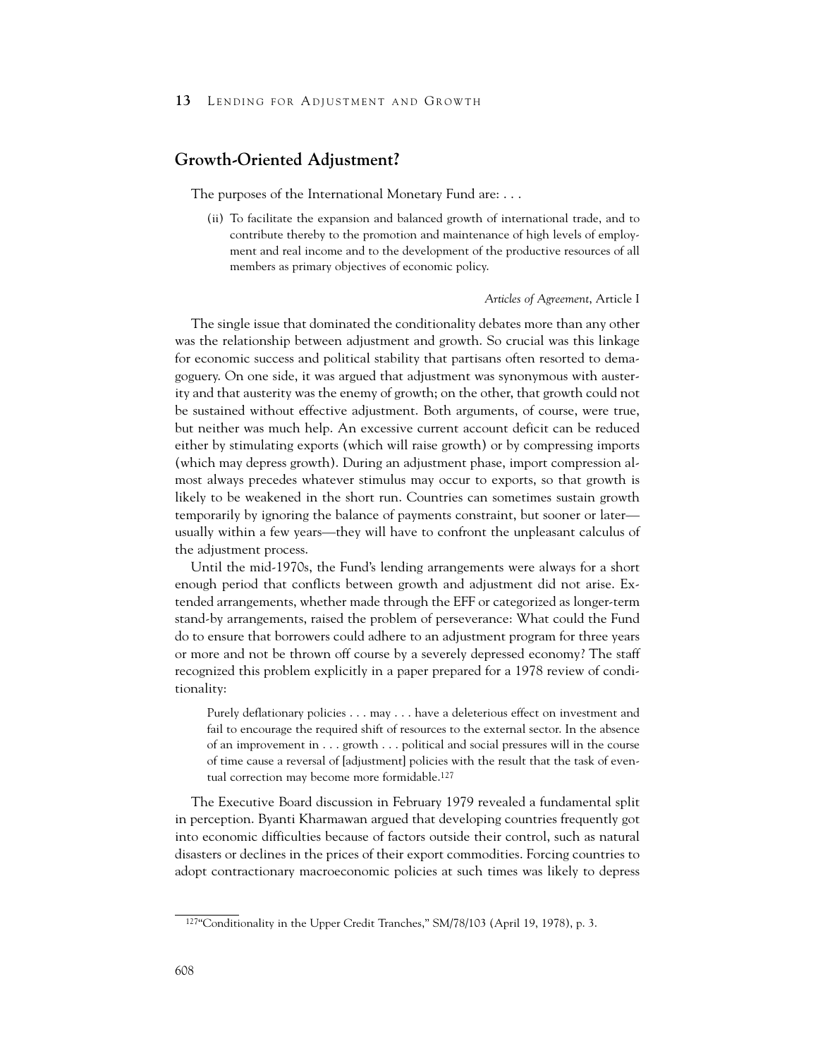## Growth-Oriented Adjustment?

The purposes of the International Monetary Fund are: . . .

> (ii) To facilitate the expansion and balanced growth of international trade, and to contribute thereby to the promotion and maintenance of high levels of employment and real income and to the development of the productive resources of all members as primary objectives of economic policy.
>
> *Articles of Agreement*, Article I

The single issue that dominated the conditionality debates more than any other was the relationship between adjustment and growth. So crucial was this linkage for economic success and political stability that partisans often resorted to demagoguery. On one side, it was argued that adjustment was synonymous with austerity and that austerity was the enemy of growth; on the other, that growth could not be sustained without effective adjustment. Both arguments, of course, were true, but neither was much help. An excessive current account deficit can be reduced either by stimulating exports (which will raise growth) or by compressing imports (which may depress growth). During an adjustment phase, import compression almost always precedes whatever stimulus may occur to exports, so that growth is likely to be weakened in the short run. Countries can sometimes sustain growth temporarily by ignoring the balance of payments constraint, but sooner or later—usually within a few years—they will have to confront the unpleasant calculus of the adjustment process.

Until the mid-1970s, the Fund's lending arrangements were always for a short enough period that conflicts between growth and adjustment did not arise. Extended arrangements, whether made through the EFF or categorized as longer-term stand-by arrangements, raised the problem of perseverance: What could the Fund do to ensure that borrowers could adhere to an adjustment program for three years or more and not be thrown off course by a severely depressed economy? The staff recognized this problem explicitly in a paper prepared for a 1978 review of conditionality:

> Purely deflationary policies . . . may . . . have a deleterious effect on investment and fail to encourage the required shift of resources to the external sector. In the absence of an improvement in . . . growth . . . political and social pressures will in the course of time cause a reversal of [adjustment] policies with the result that the task of eventual correction may become more formidable.[127]

The Executive Board discussion in February 1979 revealed a fundamental split in perception. Byanti Kharmawan argued that developing countries frequently got into economic difficulties because of factors outside their control, such as natural disasters or declines in the prices of their export commodities. Forcing countries to adopt contractionary macroeconomic policies at such times was likely to depress

---

[127]"Conditionality in the Upper Credit Tranches," SM/78/103 (April 19, 1978), p. 3.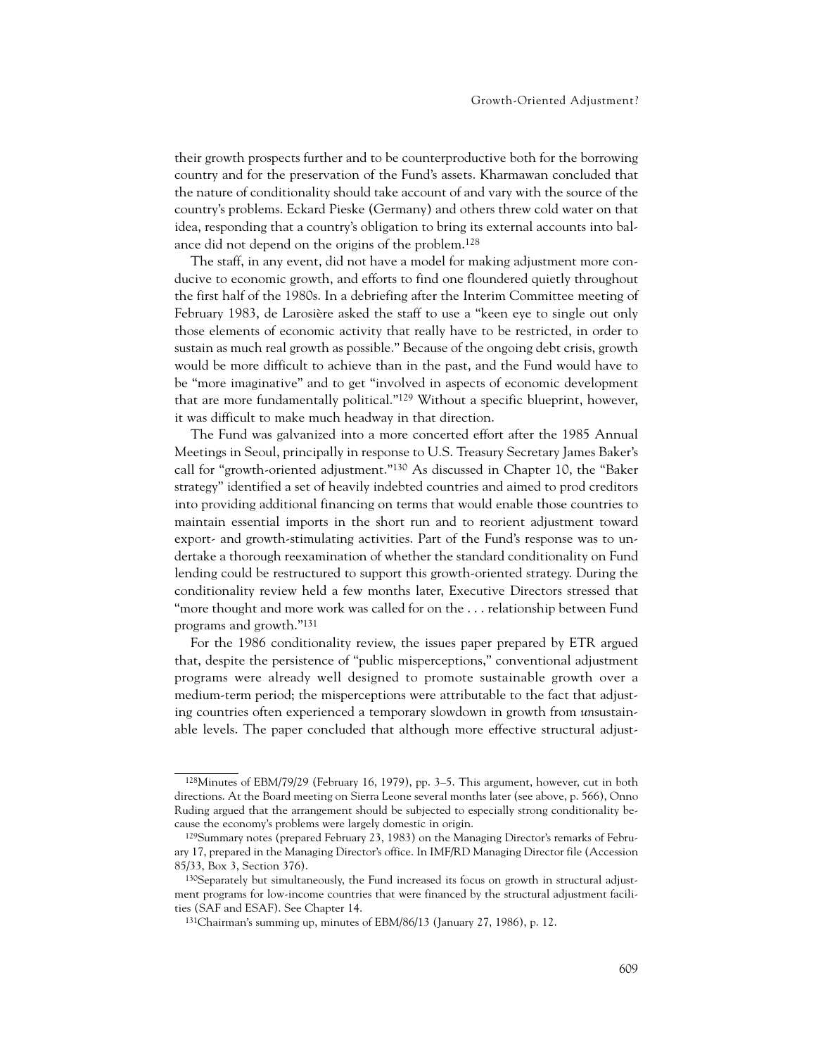their growth prospects further and to be counterproductive both for the borrowing country and for the preservation of the Fund's assets. Kharmawan concluded that the nature of conditionality should take account of and vary with the source of the country's problems. Eckard Pieske (Germany) and others threw cold water on that idea, responding that a country's obligation to bring its external accounts into balance did not depend on the origins of the problem.[128]

The staff, in any event, did not have a model for making adjustment more conducive to economic growth, and efforts to find one floundered quietly throughout the first half of the 1980s. In a debriefing after the Interim Committee meeting of February 1983, de Larosière asked the staff to use a "keen eye to single out only those elements of economic activity that really have to be restricted, in order to sustain as much real growth as possible." Because of the ongoing debt crisis, growth would be more difficult to achieve than in the past, and the Fund would have to be "more imaginative" and to get "involved in aspects of economic development that are more fundamentally political."[129] Without a specific blueprint, however, it was difficult to make much headway in that direction.

The Fund was galvanized into a more concerted effort after the 1985 Annual Meetings in Seoul, principally in response to U.S. Treasury Secretary James Baker's call for "growth-oriented adjustment."[130] As discussed in Chapter 10, the "Baker strategy" identified a set of heavily indebted countries and aimed to prod creditors into providing additional financing on terms that would enable those countries to maintain essential imports in the short run and to reorient adjustment toward export- and growth-stimulating activities. Part of the Fund's response was to undertake a thorough reexamination of whether the standard conditionality on Fund lending could be restructured to support this growth-oriented strategy. During the conditionality review held a few months later, Executive Directors stressed that "more thought and more work was called for on the . . . relationship between Fund programs and growth."[131]

For the 1986 conditionality review, the issues paper prepared by ETR argued that, despite the persistence of "public misperceptions," conventional adjustment programs were already well designed to promote sustainable growth over a medium-term period; the misperceptions were attributable to the fact that adjusting countries often experienced a temporary slowdown in growth from *un*sustainable levels. The paper concluded that although more effective structural adjust-

---

[128]Minutes of EBM/79/29 (February 16, 1979), pp. 3–5. This argument, however, cut in both directions. At the Board meeting on Sierra Leone several months later (see above, p. 566), Onno Ruding argued that the arrangement should be subjected to especially strong conditionality because the economy's problems were largely domestic in origin.

[129]Summary notes (prepared February 23, 1983) on the Managing Director's remarks of February 17, prepared in the Managing Director's office. In IMF/RD Managing Director file (Accession 85/33, Box 3, Section 376).

[130]Separately but simultaneously, the Fund increased its focus on growth in structural adjustment programs for low-income countries that were financed by the structural adjustment facilities (SAF and ESAF). See Chapter 14.

[131]Chairman's summing up, minutes of EBM/86/13 (January 27, 1986), p. 12.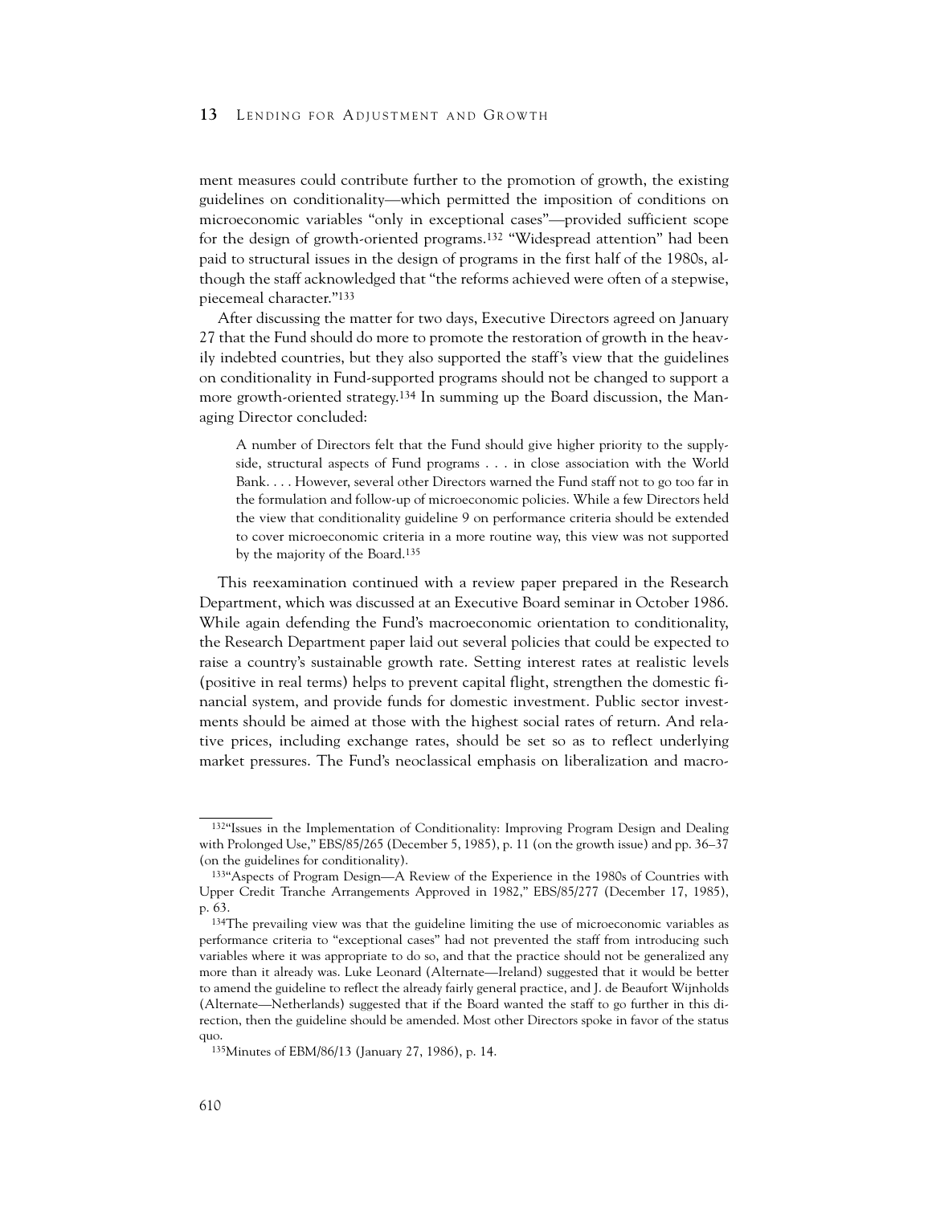ment measures could contribute further to the promotion of growth, the existing guidelines on conditionality—which permitted the imposition of conditions on microeconomic variables "only in exceptional cases"—provided sufficient scope for the design of growth-oriented programs.[132] "Widespread attention" had been paid to structural issues in the design of programs in the first half of the 1980s, although the staff acknowledged that "the reforms achieved were often of a stepwise, piecemeal character."[133]

After discussing the matter for two days, Executive Directors agreed on January 27 that the Fund should do more to promote the restoration of growth in the heavily indebted countries, but they also supported the staff's view that the guidelines on conditionality in Fund-supported programs should not be changed to support a more growth-oriented strategy.[134] In summing up the Board discussion, the Managing Director concluded:

> A number of Directors felt that the Fund should give higher priority to the supply-side, structural aspects of Fund programs . . . in close association with the World Bank. . . . However, several other Directors warned the Fund staff not to go too far in the formulation and follow-up of microeconomic policies. While a few Directors held the view that conditionality guideline 9 on performance criteria should be extended to cover microeconomic criteria in a more routine way, this view was not supported by the majority of the Board.[135]

This reexamination continued with a review paper prepared in the Research Department, which was discussed at an Executive Board seminar in October 1986. While again defending the Fund's macroeconomic orientation to conditionality, the Research Department paper laid out several policies that could be expected to raise a country's sustainable growth rate. Setting interest rates at realistic levels (positive in real terms) helps to prevent capital flight, strengthen the domestic financial system, and provide funds for domestic investment. Public sector investments should be aimed at those with the highest social rates of return. And relative prices, including exchange rates, should be set so as to reflect underlying market pressures. The Fund's neoclassical emphasis on liberalization and macro-

---

[132] "Issues in the Implementation of Conditionality: Improving Program Design and Dealing with Prolonged Use," EBS/85/265 (December 5, 1985), p. 11 (on the growth issue) and pp. 36–37 (on the guidelines for conditionality).

[133] "Aspects of Program Design—A Review of the Experience in the 1980s of Countries with Upper Credit Tranche Arrangements Approved in 1982," EBS/85/277 (December 17, 1985), p. 63.

[134] The prevailing view was that the guideline limiting the use of microeconomic variables as performance criteria to "exceptional cases" had not prevented the staff from introducing such variables where it was appropriate to do so, and that the practice should not be generalized any more than it already was. Luke Leonard (Alternate—Ireland) suggested that it would be better to amend the guideline to reflect the already fairly general practice, and J. de Beaufort Wijnholds (Alternate—Netherlands) suggested that if the Board wanted the staff to go further in this direction, then the guideline should be amended. Most other Directors spoke in favor of the status quo.

[135] Minutes of EBM/86/13 (January 27, 1986), p. 14.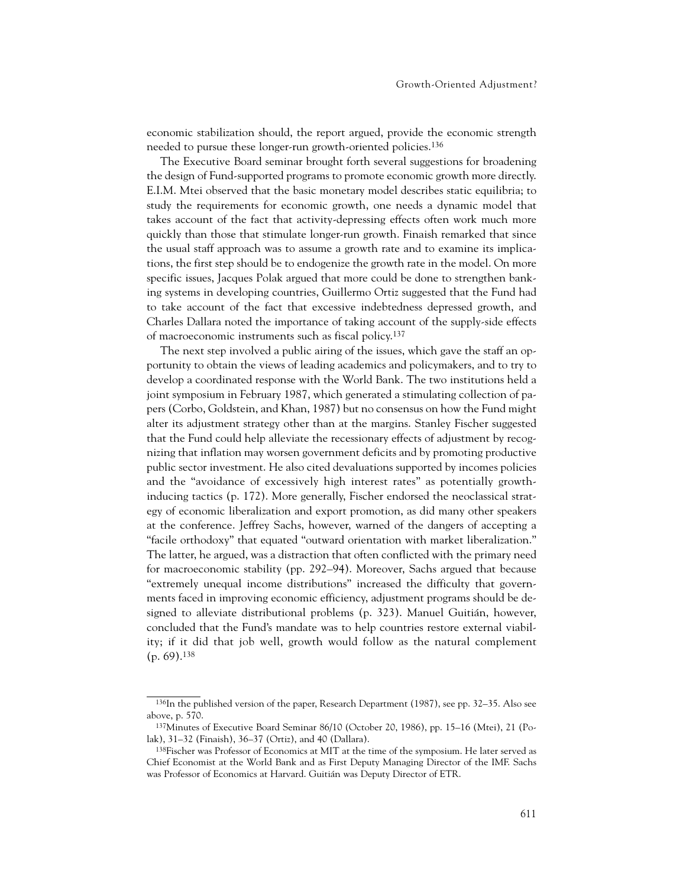economic stabilization should, the report argued, provide the economic strength needed to pursue these longer-run growth-oriented policies.[136]

The Executive Board seminar brought forth several suggestions for broadening the design of Fund-supported programs to promote economic growth more directly. E.I.M. Mtei observed that the basic monetary model describes static equilibria; to study the requirements for economic growth, one needs a dynamic model that takes account of the fact that activity-depressing effects often work much more quickly than those that stimulate longer-run growth. Finaish remarked that since the usual staff approach was to assume a growth rate and to examine its implications, the first step should be to endogenize the growth rate in the model. On more specific issues, Jacques Polak argued that more could be done to strengthen banking systems in developing countries, Guillermo Ortiz suggested that the Fund had to take account of the fact that excessive indebtedness depressed growth, and Charles Dallara noted the importance of taking account of the supply-side effects of macroeconomic instruments such as fiscal policy.[137]

The next step involved a public airing of the issues, which gave the staff an opportunity to obtain the views of leading academics and policymakers, and to try to develop a coordinated response with the World Bank. The two institutions held a joint symposium in February 1987, which generated a stimulating collection of papers (Corbo, Goldstein, and Khan, 1987) but no consensus on how the Fund might alter its adjustment strategy other than at the margins. Stanley Fischer suggested that the Fund could help alleviate the recessionary effects of adjustment by recognizing that inflation may worsen government deficits and by promoting productive public sector investment. He also cited devaluations supported by incomes policies and the "avoidance of excessively high interest rates" as potentially growth-inducing tactics (p. 172). More generally, Fischer endorsed the neoclassical strategy of economic liberalization and export promotion, as did many other speakers at the conference. Jeffrey Sachs, however, warned of the dangers of accepting a "facile orthodoxy" that equated "outward orientation with market liberalization." The latter, he argued, was a distraction that often conflicted with the primary need for macroeconomic stability (pp. 292–94). Moreover, Sachs argued that because "extremely unequal income distributions" increased the difficulty that governments faced in improving economic efficiency, adjustment programs should be designed to alleviate distributional problems (p. 323). Manuel Guitián, however, concluded that the Fund's mandate was to help countries restore external viability; if it did that job well, growth would follow as the natural complement (p. 69).[138]

---

[136] In the published version of the paper, Research Department (1987), see pp. 32–35. Also see above, p. 570.

[137] Minutes of Executive Board Seminar 86/10 (October 20, 1986), pp. 15–16 (Mtei), 21 (Polak), 31–32 (Finaish), 36–37 (Ortiz), and 40 (Dallara).

[138] Fischer was Professor of Economics at MIT at the time of the symposium. He later served as Chief Economist at the World Bank and as First Deputy Managing Director of the IMF. Sachs was Professor of Economics at Harvard. Guitián was Deputy Director of ETR.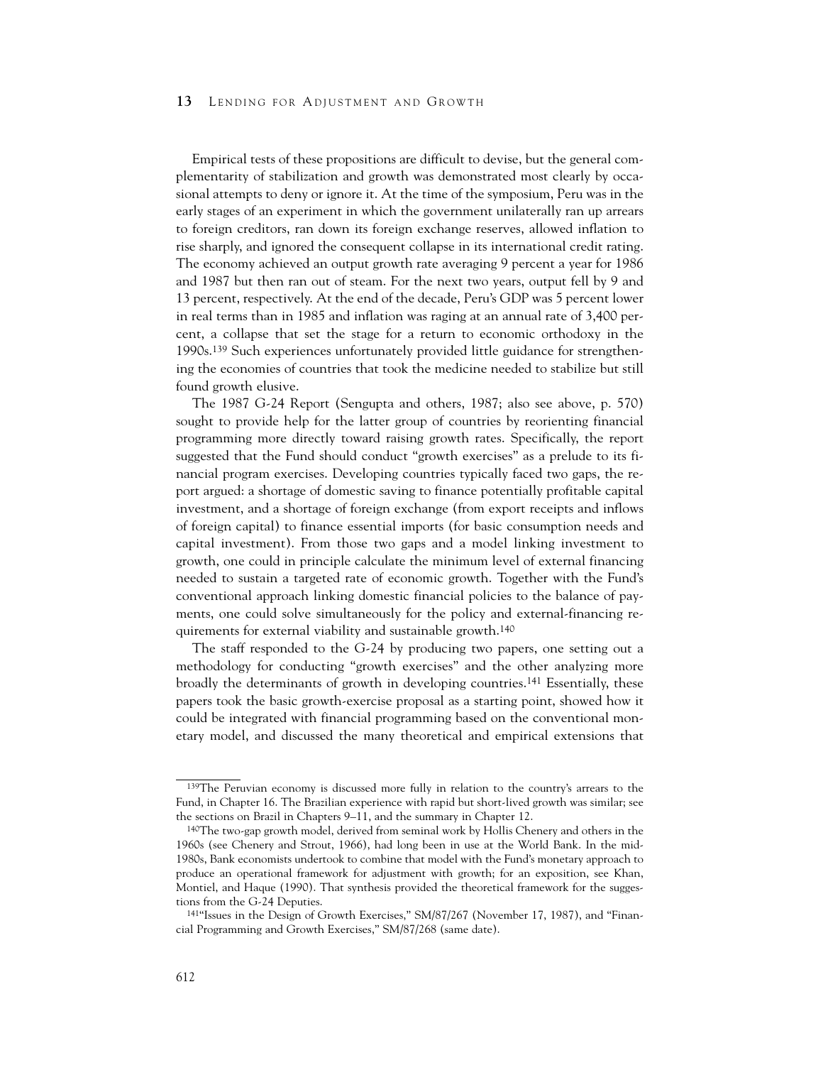Empirical tests of these propositions are difficult to devise, but the general complementarity of stabilization and growth was demonstrated most clearly by occasional attempts to deny or ignore it. At the time of the symposium, Peru was in the early stages of an experiment in which the government unilaterally ran up arrears to foreign creditors, ran down its foreign exchange reserves, allowed inflation to rise sharply, and ignored the consequent collapse in its international credit rating. The economy achieved an output growth rate averaging 9 percent a year for 1986 and 1987 but then ran out of steam. For the next two years, output fell by 9 and 13 percent, respectively. At the end of the decade, Peru's GDP was 5 percent lower in real terms than in 1985 and inflation was raging at an annual rate of 3,400 percent, a collapse that set the stage for a return to economic orthodoxy in the 1990s.[139] Such experiences unfortunately provided little guidance for strengthening the economies of countries that took the medicine needed to stabilize but still found growth elusive.

The 1987 G-24 Report (Sengupta and others, 1987; also see above, p. 570) sought to provide help for the latter group of countries by reorienting financial programming more directly toward raising growth rates. Specifically, the report suggested that the Fund should conduct "growth exercises" as a prelude to its financial program exercises. Developing countries typically faced two gaps, the report argued: a shortage of domestic saving to finance potentially profitable capital investment, and a shortage of foreign exchange (from export receipts and inflows of foreign capital) to finance essential imports (for basic consumption needs and capital investment). From those two gaps and a model linking investment to growth, one could in principle calculate the minimum level of external financing needed to sustain a targeted rate of economic growth. Together with the Fund's conventional approach linking domestic financial policies to the balance of payments, one could solve simultaneously for the policy and external-financing requirements for external viability and sustainable growth.[140]

The staff responded to the G-24 by producing two papers, one setting out a methodology for conducting "growth exercises" and the other analyzing more broadly the determinants of growth in developing countries.[141] Essentially, these papers took the basic growth-exercise proposal as a starting point, showed how it could be integrated with financial programming based on the conventional monetary model, and discussed the many theoretical and empirical extensions that

---

[139] The Peruvian economy is discussed more fully in relation to the country's arrears to the Fund, in Chapter 16. The Brazilian experience with rapid but short-lived growth was similar; see the sections on Brazil in Chapters 9–11, and the summary in Chapter 12.

[140] The two-gap growth model, derived from seminal work by Hollis Chenery and others in the 1960s (see Chenery and Strout, 1966), had long been in use at the World Bank. In the mid-1980s, Bank economists undertook to combine that model with the Fund's monetary approach to produce an operational framework for adjustment with growth; for an exposition, see Khan, Montiel, and Haque (1990). That synthesis provided the theoretical framework for the suggestions from the G-24 Deputies.

[141] "Issues in the Design of Growth Exercises," SM/87/267 (November 17, 1987), and "Financial Programming and Growth Exercises," SM/87/268 (same date).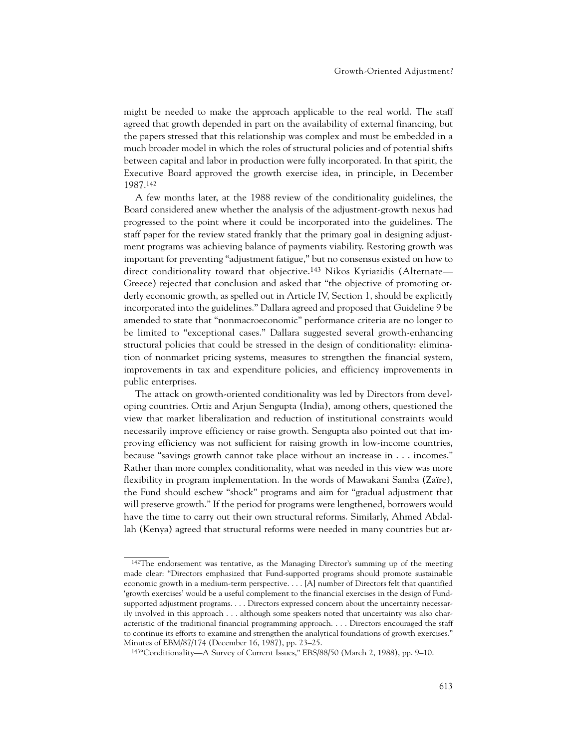might be needed to make the approach applicable to the real world. The staff agreed that growth depended in part on the availability of external financing, but the papers stressed that this relationship was complex and must be embedded in a much broader model in which the roles of structural policies and of potential shifts between capital and labor in production were fully incorporated. In that spirit, the Executive Board approved the growth exercise idea, in principle, in December 1987.[142]

A few months later, at the 1988 review of the conditionality guidelines, the Board considered anew whether the analysis of the adjustment-growth nexus had progressed to the point where it could be incorporated into the guidelines. The staff paper for the review stated frankly that the primary goal in designing adjustment programs was achieving balance of payments viability. Restoring growth was important for preventing "adjustment fatigue," but no consensus existed on how to direct conditionality toward that objective.[143] Nikos Kyriazidis (Alternate—Greece) rejected that conclusion and asked that "the objective of promoting orderly economic growth, as spelled out in Article IV, Section 1, should be explicitly incorporated into the guidelines." Dallara agreed and proposed that Guideline 9 be amended to state that "nonmacroeconomic" performance criteria are no longer to be limited to "exceptional cases." Dallara suggested several growth-enhancing structural policies that could be stressed in the design of conditionality: elimination of nonmarket pricing systems, measures to strengthen the financial system, improvements in tax and expenditure policies, and efficiency improvements in public enterprises.

The attack on growth-oriented conditionality was led by Directors from developing countries. Ortiz and Arjun Sengupta (India), among others, questioned the view that market liberalization and reduction of institutional constraints would necessarily improve efficiency or raise growth. Sengupta also pointed out that improving efficiency was not sufficient for raising growth in low-income countries, because "savings growth cannot take place without an increase in . . . incomes." Rather than more complex conditionality, what was needed in this view was more flexibility in program implementation. In the words of Mawakani Samba (Zaïre), the Fund should eschew "shock" programs and aim for "gradual adjustment that will preserve growth." If the period for programs were lengthened, borrowers would have the time to carry out their own structural reforms. Similarly, Ahmed Abdallah (Kenya) agreed that structural reforms were needed in many countries but ar-

---

[142]The endorsement was tentative, as the Managing Director's summing up of the meeting made clear: "Directors emphasized that Fund-supported programs should promote sustainable economic growth in a medium-term perspective. . . . [A] number of Directors felt that quantified 'growth exercises' would be a useful complement to the financial exercises in the design of Fund-supported adjustment programs. . . . Directors expressed concern about the uncertainty necessarily involved in this approach . . . although some speakers noted that uncertainty was also characteristic of the traditional financial programming approach. . . . Directors encouraged the staff to continue its efforts to examine and strengthen the analytical foundations of growth exercises." Minutes of EBM/87/174 (December 16, 1987), pp. 23–25.

[143]"Conditionality—A Survey of Current Issues," EBS/88/50 (March 2, 1988), pp. 9–10.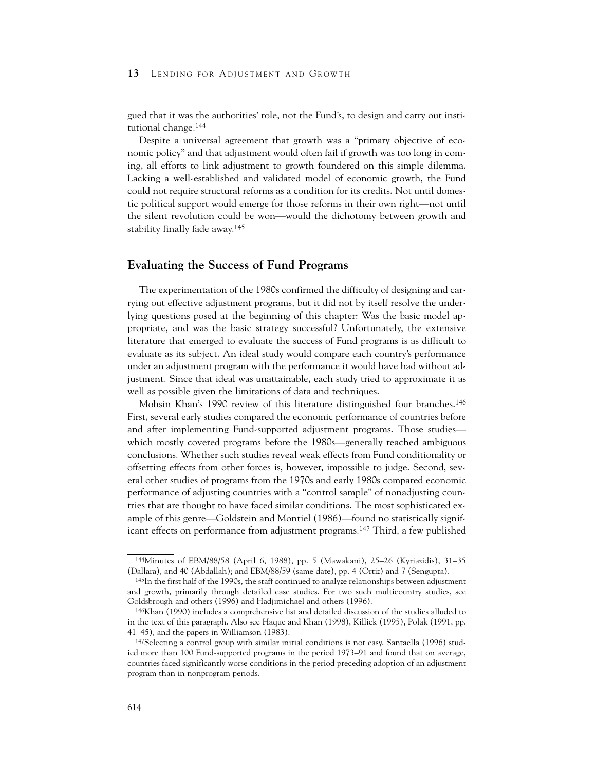gued that it was the authorities' role, not the Fund's, to design and carry out institutional change.[144]

Despite a universal agreement that growth was a "primary objective of economic policy" and that adjustment would often fail if growth was too long in coming, all efforts to link adjustment to growth foundered on this simple dilemma. Lacking a well-established and validated model of economic growth, the Fund could not require structural reforms as a condition for its credits. Not until domestic political support would emerge for those reforms in their own right—not until the silent revolution could be won—would the dichotomy between growth and stability finally fade away.[145]

## Evaluating the Success of Fund Programs

The experimentation of the 1980s confirmed the difficulty of designing and carrying out effective adjustment programs, but it did not by itself resolve the underlying questions posed at the beginning of this chapter: Was the basic model appropriate, and was the basic strategy successful? Unfortunately, the extensive literature that emerged to evaluate the success of Fund programs is as difficult to evaluate as its subject. An ideal study would compare each country's performance under an adjustment program with the performance it would have had without adjustment. Since that ideal was unattainable, each study tried to approximate it as well as possible given the limitations of data and techniques.

Mohsin Khan's 1990 review of this literature distinguished four branches.[146] First, several early studies compared the economic performance of countries before and after implementing Fund-supported adjustment programs. Those studies—which mostly covered programs before the 1980s—generally reached ambiguous conclusions. Whether such studies reveal weak effects from Fund conditionality or offsetting effects from other forces is, however, impossible to judge. Second, several other studies of programs from the 1970s and early 1980s compared economic performance of adjusting countries with a "control sample" of nonadjusting countries that are thought to have faced similar conditions. The most sophisticated example of this genre—Goldstein and Montiel (1986)—found no statistically significant effects on performance from adjustment programs.[147] Third, a few published

---

[144]Minutes of EBM/88/58 (April 6, 1988), pp. 5 (Mawakani), 25–26 (Kyriazidis), 31–35 (Dallara), and 40 (Abdallah); and EBM/88/59 (same date), pp. 4 (Ortiz) and 7 (Sengupta).

[145]In the first half of the 1990s, the staff continued to analyze relationships between adjustment and growth, primarily through detailed case studies. For two such multicountry studies, see Goldsbrough and others (1996) and Hadjimichael and others (1996).

[146]Khan (1990) includes a comprehensive list and detailed discussion of the studies alluded to in the text of this paragraph. Also see Haque and Khan (1998), Killick (1995), Polak (1991, pp. 41–45), and the papers in Williamson (1983).

[147]Selecting a control group with similar initial conditions is not easy. Santaella (1996) studied more than 100 Fund-supported programs in the period 1973–91 and found that on average, countries faced significantly worse conditions in the period preceding adoption of an adjustment program than in nonprogram periods.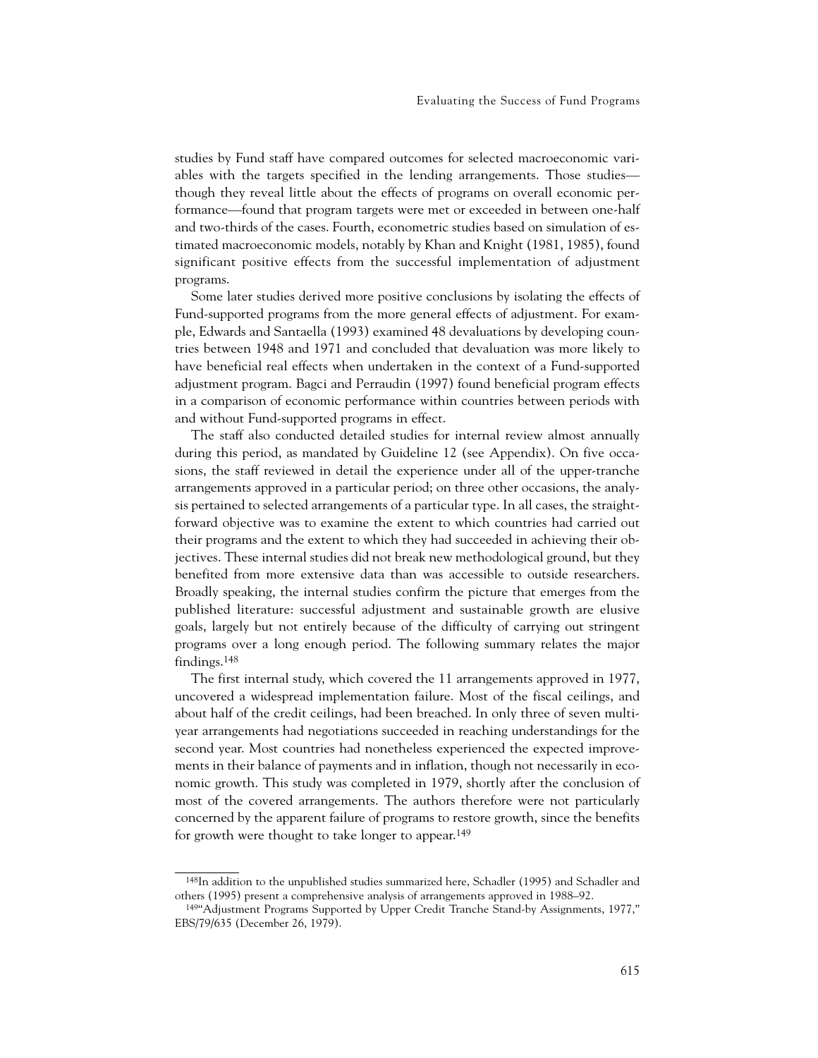studies by Fund staff have compared outcomes for selected macroeconomic variables with the targets specified in the lending arrangements. Those studies—though they reveal little about the effects of programs on overall economic performance—found that program targets were met or exceeded in between one-half and two-thirds of the cases. Fourth, econometric studies based on simulation of estimated macroeconomic models, notably by Khan and Knight (1981, 1985), found significant positive effects from the successful implementation of adjustment programs.

Some later studies derived more positive conclusions by isolating the effects of Fund-supported programs from the more general effects of adjustment. For example, Edwards and Santaella (1993) examined 48 devaluations by developing countries between 1948 and 1971 and concluded that devaluation was more likely to have beneficial real effects when undertaken in the context of a Fund-supported adjustment program. Bagci and Perraudin (1997) found beneficial program effects in a comparison of economic performance within countries between periods with and without Fund-supported programs in effect.

The staff also conducted detailed studies for internal review almost annually during this period, as mandated by Guideline 12 (see Appendix). On five occasions, the staff reviewed in detail the experience under all of the upper-tranche arrangements approved in a particular period; on three other occasions, the analysis pertained to selected arrangements of a particular type. In all cases, the straightforward objective was to examine the extent to which countries had carried out their programs and the extent to which they had succeeded in achieving their objectives. These internal studies did not break new methodological ground, but they benefited from more extensive data than was accessible to outside researchers. Broadly speaking, the internal studies confirm the picture that emerges from the published literature: successful adjustment and sustainable growth are elusive goals, largely but not entirely because of the difficulty of carrying out stringent programs over a long enough period. The following summary relates the major findings.[148]

The first internal study, which covered the 11 arrangements approved in 1977, uncovered a widespread implementation failure. Most of the fiscal ceilings, and about half of the credit ceilings, had been breached. In only three of seven multiyear arrangements had negotiations succeeded in reaching understandings for the second year. Most countries had nonetheless experienced the expected improvements in their balance of payments and in inflation, though not necessarily in economic growth. This study was completed in 1979, shortly after the conclusion of most of the covered arrangements. The authors therefore were not particularly concerned by the apparent failure of programs to restore growth, since the benefits for growth were thought to take longer to appear.[149]

---

[148]In addition to the unpublished studies summarized here, Schadler (1995) and Schadler and others (1995) present a comprehensive analysis of arrangements approved in 1988–92.

[149]"Adjustment Programs Supported by Upper Credit Tranche Stand-by Assignments, 1977," EBS/79/635 (December 26, 1979).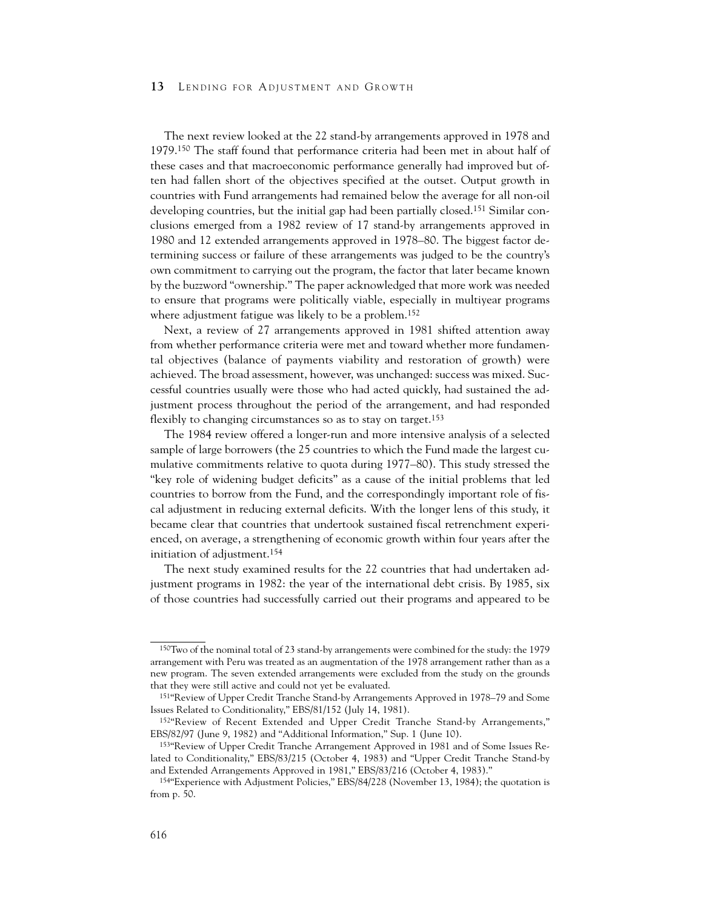The next review looked at the 22 stand-by arrangements approved in 1978 and 1979.[150] The staff found that performance criteria had been met in about half of these cases and that macroeconomic performance generally had improved but often had fallen short of the objectives specified at the outset. Output growth in countries with Fund arrangements had remained below the average for all non-oil developing countries, but the initial gap had been partially closed.[151] Similar conclusions emerged from a 1982 review of 17 stand-by arrangements approved in 1980 and 12 extended arrangements approved in 1978–80. The biggest factor determining success or failure of these arrangements was judged to be the country's own commitment to carrying out the program, the factor that later became known by the buzzword "ownership." The paper acknowledged that more work was needed to ensure that programs were politically viable, especially in multiyear programs where adjustment fatigue was likely to be a problem.[152]

Next, a review of 27 arrangements approved in 1981 shifted attention away from whether performance criteria were met and toward whether more fundamental objectives (balance of payments viability and restoration of growth) were achieved. The broad assessment, however, was unchanged: success was mixed. Successful countries usually were those who had acted quickly, had sustained the adjustment process throughout the period of the arrangement, and had responded flexibly to changing circumstances so as to stay on target.[153]

The 1984 review offered a longer-run and more intensive analysis of a selected sample of large borrowers (the 25 countries to which the Fund made the largest cumulative commitments relative to quota during 1977–80). This study stressed the "key role of widening budget deficits" as a cause of the initial problems that led countries to borrow from the Fund, and the correspondingly important role of fiscal adjustment in reducing external deficits. With the longer lens of this study, it became clear that countries that undertook sustained fiscal retrenchment experienced, on average, a strengthening of economic growth within four years after the initiation of adjustment.[154]

The next study examined results for the 22 countries that had undertaken adjustment programs in 1982: the year of the international debt crisis. By 1985, six of those countries had successfully carried out their programs and appeared to be

---

[150] Two of the nominal total of 23 stand-by arrangements were combined for the study: the 1979 arrangement with Peru was treated as an augmentation of the 1978 arrangement rather than as a new program. The seven extended arrangements were excluded from the study on the grounds that they were still active and could not yet be evaluated.

[151] "Review of Upper Credit Tranche Stand-by Arrangements Approved in 1978–79 and Some Issues Related to Conditionality," EBS/81/152 (July 14, 1981).

[152] "Review of Recent Extended and Upper Credit Tranche Stand-by Arrangements," EBS/82/97 (June 9, 1982) and "Additional Information," Sup. 1 (June 10).

[153] "Review of Upper Credit Tranche Arrangement Approved in 1981 and of Some Issues Related to Conditionality," EBS/83/215 (October 4, 1983) and "Upper Credit Tranche Stand-by and Extended Arrangements Approved in 1981," EBS/83/216 (October 4, 1983)."

[154] "Experience with Adjustment Policies," EBS/84/228 (November 13, 1984); the quotation is from p. 50.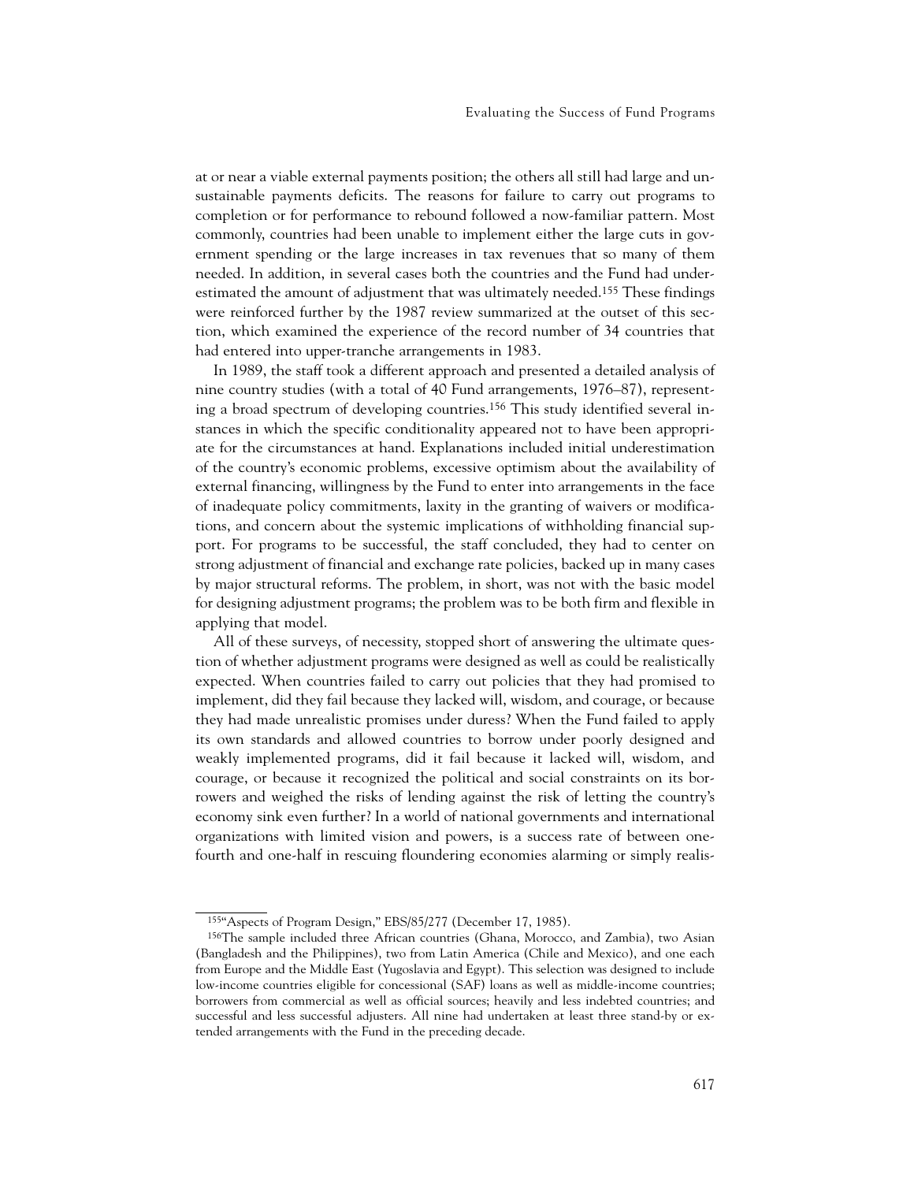at or near a viable external payments position; the others all still had large and unsustainable payments deficits. The reasons for failure to carry out programs to completion or for performance to rebound followed a now-familiar pattern. Most commonly, countries had been unable to implement either the large cuts in government spending or the large increases in tax revenues that so many of them needed. In addition, in several cases both the countries and the Fund had underestimated the amount of adjustment that was ultimately needed.[155] These findings were reinforced further by the 1987 review summarized at the outset of this section, which examined the experience of the record number of 34 countries that had entered into upper-tranche arrangements in 1983.

In 1989, the staff took a different approach and presented a detailed analysis of nine country studies (with a total of 40 Fund arrangements, 1976–87), representing a broad spectrum of developing countries.[156] This study identified several instances in which the specific conditionality appeared not to have been appropriate for the circumstances at hand. Explanations included initial underestimation of the country's economic problems, excessive optimism about the availability of external financing, willingness by the Fund to enter into arrangements in the face of inadequate policy commitments, laxity in the granting of waivers or modifications, and concern about the systemic implications of withholding financial support. For programs to be successful, the staff concluded, they had to center on strong adjustment of financial and exchange rate policies, backed up in many cases by major structural reforms. The problem, in short, was not with the basic model for designing adjustment programs; the problem was to be both firm and flexible in applying that model.

All of these surveys, of necessity, stopped short of answering the ultimate question of whether adjustment programs were designed as well as could be realistically expected. When countries failed to carry out policies that they had promised to implement, did they fail because they lacked will, wisdom, and courage, or because they had made unrealistic promises under duress? When the Fund failed to apply its own standards and allowed countries to borrow under poorly designed and weakly implemented programs, did it fail because it lacked will, wisdom, and courage, or because it recognized the political and social constraints on its borrowers and weighed the risks of lending against the risk of letting the country's economy sink even further? In a world of national governments and international organizations with limited vision and powers, is a success rate of between one-fourth and one-half in rescuing floundering economies alarming or simply realis-

---

[155] "Aspects of Program Design," EBS/85/277 (December 17, 1985).

[156] The sample included three African countries (Ghana, Morocco, and Zambia), two Asian (Bangladesh and the Philippines), two from Latin America (Chile and Mexico), and one each from Europe and the Middle East (Yugoslavia and Egypt). This selection was designed to include low-income countries eligible for concessional (SAF) loans as well as middle-income countries; borrowers from commercial as well as official sources; heavily and less indebted countries; and successful and less successful adjusters. All nine had undertaken at least three stand-by or extended arrangements with the Fund in the preceding decade.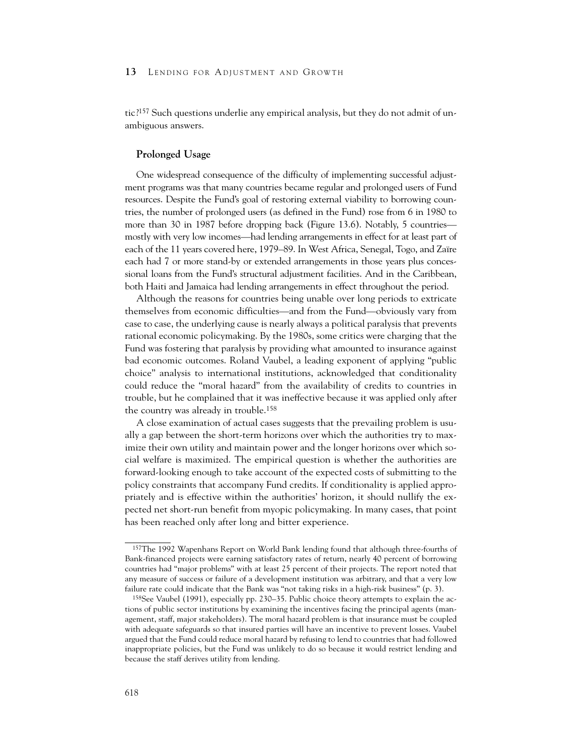tic?[157] Such questions underlie any empirical analysis, but they do not admit of unambiguous answers.

### Prolonged Usage

One widespread consequence of the difficulty of implementing successful adjustment programs was that many countries became regular and prolonged users of Fund resources. Despite the Fund's goal of restoring external viability to borrowing countries, the number of prolonged users (as defined in the Fund) rose from 6 in 1980 to more than 30 in 1987 before dropping back (Figure 13.6). Notably, 5 countries—mostly with very low incomes—had lending arrangements in effect for at least part of each of the 11 years covered here, 1979–89. In West Africa, Senegal, Togo, and Zaïre each had 7 or more stand-by or extended arrangements in those years plus concessional loans from the Fund's structural adjustment facilities. And in the Caribbean, both Haiti and Jamaica had lending arrangements in effect throughout the period.

Although the reasons for countries being unable over long periods to extricate themselves from economic difficulties—and from the Fund—obviously vary from case to case, the underlying cause is nearly always a political paralysis that prevents rational economic policymaking. By the 1980s, some critics were charging that the Fund was fostering that paralysis by providing what amounted to insurance against bad economic outcomes. Roland Vaubel, a leading exponent of applying "public choice" analysis to international institutions, acknowledged that conditionality could reduce the "moral hazard" from the availability of credits to countries in trouble, but he complained that it was ineffective because it was applied only after the country was already in trouble.[158]

A close examination of actual cases suggests that the prevailing problem is usually a gap between the short-term horizons over which the authorities try to maximize their own utility and maintain power and the longer horizons over which social welfare is maximized. The empirical question is whether the authorities are forward-looking enough to take account of the expected costs of submitting to the policy constraints that accompany Fund credits. If conditionality is applied appropriately and is effective within the authorities' horizon, it should nullify the expected net short-run benefit from myopic policymaking. In many cases, that point has been reached only after long and bitter experience.

---

[157]The 1992 Wapenhans Report on World Bank lending found that although three-fourths of Bank-financed projects were earning satisfactory rates of return, nearly 40 percent of borrowing countries had "major problems" with at least 25 percent of their projects. The report noted that any measure of success or failure of a development institution was arbitrary, and that a very low failure rate could indicate that the Bank was "not taking risks in a high-risk business" (p. 3).

[158]See Vaubel (1991), especially pp. 230–35. Public choice theory attempts to explain the actions of public sector institutions by examining the incentives facing the principal agents (management, staff, major stakeholders). The moral hazard problem is that insurance must be coupled with adequate safeguards so that insured parties will have an incentive to prevent losses. Vaubel argued that the Fund could reduce moral hazard by refusing to lend to countries that had followed inappropriate policies, but the Fund was unlikely to do so because it would restrict lending and because the staff derives utility from lending.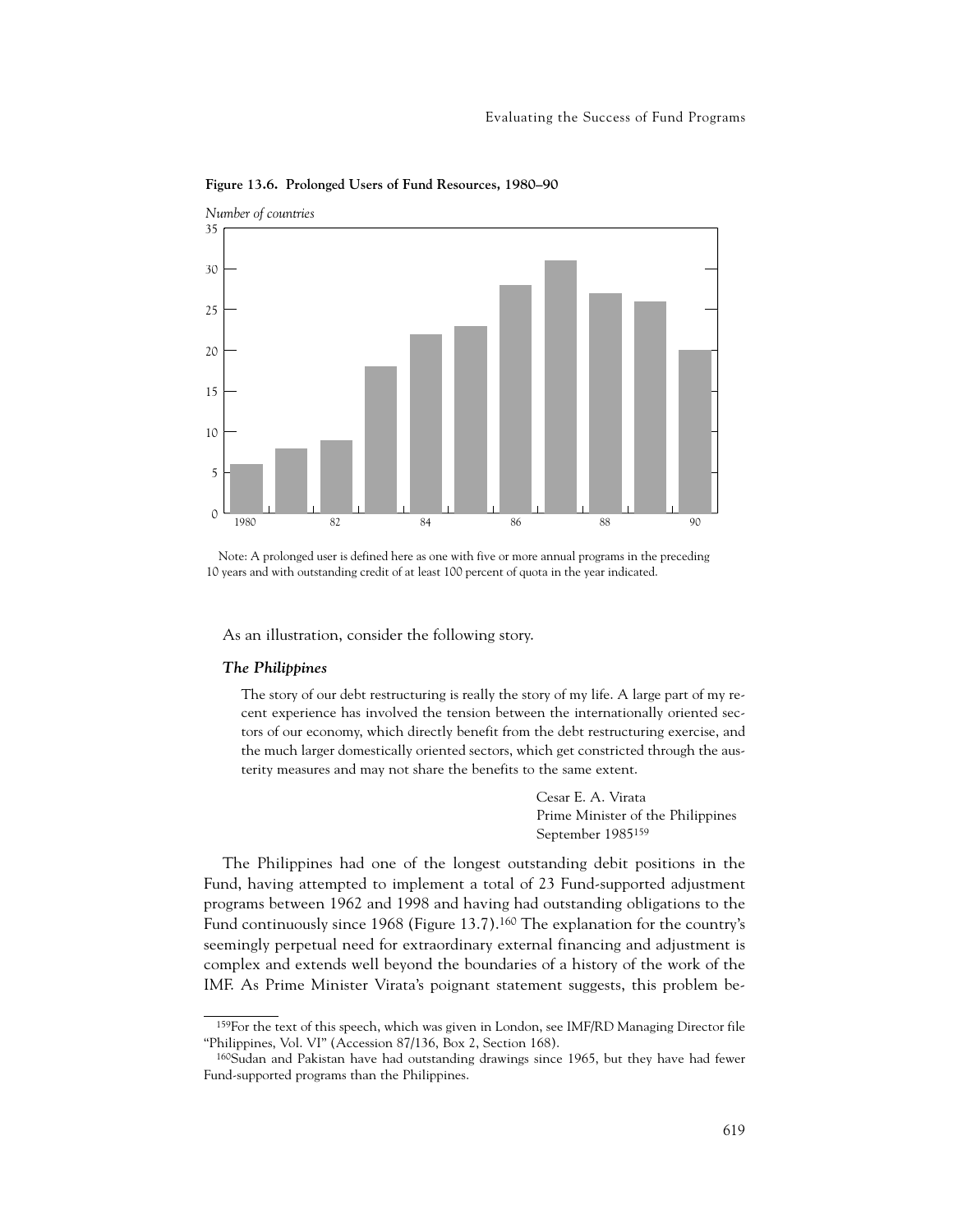**Figure 13.6. Prolonged Users of Fund Resources, 1980–90**

Note: A prolonged user is defined here as one with five or more annual programs in the preceding 10 years and with outstanding credit of at least 100 percent of quota in the year indicated.

As an illustration, consider the following story.

### *The Philippines*

> The story of our debt restructuring is really the story of my life. A large part of my recent experience has involved the tension between the internationally oriented sectors of our economy, which directly benefit from the debt restructuring exercise, and the much larger domestically oriented sectors, which get constricted through the austerity measures and may not share the benefits to the same extent.
>
> Cesar E. A. Virata
> Prime Minister of the Philippines
> September 1985[159]

The Philippines had one of the longest outstanding debit positions in the Fund, having attempted to implement a total of 23 Fund-supported adjustment programs between 1962 and 1998 and having had outstanding obligations to the Fund continuously since 1968 (Figure 13.7).[160] The explanation for the country's seemingly perpetual need for extraordinary external financing and adjustment is complex and extends well beyond the boundaries of a history of the work of the IMF. As Prime Minister Virata's poignant statement suggests, this problem be-

[159]For the text of this speech, which was given in London, see IMF/RD Managing Director file "Philippines, Vol. VI" (Accession 87/136, Box 2, Section 168).

[160]Sudan and Pakistan have had outstanding drawings since 1965, but they have had fewer Fund-supported programs than the Philippines.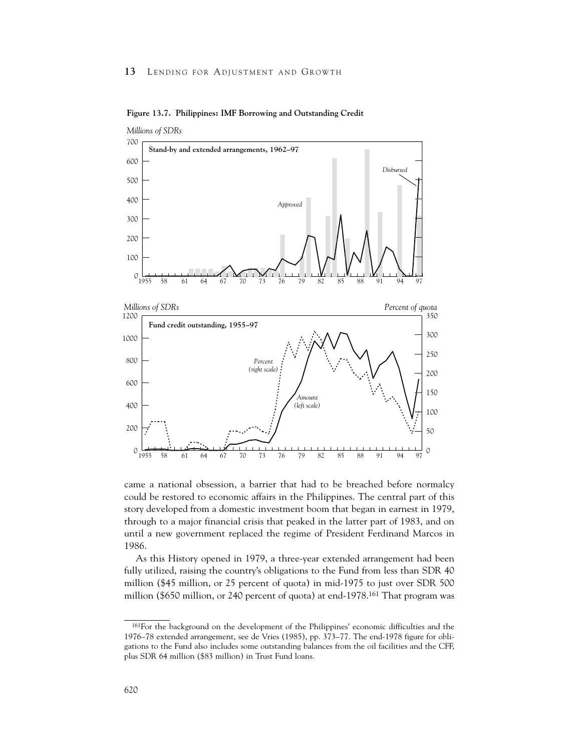**Figure 13.7. Philippines: IMF Borrowing and Outstanding Credit**

came a national obsession, a barrier that had to be breached before normalcy could be restored to economic affairs in the Philippines. The central part of this story developed from a domestic investment boom that began in earnest in 1979, through to a major financial crisis that peaked in the latter part of 1983, and on until a new government replaced the regime of President Ferdinand Marcos in 1986.

As this History opened in 1979, a three-year extended arrangement had been fully utilized, raising the country's obligations to the Fund from less than SDR 40 million ($45 million, or 25 percent of quota) in mid-1975 to just over SDR 500 million ($650 million, or 240 percent of quota) at end-1978.[161] That program was

[161]For the background on the development of the Philippines' economic difficulties and the 1976–78 extended arrangement, see de Vries (1985), pp. 373–77. The end-1978 figure for obligations to the Fund also includes some outstanding balances from the oil facilities and the CFF, plus SDR 64 million ($83 million) in Trust Fund loans.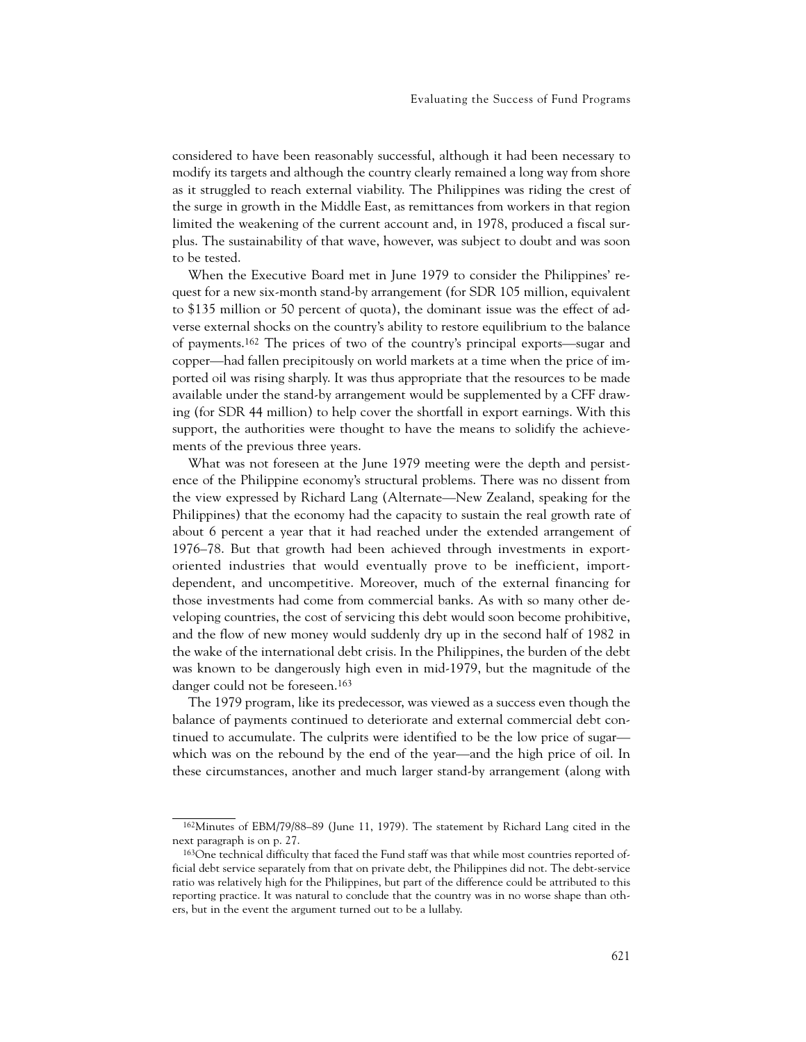considered to have been reasonably successful, although it had been necessary to modify its targets and although the country clearly remained a long way from shore as it struggled to reach external viability. The Philippines was riding the crest of the surge in growth in the Middle East, as remittances from workers in that region limited the weakening of the current account and, in 1978, produced a fiscal surplus. The sustainability of that wave, however, was subject to doubt and was soon to be tested.

When the Executive Board met in June 1979 to consider the Philippines' request for a new six-month stand-by arrangement (for SDR 105 million, equivalent to $135 million or 50 percent of quota), the dominant issue was the effect of adverse external shocks on the country's ability to restore equilibrium to the balance of payments.[162] The prices of two of the country's principal exports—sugar and copper—had fallen precipitously on world markets at a time when the price of imported oil was rising sharply. It was thus appropriate that the resources to be made available under the stand-by arrangement would be supplemented by a CFF drawing (for SDR 44 million) to help cover the shortfall in export earnings. With this support, the authorities were thought to have the means to solidify the achievements of the previous three years.

What was not foreseen at the June 1979 meeting were the depth and persistence of the Philippine economy's structural problems. There was no dissent from the view expressed by Richard Lang (Alternate—New Zealand, speaking for the Philippines) that the economy had the capacity to sustain the real growth rate of about 6 percent a year that it had reached under the extended arrangement of 1976–78. But that growth had been achieved through investments in export-oriented industries that would eventually prove to be inefficient, import-dependent, and uncompetitive. Moreover, much of the external financing for those investments had come from commercial banks. As with so many other developing countries, the cost of servicing this debt would soon become prohibitive, and the flow of new money would suddenly dry up in the second half of 1982 in the wake of the international debt crisis. In the Philippines, the burden of the debt was known to be dangerously high even in mid-1979, but the magnitude of the danger could not be foreseen.[163]

The 1979 program, like its predecessor, was viewed as a success even though the balance of payments continued to deteriorate and external commercial debt continued to accumulate. The culprits were identified to be the low price of sugar—which was on the rebound by the end of the year—and the high price of oil. In these circumstances, another and much larger stand-by arrangement (along with

---

[162] Minutes of EBM/79/88–89 (June 11, 1979). The statement by Richard Lang cited in the next paragraph is on p. 27.

[163] One technical difficulty that faced the Fund staff was that while most countries reported official debt service separately from that on private debt, the Philippines did not. The debt-service ratio was relatively high for the Philippines, but part of the difference could be attributed to this reporting practice. It was natural to conclude that the country was in no worse shape than others, but in the event the argument turned out to be a lullaby.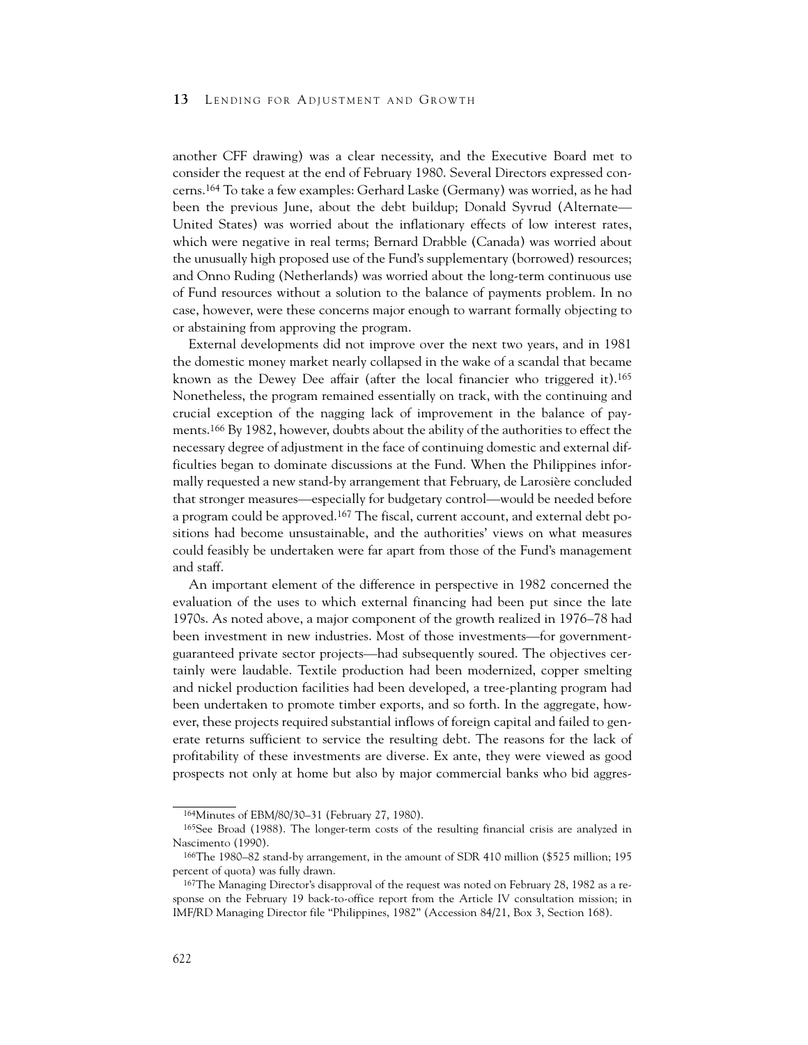another CFF drawing) was a clear necessity, and the Executive Board met to consider the request at the end of February 1980. Several Directors expressed concerns.[164] To take a few examples: Gerhard Laske (Germany) was worried, as he had been the previous June, about the debt buildup; Donald Syvrud (Alternate—United States) was worried about the inflationary effects of low interest rates, which were negative in real terms; Bernard Drabble (Canada) was worried about the unusually high proposed use of the Fund's supplementary (borrowed) resources; and Onno Ruding (Netherlands) was worried about the long-term continuous use of Fund resources without a solution to the balance of payments problem. In no case, however, were these concerns major enough to warrant formally objecting to or abstaining from approving the program.

External developments did not improve over the next two years, and in 1981 the domestic money market nearly collapsed in the wake of a scandal that became known as the Dewey Dee affair (after the local financier who triggered it).[165] Nonetheless, the program remained essentially on track, with the continuing and crucial exception of the nagging lack of improvement in the balance of payments.[166] By 1982, however, doubts about the ability of the authorities to effect the necessary degree of adjustment in the face of continuing domestic and external difficulties began to dominate discussions at the Fund. When the Philippines informally requested a new stand-by arrangement that February, de Larosière concluded that stronger measures—especially for budgetary control—would be needed before a program could be approved.[167] The fiscal, current account, and external debt positions had become unsustainable, and the authorities' views on what measures could feasibly be undertaken were far apart from those of the Fund's management and staff.

An important element of the difference in perspective in 1982 concerned the evaluation of the uses to which external financing had been put since the late 1970s. As noted above, a major component of the growth realized in 1976–78 had been investment in new industries. Most of those investments—for government-guaranteed private sector projects—had subsequently soured. The objectives certainly were laudable. Textile production had been modernized, copper smelting and nickel production facilities had been developed, a tree-planting program had been undertaken to promote timber exports, and so forth. In the aggregate, however, these projects required substantial inflows of foreign capital and failed to generate returns sufficient to service the resulting debt. The reasons for the lack of profitability of these investments are diverse. Ex ante, they were viewed as good prospects not only at home but also by major commercial banks who bid aggres-

---

[164] Minutes of EBM/80/30–31 (February 27, 1980).

[165] See Broad (1988). The longer-term costs of the resulting financial crisis are analyzed in Nascimento (1990).

[166] The 1980–82 stand-by arrangement, in the amount of SDR 410 million ($525 million; 195 percent of quota) was fully drawn.

[167] The Managing Director's disapproval of the request was noted on February 28, 1982 as a response on the February 19 back-to-office report from the Article IV consultation mission; in IMF/RD Managing Director file "Philippines, 1982" (Accession 84/21, Box 3, Section 168).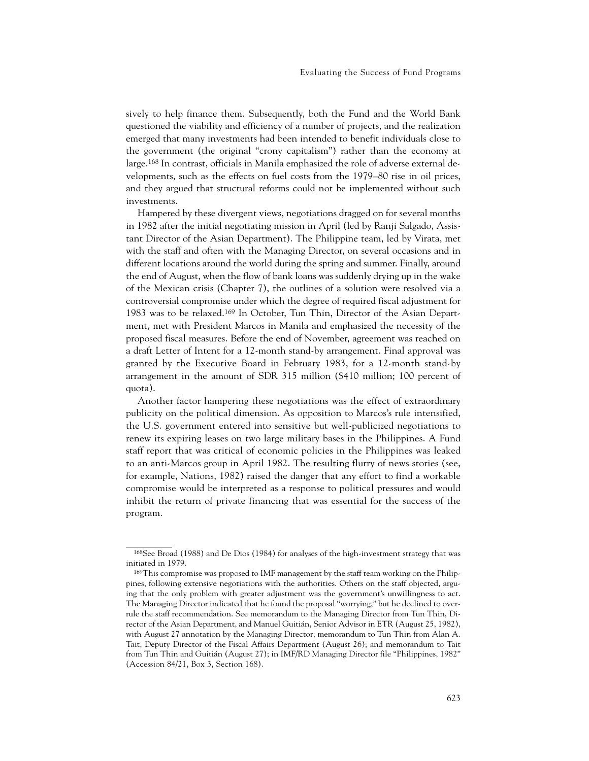sively to help finance them. Subsequently, both the Fund and the World Bank questioned the viability and efficiency of a number of projects, and the realization emerged that many investments had been intended to benefit individuals close to the government (the original "crony capitalism") rather than the economy at large.[168] In contrast, officials in Manila emphasized the role of adverse external developments, such as the effects on fuel costs from the 1979–80 rise in oil prices, and they argued that structural reforms could not be implemented without such investments.

Hampered by these divergent views, negotiations dragged on for several months in 1982 after the initial negotiating mission in April (led by Ranji Salgado, Assistant Director of the Asian Department). The Philippine team, led by Virata, met with the staff and often with the Managing Director, on several occasions and in different locations around the world during the spring and summer. Finally, around the end of August, when the flow of bank loans was suddenly drying up in the wake of the Mexican crisis (Chapter 7), the outlines of a solution were resolved via a controversial compromise under which the degree of required fiscal adjustment for 1983 was to be relaxed.[169] In October, Tun Thin, Director of the Asian Department, met with President Marcos in Manila and emphasized the necessity of the proposed fiscal measures. Before the end of November, agreement was reached on a draft Letter of Intent for a 12-month stand-by arrangement. Final approval was granted by the Executive Board in February 1983, for a 12-month stand-by arrangement in the amount of SDR 315 million ($410 million; 100 percent of quota).

Another factor hampering these negotiations was the effect of extraordinary publicity on the political dimension. As opposition to Marcos's rule intensified, the U.S. government entered into sensitive but well-publicized negotiations to renew its expiring leases on two large military bases in the Philippines. A Fund staff report that was critical of economic policies in the Philippines was leaked to an anti-Marcos group in April 1982. The resulting flurry of news stories (see, for example, Nations, 1982) raised the danger that any effort to find a workable compromise would be interpreted as a response to political pressures and would inhibit the return of private financing that was essential for the success of the program.

---

[168]See Broad (1988) and De Dios (1984) for analyses of the high-investment strategy that was initiated in 1979.

[169]This compromise was proposed to IMF management by the staff team working on the Philippines, following extensive negotiations with the authorities. Others on the staff objected, arguing that the only problem with greater adjustment was the government's unwillingness to act. The Managing Director indicated that he found the proposal "worrying," but he declined to overrule the staff recommendation. See memorandum to the Managing Director from Tun Thin, Director of the Asian Department, and Manuel Guitián, Senior Advisor in ETR (August 25, 1982), with August 27 annotation by the Managing Director; memorandum to Tun Thin from Alan A. Tait, Deputy Director of the Fiscal Affairs Department (August 26); and memorandum to Tait from Tun Thin and Guitián (August 27); in IMF/RD Managing Director file "Philippines, 1982" (Accession 84/21, Box 3, Section 168).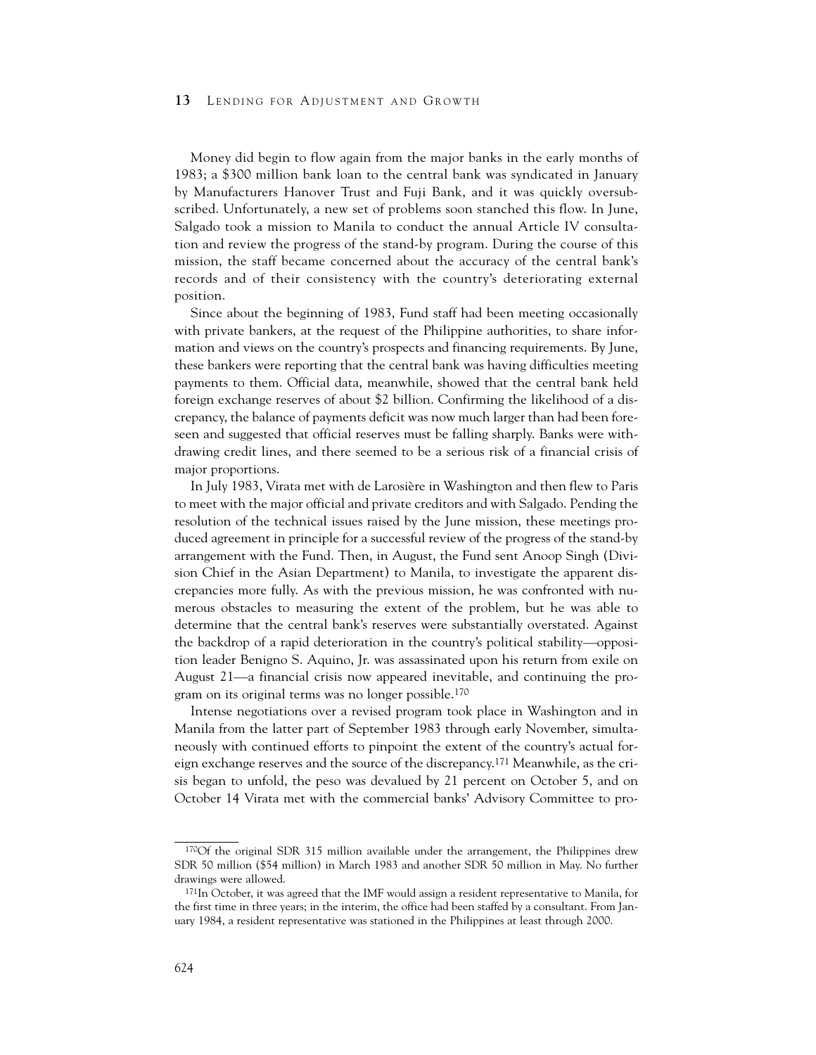Money did begin to flow again from the major banks in the early months of 1983; a $300 million bank loan to the central bank was syndicated in January by Manufacturers Hanover Trust and Fuji Bank, and it was quickly oversubscribed. Unfortunately, a new set of problems soon stanched this flow. In June, Salgado took a mission to Manila to conduct the annual Article IV consultation and review the progress of the stand-by program. During the course of this mission, the staff became concerned about the accuracy of the central bank's records and of their consistency with the country's deteriorating external position.

Since about the beginning of 1983, Fund staff had been meeting occasionally with private bankers, at the request of the Philippine authorities, to share information and views on the country's prospects and financing requirements. By June, these bankers were reporting that the central bank was having difficulties meeting payments to them. Official data, meanwhile, showed that the central bank held foreign exchange reserves of about $2 billion. Confirming the likelihood of a discrepancy, the balance of payments deficit was now much larger than had been foreseen and suggested that official reserves must be falling sharply. Banks were withdrawing credit lines, and there seemed to be a serious risk of a financial crisis of major proportions.

In July 1983, Virata met with de Larosière in Washington and then flew to Paris to meet with the major official and private creditors and with Salgado. Pending the resolution of the technical issues raised by the June mission, these meetings produced agreement in principle for a successful review of the progress of the stand-by arrangement with the Fund. Then, in August, the Fund sent Anoop Singh (Division Chief in the Asian Department) to Manila, to investigate the apparent discrepancies more fully. As with the previous mission, he was confronted with numerous obstacles to measuring the extent of the problem, but he was able to determine that the central bank's reserves were substantially overstated. Against the backdrop of a rapid deterioration in the country's political stability—opposition leader Benigno S. Aquino, Jr. was assassinated upon his return from exile on August 21—a financial crisis now appeared inevitable, and continuing the program on its original terms was no longer possible.[170]

Intense negotiations over a revised program took place in Washington and in Manila from the latter part of September 1983 through early November, simultaneously with continued efforts to pinpoint the extent of the country's actual foreign exchange reserves and the source of the discrepancy.[171] Meanwhile, as the crisis began to unfold, the peso was devalued by 21 percent on October 5, and on October 14 Virata met with the commercial banks' Advisory Committee to pro-

[170]Of the original SDR 315 million available under the arrangement, the Philippines drew SDR 50 million ($54 million) in March 1983 and another SDR 50 million in May. No further drawings were allowed.

[171]In October, it was agreed that the IMF would assign a resident representative to Manila, for the first time in three years; in the interim, the office had been staffed by a consultant. From January 1984, a resident representative was stationed in the Philippines at least through 2000.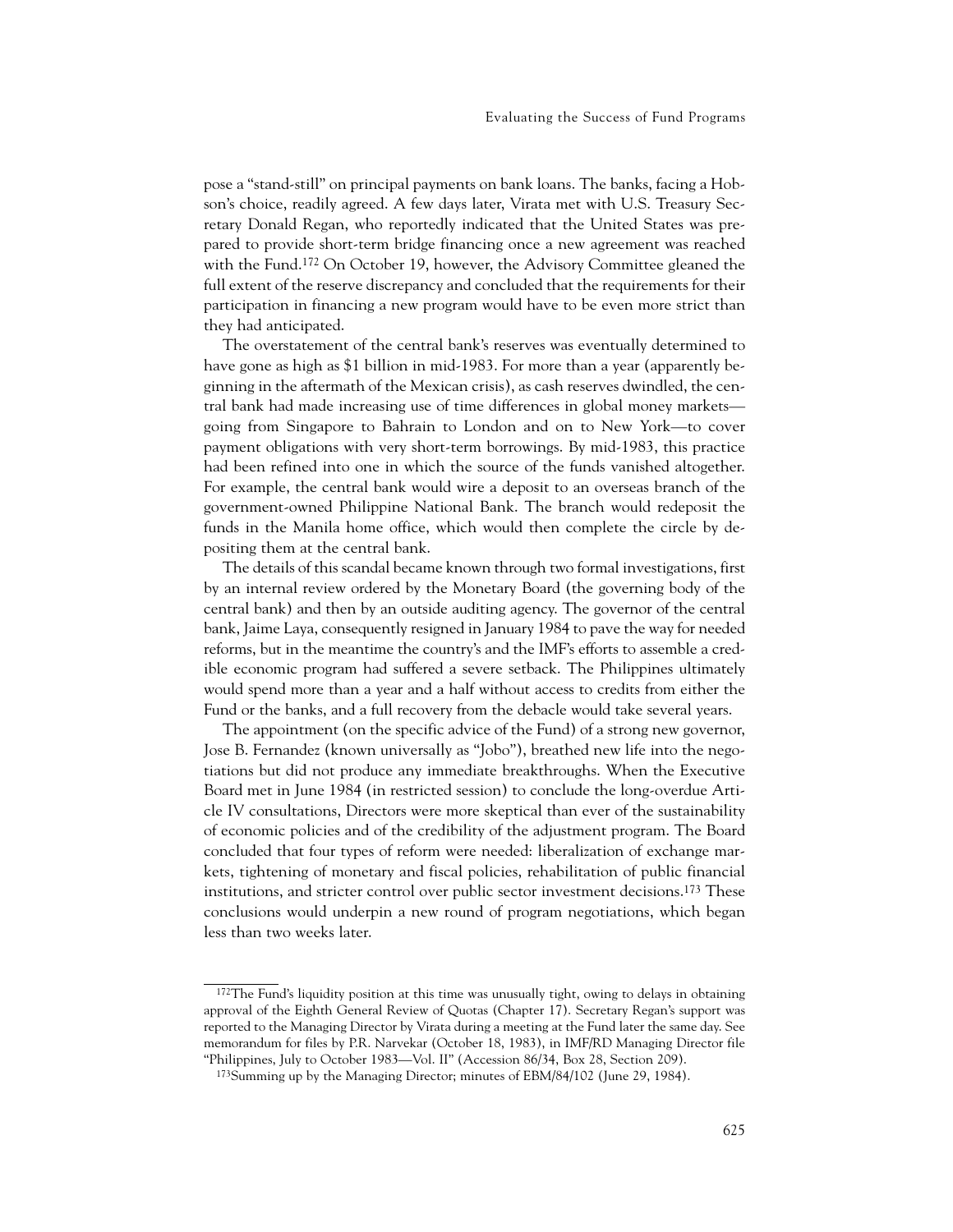pose a "stand-still" on principal payments on bank loans. The banks, facing a Hobson's choice, readily agreed. A few days later, Virata met with U.S. Treasury Secretary Donald Regan, who reportedly indicated that the United States was prepared to provide short-term bridge financing once a new agreement was reached with the Fund.[172] On October 19, however, the Advisory Committee gleaned the full extent of the reserve discrepancy and concluded that the requirements for their participation in financing a new program would have to be even more strict than they had anticipated.

The overstatement of the central bank's reserves was eventually determined to have gone as high as $1 billion in mid-1983. For more than a year (apparently beginning in the aftermath of the Mexican crisis), as cash reserves dwindled, the central bank had made increasing use of time differences in global money markets—going from Singapore to Bahrain to London and on to New York—to cover payment obligations with very short-term borrowings. By mid-1983, this practice had been refined into one in which the source of the funds vanished altogether. For example, the central bank would wire a deposit to an overseas branch of the government-owned Philippine National Bank. The branch would redeposit the funds in the Manila home office, which would then complete the circle by depositing them at the central bank.

The details of this scandal became known through two formal investigations, first by an internal review ordered by the Monetary Board (the governing body of the central bank) and then by an outside auditing agency. The governor of the central bank, Jaime Laya, consequently resigned in January 1984 to pave the way for needed reforms, but in the meantime the country's and the IMF's efforts to assemble a credible economic program had suffered a severe setback. The Philippines ultimately would spend more than a year and a half without access to credits from either the Fund or the banks, and a full recovery from the debacle would take several years.

The appointment (on the specific advice of the Fund) of a strong new governor, Jose B. Fernandez (known universally as "Jobo"), breathed new life into the negotiations but did not produce any immediate breakthroughs. When the Executive Board met in June 1984 (in restricted session) to conclude the long-overdue Article IV consultations, Directors were more skeptical than ever of the sustainability of economic policies and of the credibility of the adjustment program. The Board concluded that four types of reform were needed: liberalization of exchange markets, tightening of monetary and fiscal policies, rehabilitation of public financial institutions, and stricter control over public sector investment decisions.[173] These conclusions would underpin a new round of program negotiations, which began less than two weeks later.

---

[172]The Fund's liquidity position at this time was unusually tight, owing to delays in obtaining approval of the Eighth General Review of Quotas (Chapter 17). Secretary Regan's support was reported to the Managing Director by Virata during a meeting at the Fund later the same day. See memorandum for files by P.R. Narvekar (October 18, 1983), in IMF/RD Managing Director file "Philippines, July to October 1983—Vol. II" (Accession 86/34, Box 28, Section 209).

[173]Summing up by the Managing Director; minutes of EBM/84/102 (June 29, 1984).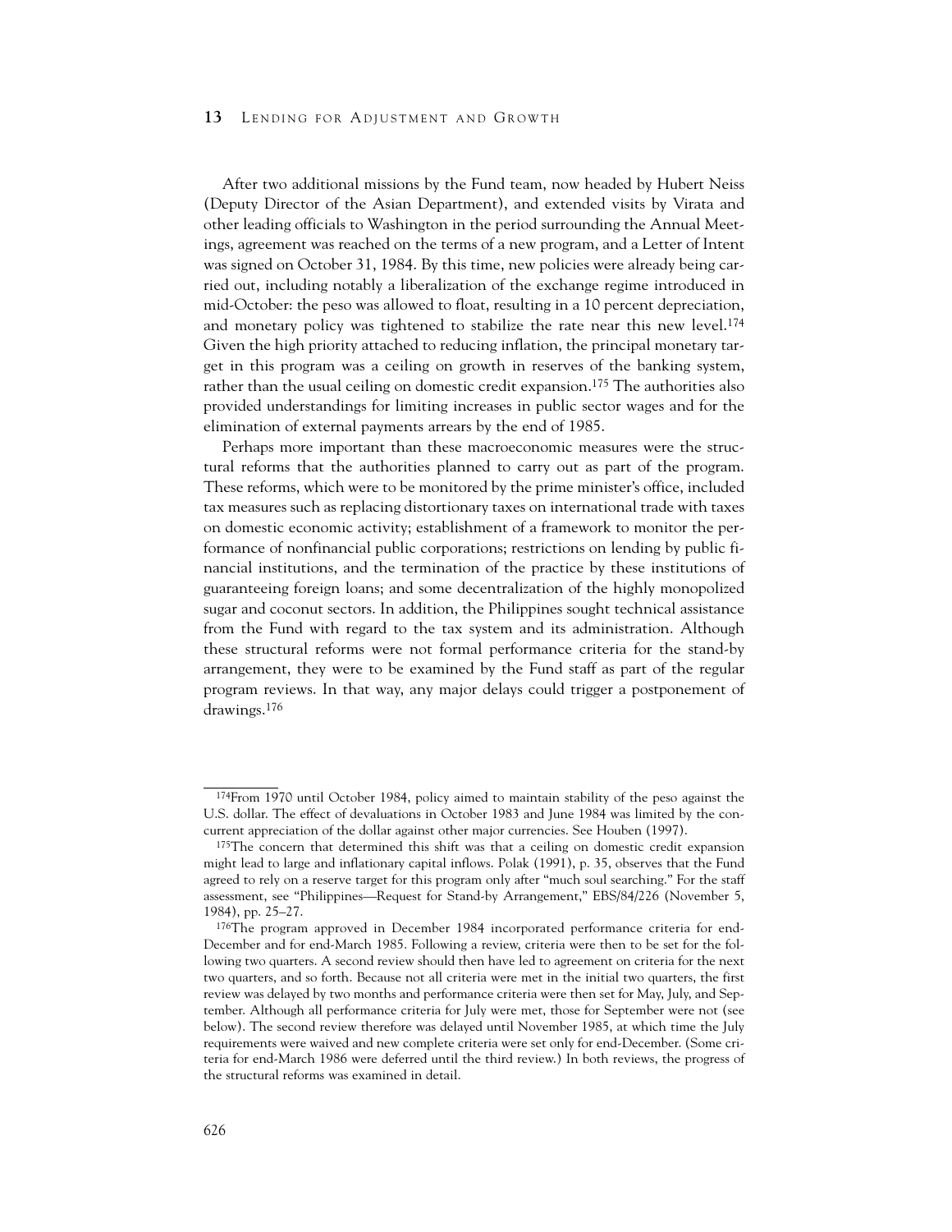After two additional missions by the Fund team, now headed by Hubert Neiss (Deputy Director of the Asian Department), and extended visits by Virata and other leading officials to Washington in the period surrounding the Annual Meetings, agreement was reached on the terms of a new program, and a Letter of Intent was signed on October 31, 1984. By this time, new policies were already being carried out, including notably a liberalization of the exchange regime introduced in mid-October: the peso was allowed to float, resulting in a 10 percent depreciation, and monetary policy was tightened to stabilize the rate near this new level.[174] Given the high priority attached to reducing inflation, the principal monetary target in this program was a ceiling on growth in reserves of the banking system, rather than the usual ceiling on domestic credit expansion.[175] The authorities also provided understandings for limiting increases in public sector wages and for the elimination of external payments arrears by the end of 1985.

Perhaps more important than these macroeconomic measures were the structural reforms that the authorities planned to carry out as part of the program. These reforms, which were to be monitored by the prime minister's office, included tax measures such as replacing distortionary taxes on international trade with taxes on domestic economic activity; establishment of a framework to monitor the performance of nonfinancial public corporations; restrictions on lending by public financial institutions, and the termination of the practice by these institutions of guaranteeing foreign loans; and some decentralization of the highly monopolized sugar and coconut sectors. In addition, the Philippines sought technical assistance from the Fund with regard to the tax system and its administration. Although these structural reforms were not formal performance criteria for the stand-by arrangement, they were to be examined by the Fund staff as part of the regular program reviews. In that way, any major delays could trigger a postponement of drawings.[176]

---

[174] From 1970 until October 1984, policy aimed to maintain stability of the peso against the U.S. dollar. The effect of devaluations in October 1983 and June 1984 was limited by the concurrent appreciation of the dollar against other major currencies. See Houben (1997).

[175] The concern that determined this shift was that a ceiling on domestic credit expansion might lead to large and inflationary capital inflows. Polak (1991), p. 35, observes that the Fund agreed to rely on a reserve target for this program only after "much soul searching." For the staff assessment, see "Philippines—Request for Stand-by Arrangement," EBS/84/226 (November 5, 1984), pp. 25–27.

[176] The program approved in December 1984 incorporated performance criteria for end-December and for end-March 1985. Following a review, criteria were then to be set for the following two quarters. A second review should then have led to agreement on criteria for the next two quarters, and so forth. Because not all criteria were met in the initial two quarters, the first review was delayed by two months and performance criteria were then set for May, July, and September. Although all performance criteria for July were met, those for September were not (see below). The second review therefore was delayed until November 1985, at which time the July requirements were waived and new complete criteria were set only for end-December. (Some criteria for end-March 1986 were deferred until the third review.) In both reviews, the progress of the structural reforms was examined in detail.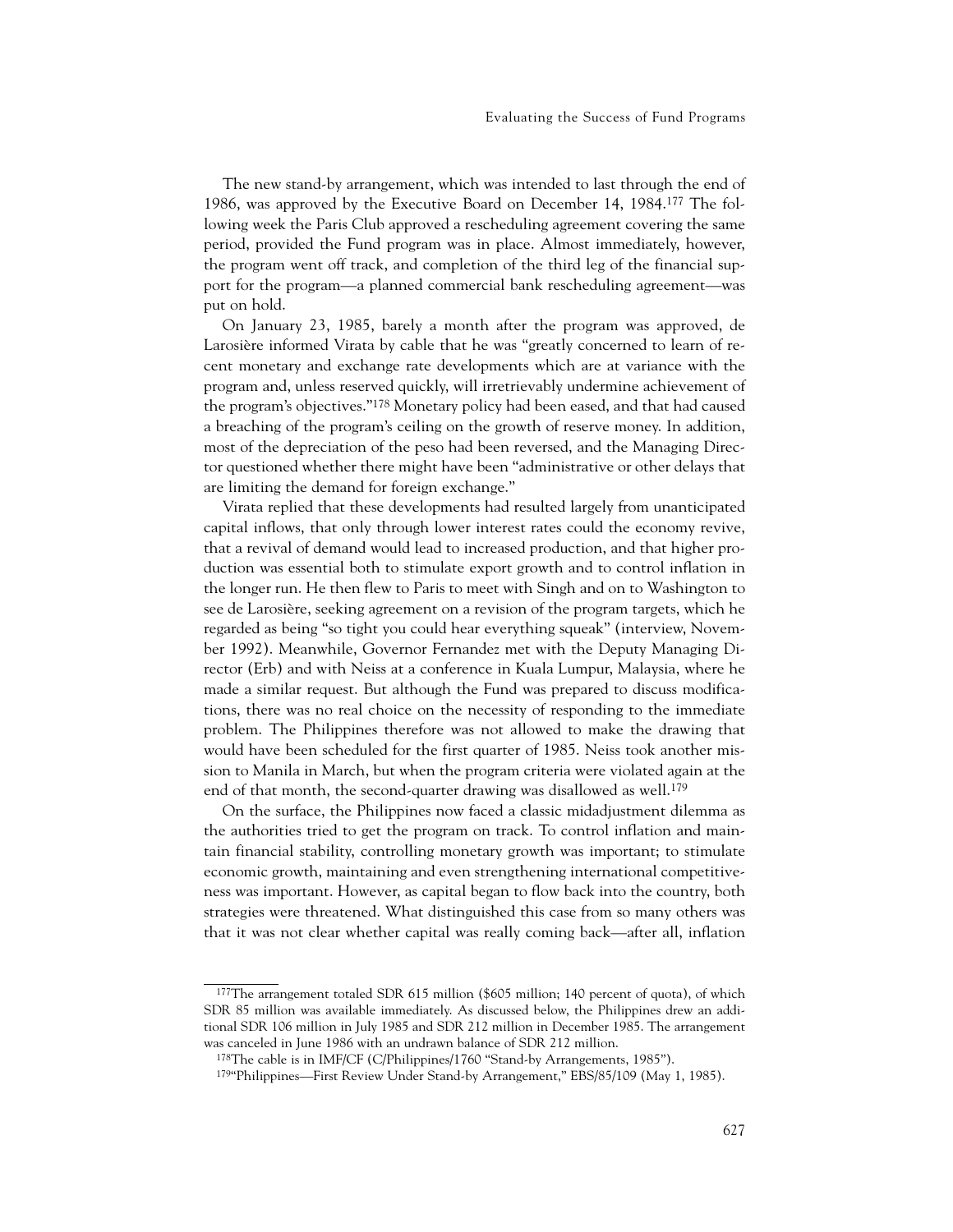The new stand-by arrangement, which was intended to last through the end of 1986, was approved by the Executive Board on December 14, 1984.[177] The following week the Paris Club approved a rescheduling agreement covering the same period, provided the Fund program was in place. Almost immediately, however, the program went off track, and completion of the third leg of the financial support for the program—a planned commercial bank rescheduling agreement—was put on hold.

On January 23, 1985, barely a month after the program was approved, de Larosière informed Virata by cable that he was "greatly concerned to learn of recent monetary and exchange rate developments which are at variance with the program and, unless reserved quickly, will irretrievably undermine achievement of the program's objectives."[178] Monetary policy had been eased, and that had caused a breaching of the program's ceiling on the growth of reserve money. In addition, most of the depreciation of the peso had been reversed, and the Managing Director questioned whether there might have been "administrative or other delays that are limiting the demand for foreign exchange."

Virata replied that these developments had resulted largely from unanticipated capital inflows, that only through lower interest rates could the economy revive, that a revival of demand would lead to increased production, and that higher production was essential both to stimulate export growth and to control inflation in the longer run. He then flew to Paris to meet with Singh and on to Washington to see de Larosière, seeking agreement on a revision of the program targets, which he regarded as being "so tight you could hear everything squeak" (interview, November 1992). Meanwhile, Governor Fernandez met with the Deputy Managing Director (Erb) and with Neiss at a conference in Kuala Lumpur, Malaysia, where he made a similar request. But although the Fund was prepared to discuss modifications, there was no real choice on the necessity of responding to the immediate problem. The Philippines therefore was not allowed to make the drawing that would have been scheduled for the first quarter of 1985. Neiss took another mission to Manila in March, but when the program criteria were violated again at the end of that month, the second-quarter drawing was disallowed as well.[179]

On the surface, the Philippines now faced a classic midadjustment dilemma as the authorities tried to get the program on track. To control inflation and maintain financial stability, controlling monetary growth was important; to stimulate economic growth, maintaining and even strengthening international competitiveness was important. However, as capital began to flow back into the country, both strategies were threatened. What distinguished this case from so many others was that it was not clear whether capital was really coming back—after all, inflation

---

[177] The arrangement totaled SDR 615 million ($605 million; 140 percent of quota), of which SDR 85 million was available immediately. As discussed below, the Philippines drew an additional SDR 106 million in July 1985 and SDR 212 million in December 1985. The arrangement was canceled in June 1986 with an undrawn balance of SDR 212 million.

[178] The cable is in IMF/CF (C/Philippines/1760 "Stand-by Arrangements, 1985").

[179] "Philippines—First Review Under Stand-by Arrangement," EBS/85/109 (May 1, 1985).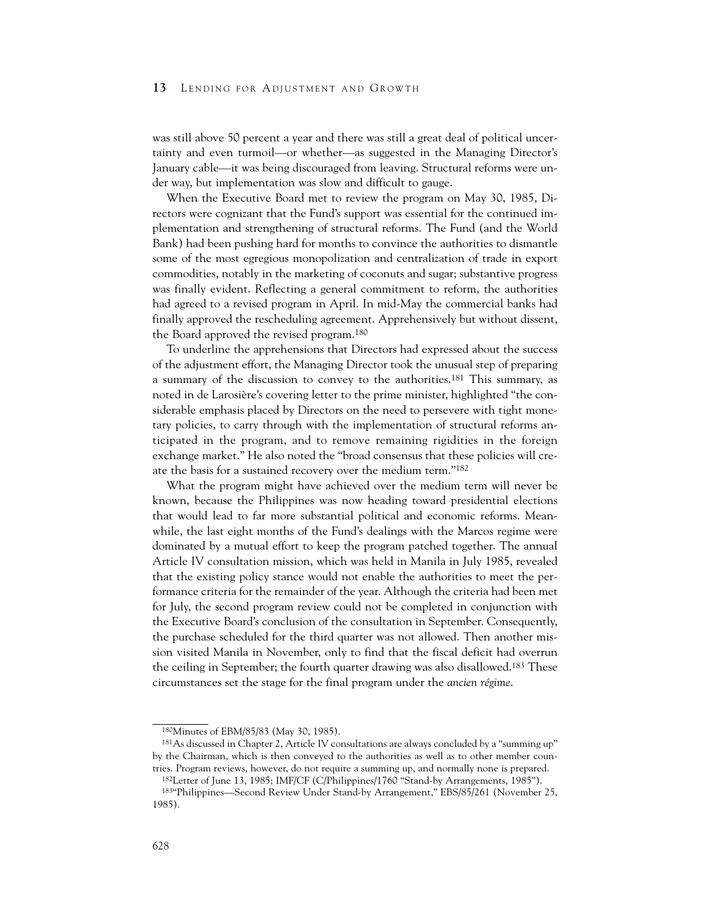was still above 50 percent a year and there was still a great deal of political uncertainty and even turmoil—or whether—as suggested in the Managing Director's January cable—it was being discouraged from leaving. Structural reforms were under way, but implementation was slow and difficult to gauge.

When the Executive Board met to review the program on May 30, 1985, Directors were cognizant that the Fund's support was essential for the continued implementation and strengthening of structural reforms. The Fund (and the World Bank) had been pushing hard for months to convince the authorities to dismantle some of the most egregious monopolization and centralization of trade in export commodities, notably in the marketing of coconuts and sugar; substantive progress was finally evident. Reflecting a general commitment to reform, the authorities had agreed to a revised program in April. In mid-May the commercial banks had finally approved the rescheduling agreement. Apprehensively but without dissent, the Board approved the revised program.[180]

To underline the apprehensions that Directors had expressed about the success of the adjustment effort, the Managing Director took the unusual step of preparing a summary of the discussion to convey to the authorities.[181] This summary, as noted in de Larosière's covering letter to the prime minister, highlighted "the considerable emphasis placed by Directors on the need to persevere with tight monetary policies, to carry through with the implementation of structural reforms anticipated in the program, and to remove remaining rigidities in the foreign exchange market." He also noted the "broad consensus that these policies will create the basis for a sustained recovery over the medium term."[182]

What the program might have achieved over the medium term will never be known, because the Philippines was now heading toward presidential elections that would lead to far more substantial political and economic reforms. Meanwhile, the last eight months of the Fund's dealings with the Marcos regime were dominated by a mutual effort to keep the program patched together. The annual Article IV consultation mission, which was held in Manila in July 1985, revealed that the existing policy stance would not enable the authorities to meet the performance criteria for the remainder of the year. Although the criteria had been met for July, the second program review could not be completed in conjunction with the Executive Board's conclusion of the consultation in September. Consequently, the purchase scheduled for the third quarter was not allowed. Then another mission visited Manila in November, only to find that the fiscal deficit had overrun the ceiling in September; the fourth quarter drawing was also disallowed.[183] These circumstances set the stage for the final program under the *ancien régime*.

---

[180]Minutes of EBM/85/83 (May 30, 1985).

[181]As discussed in Chapter 2, Article IV consultations are always concluded by a "summing up" by the Chairman, which is then conveyed to the authorities as well as to other member countries. Program reviews, however, do not require a summing up, and normally none is prepared.

[182]Letter of June 13, 1985; IMF/CF (C/Philippines/1760 "Stand-by Arrangements, 1985").

[183]"Philippines—Second Review Under Stand-by Arrangement," EBS/85/261 (November 25, 1985).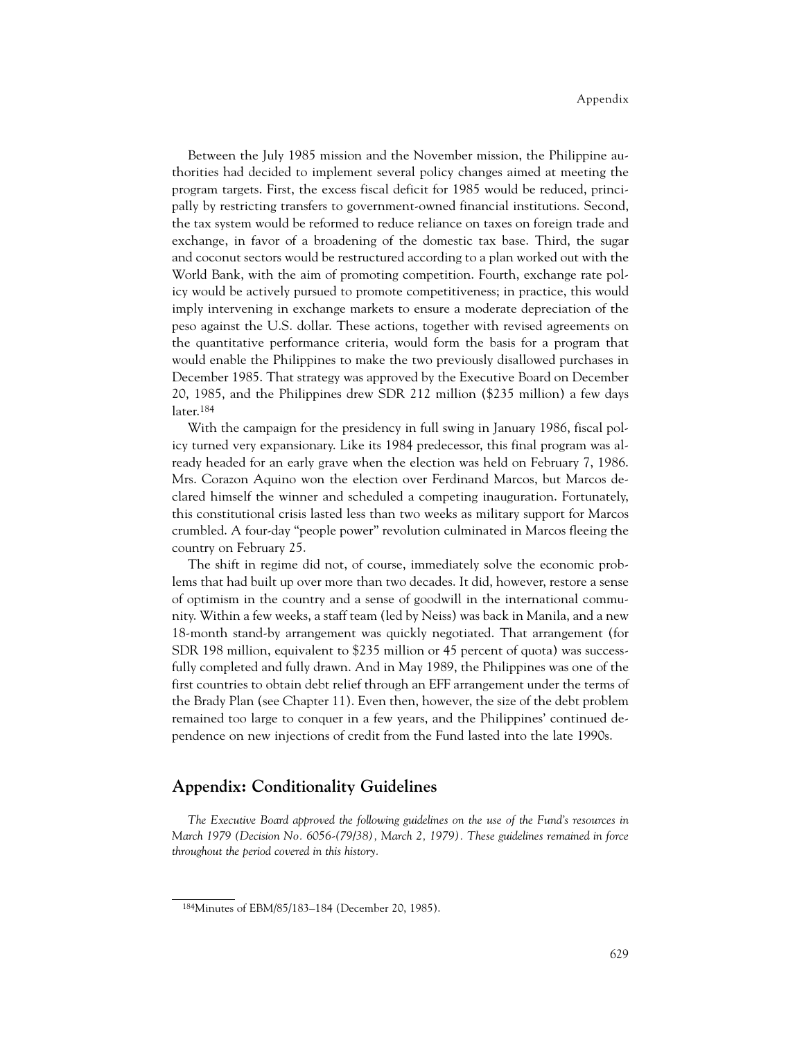Between the July 1985 mission and the November mission, the Philippine authorities had decided to implement several policy changes aimed at meeting the program targets. First, the excess fiscal deficit for 1985 would be reduced, principally by restricting transfers to government-owned financial institutions. Second, the tax system would be reformed to reduce reliance on taxes on foreign trade and exchange, in favor of a broadening of the domestic tax base. Third, the sugar and coconut sectors would be restructured according to a plan worked out with the World Bank, with the aim of promoting competition. Fourth, exchange rate policy would be actively pursued to promote competitiveness; in practice, this would imply intervening in exchange markets to ensure a moderate depreciation of the peso against the U.S. dollar. These actions, together with revised agreements on the quantitative performance criteria, would form the basis for a program that would enable the Philippines to make the two previously disallowed purchases in December 1985. That strategy was approved by the Executive Board on December 20, 1985, and the Philippines drew SDR 212 million ($235 million) a few days later.[184]

With the campaign for the presidency in full swing in January 1986, fiscal policy turned very expansionary. Like its 1984 predecessor, this final program was already headed for an early grave when the election was held on February 7, 1986. Mrs. Corazon Aquino won the election over Ferdinand Marcos, but Marcos declared himself the winner and scheduled a competing inauguration. Fortunately, this constitutional crisis lasted less than two weeks as military support for Marcos crumbled. A four-day "people power" revolution culminated in Marcos fleeing the country on February 25.

The shift in regime did not, of course, immediately solve the economic problems that had built up over more than two decades. It did, however, restore a sense of optimism in the country and a sense of goodwill in the international community. Within a few weeks, a staff team (led by Neiss) was back in Manila, and a new 18-month stand-by arrangement was quickly negotiated. That arrangement (for SDR 198 million, equivalent to $235 million or 45 percent of quota) was successfully completed and fully drawn. And in May 1989, the Philippines was one of the first countries to obtain debt relief through an EFF arrangement under the terms of the Brady Plan (see Chapter 11). Even then, however, the size of the debt problem remained too large to conquer in a few years, and the Philippines' continued dependence on new injections of credit from the Fund lasted into the late 1990s.

## Appendix: Conditionality Guidelines

*The Executive Board approved the following guidelines on the use of the Fund's resources in March 1979 (Decision No. 6056-(79/38), March 2, 1979). These guidelines remained in force throughout the period covered in this history.*

---

[184] Minutes of EBM/85/183–184 (December 20, 1985).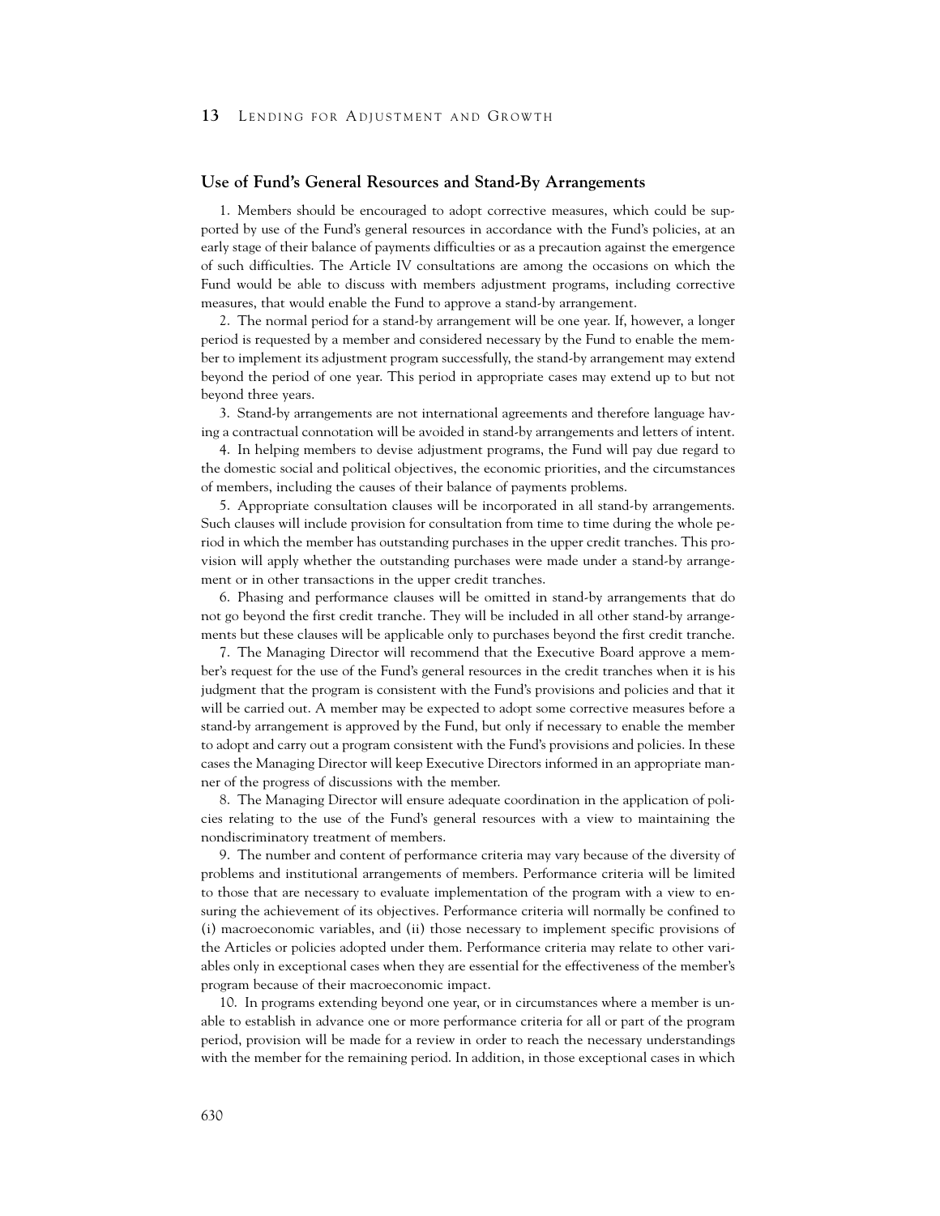## Use of Fund's General Resources and Stand-By Arrangements

1. Members should be encouraged to adopt corrective measures, which could be supported by use of the Fund's general resources in accordance with the Fund's policies, at an early stage of their balance of payments difficulties or as a precaution against the emergence of such difficulties. The Article IV consultations are among the occasions on which the Fund would be able to discuss with members adjustment programs, including corrective measures, that would enable the Fund to approve a stand-by arrangement.

2. The normal period for a stand-by arrangement will be one year. If, however, a longer period is requested by a member and considered necessary by the Fund to enable the member to implement its adjustment program successfully, the stand-by arrangement may extend beyond the period of one year. This period in appropriate cases may extend up to but not beyond three years.

3. Stand-by arrangements are not international agreements and therefore language having a contractual connotation will be avoided in stand-by arrangements and letters of intent.

4. In helping members to devise adjustment programs, the Fund will pay due regard to the domestic social and political objectives, the economic priorities, and the circumstances of members, including the causes of their balance of payments problems.

5. Appropriate consultation clauses will be incorporated in all stand-by arrangements. Such clauses will include provision for consultation from time to time during the whole period in which the member has outstanding purchases in the upper credit tranches. This provision will apply whether the outstanding purchases were made under a stand-by arrangement or in other transactions in the upper credit tranches.

6. Phasing and performance clauses will be omitted in stand-by arrangements that do not go beyond the first credit tranche. They will be included in all other stand-by arrangements but these clauses will be applicable only to purchases beyond the first credit tranche.

7. The Managing Director will recommend that the Executive Board approve a member's request for the use of the Fund's general resources in the credit tranches when it is his judgment that the program is consistent with the Fund's provisions and policies and that it will be carried out. A member may be expected to adopt some corrective measures before a stand-by arrangement is approved by the Fund, but only if necessary to enable the member to adopt and carry out a program consistent with the Fund's provisions and policies. In these cases the Managing Director will keep Executive Directors informed in an appropriate manner of the progress of discussions with the member.

8. The Managing Director will ensure adequate coordination in the application of policies relating to the use of the Fund's general resources with a view to maintaining the nondiscriminatory treatment of members.

9. The number and content of performance criteria may vary because of the diversity of problems and institutional arrangements of members. Performance criteria will be limited to those that are necessary to evaluate implementation of the program with a view to ensuring the achievement of its objectives. Performance criteria will normally be confined to (i) macroeconomic variables, and (ii) those necessary to implement specific provisions of the Articles or policies adopted under them. Performance criteria may relate to other variables only in exceptional cases when they are essential for the effectiveness of the member's program because of their macroeconomic impact.

10. In programs extending beyond one year, or in circumstances where a member is unable to establish in advance one or more performance criteria for all or part of the program period, provision will be made for a review in order to reach the necessary understandings with the member for the remaining period. In addition, in those exceptional cases in which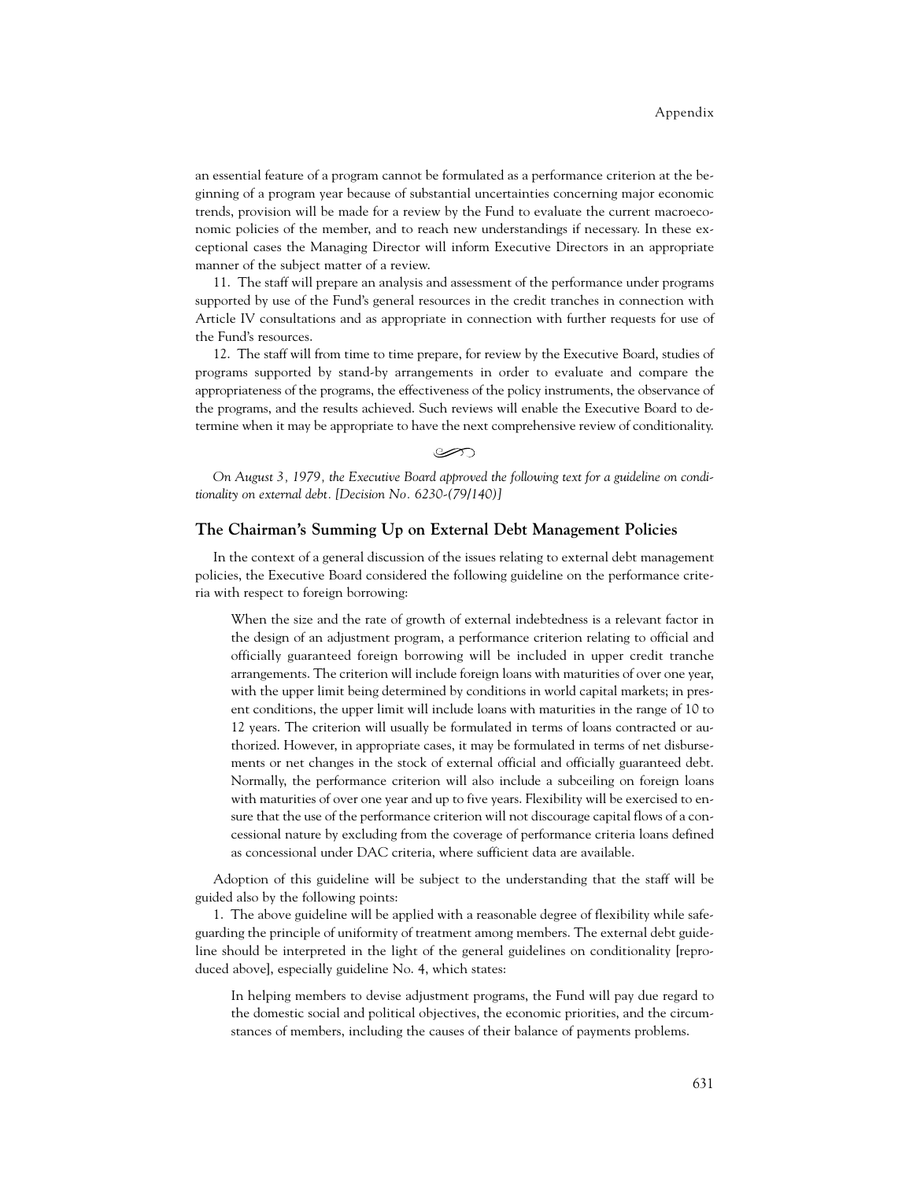an essential feature of a program cannot be formulated as a performance criterion at the beginning of a program year because of substantial uncertainties concerning major economic trends, provision will be made for a review by the Fund to evaluate the current macroeconomic policies of the member, and to reach new understandings if necessary. In these exceptional cases the Managing Director will inform Executive Directors in an appropriate manner of the subject matter of a review.

11. The staff will prepare an analysis and assessment of the performance under programs supported by use of the Fund's general resources in the credit tranches in connection with Article IV consultations and as appropriate in connection with further requests for use of the Fund's resources.

12. The staff will from time to time prepare, for review by the Executive Board, studies of programs supported by stand-by arrangements in order to evaluate and compare the appropriateness of the programs, the effectiveness of the policy instruments, the observance of the programs, and the results achieved. Such reviews will enable the Executive Board to determine when it may be appropriate to have the next comprehensive review of conditionality.

*On August 3, 1979, the Executive Board approved the following text for a guideline on conditionality on external debt. [Decision No. 6230-(79/140)]*

## The Chairman's Summing Up on External Debt Management Policies

In the context of a general discussion of the issues relating to external debt management policies, the Executive Board considered the following guideline on the performance criteria with respect to foreign borrowing:

> When the size and the rate of growth of external indebtedness is a relevant factor in the design of an adjustment program, a performance criterion relating to official and officially guaranteed foreign borrowing will be included in upper credit tranche arrangements. The criterion will include foreign loans with maturities of over one year, with the upper limit being determined by conditions in world capital markets; in present conditions, the upper limit will include loans with maturities in the range of 10 to 12 years. The criterion will usually be formulated in terms of loans contracted or authorized. However, in appropriate cases, it may be formulated in terms of net disbursements or net changes in the stock of external official and officially guaranteed debt. Normally, the performance criterion will also include a subceiling on foreign loans with maturities of over one year and up to five years. Flexibility will be exercised to ensure that the use of the performance criterion will not discourage capital flows of a concessional nature by excluding from the coverage of performance criteria loans defined as concessional under DAC criteria, where sufficient data are available.

Adoption of this guideline will be subject to the understanding that the staff will be guided also by the following points:

1. The above guideline will be applied with a reasonable degree of flexibility while safeguarding the principle of uniformity of treatment among members. The external debt guideline should be interpreted in the light of the general guidelines on conditionality [reproduced above], especially guideline No. 4, which states:

> In helping members to devise adjustment programs, the Fund will pay due regard to the domestic social and political objectives, the economic priorities, and the circumstances of members, including the causes of their balance of payments problems.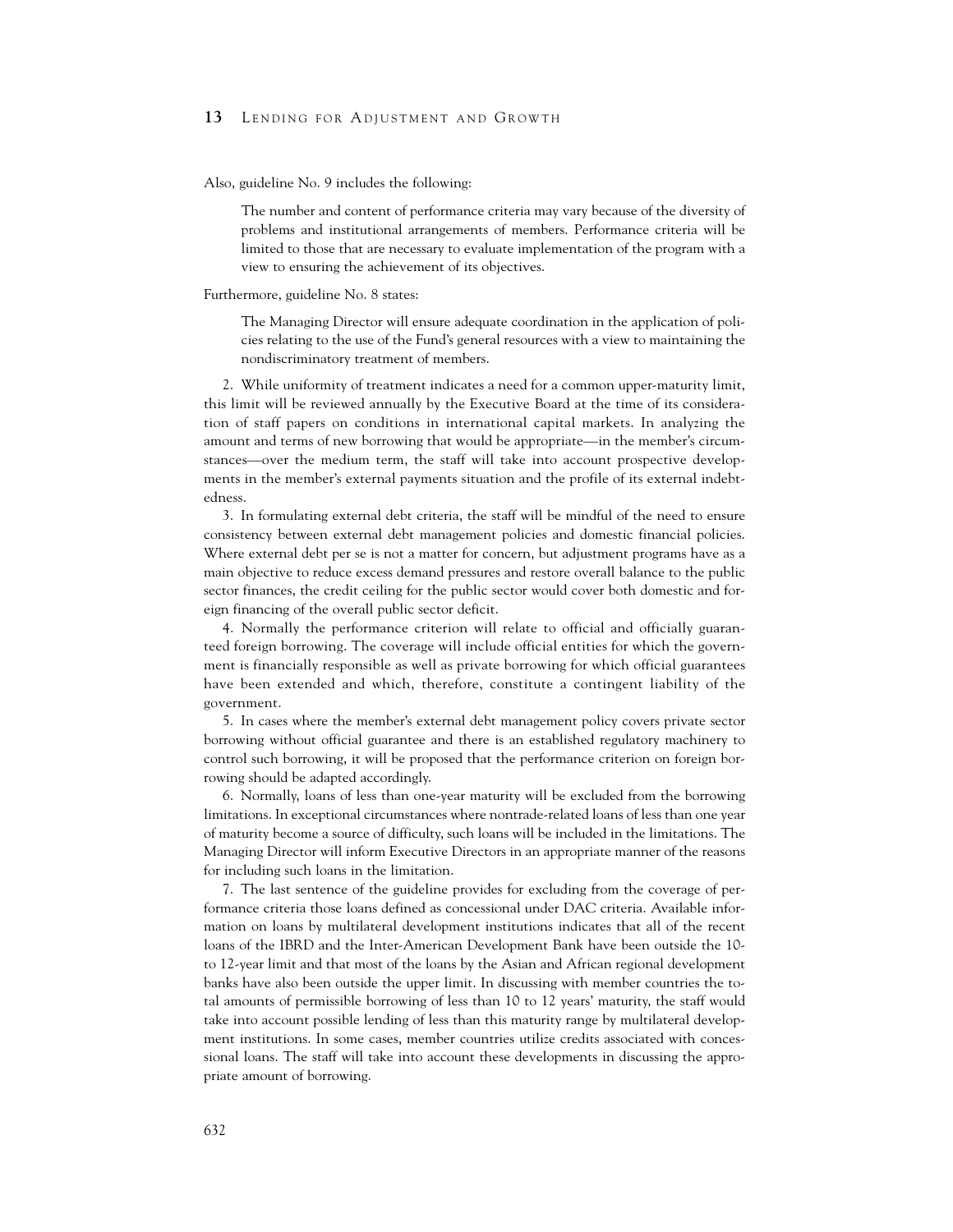Also, guideline No. 9 includes the following:

> The number and content of performance criteria may vary because of the diversity of problems and institutional arrangements of members. Performance criteria will be limited to those that are necessary to evaluate implementation of the program with a view to ensuring the achievement of its objectives.

Furthermore, guideline No. 8 states:

> The Managing Director will ensure adequate coordination in the application of policies relating to the use of the Fund's general resources with a view to maintaining the nondiscriminatory treatment of members.

2. While uniformity of treatment indicates a need for a common upper-maturity limit, this limit will be reviewed annually by the Executive Board at the time of its consideration of staff papers on conditions in international capital markets. In analyzing the amount and terms of new borrowing that would be appropriate—in the member's circumstances—over the medium term, the staff will take into account prospective developments in the member's external payments situation and the profile of its external indebtedness.

3. In formulating external debt criteria, the staff will be mindful of the need to ensure consistency between external debt management policies and domestic financial policies. Where external debt per se is not a matter for concern, but adjustment programs have as a main objective to reduce excess demand pressures and restore overall balance to the public sector finances, the credit ceiling for the public sector would cover both domestic and foreign financing of the overall public sector deficit.

4. Normally the performance criterion will relate to official and officially guaranteed foreign borrowing. The coverage will include official entities for which the government is financially responsible as well as private borrowing for which official guarantees have been extended and which, therefore, constitute a contingent liability of the government.

5. In cases where the member's external debt management policy covers private sector borrowing without official guarantee and there is an established regulatory machinery to control such borrowing, it will be proposed that the performance criterion on foreign borrowing should be adapted accordingly.

6. Normally, loans of less than one-year maturity will be excluded from the borrowing limitations. In exceptional circumstances where nontrade-related loans of less than one year of maturity become a source of difficulty, such loans will be included in the limitations. The Managing Director will inform Executive Directors in an appropriate manner of the reasons for including such loans in the limitation.

7. The last sentence of the guideline provides for excluding from the coverage of performance criteria those loans defined as concessional under DAC criteria. Available information on loans by multilateral development institutions indicates that all of the recent loans of the IBRD and the Inter-American Development Bank have been outside the 10- to 12-year limit and that most of the loans by the Asian and African regional development banks have also been outside the upper limit. In discussing with member countries the total amounts of permissible borrowing of less than 10 to 12 years' maturity, the staff would take into account possible lending of less than this maturity range by multilateral development institutions. In some cases, member countries utilize credits associated with concessional loans. The staff will take into account these developments in discussing the appropriate amount of borrowing.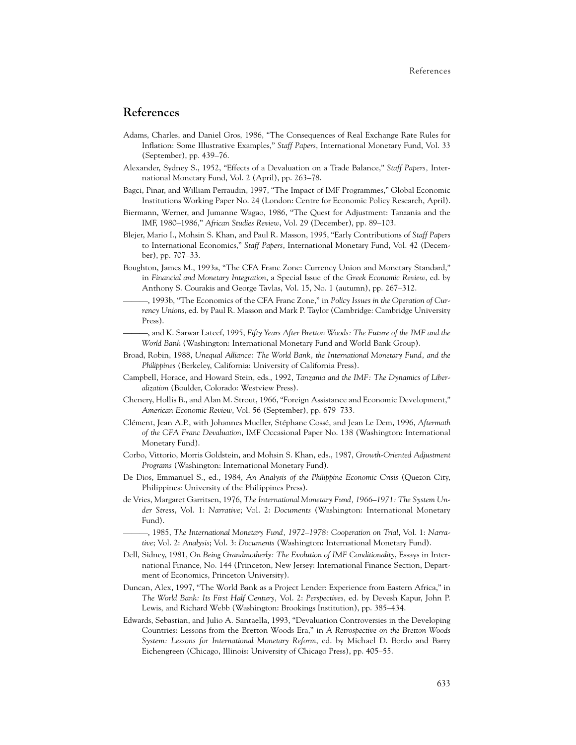# References

Adams, Charles, and Daniel Gros, 1986, "The Consequences of Real Exchange Rate Rules for Inflation: Some Illustrative Examples," *Staff Papers*, International Monetary Fund, Vol. 33 (September), pp. 439–76.

Alexander, Sydney S., 1952, "Effects of a Devaluation on a Trade Balance," *Staff Papers,* International Monetary Fund, Vol. 2 (April), pp. 263–78.

Bagci, Pinar, and William Perraudin, 1997, "The Impact of IMF Programmes," Global Economic Institutions Working Paper No. 24 (London: Centre for Economic Policy Research, April).

Biermann, Werner, and Jumanne Wagao, 1986, "The Quest for Adjustment: Tanzania and the IMF, 1980–1986," *African Studies Review*, Vol. 29 (December), pp. 89–103.

Blejer, Mario I., Mohsin S. Khan, and Paul R. Masson, 1995, "Early Contributions of *Staff Papers* to International Economics," *Staff Papers*, International Monetary Fund, Vol. 42 (December), pp. 707–33.

Boughton, James M., 1993a, "The CFA Franc Zone: Currency Union and Monetary Standard," in *Financial and Monetary Integration*, a Special Issue of the *Greek Economic Review*, ed. by Anthony S. Courakis and George Tavlas, Vol. 15, No. 1 (autumn), pp. 267–312.

———, 1993b, "The Economics of the CFA Franc Zone," in *Policy Issues in the Operation of Currency Unions*, ed. by Paul R. Masson and Mark P. Taylor (Cambridge: Cambridge University Press).

———, and K. Sarwar Lateef, 1995, *Fifty Years After Bretton Woods: The Future of the IMF and the World Bank* (Washington: International Monetary Fund and World Bank Group).

Broad, Robin, 1988, *Unequal Alliance: The World Bank, the International Monetary Fund, and the Philippines* (Berkeley, California: University of California Press).

Campbell, Horace, and Howard Stein, eds., 1992, *Tanzania and the IMF: The Dynamics of Liberalization* (Boulder, Colorado: Westview Press).

Chenery, Hollis B., and Alan M. Strout, 1966, "Foreign Assistance and Economic Development," *American Economic Review*, Vol. 56 (September), pp. 679–733.

Clément, Jean A.P., with Johannes Mueller, Stéphane Cossé, and Jean Le Dem, 1996, *Aftermath of the CFA Franc Devaluation*, IMF Occasional Paper No. 138 (Washington: International Monetary Fund).

Corbo, Vittorio, Morris Goldstein, and Mohsin S. Khan, eds., 1987, *Growth-Oriented Adjustment Programs* (Washington: International Monetary Fund).

De Dios, Emmanuel S., ed., 1984, *An Analysis of the Philippine Economic Crisis* (Quezon City, Philippines: University of the Philippines Press).

de Vries, Margaret Garritsen, 1976, *The International Monetary Fund, 1966–1971: The System Under Stress*, Vol. 1: *Narrative*; Vol. 2: *Documents* (Washington: International Monetary Fund).

———, 1985, *The International Monetary Fund, 1972–1978: Cooperation on Trial*, Vol. 1: *Narrative*; Vol. 2: *Analysis*; Vol. 3: *Documents* (Washington: International Monetary Fund).

Dell, Sidney, 1981, *On Being Grandmotherly: The Evolution of IMF Conditionality*, Essays in International Finance, No. 144 (Princeton, New Jersey: International Finance Section, Department of Economics, Princeton University).

Duncan, Alex, 1997, "The World Bank as a Project Lender: Experience from Eastern Africa," in *The World Bank: Its First Half Century,* Vol. 2: *Perspectives*, ed. by Devesh Kapur, John P. Lewis, and Richard Webb (Washington: Brookings Institution), pp. 385–434.

Edwards, Sebastian, and Julio A. Santaella, 1993, "Devaluation Controversies in the Developing Countries: Lessons from the Bretton Woods Era," in *A Retrospective on the Bretton Woods System: Lessons for International Monetary Reform*, ed. by Michael D. Bordo and Barry Eichengreen (Chicago, Illinois: University of Chicago Press), pp. 405–55.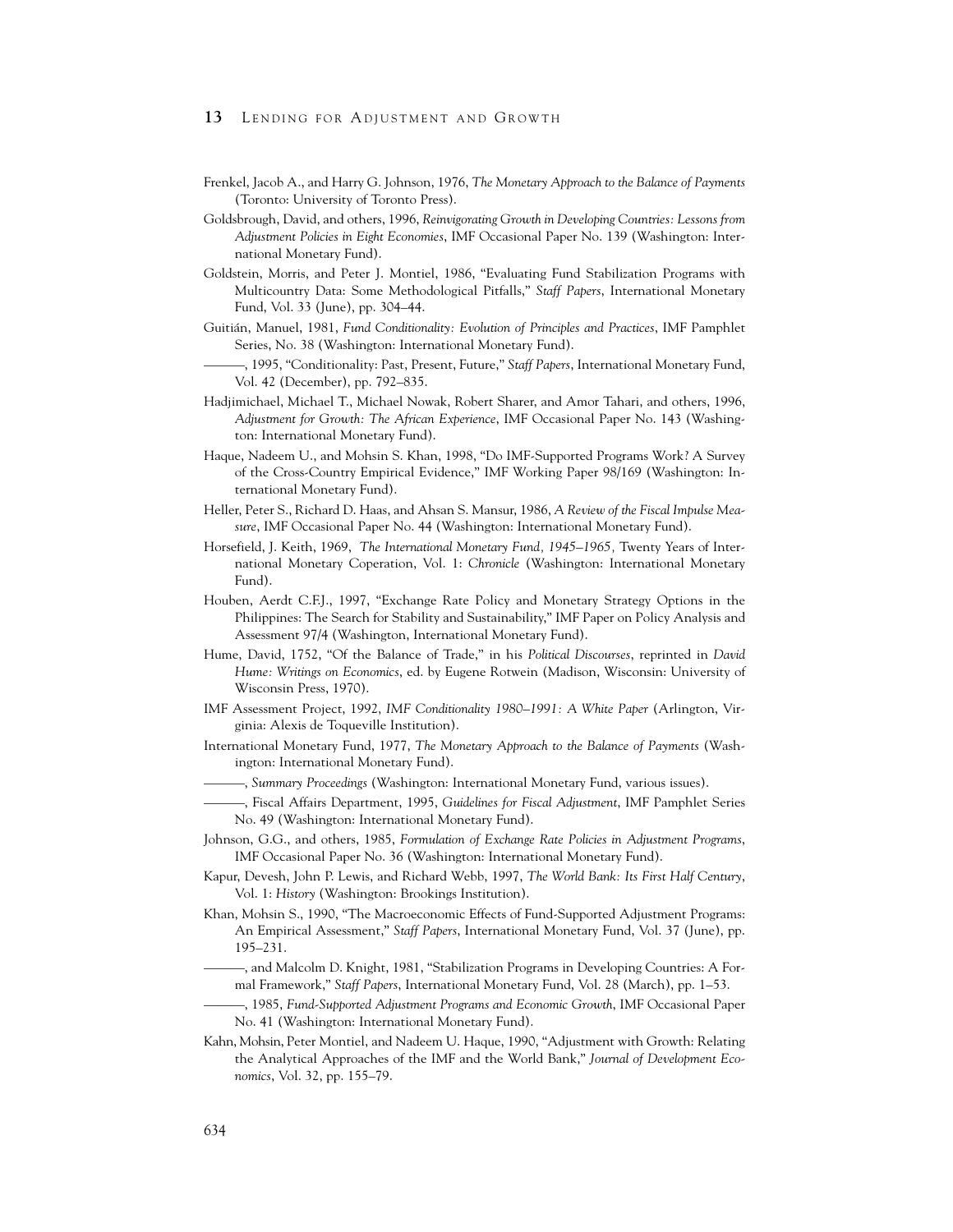Frenkel, Jacob A., and Harry G. Johnson, 1976, *The Monetary Approach to the Balance of Payments* (Toronto: University of Toronto Press).

Goldsbrough, David, and others, 1996, *Reinvigorating Growth in Developing Countries: Lessons from Adjustment Policies in Eight Economies*, IMF Occasional Paper No. 139 (Washington: International Monetary Fund).

Goldstein, Morris, and Peter J. Montiel, 1986, "Evaluating Fund Stabilization Programs with Multicountry Data: Some Methodological Pitfalls," *Staff Papers*, International Monetary Fund, Vol. 33 (June), pp. 304–44.

Guitián, Manuel, 1981, *Fund Conditionality: Evolution of Principles and Practices*, IMF Pamphlet Series, No. 38 (Washington: International Monetary Fund).

———, 1995, "Conditionality: Past, Present, Future," *Staff Papers*, International Monetary Fund, Vol. 42 (December), pp. 792–835.

Hadjimichael, Michael T., Michael Nowak, Robert Sharer, and Amor Tahari, and others, 1996, *Adjustment for Growth: The African Experience*, IMF Occasional Paper No. 143 (Washington: International Monetary Fund).

Haque, Nadeem U., and Mohsin S. Khan, 1998, "Do IMF-Supported Programs Work? A Survey of the Cross-Country Empirical Evidence," IMF Working Paper 98/169 (Washington: International Monetary Fund).

Heller, Peter S., Richard D. Haas, and Ahsan S. Mansur, 1986, *A Review of the Fiscal Impulse Measure*, IMF Occasional Paper No. 44 (Washington: International Monetary Fund).

Horsefield, J. Keith, 1969, *The International Monetary Fund, 1945–1965,* Twenty Years of International Monetary Coperation, Vol. 1: *Chronicle* (Washington: International Monetary Fund).

Houben, Aerdt C.F.J., 1997, "Exchange Rate Policy and Monetary Strategy Options in the Philippines: The Search for Stability and Sustainability," IMF Paper on Policy Analysis and Assessment 97/4 (Washington, International Monetary Fund).

Hume, David, 1752, "Of the Balance of Trade," in his *Political Discourses*, reprinted in *David Hume: Writings on Economics*, ed. by Eugene Rotwein (Madison, Wisconsin: University of Wisconsin Press, 1970).

IMF Assessment Project, 1992, *IMF Conditionality 1980–1991: A White Paper* (Arlington, Virginia: Alexis de Toqueville Institution).

International Monetary Fund, 1977, *The Monetary Approach to the Balance of Payments* (Washington: International Monetary Fund).

———, *Summary Proceedings* (Washington: International Monetary Fund, various issues).

———, Fiscal Affairs Department, 1995, *Guidelines for Fiscal Adjustment*, IMF Pamphlet Series No. 49 (Washington: International Monetary Fund).

Johnson, G.G., and others, 1985, *Formulation of Exchange Rate Policies in Adjustment Programs*, IMF Occasional Paper No. 36 (Washington: International Monetary Fund).

Kapur, Devesh, John P. Lewis, and Richard Webb, 1997, *The World Bank: Its First Half Century*, Vol. 1: *History* (Washington: Brookings Institution).

Khan, Mohsin S., 1990, "The Macroeconomic Effects of Fund-Supported Adjustment Programs: An Empirical Assessment," *Staff Papers*, International Monetary Fund, Vol. 37 (June), pp. 195–231.

———, and Malcolm D. Knight, 1981, "Stabilization Programs in Developing Countries: A Formal Framework," *Staff Papers*, International Monetary Fund, Vol. 28 (March), pp. 1–53.

———, 1985, *Fund-Supported Adjustment Programs and Economic Growth*, IMF Occasional Paper No. 41 (Washington: International Monetary Fund).

Kahn, Mohsin, Peter Montiel, and Nadeem U. Haque, 1990, "Adjustment with Growth: Relating the Analytical Approaches of the IMF and the World Bank," *Journal of Development Economics*, Vol. 32, pp. 155–79.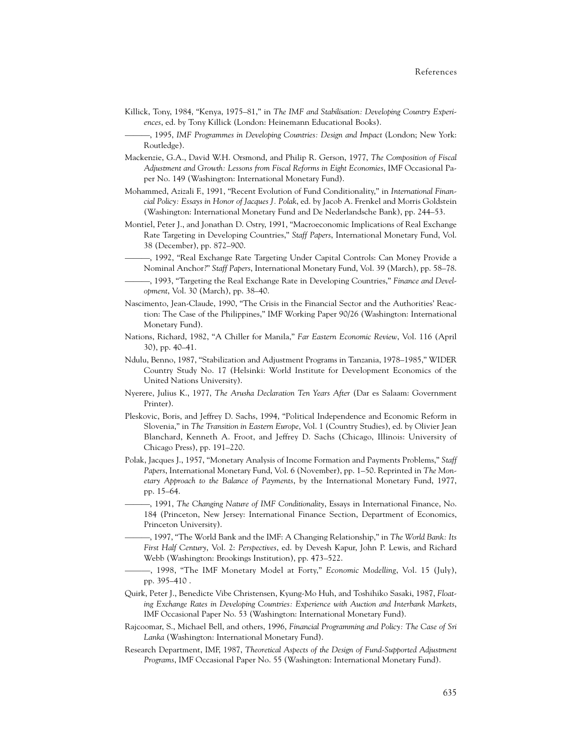Killick, Tony, 1984, "Kenya, 1975–81," in *The IMF and Stabilisation: Developing Country Experiences*, ed. by Tony Killick (London: Heinemann Educational Books).

———, 1995, *IMF Programmes in Developing Countries: Design and Impact* (London; New York: Routledge).

Mackenzie, G.A., David W.H. Orsmond, and Philip R. Gerson, 1977, *The Composition of Fiscal Adjustment and Growth: Lessons from Fiscal Reforms in Eight Economies*, IMF Occasional Paper No. 149 (Washington: International Monetary Fund).

Mohammed, Azizali F., 1991, "Recent Evolution of Fund Conditionality," in *International Financial Policy: Essays in Honor of Jacques J. Polak*, ed. by Jacob A. Frenkel and Morris Goldstein (Washington: International Monetary Fund and De Nederlandsche Bank), pp. 244–53.

Montiel, Peter J., and Jonathan D. Ostry, 1991, "Macroeconomic Implications of Real Exchange Rate Targeting in Developing Countries," *Staff Papers*, International Monetary Fund, Vol. 38 (December), pp. 872–900.

———, 1992, "Real Exchange Rate Targeting Under Capital Controls: Can Money Provide a Nominal Anchor?" *Staff Papers*, International Monetary Fund, Vol. 39 (March), pp. 58–78.

———, 1993, "Targeting the Real Exchange Rate in Developing Countries," *Finance and Development*, Vol. 30 (March), pp. 38–40.

Nascimento, Jean-Claude, 1990, "The Crisis in the Financial Sector and the Authorities' Reaction: The Case of the Philippines," IMF Working Paper 90/26 (Washington: International Monetary Fund).

Nations, Richard, 1982, "A Chiller for Manila," *Far Eastern Economic Review*, Vol. 116 (April 30), pp. 40–41.

Ndulu, Benno, 1987, "Stabilization and Adjustment Programs in Tanzania, 1978–1985," WIDER Country Study No. 17 (Helsinki: World Institute for Development Economics of the United Nations University).

Nyerere, Julius K., 1977, *The Arusha Declaration Ten Years After* (Dar es Salaam: Government Printer).

Pleskovic, Boris, and Jeffrey D. Sachs, 1994, "Political Independence and Economic Reform in Slovenia," in *The Transition in Eastern Europe*, Vol. 1 (Country Studies), ed. by Olivier Jean Blanchard, Kenneth A. Froot, and Jeffrey D. Sachs (Chicago, Illinois: University of Chicago Press), pp. 191–220.

Polak, Jacques J., 1957, "Monetary Analysis of Income Formation and Payments Problems," *Staff Papers*, International Monetary Fund, Vol. 6 (November), pp. 1–50. Reprinted in *The Monetary Approach to the Balance of Payments*, by the International Monetary Fund, 1977, pp. 15–64.

———, 1991, *The Changing Nature of IMF Conditionality*, Essays in International Finance, No. 184 (Princeton, New Jersey: International Finance Section, Department of Economics, Princeton University).

———, 1997, "The World Bank and the IMF: A Changing Relationship," in *The World Bank: Its First Half Century*, Vol. 2: *Perspectives*, ed. by Devesh Kapur, John P. Lewis, and Richard Webb (Washington: Brookings Institution), pp. 473–522.

———, 1998, "The IMF Monetary Model at Forty," *Economic Modelling*, Vol. 15 (July), pp. 395–410 .

Quirk, Peter J., Benedicte Vibe Christensen, Kyung-Mo Huh, and Toshihiko Sasaki, 1987, *Floating Exchange Rates in Developing Countries: Experience with Auction and Interbank Markets*, IMF Occasional Paper No. 53 (Washington: International Monetary Fund).

Rajcoomar, S., Michael Bell, and others, 1996, *Financial Programming and Policy: The Case of Sri Lanka* (Washington: International Monetary Fund).

Research Department, IMF, 1987, *Theoretical Aspects of the Design of Fund-Supported Adjustment Programs*, IMF Occasional Paper No. 55 (Washington: International Monetary Fund).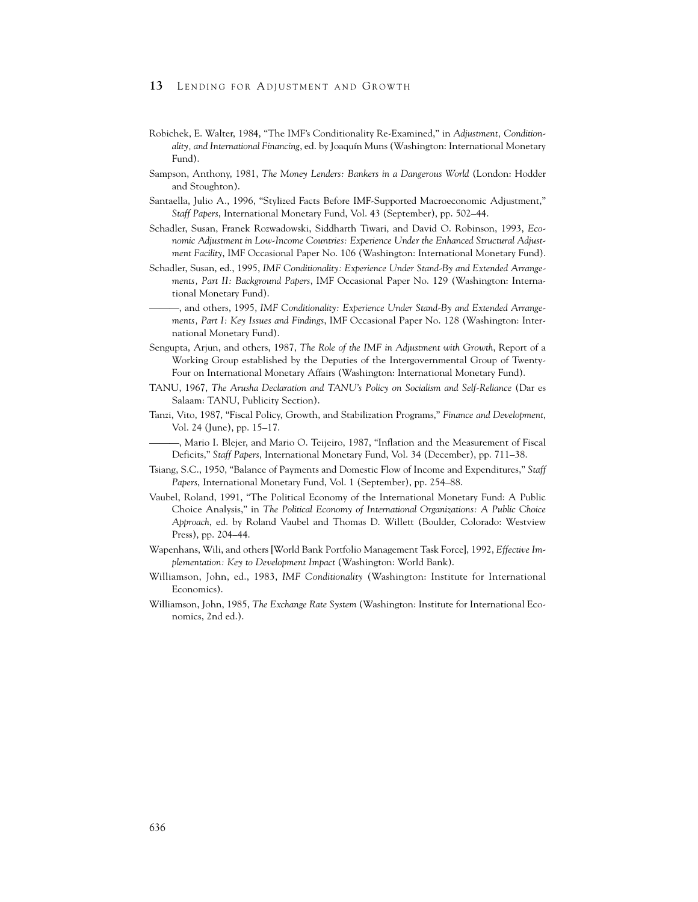Robichek, E. Walter, 1984, "The IMF's Conditionality Re-Examined," in *Adjustment, Conditionality, and International Financing*, ed. by Joaquín Muns (Washington: International Monetary Fund).

Sampson, Anthony, 1981, *The Money Lenders: Bankers in a Dangerous World* (London: Hodder and Stoughton).

Santaella, Julio A., 1996, "Stylized Facts Before IMF-Supported Macroeconomic Adjustment," *Staff Papers*, International Monetary Fund, Vol. 43 (September), pp. 502–44.

Schadler, Susan, Franek Rozwadowski, Siddharth Tiwari, and David O. Robinson, 1993, *Economic Adjustment in Low-Income Countries: Experience Under the Enhanced Structural Adjustment Facility*, IMF Occasional Paper No. 106 (Washington: International Monetary Fund).

Schadler, Susan, ed., 1995, *IMF Conditionality: Experience Under Stand-By and Extended Arrangements, Part II: Background Papers*, IMF Occasional Paper No. 129 (Washington: International Monetary Fund).

———, and others, 1995, *IMF Conditionality: Experience Under Stand-By and Extended Arrangements, Part I: Key Issues and Findings*, IMF Occasional Paper No. 128 (Washington: International Monetary Fund).

Sengupta, Arjun, and others, 1987, *The Role of the IMF in Adjustment with Growth*, Report of a Working Group established by the Deputies of the Intergovernmental Group of Twenty-Four on International Monetary Affairs (Washington: International Monetary Fund).

TANU, 1967, *The Arusha Declaration and TANU's Policy on Socialism and Self-Reliance* (Dar es Salaam: TANU, Publicity Section).

Tanzi, Vito, 1987, "Fiscal Policy, Growth, and Stabilization Programs," *Finance and Development*, Vol. 24 (June), pp. 15–17.

———, Mario I. Blejer, and Mario O. Teijeiro, 1987, "Inflation and the Measurement of Fiscal Deficits," *Staff Papers*, International Monetary Fund, Vol. 34 (December), pp. 711–38.

Tsiang, S.C., 1950, "Balance of Payments and Domestic Flow of Income and Expenditures," *Staff Papers*, International Monetary Fund, Vol. 1 (September), pp. 254–88.

Vaubel, Roland, 1991, "The Political Economy of the International Monetary Fund: A Public Choice Analysis," in *The Political Economy of International Organizations: A Public Choice Approach*, ed. by Roland Vaubel and Thomas D. Willett (Boulder, Colorado: Westview Press), pp. 204–44.

Wapenhans, Wili, and others [World Bank Portfolio Management Task Force], 1992, *Effective Implementation: Key to Development Impact* (Washington: World Bank).

Williamson, John, ed., 1983, *IMF Conditionality* (Washington: Institute for International Economics).

Williamson, John, 1985, *The Exchange Rate System* (Washington: Institute for International Economics, 2nd ed.).